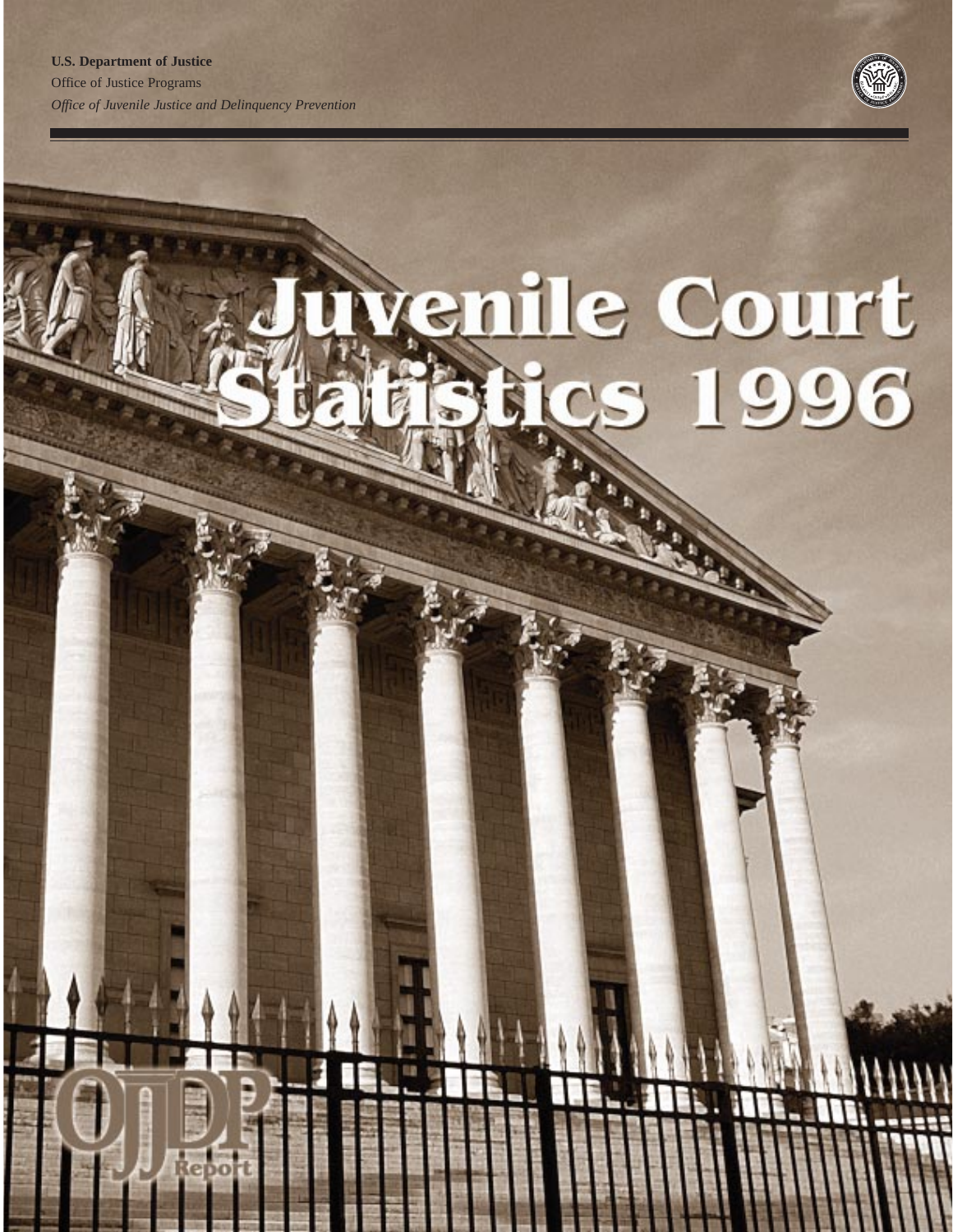**U.S. Department of Justice**

Office of Justice Programs

*Office of Juvenile Justice and Delinquency Prevention*

# Juvenile Court Statistics 1996

OJJDP Report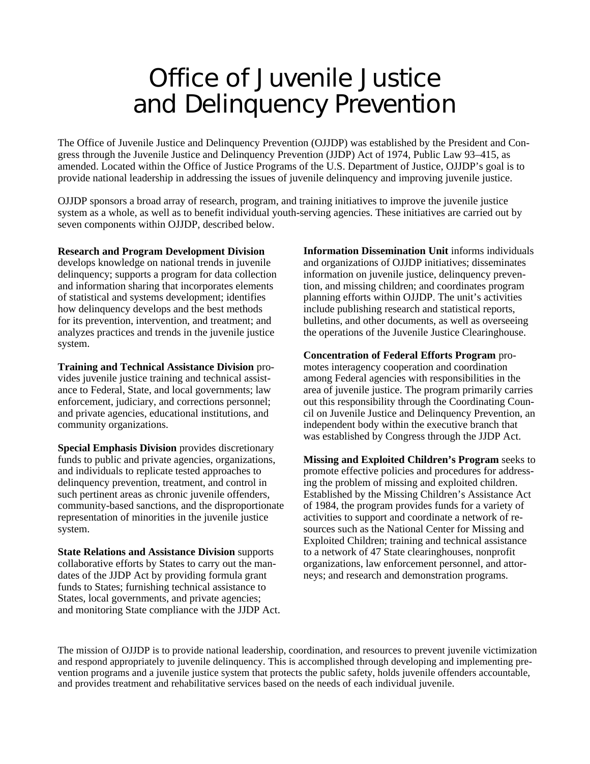# Office of Juvenile Justice and Delinquency Prevention

The Office of Juvenile Justice and Delinquency Prevention (OJJDP) was established by the President and Congress through the Juvenile Justice and Delinquency Prevention (JJDP) Act of 1974, Public Law 93–415, as amended. Located within the Office of Justice Programs of the U.S. Department of Justice, OJJDP's goal is to provide national leadership in addressing the issues of juvenile delinquency and improving juvenile justice.

OJJDP sponsors a broad array of research, program, and training initiatives to improve the juvenile justice system as a whole, as well as to benefit individual youth-serving agencies. These initiatives are carried out by seven components within OJJDP, described below.

**Research and Program Development Division** develops knowledge on national trends in juvenile delinquency; supports a program for data collection and information sharing that incorporates elements of statistical and systems development; identifies how delinquency develops and the best methods for its prevention, intervention, and treatment; and analyzes practices and trends in the juvenile justice system.

**Training and Technical Assistance Division** provides juvenile justice training and technical assistance to Federal, State, and local governments; law enforcement, judiciary, and corrections personnel; and private agencies, educational institutions, and community organizations.

**Special Emphasis Division** provides discretionary funds to public and private agencies, organizations, and individuals to replicate tested approaches to delinquency prevention, treatment, and control in such pertinent areas as chronic juvenile offenders, community-based sanctions, and the disproportionate representation of minorities in the juvenile justice system.

**State Relations and Assistance Division** supports collaborative efforts by States to carry out the mandates of the JJDP Act by providing formula grant funds to States; furnishing technical assistance to States, local governments, and private agencies; and monitoring State compliance with the JJDP Act.

**Information Dissemination Unit** informs individuals and organizations of OJJDP initiatives; disseminates information on juvenile justice, delinquency prevention, and missing children; and coordinates program planning efforts within OJJDP. The unit's activities include publishing research and statistical reports, bulletins, and other documents, as well as overseeing the operations of the Juvenile Justice Clearinghouse.

**Concentration of Federal Efforts Program** promotes interagency cooperation and coordination among Federal agencies with responsibilities in the area of juvenile justice. The program primarily carries out this responsibility through the Coordinating Council on Juvenile Justice and Delinquency Prevention, an independent body within the executive branch that was established by Congress through the JJDP Act.

**Missing and Exploited Children's Program** seeks to promote effective policies and procedures for addressing the problem of missing and exploited children. Established by the Missing Children's Assistance Act of 1984, the program provides funds for a variety of activities to support and coordinate a network of resources such as the National Center for Missing and Exploited Children; training and technical assistance to a network of 47 State clearinghouses, nonprofit organizations, law enforcement personnel, and attorneys; and research and demonstration programs.

The mission of OJJDP is to provide national leadership, coordination, and resources to prevent juvenile victimization and respond appropriately to juvenile delinquency. This is accomplished through developing and implementing prevention programs and a juvenile justice system that protects the public safety, holds juvenile offenders accountable, and provides treatment and rehabilitative services based on the needs of each individual juvenile.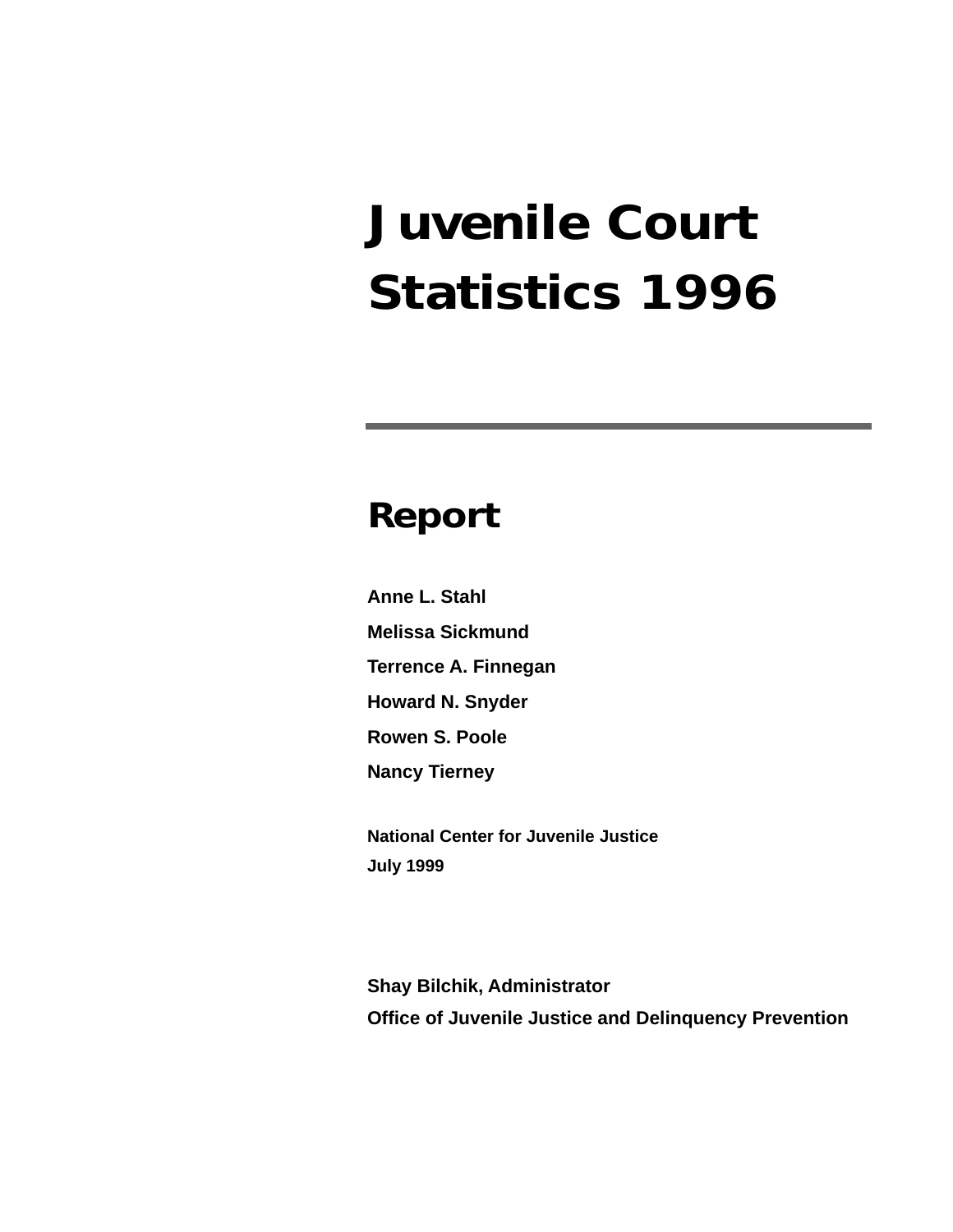# Juvenile Court Statistics 1996

## Report

**Anne L. Stahl**

**Melissa Sickmund**

**Terrence A. Finnegan**

**Howard N. Snyder**

**Rowen S. Poole**

**Nancy Tierney**

**National Center for Juvenile Justice**
**July 1999**

**Shay Bilchik, Administrator**
**Office of Juvenile Justice and Delinquency Prevention**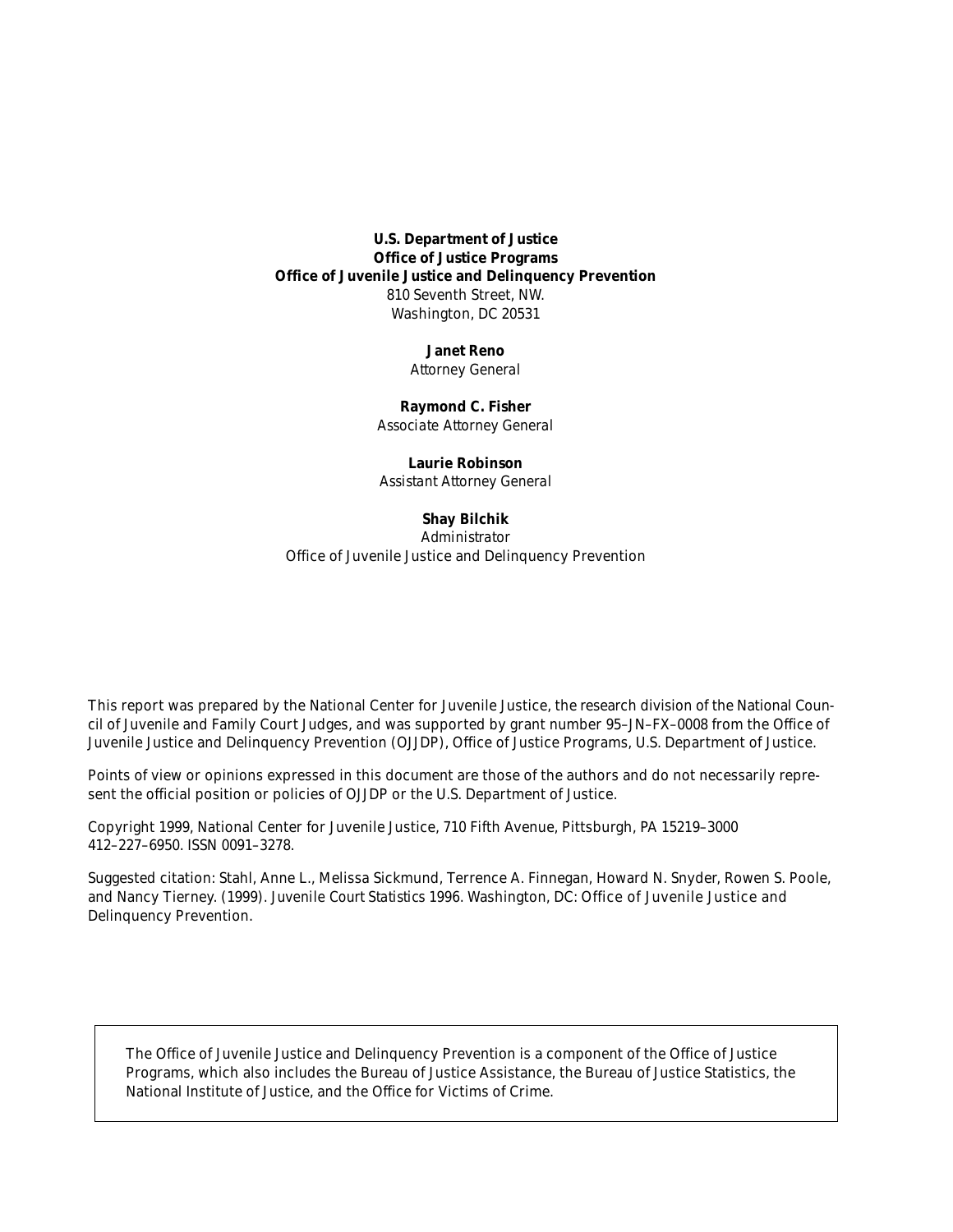**U.S. Department of Justice**
**Office of Justice Programs**
**Office of Juvenile Justice and Delinquency Prevention**
810 Seventh Street, NW.
Washington, DC 20531

**Janet Reno**
*Attorney General*

**Raymond C. Fisher**
*Associate Attorney General*

**Laurie Robinson**
*Assistant Attorney General*

**Shay Bilchik**
*Administrator*
Office of Juvenile Justice and Delinquency Prevention

This report was prepared by the National Center for Juvenile Justice, the research division of the National Council of Juvenile and Family Court Judges, and was supported by grant number 95–JN–FX–0008 from the Office of Juvenile Justice and Delinquency Prevention (OJJDP), Office of Justice Programs, U.S. Department of Justice.

Points of view or opinions expressed in this document are those of the authors and do not necessarily represent the official position or policies of OJJDP or the U.S. Department of Justice.

Copyright 1999, National Center for Juvenile Justice, 710 Fifth Avenue, Pittsburgh, PA 15219–3000
412–227–6950. ISSN 0091–3278.

Suggested citation: Stahl, Anne L., Melissa Sickmund, Terrence A. Finnegan, Howard N. Snyder, Rowen S. Poole, and Nancy Tierney. (1999). *Juvenile Court Statistics 1996*. Washington, DC: Office of Juvenile Justice and Delinquency Prevention.

The Office of Juvenile Justice and Delinquency Prevention is a component of the Office of Justice Programs, which also includes the Bureau of Justice Assistance, the Bureau of Justice Statistics, the National Institute of Justice, and the Office for Victims of Crime.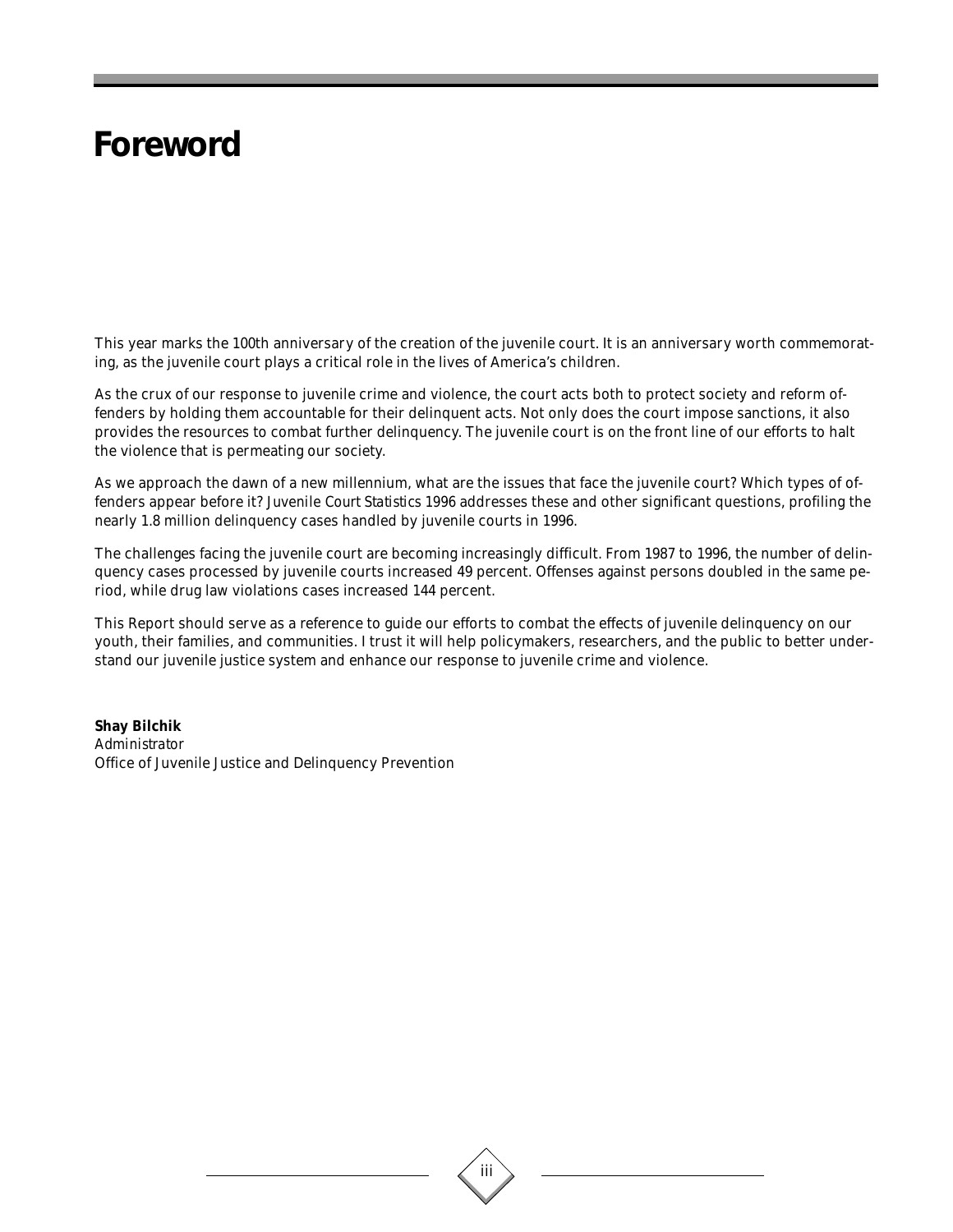# Foreword

This year marks the 100th anniversary of the creation of the juvenile court. It is an anniversary worth commemorating, as the juvenile court plays a critical role in the lives of America's children.

As the crux of our response to juvenile crime and violence, the court acts both to protect society and reform offenders by holding them accountable for their delinquent acts. Not only does the court impose sanctions, it also provides the resources to combat further delinquency. The juvenile court is on the front line of our efforts to halt the violence that is permeating our society.

As we approach the dawn of a new millennium, what are the issues that face the juvenile court? Which types of offenders appear before it? *Juvenile Court Statistics 1996* addresses these and other significant questions, profiling the nearly 1.8 million delinquency cases handled by juvenile courts in 1996.

The challenges facing the juvenile court are becoming increasingly difficult. From 1987 to 1996, the number of delinquency cases processed by juvenile courts increased 49 percent. Offenses against persons doubled in the same period, while drug law violations cases increased 144 percent.

This Report should serve as a reference to guide our efforts to combat the effects of juvenile delinquency on our youth, their families, and communities. I trust it will help policymakers, researchers, and the public to better understand our juvenile justice system and enhance our response to juvenile crime and violence.

**Shay Bilchik**
*Administrator*
Office of Juvenile Justice and Delinquency Prevention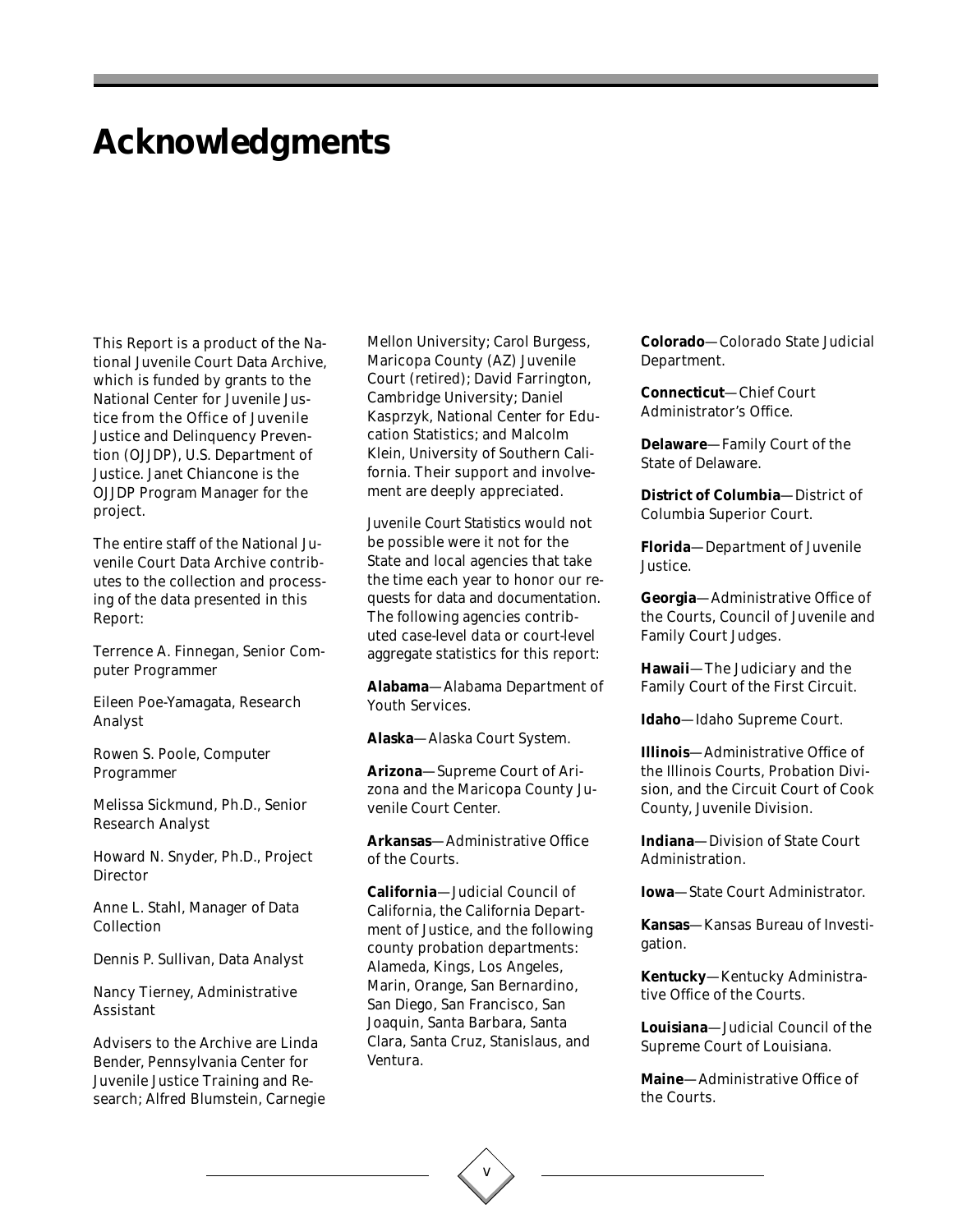# Acknowledgments

This Report is a product of the National Juvenile Court Data Archive, which is funded by grants to the National Center for Juvenile Justice from the Office of Juvenile Justice and Delinquency Prevention (OJJDP), U.S. Department of Justice. Janet Chiancone is the OJJDP Program Manager for the project.

The entire staff of the National Juvenile Court Data Archive contributes to the collection and processing of the data presented in this Report:

Terrence A. Finnegan, Senior Computer Programmer

Eileen Poe-Yamagata, Research Analyst

Rowen S. Poole, Computer Programmer

Melissa Sickmund, Ph.D., Senior Research Analyst

Howard N. Snyder, Ph.D., Project Director

Anne L. Stahl, Manager of Data Collection

Dennis P. Sullivan, Data Analyst

Nancy Tierney, Administrative Assistant

Advisers to the Archive are Linda Bender, Pennsylvania Center for Juvenile Justice Training and Research; Alfred Blumstein, Carnegie Mellon University; Carol Burgess, Maricopa County (AZ) Juvenile Court (retired); David Farrington, Cambridge University; Daniel Kasprzyk, National Center for Education Statistics; and Malcolm Klein, University of Southern California. Their support and involvement are deeply appreciated.

*Juvenile Court Statistics* would not be possible were it not for the State and local agencies that take the time each year to honor our requests for data and documentation. The following agencies contributed case-level data or court-level aggregate statistics for this report:

**Alabama**—Alabama Department of Youth Services.

**Alaska**—Alaska Court System.

**Arizona**—Supreme Court of Arizona and the Maricopa County Juvenile Court Center.

**Arkansas**—Administrative Office of the Courts.

**California**—Judicial Council of California, the California Department of Justice, and the following county probation departments: Alameda, Kings, Los Angeles, Marin, Orange, San Bernardino, San Diego, San Francisco, San Joaquin, Santa Barbara, Santa Clara, Santa Cruz, Stanislaus, and Ventura.

**Colorado**—Colorado State Judicial Department.

**Connecticut**—Chief Court Administrator's Office.

**Delaware**—Family Court of the State of Delaware.

**District of Columbia**—District of Columbia Superior Court.

**Florida**—Department of Juvenile Justice.

**Georgia**—Administrative Office of the Courts, Council of Juvenile and Family Court Judges.

**Hawaii**—The Judiciary and the Family Court of the First Circuit.

**Idaho**—Idaho Supreme Court.

**Illinois**—Administrative Office of the Illinois Courts, Probation Division, and the Circuit Court of Cook County, Juvenile Division.

**Indiana**—Division of State Court Administration.

**Iowa**—State Court Administrator.

**Kansas**—Kansas Bureau of Investigation.

**Kentucky**—Kentucky Administrative Office of the Courts.

**Louisiana**—Judicial Council of the Supreme Court of Louisiana.

**Maine**—Administrative Office of the Courts.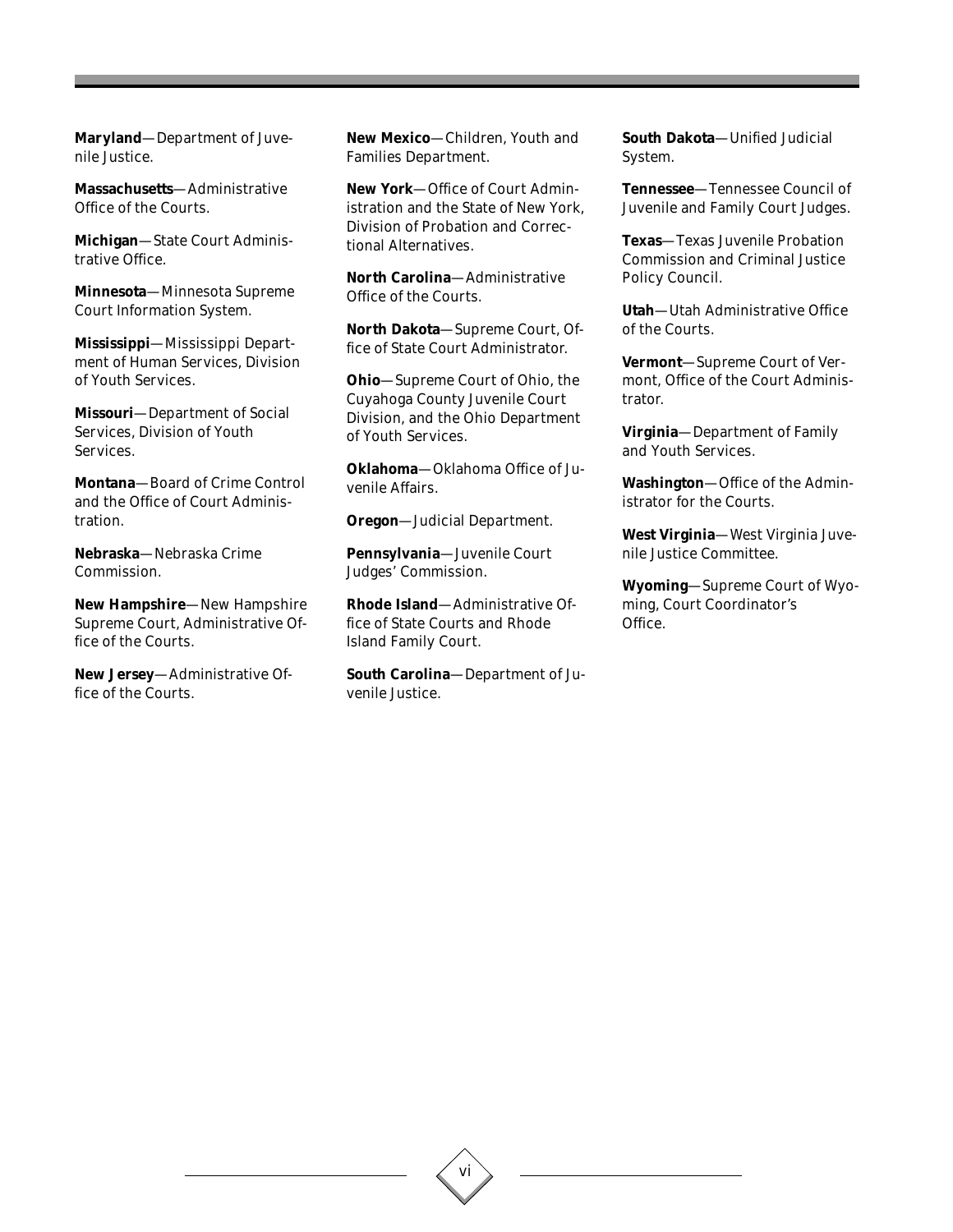**Maryland**—Department of Juvenile Justice.

**Massachusetts**—Administrative Office of the Courts.

**Michigan**—State Court Administrative Office.

**Minnesota**—Minnesota Supreme Court Information System.

**Mississippi**—Mississippi Department of Human Services, Division of Youth Services.

**Missouri**—Department of Social Services, Division of Youth Services.

**Montana**—Board of Crime Control and the Office of Court Administration.

**Nebraska**—Nebraska Crime Commission.

**New Hampshire**—New Hampshire Supreme Court, Administrative Office of the Courts.

**New Jersey**—Administrative Office of the Courts.

**New Mexico**—Children, Youth and Families Department.

**New York**—Office of Court Administration and the State of New York, Division of Probation and Correctional Alternatives.

**North Carolina**—Administrative Office of the Courts.

**North Dakota**—Supreme Court, Office of State Court Administrator.

**Ohio**—Supreme Court of Ohio, the Cuyahoga County Juvenile Court Division, and the Ohio Department of Youth Services.

**Oklahoma**—Oklahoma Office of Juvenile Affairs.

**Oregon**—Judicial Department.

**Pennsylvania**—Juvenile Court Judges' Commission.

**Rhode Island**—Administrative Office of State Courts and Rhode Island Family Court.

**South Carolina**—Department of Juvenile Justice.

**South Dakota**—Unified Judicial System.

**Tennessee**—Tennessee Council of Juvenile and Family Court Judges.

**Texas**—Texas Juvenile Probation Commission and Criminal Justice Policy Council.

**Utah**—Utah Administrative Office of the Courts.

**Vermont**—Supreme Court of Vermont, Office of the Court Administrator.

**Virginia**—Department of Family and Youth Services.

**Washington**—Office of the Administrator for the Courts.

**West Virginia**—West Virginia Juvenile Justice Committee.

**Wyoming**—Supreme Court of Wyoming, Court Coordinator's Office.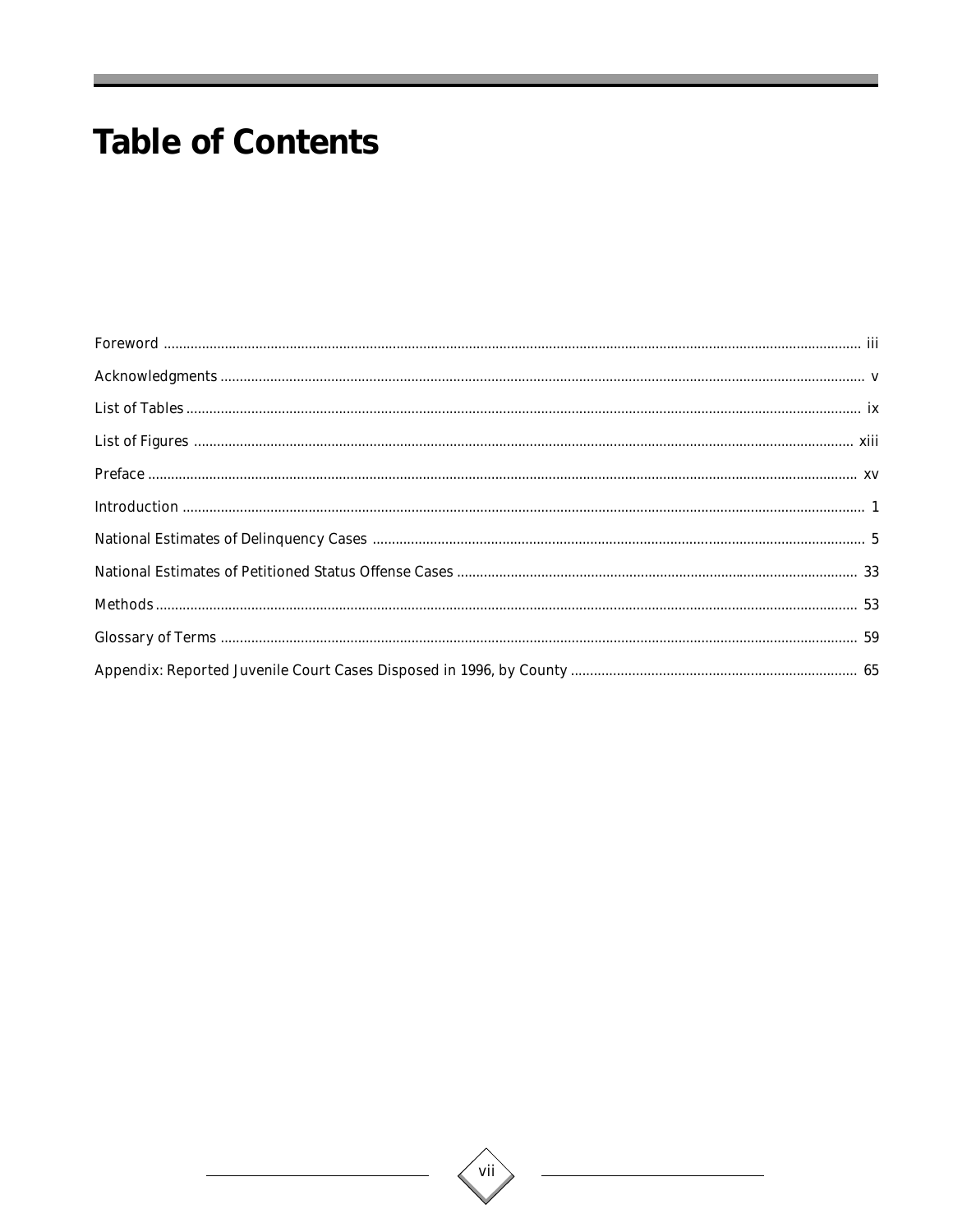# Table of Contents

Foreword ..................................................... iii

Acknowledgments ..................................................... v

List of Tables ..................................................... ix

List of Figures ..................................................... xiii

Preface ..................................................... xv

Introduction ..................................................... 1

National Estimates of Delinquency Cases ..................................................... 5

National Estimates of Petitioned Status Offense Cases ..................................................... 33

Methods ..................................................... 53

Glossary of Terms ..................................................... 59

Appendix: Reported Juvenile Court Cases Disposed in 1996, by County ..................................................... 65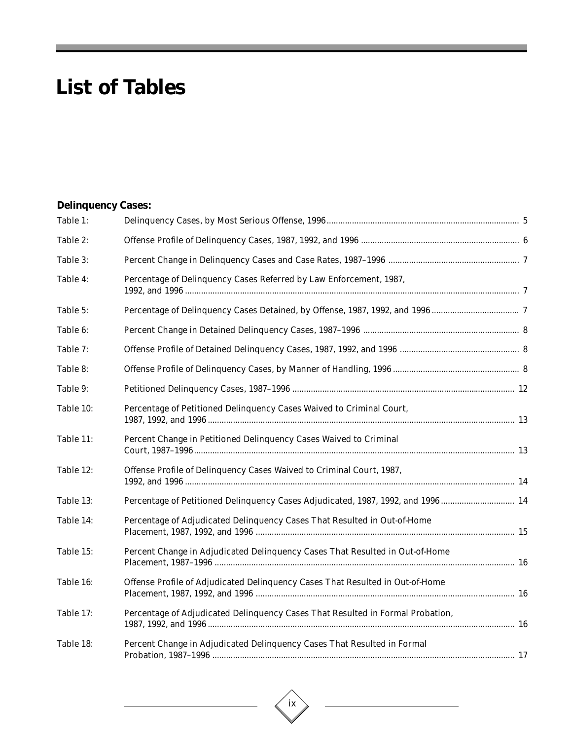# List of Tables

**Delinquency Cases:**

| | | |
|---|---|---|
| Table 1: | Delinquency Cases, by Most Serious Offense, 1996 | 5 |
| Table 2: | Offense Profile of Delinquency Cases, 1987, 1992, and 1996 | 6 |
| Table 3: | Percent Change in Delinquency Cases and Case Rates, 1987–1996 | 7 |
| Table 4: | Percentage of Delinquency Cases Referred by Law Enforcement, 1987, 1992, and 1996 | 7 |
| Table 5: | Percentage of Delinquency Cases Detained, by Offense, 1987, 1992, and 1996 | 7 |
| Table 6: | Percent Change in Detained Delinquency Cases, 1987–1996 | 8 |
| Table 7: | Offense Profile of Detained Delinquency Cases, 1987, 1992, and 1996 | 8 |
| Table 8: | Offense Profile of Delinquency Cases, by Manner of Handling, 1996 | 8 |
| Table 9: | Petitioned Delinquency Cases, 1987–1996 | 12 |
| Table 10: | Percentage of Petitioned Delinquency Cases Waived to Criminal Court, 1987, 1992, and 1996 | 13 |
| Table 11: | Percent Change in Petitioned Delinquency Cases Waived to Criminal Court, 1987–1996 | 13 |
| Table 12: | Offense Profile of Delinquency Cases Waived to Criminal Court, 1987, 1992, and 1996 | 14 |
| Table 13: | Percentage of Petitioned Delinquency Cases Adjudicated, 1987, 1992, and 1996 | 14 |
| Table 14: | Percentage of Adjudicated Delinquency Cases That Resulted in Out-of-Home Placement, 1987, 1992, and 1996 | 15 |
| Table 15: | Percent Change in Adjudicated Delinquency Cases That Resulted in Out-of-Home Placement, 1987–1996 | 16 |
| Table 16: | Offense Profile of Adjudicated Delinquency Cases That Resulted in Out-of-Home Placement, 1987, 1992, and 1996 | 16 |
| Table 17: | Percentage of Adjudicated Delinquency Cases That Resulted in Formal Probation, 1987, 1992, and 1996 | 16 |
| Table 18: | Percent Change in Adjudicated Delinquency Cases That Resulted in Formal Probation, 1987–1996 | 17 |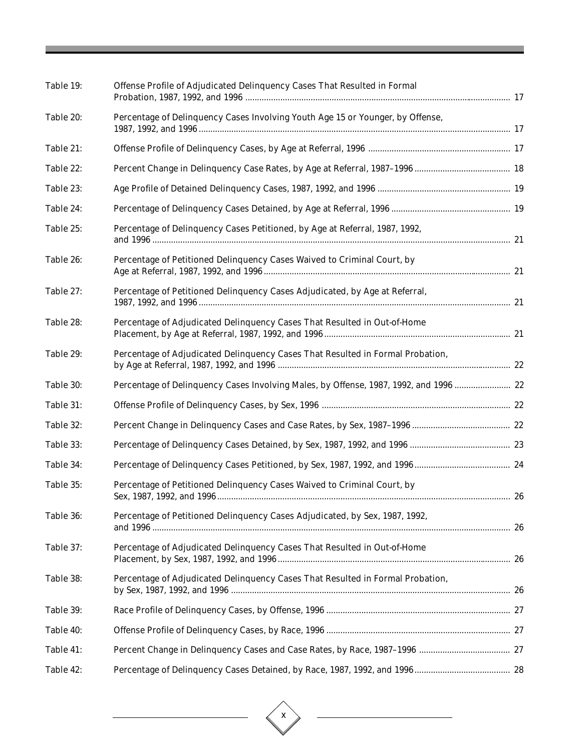| | | |
|---|---|---|
| Table 19: | Offense Profile of Adjudicated Delinquency Cases That Resulted in Formal Probation, 1987, 1992, and 1996 | 17 |
| Table 20: | Percentage of Delinquency Cases Involving Youth Age 15 or Younger, by Offense, 1987, 1992, and 1996 | 17 |
| Table 21: | Offense Profile of Delinquency Cases, by Age at Referral, 1996 | 17 |
| Table 22: | Percent Change in Delinquency Case Rates, by Age at Referral, 1987–1996 | 18 |
| Table 23: | Age Profile of Detained Delinquency Cases, 1987, 1992, and 1996 | 19 |
| Table 24: | Percentage of Delinquency Cases Detained, by Age at Referral, 1996 | 19 |
| Table 25: | Percentage of Delinquency Cases Petitioned, by Age at Referral, 1987, 1992, and 1996 | 21 |
| Table 26: | Percentage of Petitioned Delinquency Cases Waived to Criminal Court, by Age at Referral, 1987, 1992, and 1996 | 21 |
| Table 27: | Percentage of Petitioned Delinquency Cases Adjudicated, by Age at Referral, 1987, 1992, and 1996 | 21 |
| Table 28: | Percentage of Adjudicated Delinquency Cases That Resulted in Out-of-Home Placement, by Age at Referral, 1987, 1992, and 1996 | 21 |
| Table 29: | Percentage of Adjudicated Delinquency Cases That Resulted in Formal Probation, by Age at Referral, 1987, 1992, and 1996 | 22 |
| Table 30: | Percentage of Delinquency Cases Involving Males, by Offense, 1987, 1992, and 1996 | 22 |
| Table 31: | Offense Profile of Delinquency Cases, by Sex, 1996 | 22 |
| Table 32: | Percent Change in Delinquency Cases and Case Rates, by Sex, 1987–1996 | 22 |
| Table 33: | Percentage of Delinquency Cases Detained, by Sex, 1987, 1992, and 1996 | 23 |
| Table 34: | Percentage of Delinquency Cases Petitioned, by Sex, 1987, 1992, and 1996 | 24 |
| Table 35: | Percentage of Petitioned Delinquency Cases Waived to Criminal Court, by Sex, 1987, 1992, and 1996 | 26 |
| Table 36: | Percentage of Petitioned Delinquency Cases Adjudicated, by Sex, 1987, 1992, and 1996 | 26 |
| Table 37: | Percentage of Adjudicated Delinquency Cases That Resulted in Out-of-Home Placement, by Sex, 1987, 1992, and 1996 | 26 |
| Table 38: | Percentage of Adjudicated Delinquency Cases That Resulted in Formal Probation, by Sex, 1987, 1992, and 1996 | 26 |
| Table 39: | Race Profile of Delinquency Cases, by Offense, 1996 | 27 |
| Table 40: | Offense Profile of Delinquency Cases, by Race, 1996 | 27 |
| Table 41: | Percent Change in Delinquency Cases and Case Rates, by Race, 1987–1996 | 27 |
| Table 42: | Percentage of Delinquency Cases Detained, by Race, 1987, 1992, and 1996 | 28 |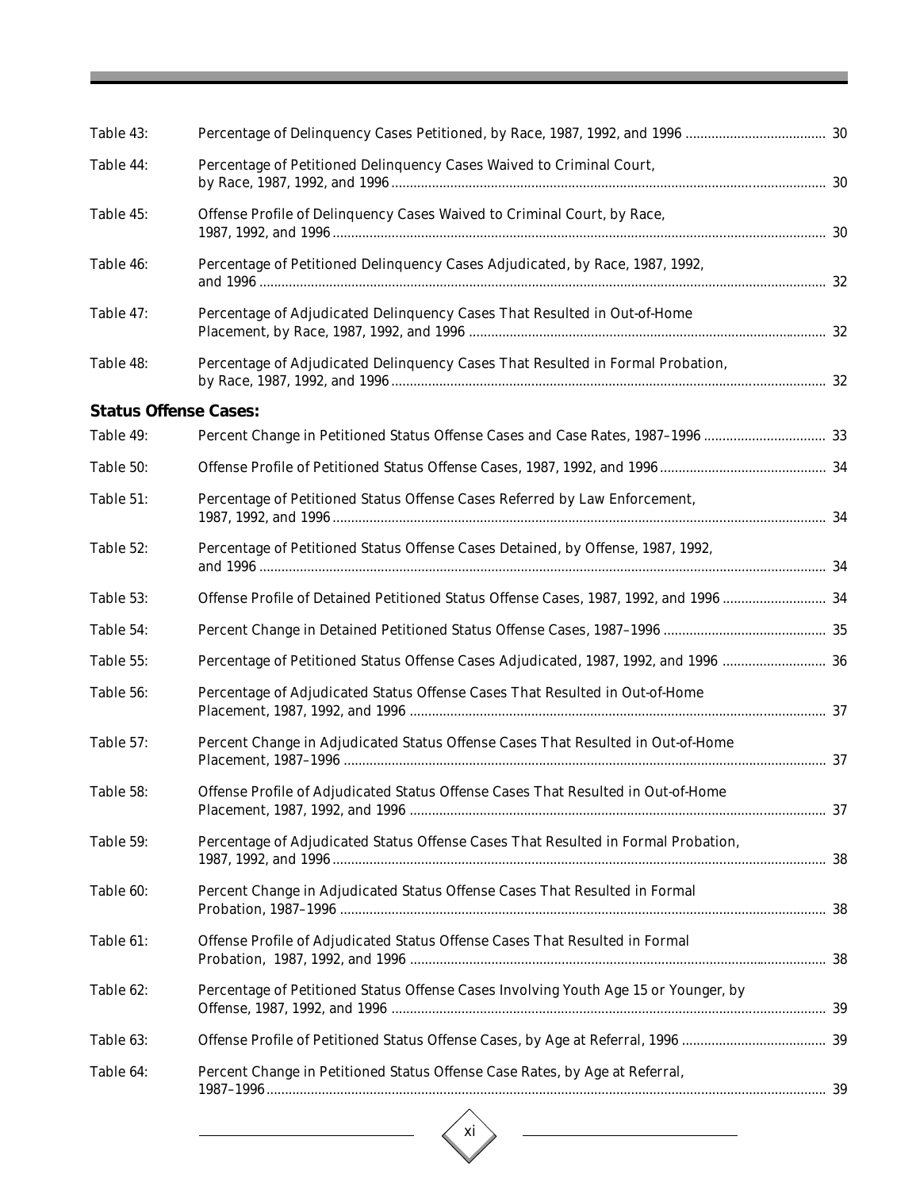Table 43: Percentage of Delinquency Cases Petitioned, by Race, 1987, 1992, and 1996 ...................................... 30

Table 44: Percentage of Petitioned Delinquency Cases Waived to Criminal Court, by Race, 1987, 1992, and 1996 ...................................... 30

Table 45: Offense Profile of Delinquency Cases Waived to Criminal Court, by Race, 1987, 1992, and 1996 ...................................... 30

Table 46: Percentage of Petitioned Delinquency Cases Adjudicated, by Race, 1987, 1992, and 1996 ...................................... 32

Table 47: Percentage of Adjudicated Delinquency Cases That Resulted in Out-of-Home Placement, by Race, 1987, 1992, and 1996 ...................................... 32

Table 48: Percentage of Adjudicated Delinquency Cases That Resulted in Formal Probation, by Race, 1987, 1992, and 1996 ...................................... 32

**Status Offense Cases:**

Table 49: Percent Change in Petitioned Status Offense Cases and Case Rates, 1987–1996 ...................................... 33

Table 50: Offense Profile of Petitioned Status Offense Cases, 1987, 1992, and 1996 ...................................... 34

Table 51: Percentage of Petitioned Status Offense Cases Referred by Law Enforcement, 1987, 1992, and 1996 ...................................... 34

Table 52: Percentage of Petitioned Status Offense Cases Detained, by Offense, 1987, 1992, and 1996 ...................................... 34

Table 53: Offense Profile of Detained Petitioned Status Offense Cases, 1987, 1992, and 1996 ...................................... 34

Table 54: Percent Change in Detained Petitioned Status Offense Cases, 1987–1996 ...................................... 35

Table 55: Percentage of Petitioned Status Offense Cases Adjudicated, 1987, 1992, and 1996 ...................................... 36

Table 56: Percentage of Adjudicated Status Offense Cases That Resulted in Out-of-Home Placement, 1987, 1992, and 1996 ...................................... 37

Table 57: Percent Change in Adjudicated Status Offense Cases That Resulted in Out-of-Home Placement, 1987–1996 ...................................... 37

Table 58: Offense Profile of Adjudicated Status Offense Cases That Resulted in Out-of-Home Placement, 1987, 1992, and 1996 ...................................... 37

Table 59: Percentage of Adjudicated Status Offense Cases That Resulted in Formal Probation, 1987, 1992, and 1996 ...................................... 38

Table 60: Percent Change in Adjudicated Status Offense Cases That Resulted in Formal Probation, 1987–1996 ...................................... 38

Table 61: Offense Profile of Adjudicated Status Offense Cases That Resulted in Formal Probation, 1987, 1992, and 1996 ...................................... 38

Table 62: Percentage of Petitioned Status Offense Cases Involving Youth Age 15 or Younger, by Offense, 1987, 1992, and 1996 ...................................... 39

Table 63: Offense Profile of Petitioned Status Offense Cases, by Age at Referral, 1996 ...................................... 39

Table 64: Percent Change in Petitioned Status Offense Case Rates, by Age at Referral, 1987–1996 ...................................... 39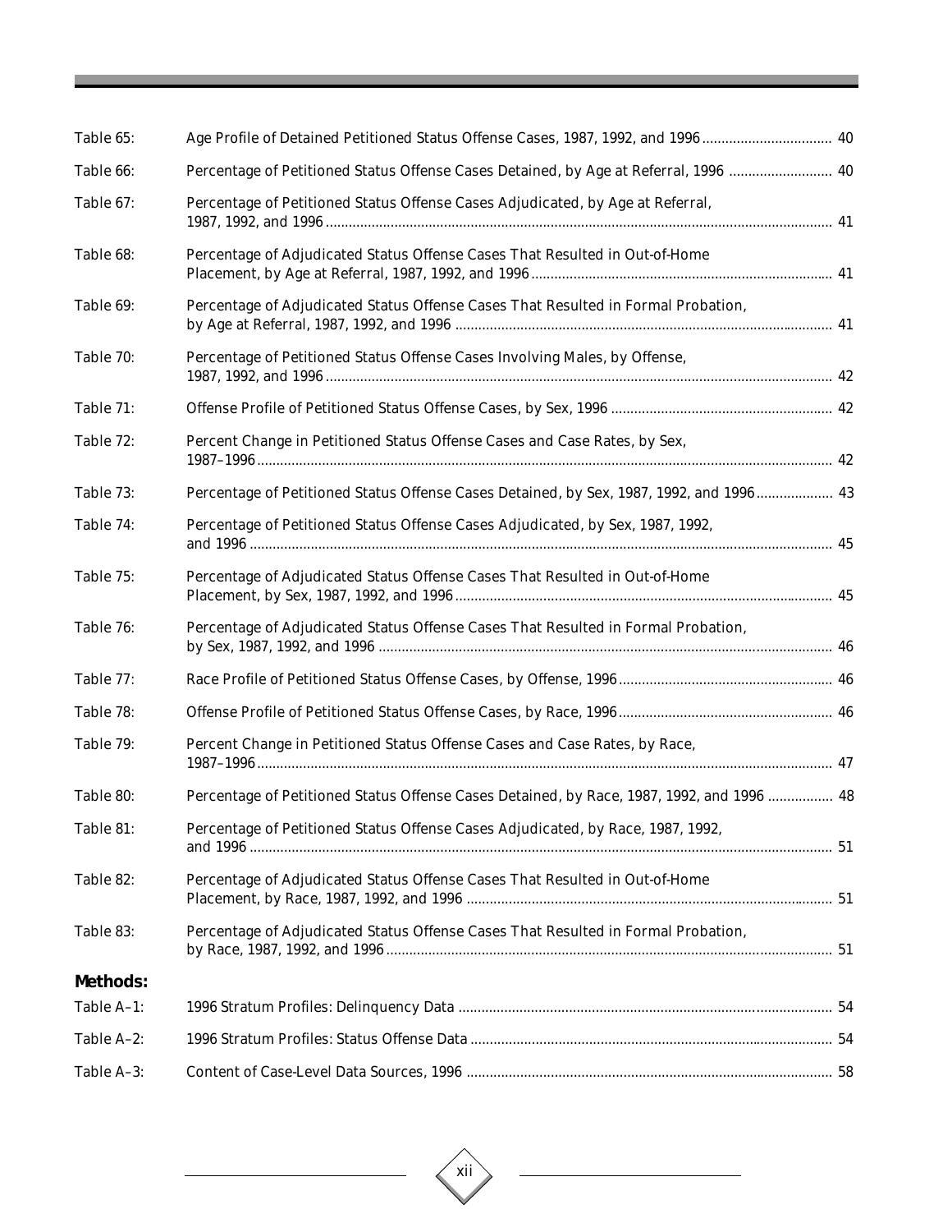| | | |
|---|---|---|
| Table 65: | Age Profile of Detained Petitioned Status Offense Cases, 1987, 1992, and 1996 | 40 |
| Table 66: | Percentage of Petitioned Status Offense Cases Detained, by Age at Referral, 1996 | 40 |
| Table 67: | Percentage of Petitioned Status Offense Cases Adjudicated, by Age at Referral, 1987, 1992, and 1996 | 41 |
| Table 68: | Percentage of Adjudicated Status Offense Cases That Resulted in Out-of-Home Placement, by Age at Referral, 1987, 1992, and 1996 | 41 |
| Table 69: | Percentage of Adjudicated Status Offense Cases That Resulted in Formal Probation, by Age at Referral, 1987, 1992, and 1996 | 41 |
| Table 70: | Percentage of Petitioned Status Offense Cases Involving Males, by Offense, 1987, 1992, and 1996 | 42 |
| Table 71: | Offense Profile of Petitioned Status Offense Cases, by Sex, 1996 | 42 |
| Table 72: | Percent Change in Petitioned Status Offense Cases and Case Rates, by Sex, 1987–1996 | 42 |
| Table 73: | Percentage of Petitioned Status Offense Cases Detained, by Sex, 1987, 1992, and 1996 | 43 |
| Table 74: | Percentage of Petitioned Status Offense Cases Adjudicated, by Sex, 1987, 1992, and 1996 | 45 |
| Table 75: | Percentage of Adjudicated Status Offense Cases That Resulted in Out-of-Home Placement, by Sex, 1987, 1992, and 1996 | 45 |
| Table 76: | Percentage of Adjudicated Status Offense Cases That Resulted in Formal Probation, by Sex, 1987, 1992, and 1996 | 46 |
| Table 77: | Race Profile of Petitioned Status Offense Cases, by Offense, 1996 | 46 |
| Table 78: | Offense Profile of Petitioned Status Offense Cases, by Race, 1996 | 46 |
| Table 79: | Percent Change in Petitioned Status Offense Cases and Case Rates, by Race, 1987–1996 | 47 |
| Table 80: | Percentage of Petitioned Status Offense Cases Detained, by Race, 1987, 1992, and 1996 | 48 |
| Table 81: | Percentage of Petitioned Status Offense Cases Adjudicated, by Race, 1987, 1992, and 1996 | 51 |
| Table 82: | Percentage of Adjudicated Status Offense Cases That Resulted in Out-of-Home Placement, by Race, 1987, 1992, and 1996 | 51 |
| Table 83: | Percentage of Adjudicated Status Offense Cases That Resulted in Formal Probation, by Race, 1987, 1992, and 1996 | 51 |

### Methods:

| | | |
|---|---|---|
| Table A–1: | 1996 Stratum Profiles: Delinquency Data | 54 |
| Table A–2: | 1996 Stratum Profiles: Status Offense Data | 54 |
| Table A–3: | Content of Case-Level Data Sources, 1996 | 58 |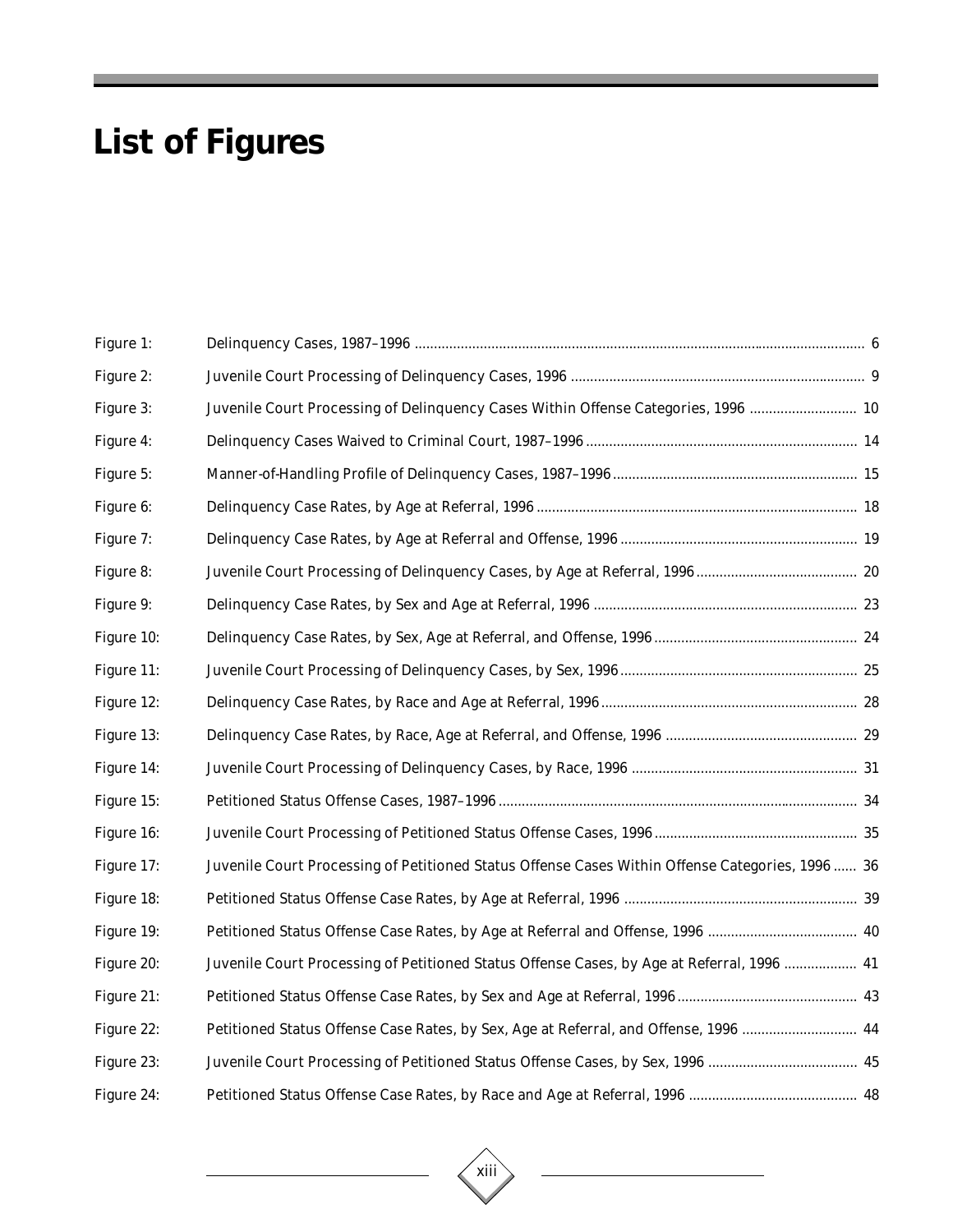# List of Figures

| | | |
|---|---|---|
| Figure 1: | Delinquency Cases, 1987–1996 | 6 |
| Figure 2: | Juvenile Court Processing of Delinquency Cases, 1996 | 9 |
| Figure 3: | Juvenile Court Processing of Delinquency Cases Within Offense Categories, 1996 | 10 |
| Figure 4: | Delinquency Cases Waived to Criminal Court, 1987–1996 | 14 |
| Figure 5: | Manner-of-Handling Profile of Delinquency Cases, 1987–1996 | 15 |
| Figure 6: | Delinquency Case Rates, by Age at Referral, 1996 | 18 |
| Figure 7: | Delinquency Case Rates, by Age at Referral and Offense, 1996 | 19 |
| Figure 8: | Juvenile Court Processing of Delinquency Cases, by Age at Referral, 1996 | 20 |
| Figure 9: | Delinquency Case Rates, by Sex and Age at Referral, 1996 | 23 |
| Figure 10: | Delinquency Case Rates, by Sex, Age at Referral, and Offense, 1996 | 24 |
| Figure 11: | Juvenile Court Processing of Delinquency Cases, by Sex, 1996 | 25 |
| Figure 12: | Delinquency Case Rates, by Race and Age at Referral, 1996 | 28 |
| Figure 13: | Delinquency Case Rates, by Race, Age at Referral, and Offense, 1996 | 29 |
| Figure 14: | Juvenile Court Processing of Delinquency Cases, by Race, 1996 | 31 |
| Figure 15: | Petitioned Status Offense Cases, 1987–1996 | 34 |
| Figure 16: | Juvenile Court Processing of Petitioned Status Offense Cases, 1996 | 35 |
| Figure 17: | Juvenile Court Processing of Petitioned Status Offense Cases Within Offense Categories, 1996 | 36 |
| Figure 18: | Petitioned Status Offense Case Rates, by Age at Referral, 1996 | 39 |
| Figure 19: | Petitioned Status Offense Case Rates, by Age at Referral and Offense, 1996 | 40 |
| Figure 20: | Juvenile Court Processing of Petitioned Status Offense Cases, by Age at Referral, 1996 | 41 |
| Figure 21: | Petitioned Status Offense Case Rates, by Sex and Age at Referral, 1996 | 43 |
| Figure 22: | Petitioned Status Offense Case Rates, by Sex, Age at Referral, and Offense, 1996 | 44 |
| Figure 23: | Juvenile Court Processing of Petitioned Status Offense Cases, by Sex, 1996 | 45 |
| Figure 24: | Petitioned Status Offense Case Rates, by Race and Age at Referral, 1996 | 48 |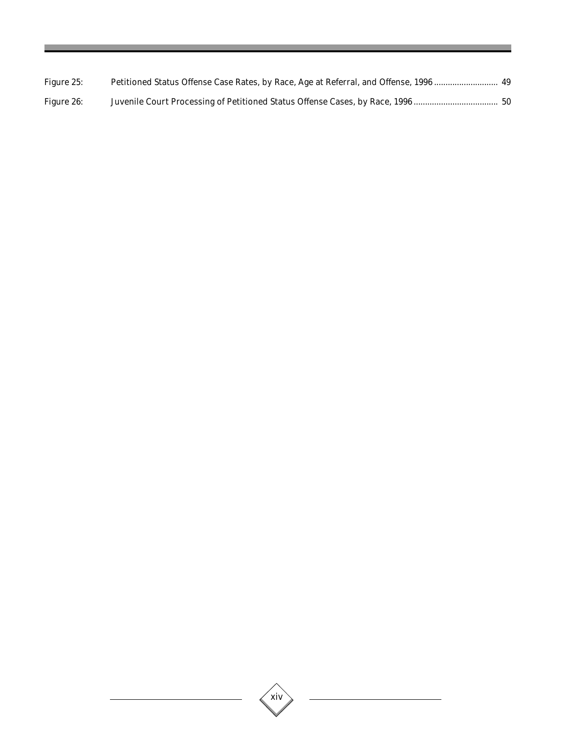Figure 25: Petitioned Status Offense Case Rates, by Race, Age at Referral, and Offense, 1996 ............................ 49

Figure 26: Juvenile Court Processing of Petitioned Status Offense Cases, by Race, 1996 .................................... 50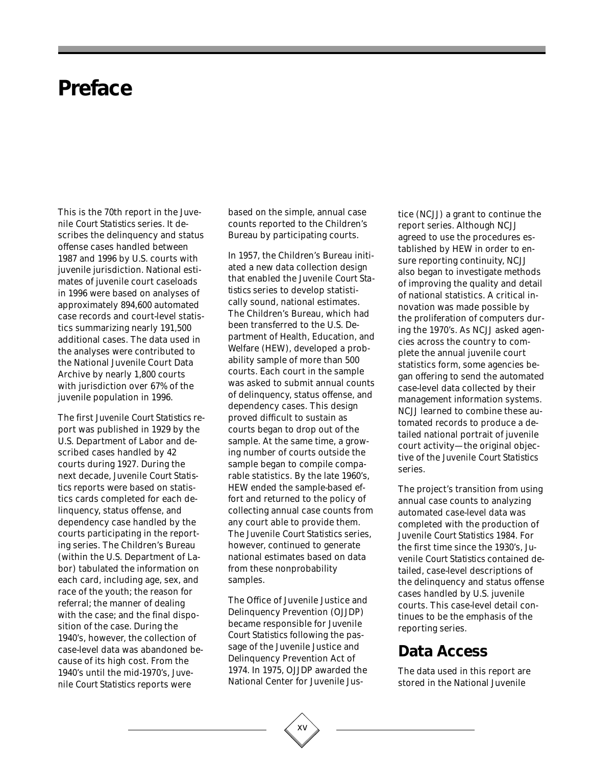# Preface

This is the 70th report in the *Juvenile Court Statistics* series. It describes the delinquency and status offense cases handled between 1987 and 1996 by U.S. courts with juvenile jurisdiction. National estimates of juvenile court caseloads in 1996 were based on analyses of approximately 894,600 automated case records and court-level statistics summarizing nearly 191,500 additional cases. The data used in the analyses were contributed to the National Juvenile Court Data Archive by nearly 1,800 courts with jurisdiction over 67% of the juvenile population in 1996.

The first *Juvenile Court Statistics* report was published in 1929 by the U.S. Department of Labor and described cases handled by 42 courts during 1927. During the next decade, *Juvenile Court Statistics* reports were based on statistics cards completed for each delinquency, status offense, and dependency case handled by the courts participating in the reporting series. The Children's Bureau (within the U.S. Department of Labor) tabulated the information on each card, including age, sex, and race of the youth; the reason for referral; the manner of dealing with the case; and the final disposition of the case. During the 1940's, however, the collection of case-level data was abandoned because of its high cost. From the 1940's until the mid-1970's, *Juvenile Court Statistics* reports were based on the simple, annual case counts reported to the Children's Bureau by participating courts.

In 1957, the Children's Bureau initiated a new data collection design that enabled the *Juvenile Court Statistics* series to develop statistically sound, national estimates. The Children's Bureau, which had been transferred to the U.S. Department of Health, Education, and Welfare (HEW), developed a probability sample of more than 500 courts. Each court in the sample was asked to submit annual counts of delinquency, status offense, and dependency cases. This design proved difficult to sustain as courts began to drop out of the sample. At the same time, a growing number of courts outside the sample began to compile comparable statistics. By the late 1960's, HEW ended the sample-based effort and returned to the policy of collecting annual case counts from any court able to provide them. The *Juvenile Court Statistics* series, however, continued to generate national estimates based on data from these nonprobability samples.

The Office of Juvenile Justice and Delinquency Prevention (OJJDP) became responsible for *Juvenile Court Statistics* following the passage of the Juvenile Justice and Delinquency Prevention Act of 1974. In 1975, OJJDP awarded the National Center for Juvenile Justice (NCJJ) a grant to continue the report series. Although NCJJ agreed to use the procedures established by HEW in order to ensure reporting continuity, NCJJ also began to investigate methods of improving the quality and detail of national statistics. A critical innovation was made possible by the proliferation of computers during the 1970's. As NCJJ asked agencies across the country to complete the annual juvenile court statistics form, some agencies began offering to send the automated case-level data collected by their management information systems. NCJJ learned to combine these automated records to produce a detailed national portrait of juvenile court activity—the original objective of the *Juvenile Court Statistics* series.

The project's transition from using annual case counts to analyzing automated case-level data was completed with the production of *Juvenile Court Statistics 1984*. For the first time since the 1930's, *Juvenile Court Statistics* contained detailed, case-level descriptions of the delinquency and status offense cases handled by U.S. juvenile courts. This case-level detail continues to be the emphasis of the reporting series.

## Data Access

The data used in this report are stored in the National Juvenile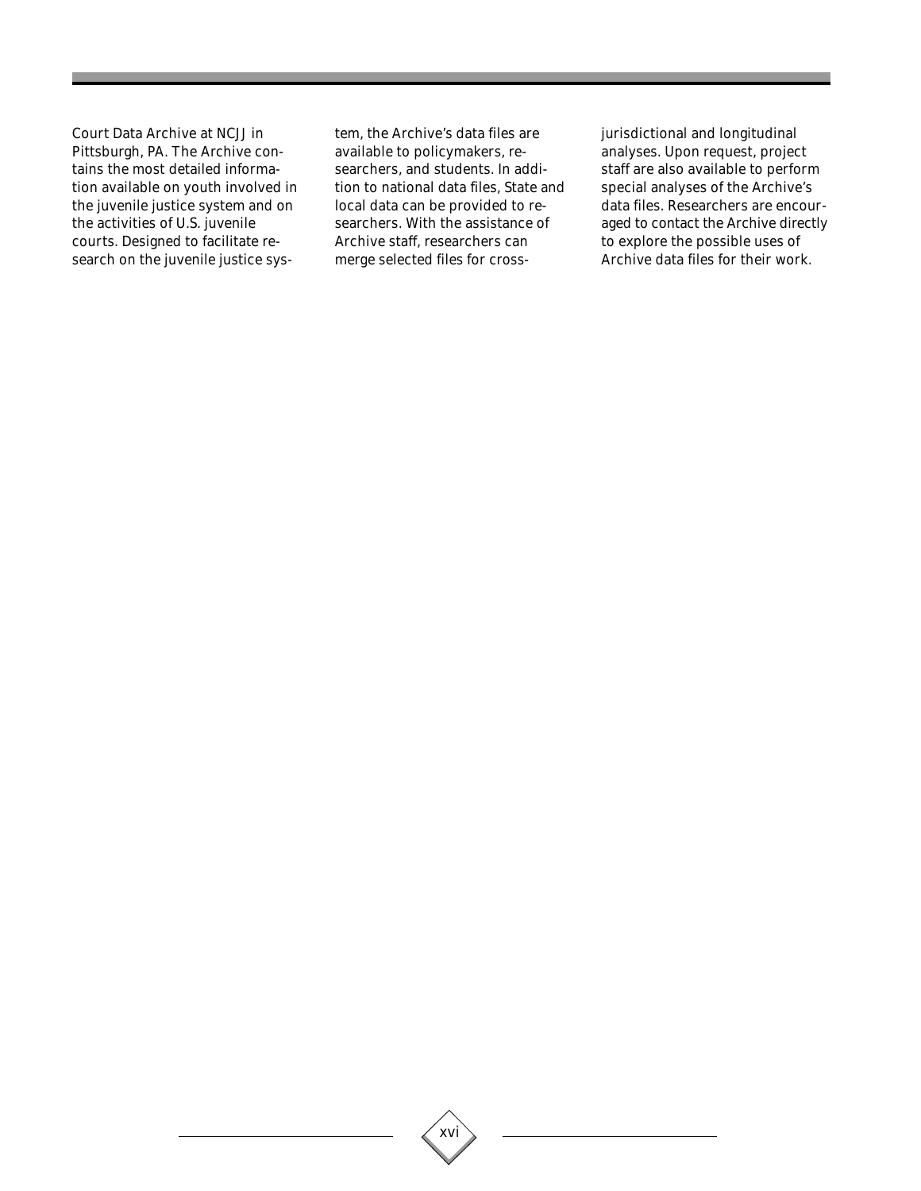Court Data Archive at NCJJ in Pittsburgh, PA. The Archive contains the most detailed information available on youth involved in the juvenile justice system and on the activities of U.S. juvenile courts. Designed to facilitate research on the juvenile justice system, the Archive's data files are available to policymakers, researchers, and students. In addition to national data files, State and local data can be provided to researchers. With the assistance of Archive staff, researchers can merge selected files for cross-jurisdictional and longitudinal analyses. Upon request, project staff are also available to perform special analyses of the Archive's data files. Researchers are encouraged to contact the Archive directly to explore the possible uses of Archive data files for their work.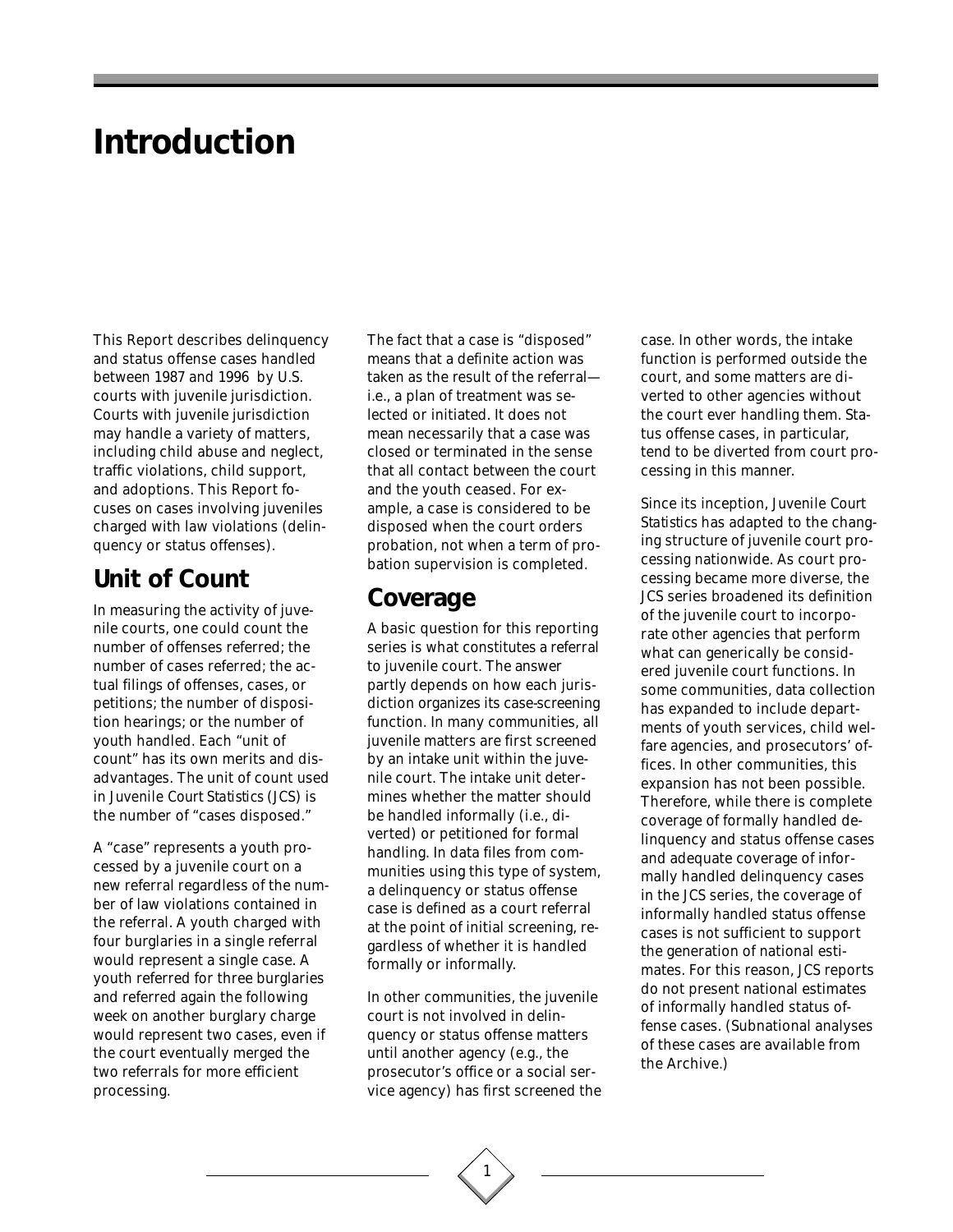# Introduction

This Report describes delinquency and status offense cases handled between 1987 and 1996 by U.S. courts with juvenile jurisdiction. Courts with juvenile jurisdiction may handle a variety of matters, including child abuse and neglect, traffic violations, child support, and adoptions. This Report focuses on cases involving juveniles charged with law violations (delinquency or status offenses).

## Unit of Count

In measuring the activity of juvenile courts, one could count the number of offenses referred; the number of cases referred; the actual filings of offenses, cases, or petitions; the number of disposition hearings; or the number of youth handled. Each "unit of count" has its own merits and disadvantages. The unit of count used in *Juvenile Court Statistics* (JCS) is the number of "cases disposed."

A "case" represents a youth processed by a juvenile court on a new referral regardless of the number of law violations contained in the referral. A youth charged with four burglaries in a single referral would represent a single case. A youth referred for three burglaries and referred again the following week on another burglary charge would represent two cases, even if the court eventually merged the two referrals for more efficient processing.

The fact that a case is "disposed" means that a definite action was taken as the result of the referral—i.e., a plan of treatment was selected or initiated. It does not mean necessarily that a case was closed or terminated in the sense that all contact between the court and the youth ceased. For example, a case is considered to be disposed when the court orders probation, not when a term of probation supervision is completed.

## Coverage

A basic question for this reporting series is what constitutes a referral to juvenile court. The answer partly depends on how each jurisdiction organizes its case-screening function. In many communities, all juvenile matters are first screened by an intake unit within the juvenile court. The intake unit determines whether the matter should be handled informally (i.e., diverted) or petitioned for formal handling. In data files from communities using this type of system, a delinquency or status offense case is defined as a court referral at the point of initial screening, regardless of whether it is handled formally or informally.

In other communities, the juvenile court is not involved in delinquency or status offense matters until another agency (e.g., the prosecutor's office or a social service agency) has first screened the case. In other words, the intake function is performed outside the court, and some matters are diverted to other agencies without the court ever handling them. Status offense cases, in particular, tend to be diverted from court processing in this manner.

Since its inception, *Juvenile Court Statistics* has adapted to the changing structure of juvenile court processing nationwide. As court processing became more diverse, the JCS series broadened its definition of the juvenile court to incorporate other agencies that perform what can generically be considered juvenile court functions. In some communities, data collection has expanded to include departments of youth services, child welfare agencies, and prosecutors' offices. In other communities, this expansion has not been possible. Therefore, while there is complete coverage of formally handled delinquency and status offense cases and adequate coverage of informally handled delinquency cases in the JCS series, the coverage of informally handled status offense cases is not sufficient to support the generation of national estimates. For this reason, JCS reports do not present national estimates of informally handled status offense cases. (Subnational analyses of these cases are available from the Archive.)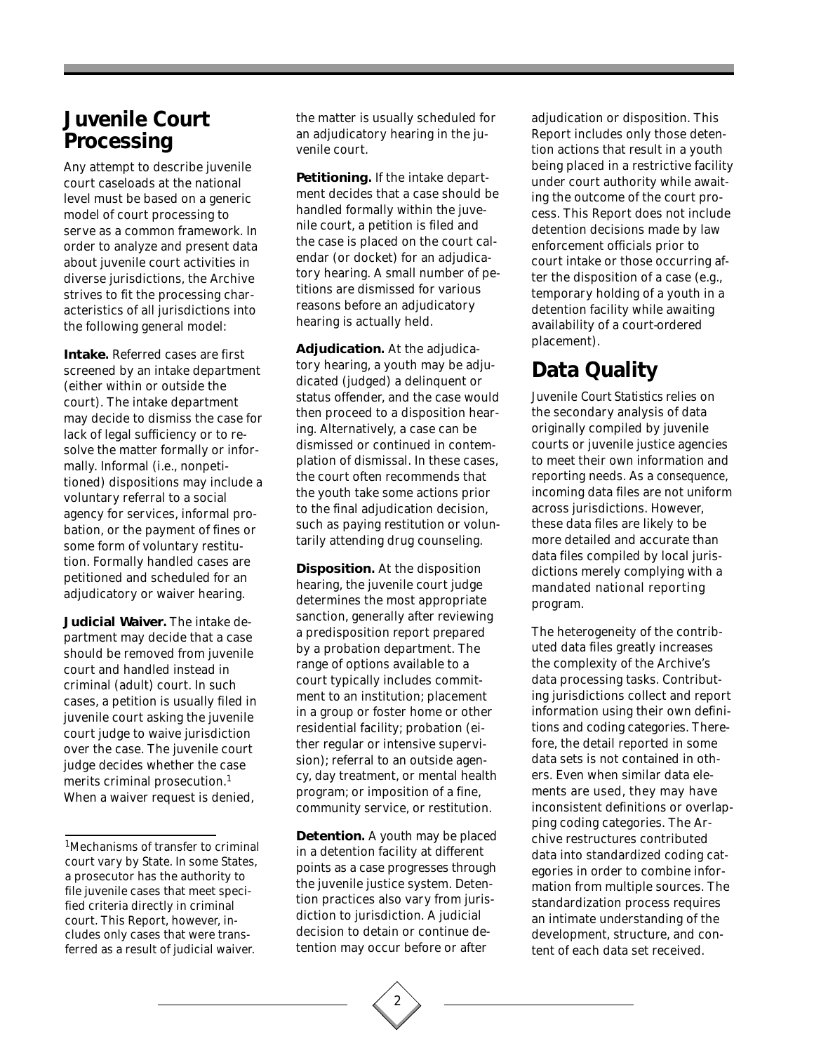## Juvenile Court Processing

Any attempt to describe juvenile court caseloads at the national level must be based on a generic model of court processing to serve as a common framework. In order to analyze and present data about juvenile court activities in diverse jurisdictions, the Archive strives to fit the processing characteristics of all jurisdictions into the following general model:

**Intake.** Referred cases are first screened by an intake department (either within or outside the court). The intake department may decide to dismiss the case for lack of legal sufficiency or to resolve the matter formally or informally. Informal (i.e., nonpetitioned) dispositions may include a voluntary referral to a social agency for services, informal probation, or the payment of fines or some form of voluntary restitution. Formally handled cases are petitioned and scheduled for an adjudicatory or waiver hearing.

**Judicial Waiver.** The intake department may decide that a case should be removed from juvenile court and handled instead in criminal (adult) court. In such cases, a petition is usually filed in juvenile court asking the juvenile court judge to waive jurisdiction over the case. The juvenile court judge decides whether the case merits criminal prosecution.[1] When a waiver request is denied, the matter is usually scheduled for an adjudicatory hearing in the juvenile court.

**Petitioning.** If the intake department decides that a case should be handled formally within the juvenile court, a petition is filed and the case is placed on the court calendar (or docket) for an adjudicatory hearing. A small number of petitions are dismissed for various reasons before an adjudicatory hearing is actually held.

**Adjudication.** At the adjudicatory hearing, a youth may be adjudicated (judged) a delinquent or status offender, and the case would then proceed to a disposition hearing. Alternatively, a case can be dismissed or continued in contemplation of dismissal. In these cases, the court often recommends that the youth take some actions prior to the final adjudication decision, such as paying restitution or voluntarily attending drug counseling.

**Disposition.** At the disposition hearing, the juvenile court judge determines the most appropriate sanction, generally after reviewing a predisposition report prepared by a probation department. The range of options available to a court typically includes commitment to an institution; placement in a group or foster home or other residential facility; probation (either regular or intensive supervision); referral to an outside agency, day treatment, or mental health program; or imposition of a fine, community service, or restitution.

**Detention.** A youth may be placed in a detention facility at different points as a case progresses through the juvenile justice system. Detention practices also vary from jurisdiction to jurisdiction. A judicial decision to detain or continue detention may occur before or after adjudication or disposition. This Report includes only those detention actions that result in a youth being placed in a restrictive facility under court authority while awaiting the outcome of the court process. This Report does not include detention decisions made by law enforcement officials prior to court intake or those occurring after the disposition of a case (e.g., temporary holding of a youth in a detention facility while awaiting availability of a court-ordered placement).

## Data Quality

*Juvenile Court Statistics* relies on the secondary analysis of data originally compiled by juvenile courts or juvenile justice agencies to meet their own information and reporting needs. As a consequence, incoming data files are not uniform across jurisdictions. However, these data files are likely to be more detailed and accurate than data files compiled by local jurisdictions merely complying with a mandated national reporting program.

The heterogeneity of the contributed data files greatly increases the complexity of the Archive's data processing tasks. Contributing jurisdictions collect and report information using their own definitions and coding categories. Therefore, the detail reported in some data sets is not contained in others. Even when similar data elements are used, they may have inconsistent definitions or overlapping coding categories. The Archive restructures contributed data into standardized coding categories in order to combine information from multiple sources. The standardization process requires an intimate understanding of the development, structure, and content of each data set received.

---

[1] Mechanisms of transfer to criminal court vary by State. In some States, a prosecutor has the authority to file juvenile cases that meet specified criteria directly in criminal court. This Report, however, includes only cases that were transferred as a result of judicial waiver.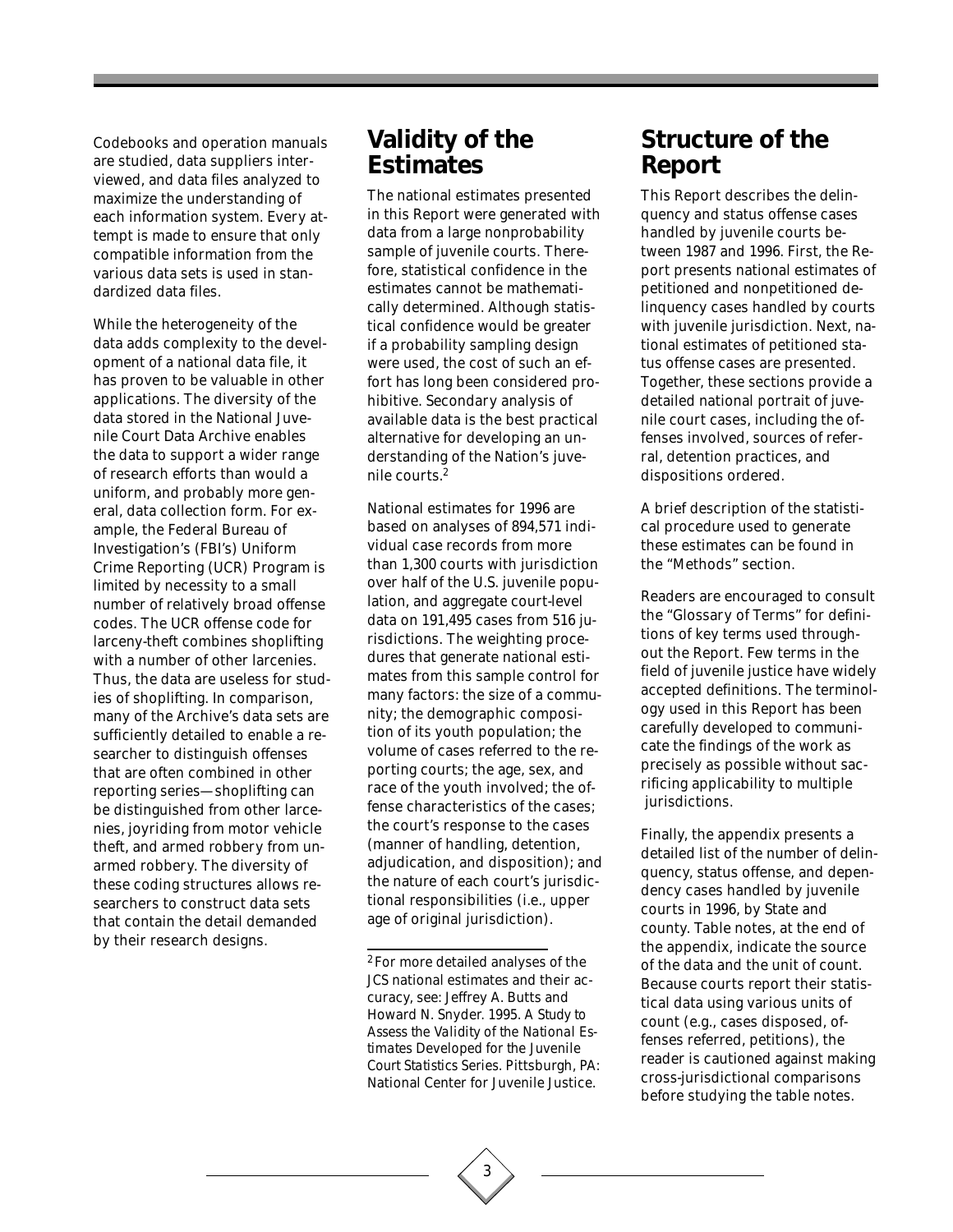Codebooks and operation manuals are studied, data suppliers interviewed, and data files analyzed to maximize the understanding of each information system. Every attempt is made to ensure that only compatible information from the various data sets is used in standardized data files.

While the heterogeneity of the data adds complexity to the development of a national data file, it has proven to be valuable in other applications. The diversity of the data stored in the National Juvenile Court Data Archive enables the data to support a wider range of research efforts than would a uniform, and probably more general, data collection form. For example, the Federal Bureau of Investigation's (FBI's) Uniform Crime Reporting (UCR) Program is limited by necessity to a small number of relatively broad offense codes. The UCR offense code for larceny-theft combines shoplifting with a number of other larcenies. Thus, the data are useless for studies of shoplifting. In comparison, many of the Archive's data sets are sufficiently detailed to enable a researcher to distinguish offenses that are often combined in other reporting series—shoplifting can be distinguished from other larcenies, joyriding from motor vehicle theft, and armed robbery from unarmed robbery. The diversity of these coding structures allows researchers to construct data sets that contain the detail demanded by their research designs.

## Validity of the Estimates

The national estimates presented in this Report were generated with data from a large nonprobability sample of juvenile courts. Therefore, statistical confidence in the estimates cannot be mathematically determined. Although statistical confidence would be greater if a probability sampling design were used, the cost of such an effort has long been considered prohibitive. Secondary analysis of available data is the best practical alternative for developing an understanding of the Nation's juvenile courts.[2]

National estimates for 1996 are based on analyses of 894,571 individual case records from more than 1,300 courts with jurisdiction over half of the U.S. juvenile population, and aggregate court-level data on 191,495 cases from 516 jurisdictions. The weighting procedures that generate national estimates from this sample control for many factors: the size of a community; the demographic composition of its youth population; the volume of cases referred to the reporting courts; the age, sex, and race of the youth involved; the offense characteristics of the cases; the court's response to the cases (manner of handling, detention, adjudication, and disposition); and the nature of each court's jurisdictional responsibilities (i.e., upper age of original jurisdiction).

[2] For more detailed analyses of the JCS national estimates and their accuracy, see: Jeffrey A. Butts and Howard N. Snyder. 1995. *A Study to Assess the Validity of the National Estimates Developed for the Juvenile Court Statistics Series*. Pittsburgh, PA: National Center for Juvenile Justice.

## Structure of the Report

This Report describes the delinquency and status offense cases handled by juvenile courts between 1987 and 1996. First, the Report presents national estimates of petitioned and nonpetitioned delinquency cases handled by courts with juvenile jurisdiction. Next, national estimates of petitioned status offense cases are presented. Together, these sections provide a detailed national portrait of juvenile court cases, including the offenses involved, sources of referral, detention practices, and dispositions ordered.

A brief description of the statistical procedure used to generate these estimates can be found in the "Methods" section.

Readers are encouraged to consult the "Glossary of Terms" for definitions of key terms used throughout the Report. Few terms in the field of juvenile justice have widely accepted definitions. The terminology used in this Report has been carefully developed to communicate the findings of the work as precisely as possible without sacrificing applicability to multiple jurisdictions.

Finally, the appendix presents a detailed list of the number of delinquency, status offense, and dependency cases handled by juvenile courts in 1996, by State and county. Table notes, at the end of the appendix, indicate the source of the data and the unit of count. Because courts report their statistical data using various units of count (e.g., cases disposed, offenses referred, petitions), the reader is cautioned against making cross-jurisdictional comparisons before studying the table notes.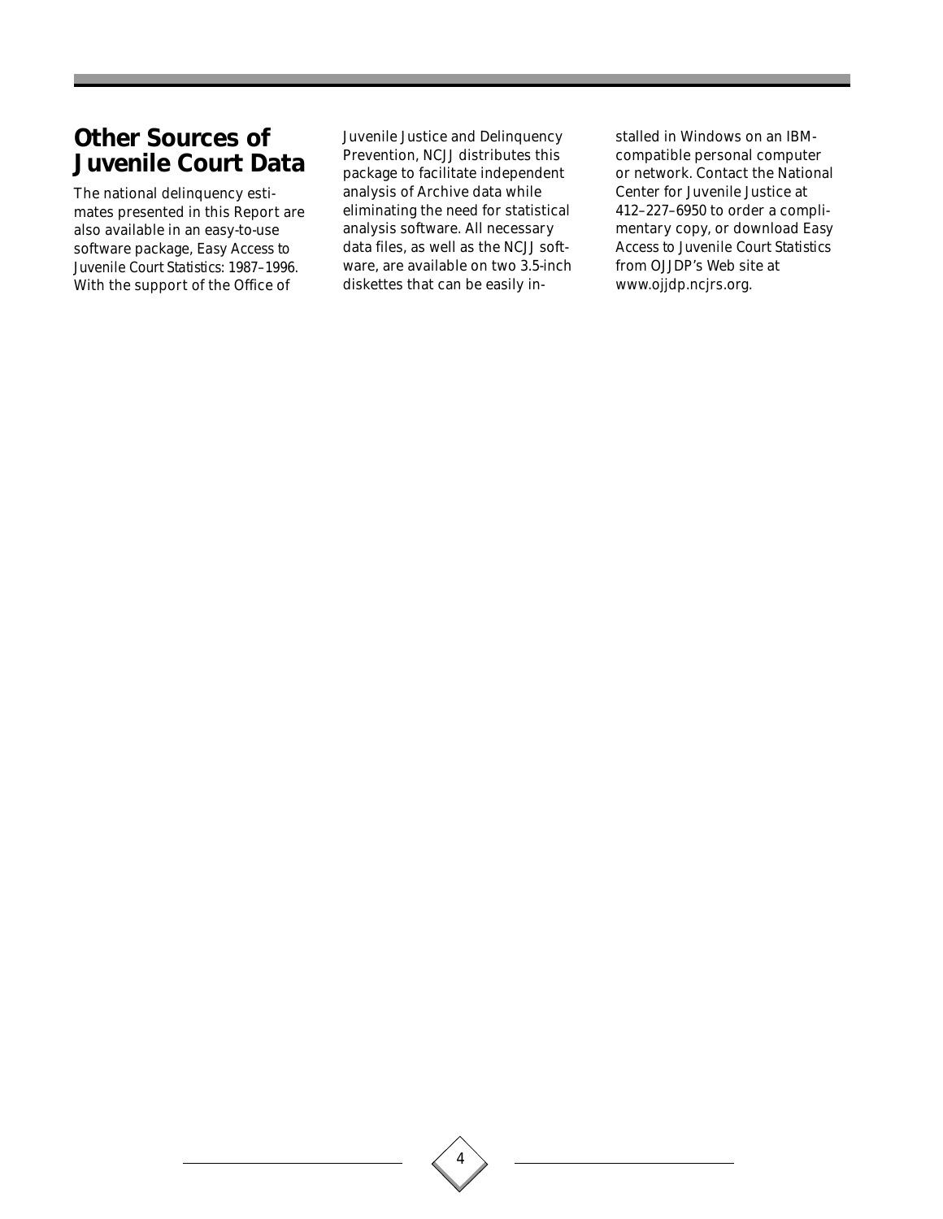## Other Sources of Juvenile Court Data

The national delinquency estimates presented in this Report are also available in an easy-to-use software package, *Easy Access to Juvenile Court Statistics: 1987–1996*. With the support of the Office of Juvenile Justice and Delinquency Prevention, NCJJ distributes this package to facilitate independent analysis of Archive data while eliminating the need for statistical analysis software. All necessary data files, as well as the NCJJ software, are available on two 3.5-inch diskettes that can be easily installed in Windows on an IBM-compatible personal computer or network. Contact the National Center for Juvenile Justice at 412–227–6950 to order a complimentary copy, or download *Easy Access to Juvenile Court Statistics* from OJJDP's Web site at www.ojjdp.ncjrs.org.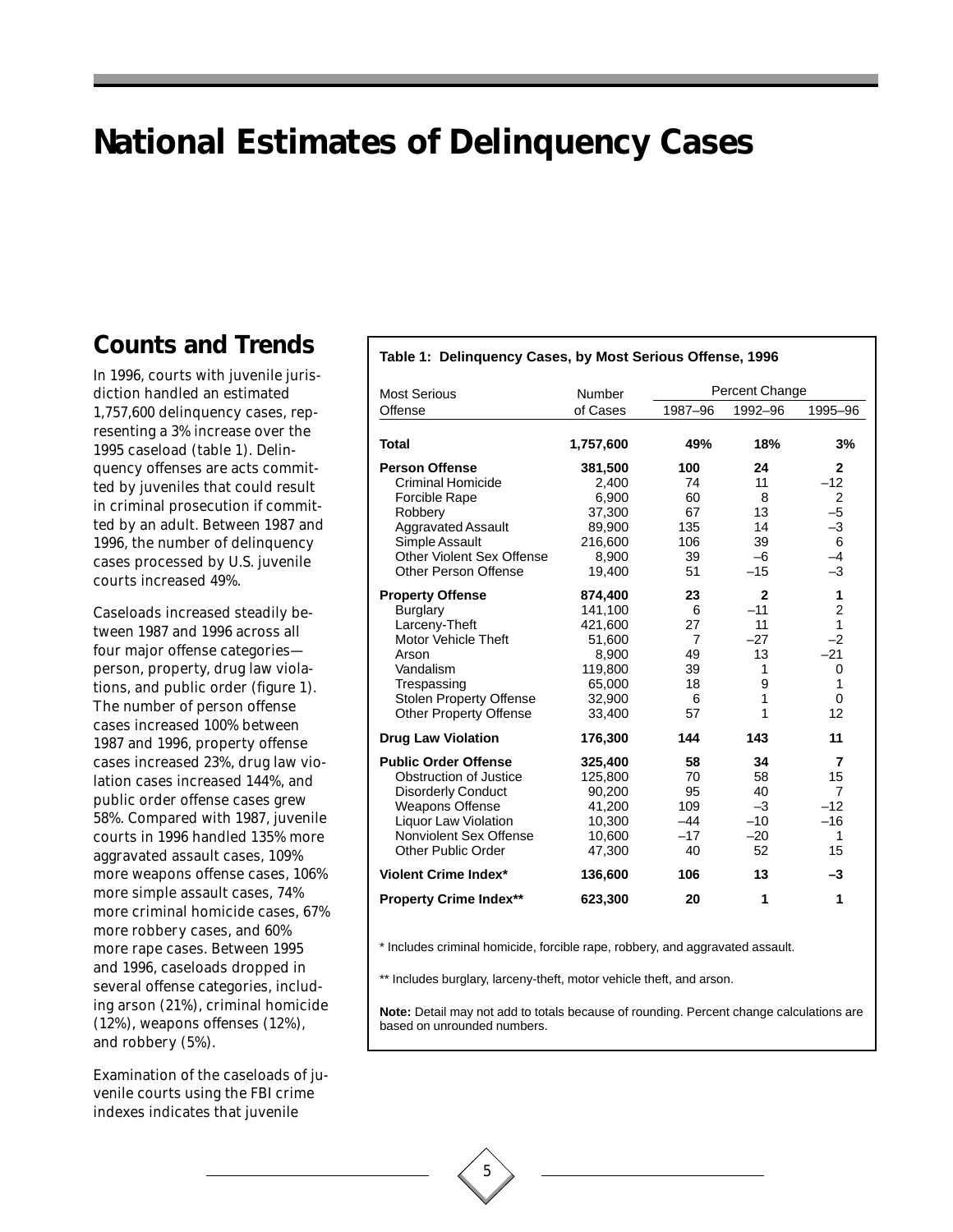# National Estimates of Delinquency Cases

## Counts and Trends

In 1996, courts with juvenile jurisdiction handled an estimated 1,757,600 delinquency cases, representing a 3% increase over the 1995 caseload (table 1). Delinquency offenses are acts committed by juveniles that could result in criminal prosecution if committed by an adult. Between 1987 and 1996, the number of delinquency cases processed by U.S. juvenile courts increased 49%.

Caseloads increased steadily between 1987 and 1996 across all four major offense categories—person, property, drug law violations, and public order (figure 1). The number of person offense cases increased 100% between 1987 and 1996, property offense cases increased 23%, drug law violation cases increased 144%, and public order offense cases grew 58%. Compared with 1987, juvenile courts in 1996 handled 135% more aggravated assault cases, 109% more weapons offense cases, 106% more simple assault cases, 74% more criminal homicide cases, 67% more robbery cases, and 60% more rape cases. Between 1995 and 1996, caseloads dropped in several offense categories, including arson (21%), criminal homicide (12%), weapons offenses (12%), and robbery (5%).

Examination of the caseloads of juvenile courts using the FBI crime indexes indicates that juvenile

**Table 1: Delinquency Cases, by Most Serious Offense, 1996**

| Most Serious | Number | Percent Change | | |
|---|---|---|---|---|
| Offense | of Cases | 1987–96 | 1992–96 | 1995–96 |
| **Total** | **1,757,600** | **49%** | **18%** | **3%** |
| **Person Offense** | **381,500** | **100** | **24** | **2** |
| Criminal Homicide | 2,400 | 74 | 11 | –12 |
| Forcible Rape | 6,900 | 60 | 8 | 2 |
| Robbery | 37,300 | 67 | 13 | –5 |
| Aggravated Assault | 89,900 | 135 | 14 | –3 |
| Simple Assault | 216,600 | 106 | 39 | 6 |
| Other Violent Sex Offense | 8,900 | 39 | –6 | –4 |
| Other Person Offense | 19,400 | 51 | –15 | –3 |
| **Property Offense** | **874,400** | **23** | **2** | **1** |
| Burglary | 141,100 | 6 | –11 | 2 |
| Larceny-Theft | 421,600 | 27 | 11 | 1 |
| Motor Vehicle Theft | 51,600 | 7 | –27 | –2 |
| Arson | 8,900 | 49 | 13 | –21 |
| Vandalism | 119,800 | 39 | 1 | 0 |
| Trespassing | 65,000 | 18 | 9 | 1 |
| Stolen Property Offense | 32,900 | 6 | 1 | 0 |
| Other Property Offense | 33,400 | 57 | 1 | 12 |
| **Drug Law Violation** | **176,300** | **144** | **143** | **11** |
| **Public Order Offense** | **325,400** | **58** | **34** | **7** |
| Obstruction of Justice | 125,800 | 70 | 58 | 15 |
| Disorderly Conduct | 90,200 | 95 | 40 | 7 |
| Weapons Offense | 41,200 | 109 | –3 | –12 |
| Liquor Law Violation | 10,300 | –44 | –10 | –16 |
| Nonviolent Sex Offense | 10,600 | –17 | –20 | 1 |
| Other Public Order | 47,300 | 40 | 52 | 15 |
| **Violent Crime Index*** | **136,600** | **106** | **13** | **–3** |
| **Property Crime Index**** | **623,300** | **20** | **1** | **1** |

\* Includes criminal homicide, forcible rape, robbery, and aggravated assault.

** Includes burglary, larceny-theft, motor vehicle theft, and arson.

**Note:** Detail may not add to totals because of rounding. Percent change calculations are based on unrounded numbers.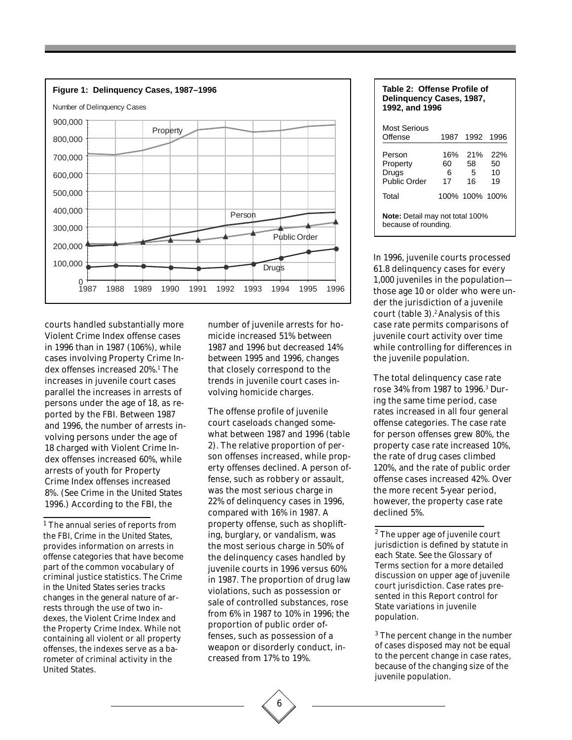**Figure 1: Delinquency Cases, 1987–1996**

**Table 2: Offense Profile of Delinquency Cases, 1987, 1992, and 1996**

| Most Serious Offense | 1987 | 1992 | 1996 |
|---|---|---|---|
| Person | 16% | 21% | 22% |
| Property | 60 | 58 | 50 |
| Drugs | 6 | 5 | 10 |
| Public Order | 17 | 16 | 19 |
| Total | 100% | 100% | 100% |

**Note:** Detail may not total 100% because of rounding.

courts handled substantially more Violent Crime Index offense cases in 1996 than in 1987 (106%), while cases involving Property Crime Index offenses increased 20%.[1] The increases in juvenile court cases parallel the increases in arrests of persons under the age of 18, as reported by the FBI. Between 1987 and 1996, the number of arrests involving persons under the age of 18 charged with Violent Crime Index offenses increased 60%, while arrests of youth for Property Crime Index offenses increased 8%. (See *Crime in the United States 1996*.) According to the FBI, the number of juvenile arrests for homicide increased 51% between 1987 and 1996 but decreased 14% between 1995 and 1996, changes that closely correspond to the trends in juvenile court cases involving homicide charges.

The offense profile of juvenile court caseloads changed somewhat between 1987 and 1996 (table 2). The relative proportion of person offenses increased, while property offenses declined. A person offense, such as robbery or assault, was the most serious charge in 22% of delinquency cases in 1996, compared with 16% in 1987. A property offense, such as shoplifting, burglary, or vandalism, was the most serious charge in 50% of the delinquency cases handled by juvenile courts in 1996 versus 60% in 1987. The proportion of drug law violations, such as possession or sale of controlled substances, rose from 6% in 1987 to 10% in 1996; the proportion of public order offenses, such as possession of a weapon or disorderly conduct, increased from 17% to 19%.

In 1996, juvenile courts processed 61.8 delinquency cases for every 1,000 juveniles in the population—those age 10 or older who were under the jurisdiction of a juvenile court (table 3).[2] Analysis of this case rate permits comparisons of juvenile court activity over time while controlling for differences in the juvenile population.

The total delinquency case rate rose 34% from 1987 to 1996.[3] During the same time period, case rates increased in all four general offense categories. The case rate for person offenses grew 80%, the property case rate increased 10%, the rate of drug cases climbed 120%, and the rate of public order offense cases increased 42%. Over the more recent 5-year period, however, the property case rate declined 5%.

---

[1] The annual series of reports from the FBI, *Crime in the United States*, provides information on arrests in offense categories that have become part of the common vocabulary of criminal justice statistics. The *Crime in the United States* series tracks changes in the general nature of arrests through the use of two indexes, the Violent Crime Index and the Property Crime Index. While not containing all violent or all property offenses, the indexes serve as a barometer of criminal activity in the United States.

[2] The upper age of juvenile court jurisdiction is defined by statute in each State. See the Glossary of Terms section for a more detailed discussion on upper age of juvenile court jurisdiction. Case rates presented in this Report control for State variations in juvenile population.

[3] The percent change in the number of cases disposed may not be equal to the percent change in case rates, because of the changing size of the juvenile population.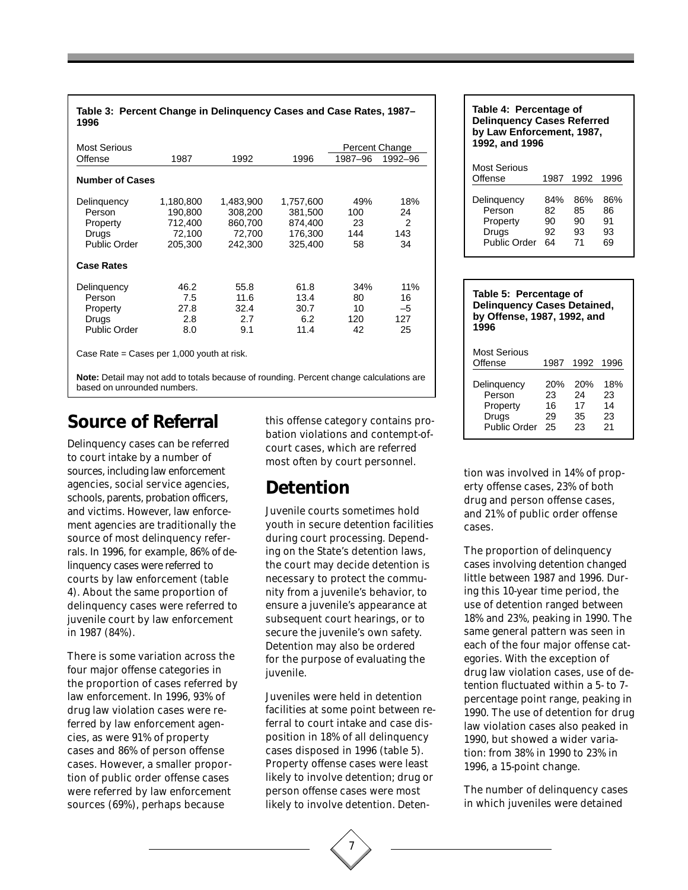**Table 3: Percent Change in Delinquency Cases and Case Rates, 1987–1996**

| Most Serious Offense | 1987 | 1992 | 1996 | Percent Change 1987–96 | Percent Change 1992–96 |
|---|---|---|---|---|---|
| **Number of Cases** | | | | | |
| Delinquency | 1,180,800 | 1,483,900 | 1,757,600 | 49% | 18% |
| Person | 190,800 | 308,200 | 381,500 | 100 | 24 |
| Property | 712,400 | 860,700 | 874,400 | 23 | 2 |
| Drugs | 72,100 | 72,700 | 176,300 | 144 | 143 |
| Public Order | 205,300 | 242,300 | 325,400 | 58 | 34 |
| **Case Rates** | | | | | |
| Delinquency | 46.2 | 55.8 | 61.8 | 34% | 11% |
| Person | 7.5 | 11.6 | 13.4 | 80 | 16 |
| Property | 27.8 | 32.4 | 30.7 | 10 | –5 |
| Drugs | 2.8 | 2.7 | 6.2 | 120 | 127 |
| Public Order | 8.0 | 9.1 | 11.4 | 42 | 25 |

Case Rate = Cases per 1,000 youth at risk.

**Note:** Detail may not add to totals because of rounding. Percent change calculations are based on unrounded numbers.

**Table 4: Percentage of Delinquency Cases Referred by Law Enforcement, 1987, 1992, and 1996**

| Most Serious Offense | 1987 | 1992 | 1996 |
|---|---|---|---|
| Delinquency | 84% | 86% | 86% |
| Person | 82 | 85 | 86 |
| Property | 90 | 90 | 91 |
| Drugs | 92 | 93 | 93 |
| Public Order | 64 | 71 | 69 |

**Table 5: Percentage of Delinquency Cases Detained, by Offense, 1987, 1992, and 1996**

| Most Serious Offense | 1987 | 1992 | 1996 |
|---|---|---|---|
| Delinquency | 20% | 20% | 18% |
| Person | 23 | 24 | 23 |
| Property | 16 | 17 | 14 |
| Drugs | 29 | 35 | 23 |
| Public Order | 25 | 23 | 21 |

## Source of Referral

Delinquency cases can be referred to court intake by a number of sources, including law enforcement agencies, social service agencies, schools, parents, probation officers, and victims. However, law enforcement agencies are traditionally the source of most delinquency referrals. In 1996, for example, 86% of delinquency cases were referred to courts by law enforcement (table 4). About the same proportion of delinquency cases were referred to juvenile court by law enforcement in 1987 (84%).

There is some variation across the four major offense categories in the proportion of cases referred by law enforcement. In 1996, 93% of drug law violation cases were referred by law enforcement agencies, as were 91% of property cases and 86% of person offense cases. However, a smaller proportion of public order offense cases were referred by law enforcement sources (69%), perhaps because this offense category contains probation violations and contempt-of-court cases, which are referred most often by court personnel.

## Detention

Juvenile courts sometimes hold youth in secure detention facilities during court processing. Depending on the State's detention laws, the court may decide detention is necessary to protect the community from a juvenile's behavior, to ensure a juvenile's appearance at subsequent court hearings, or to secure the juvenile's own safety. Detention may also be ordered for the purpose of evaluating the juvenile.

Juveniles were held in detention facilities at some point between referral to court intake and case disposition in 18% of all delinquency cases disposed in 1996 (table 5). Property offense cases were least likely to involve detention; drug or person offense cases were most likely to involve detention. Detention was involved in 14% of property offense cases, 23% of both drug and person offense cases, and 21% of public order offense cases.

The proportion of delinquency cases involving detention changed little between 1987 and 1996. During this 10-year time period, the use of detention ranged between 18% and 23%, peaking in 1990. The same general pattern was seen in each of the four major offense categories. With the exception of drug law violation cases, use of detention fluctuated within a 5- to 7-percentage point range, peaking in 1990. The use of detention for drug law violation cases also peaked in 1990, but showed a wider variation: from 38% in 1990 to 23% in 1996, a 15-point change.

The number of delinquency cases in which juveniles were detained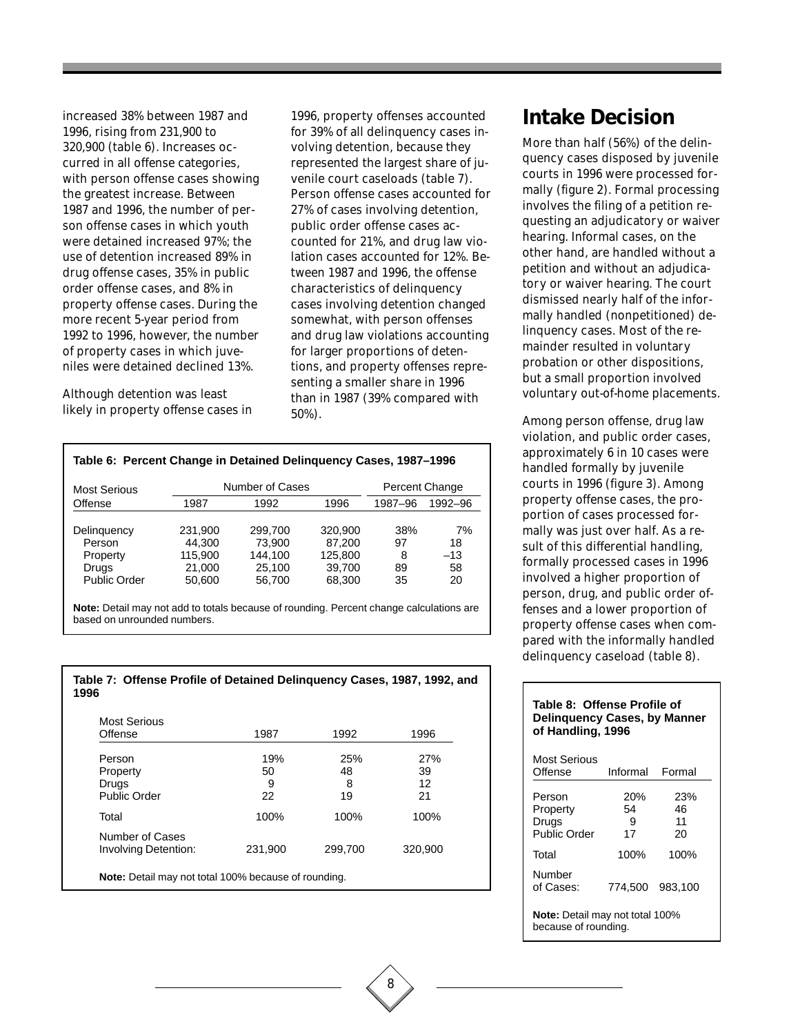increased 38% between 1987 and 1996, rising from 231,900 to 320,900 (table 6). Increases occurred in all offense categories, with person offense cases showing the greatest increase. Between 1987 and 1996, the number of person offense cases in which youth were detained increased 97%; the use of detention increased 89% in drug offense cases, 35% in public order offense cases, and 8% in property offense cases. During the more recent 5-year period from 1992 to 1996, however, the number of property cases in which juveniles were detained declined 13%.

Although detention was least likely in property offense cases in 1996, property offenses accounted for 39% of all delinquency cases involving detention, because they represented the largest share of juvenile court caseloads (table 7). Person offense cases accounted for 27% of cases involving detention, public order offense cases accounted for 21%, and drug law violation cases accounted for 12%. Between 1987 and 1996, the offense characteristics of delinquency cases involving detention changed somewhat, with person offenses and drug law violations accounting for larger proportions of detentions, and property offenses representing a smaller share in 1996 than in 1987 (39% compared with 50%).

**Table 6: Percent Change in Detained Delinquency Cases, 1987–1996**

| Most Serious Offense | Number of Cases | | | Percent Change | |
|---|---|---|---|---|---|
| | 1987 | 1992 | 1996 | 1987–96 | 1992–96 |
| Delinquency | 231,900 | 299,700 | 320,900 | 38% | 7% |
| Person | 44,300 | 73,900 | 87,200 | 97 | 18 |
| Property | 115,900 | 144,100 | 125,800 | 8 | –13 |
| Drugs | 21,000 | 25,100 | 39,700 | 89 | 58 |
| Public Order | 50,600 | 56,700 | 68,300 | 35 | 20 |

**Note:** Detail may not add to totals because of rounding. Percent change calculations are based on unrounded numbers.

**Table 7: Offense Profile of Detained Delinquency Cases, 1987, 1992, and 1996**

| Most Serious Offense | 1987 | 1992 | 1996 |
|---|---|---|---|
| Person | 19% | 25% | 27% |
| Property | 50 | 48 | 39 |
| Drugs | 9 | 8 | 12 |
| Public Order | 22 | 19 | 21 |
| Total | 100% | 100% | 100% |
| Number of Cases Involving Detention: | 231,900 | 299,700 | 320,900 |

**Note:** Detail may not total 100% because of rounding.

## Intake Decision

More than half (56%) of the delinquency cases disposed by juvenile courts in 1996 were processed formally (figure 2). Formal processing involves the filing of a petition requesting an adjudicatory or waiver hearing. Informal cases, on the other hand, are handled without a petition and without an adjudicatory or waiver hearing. The court dismissed nearly half of the informally handled (nonpetitioned) delinquency cases. Most of the remainder resulted in voluntary probation or other dispositions, but a small proportion involved voluntary out-of-home placements.

Among person offense, drug law violation, and public order cases, approximately 6 in 10 cases were handled formally by juvenile courts in 1996 (figure 3). Among property offense cases, the proportion of cases processed formally was just over half. As a result of this differential handling, formally processed cases in 1996 involved a higher proportion of person, drug, and public order offenses and a lower proportion of property offense cases when compared with the informally handled delinquency caseload (table 8).

**Table 8: Offense Profile of Delinquency Cases, by Manner of Handling, 1996**

| Most Serious Offense | Informal | Formal |
|---|---|---|
| Person | 20% | 23% |
| Property | 54 | 46 |
| Drugs | 9 | 11 |
| Public Order | 17 | 20 |
| Total | 100% | 100% |
| Number of Cases: | 774,500 | 983,100 |

**Note:** Detail may not total 100% because of rounding.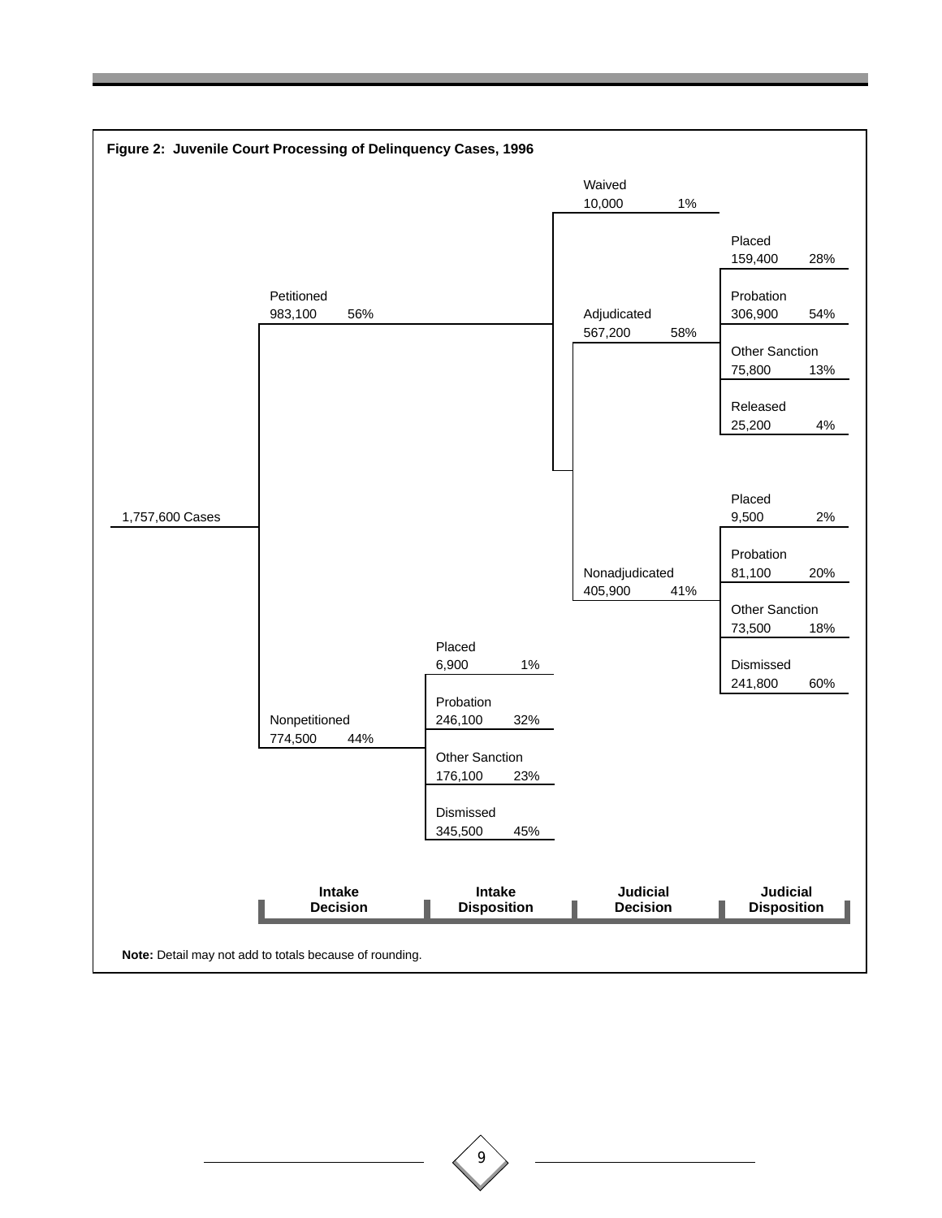**Figure 2: Juvenile Court Processing of Delinquency Cases, 1996**

1,757,600 Cases

- **Petitioned** 983,100 56%
  - **Waived** 10,000 1%
  - **Adjudicated** 567,200 58%
    - Placed 159,400 28%
    - Probation 306,900 54%
    - Other Sanction 75,800 13%
    - Released 25,200 4%
  - **Nonadjudicated** 405,900 41%
    - Placed 9,500 2%
    - Probation 81,100 20%
    - Other Sanction 73,500 18%
    - Dismissed 241,800 60%
- **Nonpetitioned** 774,500 44%
  - Placed 6,900 1%
  - Probation 246,100 32%
  - Other Sanction 176,100 23%
  - Dismissed 345,500 45%

| Intake Decision | Intake Disposition | Judicial Decision | Judicial Disposition |
|---|---|---|---|

**Note:** Detail may not add to totals because of rounding.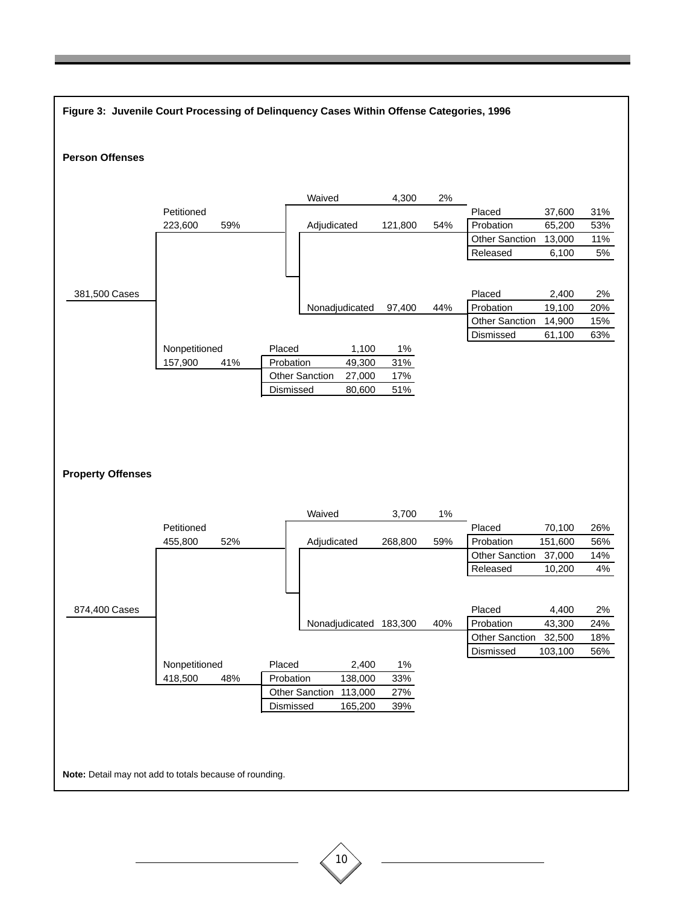**Figure 3: Juvenile Court Processing of Delinquency Cases Within Offense Categories, 1996**

### Person Offenses

381,500 Cases

| Stage | Cases | Percent |
|---|---|---|
| Petitioned | 223,600 | 59% |
| Nonpetitioned | 157,900 | 41% |

**Petitioned cases (223,600)**

| Outcome | Cases | Percent |
|---|---|---|
| Waived | 4,300 | 2% |
| Adjudicated | 121,800 | 54% |
| Nonadjudicated | 97,400 | 44% |

**Adjudicated (121,800)**

| Disposition | Cases | Percent |
|---|---|---|
| Placed | 37,600 | 31% |
| Probation | 65,200 | 53% |
| Other Sanction | 13,000 | 11% |
| Released | 6,100 | 5% |

**Nonadjudicated (97,400)**

| Disposition | Cases | Percent |
|---|---|---|
| Placed | 2,400 | 2% |
| Probation | 19,100 | 20% |
| Other Sanction | 14,900 | 15% |
| Dismissed | 61,100 | 63% |

**Nonpetitioned (157,900)**

| Disposition | Cases | Percent |
|---|---|---|
| Placed | 1,100 | 1% |
| Probation | 49,300 | 31% |
| Other Sanction | 27,000 | 17% |
| Dismissed | 80,600 | 51% |

### Property Offenses

874,400 Cases

| Stage | Cases | Percent |
|---|---|---|
| Petitioned | 455,800 | 52% |
| Nonpetitioned | 418,500 | 48% |

**Petitioned cases (455,800)**

| Outcome | Cases | Percent |
|---|---|---|
| Waived | 3,700 | 1% |
| Adjudicated | 268,800 | 59% |
| Nonadjudicated | 183,300 | 40% |

**Adjudicated (268,800)**

| Disposition | Cases | Percent |
|---|---|---|
| Placed | 70,100 | 26% |
| Probation | 151,600 | 56% |
| Other Sanction | 37,000 | 14% |
| Released | 10,200 | 4% |

**Nonadjudicated (183,300)**

| Disposition | Cases | Percent |
|---|---|---|
| Placed | 4,400 | 2% |
| Probation | 43,300 | 24% |
| Other Sanction | 32,500 | 18% |
| Dismissed | 103,100 | 56% |

**Nonpetitioned (418,500)**

| Disposition | Cases | Percent |
|---|---|---|
| Placed | 2,400 | 1% |
| Probation | 138,000 | 33% |
| Other Sanction | 113,000 | 27% |
| Dismissed | 165,200 | 39% |

**Note:** Detail may not add to totals because of rounding.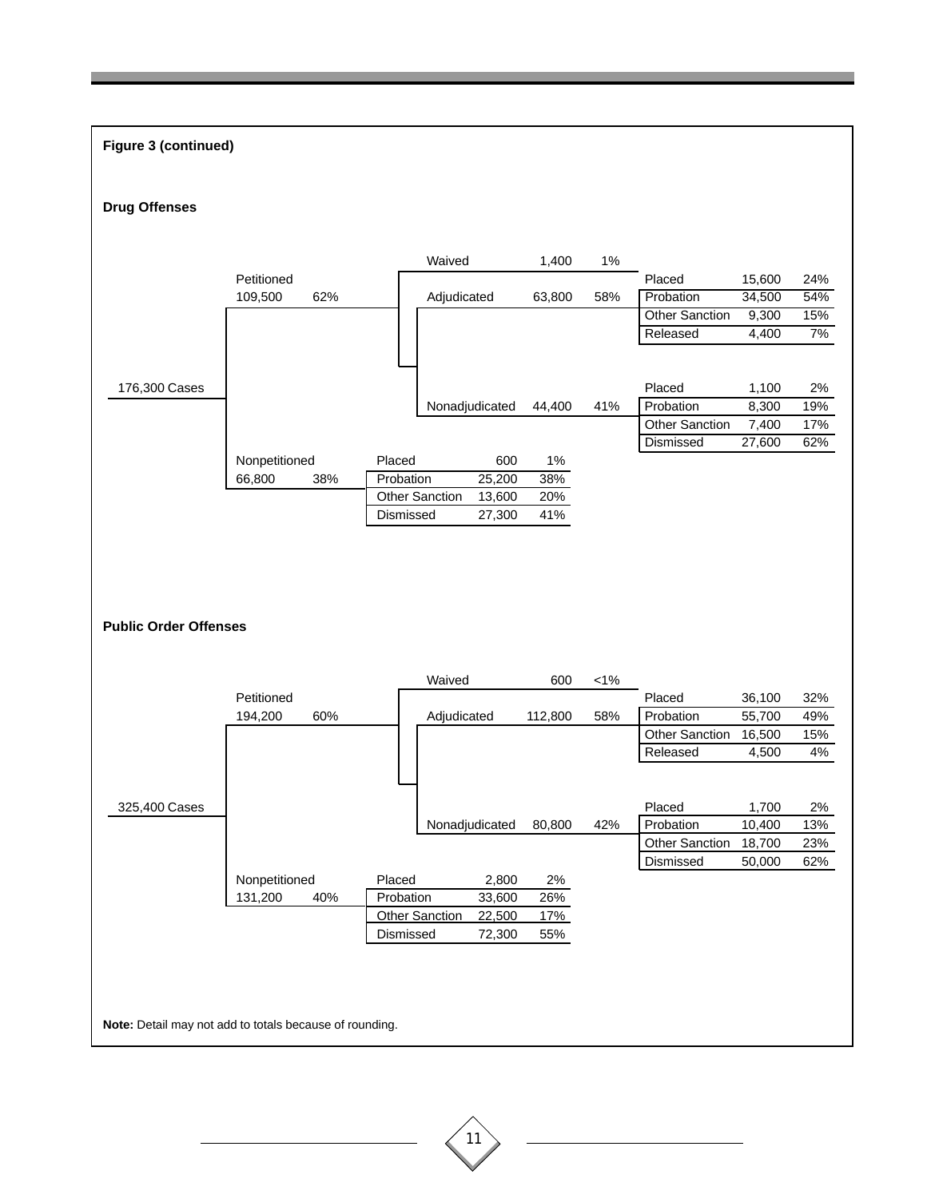**Figure 3 (continued)**

**Drug Offenses**

176,300 Cases

- Petitioned: 109,500 (62%)
  - Waived: 1,400 (1%)
  - Adjudicated: 63,800 (58%)

    | Disposition | Cases | Percent |
    |---|---|---|
    | Placed | 15,600 | 24% |
    | Probation | 34,500 | 54% |
    | Other Sanction | 9,300 | 15% |
    | Released | 4,400 | 7% |

  - Nonadjudicated: 44,400 (41%)

    | Disposition | Cases | Percent |
    |---|---|---|
    | Placed | 1,100 | 2% |
    | Probation | 8,300 | 19% |
    | Other Sanction | 7,400 | 17% |
    | Dismissed | 27,600 | 62% |

- Nonpetitioned: 66,800 (38%)

  | Disposition | Cases | Percent |
  |---|---|---|
  | Placed | 600 | 1% |
  | Probation | 25,200 | 38% |
  | Other Sanction | 13,600 | 20% |
  | Dismissed | 27,300 | 41% |

**Public Order Offenses**

325,400 Cases

- Petitioned: 194,200 (60%)
  - Waived: 600 (<1%)
  - Adjudicated: 112,800 (58%)

    | Disposition | Cases | Percent |
    |---|---|---|
    | Placed | 36,100 | 32% |
    | Probation | 55,700 | 49% |
    | Other Sanction | 16,500 | 15% |
    | Released | 4,500 | 4% |

  - Nonadjudicated: 80,800 (42%)

    | Disposition | Cases | Percent |
    |---|---|---|
    | Placed | 1,700 | 2% |
    | Probation | 10,400 | 13% |
    | Other Sanction | 18,700 | 23% |
    | Dismissed | 50,000 | 62% |

- Nonpetitioned: 131,200 (40%)

  | Disposition | Cases | Percent |
  |---|---|---|
  | Placed | 2,800 | 2% |
  | Probation | 33,600 | 26% |
  | Other Sanction | 22,500 | 17% |
  | Dismissed | 72,300 | 55% |

**Note:** Detail may not add to totals because of rounding.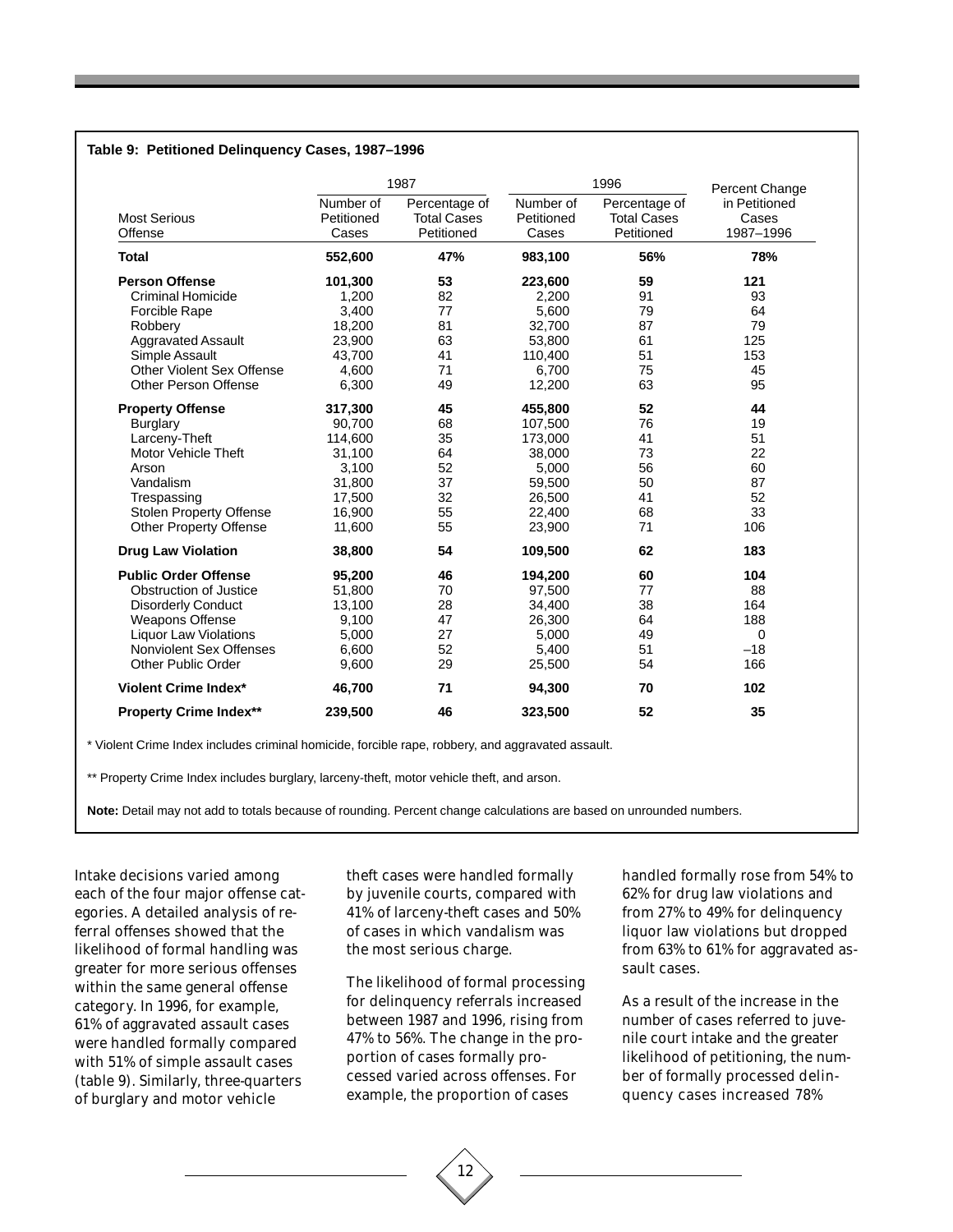**Table 9: Petitioned Delinquency Cases, 1987–1996**

| Most Serious Offense | 1987 | | 1996 | | Percent Change in Petitioned Cases 1987–1996 |
|---|---|---|---|---|---|
| | Number of Petitioned Cases | Percentage of Total Cases Petitioned | Number of Petitioned Cases | Percentage of Total Cases Petitioned | |
| **Total** | **552,600** | **47%** | **983,100** | **56%** | **78%** |
| **Person Offense** | **101,300** | **53** | **223,600** | **59** | **121** |
| Criminal Homicide | 1,200 | 82 | 2,200 | 91 | 93 |
| Forcible Rape | 3,400 | 77 | 5,600 | 79 | 64 |
| Robbery | 18,200 | 81 | 32,700 | 87 | 79 |
| Aggravated Assault | 23,900 | 63 | 53,800 | 61 | 125 |
| Simple Assault | 43,700 | 41 | 110,400 | 51 | 153 |
| Other Violent Sex Offense | 4,600 | 71 | 6,700 | 75 | 45 |
| Other Person Offense | 6,300 | 49 | 12,200 | 63 | 95 |
| **Property Offense** | **317,300** | **45** | **455,800** | **52** | **44** |
| Burglary | 90,700 | 68 | 107,500 | 76 | 19 |
| Larceny-Theft | 114,600 | 35 | 173,000 | 41 | 51 |
| Motor Vehicle Theft | 31,100 | 64 | 38,000 | 73 | 22 |
| Arson | 3,100 | 52 | 5,000 | 56 | 60 |
| Vandalism | 31,800 | 37 | 59,500 | 50 | 87 |
| Trespassing | 17,500 | 32 | 26,500 | 41 | 52 |
| Stolen Property Offense | 16,900 | 55 | 22,400 | 68 | 33 |
| Other Property Offense | 11,600 | 55 | 23,900 | 71 | 106 |
| **Drug Law Violation** | **38,800** | **54** | **109,500** | **62** | **183** |
| **Public Order Offense** | **95,200** | **46** | **194,200** | **60** | **104** |
| Obstruction of Justice | 51,800 | 70 | 97,500 | 77 | 88 |
| Disorderly Conduct | 13,100 | 28 | 34,400 | 38 | 164 |
| Weapons Offense | 9,100 | 47 | 26,300 | 64 | 188 |
| Liquor Law Violations | 5,000 | 27 | 5,000 | 49 | 0 |
| Nonviolent Sex Offenses | 6,600 | 52 | 5,400 | 51 | –18 |
| Other Public Order | 9,600 | 29 | 25,500 | 54 | 166 |
| **Violent Crime Index*** | **46,700** | **71** | **94,300** | **70** | **102** |
| **Property Crime Index**** | **239,500** | **46** | **323,500** | **52** | **35** |

* Violent Crime Index includes criminal homicide, forcible rape, robbery, and aggravated assault.

** Property Crime Index includes burglary, larceny-theft, motor vehicle theft, and arson.

**Note:** Detail may not add to totals because of rounding. Percent change calculations are based on unrounded numbers.

Intake decisions varied among each of the four major offense categories. A detailed analysis of referral offenses showed that the likelihood of formal handling was greater for more serious offenses within the same general offense category. In 1996, for example, 61% of aggravated assault cases were handled formally compared with 51% of simple assault cases (table 9). Similarly, three-quarters of burglary and motor vehicle theft cases were handled formally by juvenile courts, compared with 41% of larceny-theft cases and 50% of cases in which vandalism was the most serious charge.

The likelihood of formal processing for delinquency referrals increased between 1987 and 1996, rising from 47% to 56%. The change in the proportion of cases formally processed varied across offenses. For example, the proportion of cases handled formally rose from 54% to 62% for drug law violations and from 27% to 49% for delinquency liquor law violations but dropped from 63% to 61% for aggravated assault cases.

As a result of the increase in the number of cases referred to juvenile court intake and the greater likelihood of petitioning, the number of formally processed delinquency cases increased 78%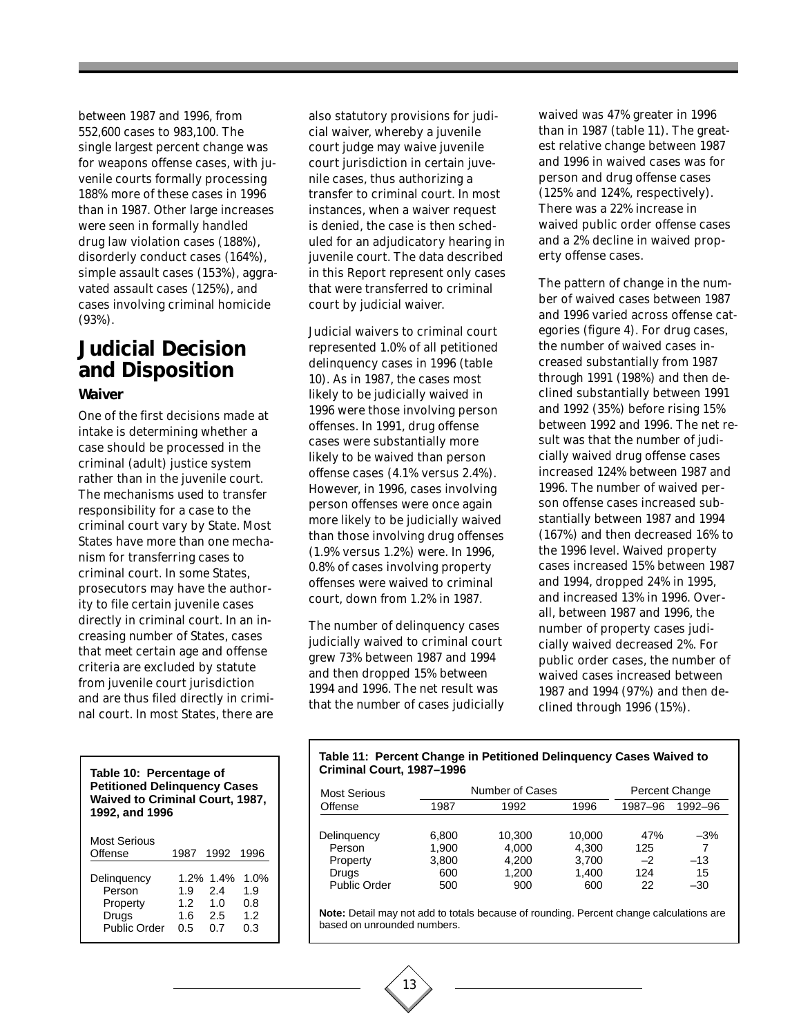between 1987 and 1996, from 552,600 cases to 983,100. The single largest percent change was for weapons offense cases, with juvenile courts formally processing 188% more of these cases in 1996 than in 1987. Other large increases were seen in formally handled drug law violation cases (188%), disorderly conduct cases (164%), simple assault cases (153%), aggravated assault cases (125%), and cases involving criminal homicide (93%).

## Judicial Decision and Disposition

### Waiver

One of the first decisions made at intake is determining whether a case should be processed in the criminal (adult) justice system rather than in the juvenile court. The mechanisms used to transfer responsibility for a case to the criminal court vary by State. Most States have more than one mechanism for transferring cases to criminal court. In some States, prosecutors may have the authority to file certain juvenile cases directly in criminal court. In an increasing number of States, cases that meet certain age and offense criteria are excluded by statute from juvenile court jurisdiction and are thus filed directly in criminal court. In most States, there are also statutory provisions for judicial waiver, whereby a juvenile court judge may waive juvenile court jurisdiction in certain juvenile cases, thus authorizing a transfer to criminal court. In most instances, when a waiver request is denied, the case is then scheduled for an adjudicatory hearing in juvenile court. The data described in this Report represent only cases that were transferred to criminal court by judicial waiver.

Judicial waivers to criminal court represented 1.0% of all petitioned delinquency cases in 1996 (table 10). As in 1987, the cases most likely to be judicially waived in 1996 were those involving person offenses. In 1991, drug offense cases were substantially more likely to be waived than person offense cases (4.1% versus 2.4%). However, in 1996, cases involving person offenses were once again more likely to be judicially waived than those involving drug offenses (1.9% versus 1.2%) were. In 1996, 0.8% of cases involving property offenses were waived to criminal court, down from 1.2% in 1987.

The number of delinquency cases judicially waived to criminal court grew 73% between 1987 and 1994 and then dropped 15% between 1994 and 1996. The net result was that the number of cases judicially waived was 47% greater in 1996 than in 1987 (table 11). The greatest relative change between 1987 and 1996 in waived cases was for person and drug offense cases (125% and 124%, respectively). There was a 22% increase in waived public order offense cases and a 2% decline in waived property offense cases.

The pattern of change in the number of waived cases between 1987 and 1996 varied across offense categories (figure 4). For drug cases, the number of waived cases increased substantially from 1987 through 1991 (198%) and then declined substantially between 1991 and 1992 (35%) before rising 15% between 1992 and 1996. The net result was that the number of judicially waived drug offense cases increased 124% between 1987 and 1996. The number of waived person offense cases increased substantially between 1987 and 1994 (167%) and then decreased 16% to the 1996 level. Waived property cases increased 15% between 1987 and 1994, dropped 24% in 1995, and increased 13% in 1996. Overall, between 1987 and 1996, the number of property cases judicially waived decreased 2%. For public order cases, the number of waived cases increased between 1987 and 1994 (97%) and then declined through 1996 (15%).

**Table 10: Percentage of Petitioned Delinquency Cases Waived to Criminal Court, 1987, 1992, and 1996**

| Most Serious Offense | 1987 | 1992 | 1996 |
|---|---|---|---|
| Delinquency | 1.2% | 1.4% | 1.0% |
| Person | 1.9 | 2.4 | 1.9 |
| Property | 1.2 | 1.0 | 0.8 |
| Drugs | 1.6 | 2.5 | 1.2 |
| Public Order | 0.5 | 0.7 | 0.3 |

**Table 11: Percent Change in Petitioned Delinquency Cases Waived to Criminal Court, 1987–1996**

| Most Serious | Number of Cases | | | Percent Change | |
|---|---|---|---|---|---|
| Offense | 1987 | 1992 | 1996 | 1987–96 | 1992–96 |
| Delinquency | 6,800 | 10,300 | 10,000 | 47% | –3% |
| Person | 1,900 | 4,000 | 4,300 | 125 | 7 |
| Property | 3,800 | 4,200 | 3,700 | –2 | –13 |
| Drugs | 600 | 1,200 | 1,400 | 124 | 15 |
| Public Order | 500 | 900 | 600 | 22 | –30 |

**Note:** Detail may not add to totals because of rounding. Percent change calculations are based on unrounded numbers.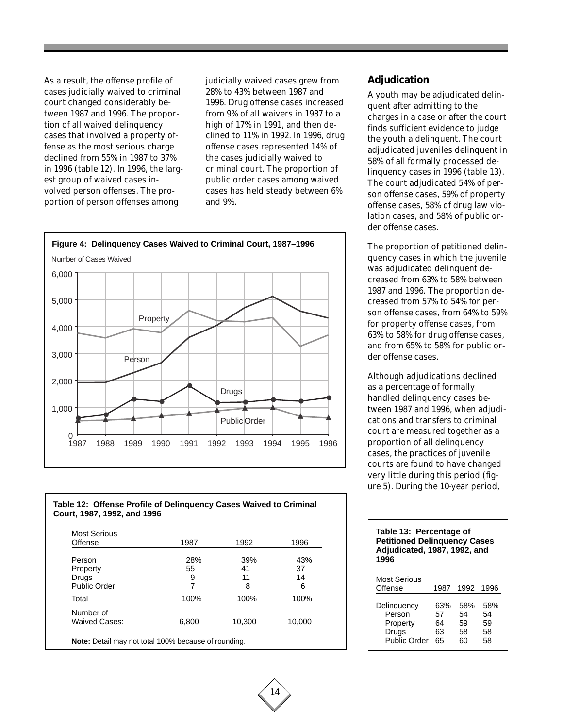As a result, the offense profile of cases judicially waived to criminal court changed considerably between 1987 and 1996. The proportion of all waived delinquency cases that involved a property offense as the most serious charge declined from 55% in 1987 to 37% in 1996 (table 12). In 1996, the largest group of waived cases involved person offenses. The proportion of person offenses among judicially waived cases grew from 28% to 43% between 1987 and 1996. Drug offense cases increased from 9% of all waivers in 1987 to a high of 17% in 1991, and then declined to 11% in 1992. In 1996, drug offense cases represented 14% of the cases judicially waived to criminal court. The proportion of public order cases among waived cases has held steady between 6% and 9%.

**Figure 4: Delinquency Cases Waived to Criminal Court, 1987–1996**

**Table 12: Offense Profile of Delinquency Cases Waived to Criminal Court, 1987, 1992, and 1996**

| Most Serious Offense | 1987 | 1992 | 1996 |
|---|---|---|---|
| Person | 28% | 39% | 43% |
| Property | 55 | 41 | 37 |
| Drugs | 9 | 11 | 14 |
| Public Order | 7 | 8 | 6 |
| Total | 100% | 100% | 100% |
| Number of Waived Cases: | 6,800 | 10,300 | 10,000 |

**Note:** Detail may not total 100% because of rounding.

## Adjudication

A youth may be adjudicated delinquent after admitting to the charges in a case or after the court finds sufficient evidence to judge the youth a delinquent. The court adjudicated juveniles delinquent in 58% of all formally processed delinquency cases in 1996 (table 13). The court adjudicated 54% of person offense cases, 59% of property offense cases, 58% of drug law violation cases, and 58% of public order offense cases.

The proportion of petitioned delinquency cases in which the juvenile was adjudicated delinquent decreased from 63% to 58% between 1987 and 1996. The proportion decreased from 57% to 54% for person offense cases, from 64% to 59% for property offense cases, from 63% to 58% for drug offense cases, and from 65% to 58% for public order offense cases.

Although adjudications declined as a percentage of formally handled delinquency cases between 1987 and 1996, when adjudications and transfers to criminal court are measured together as a proportion of all delinquency cases, the practices of juvenile courts are found to have changed very little during this period (figure 5). During the 10-year period,

**Table 13: Percentage of Petitioned Delinquency Cases Adjudicated, 1987, 1992, and 1996**

| Most Serious Offense | 1987 | 1992 | 1996 |
|---|---|---|---|
| Delinquency | 63% | 58% | 58% |
| Person | 57 | 54 | 54 |
| Property | 64 | 59 | 59 |
| Drugs | 63 | 58 | 58 |
| Public Order | 65 | 60 | 58 |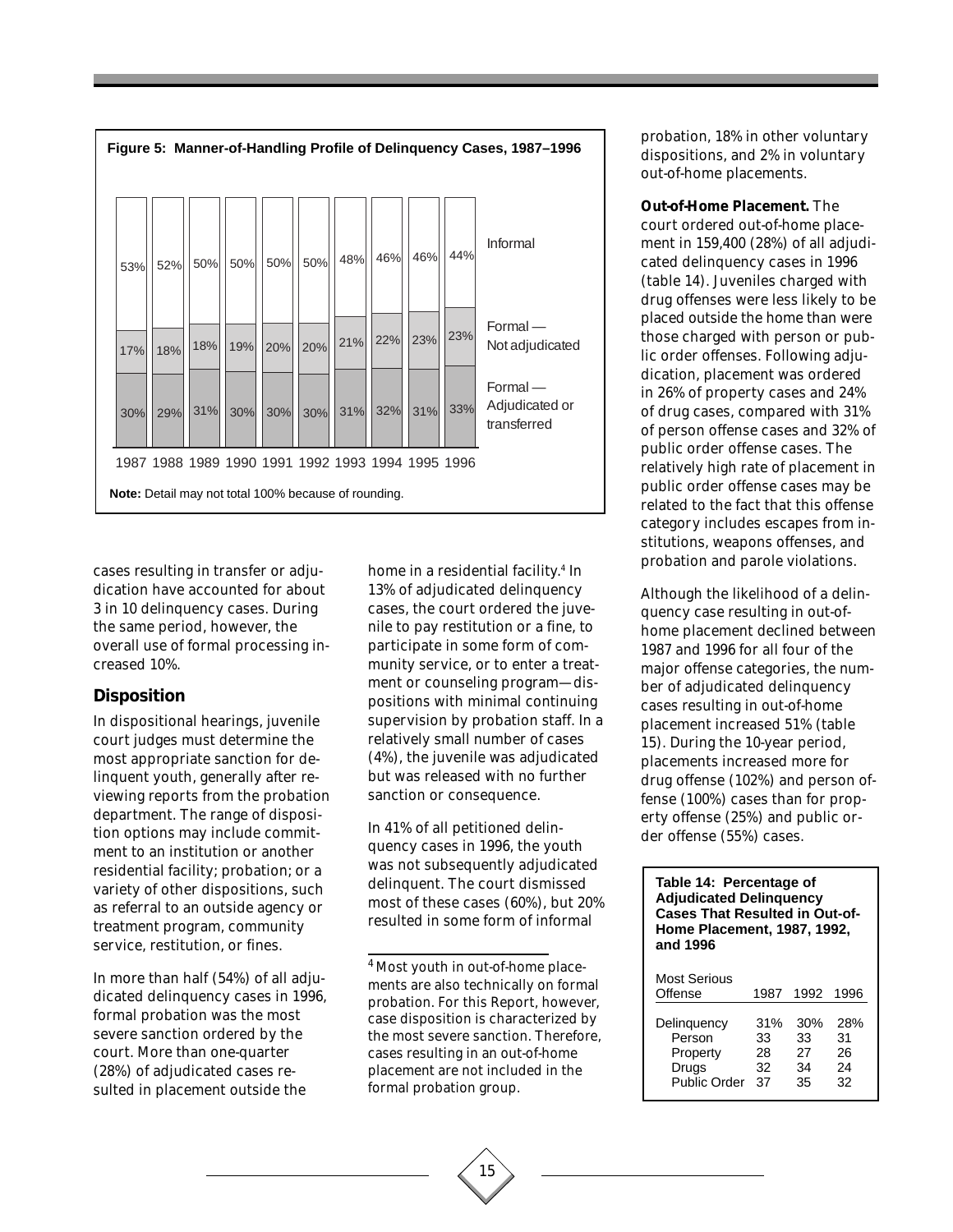**Figure 5: Manner-of-Handling Profile of Delinquency Cases, 1987–1996**

| | 1987 | 1988 | 1989 | 1990 | 1991 | 1992 | 1993 | 1994 | 1995 | 1996 |
|---|---|---|---|---|---|---|---|---|---|---|
| Informal | 53% | 52% | 50% | 50% | 50% | 50% | 48% | 46% | 46% | 44% |
| Formal — Not adjudicated | 17% | 18% | 18% | 19% | 20% | 20% | 21% | 22% | 23% | 23% |
| Formal — Adjudicated or transferred | 30% | 29% | 31% | 30% | 30% | 30% | 31% | 32% | 31% | 33% |

**Note:** Detail may not total 100% because of rounding.

cases resulting in transfer or adjudication have accounted for about 3 in 10 delinquency cases. During the same period, however, the overall use of formal processing increased 10%.

## Disposition

In dispositional hearings, juvenile court judges must determine the most appropriate sanction for delinquent youth, generally after reviewing reports from the probation department. The range of disposition options may include commitment to an institution or another residential facility; probation; or a variety of other dispositions, such as referral to an outside agency or treatment program, community service, restitution, or fines.

In more than half (54%) of all adjudicated delinquency cases in 1996, formal probation was the most severe sanction ordered by the court. More than one-quarter (28%) of adjudicated cases resulted in placement outside the home in a residential facility.[4] In 13% of adjudicated delinquency cases, the court ordered the juvenile to pay restitution or a fine, to participate in some form of community service, or to enter a treatment or counseling program—dispositions with minimal continuing supervision by probation staff. In a relatively small number of cases (4%), the juvenile was adjudicated but was released with no further sanction or consequence.

In 41% of all petitioned delinquency cases in 1996, the youth was not subsequently adjudicated delinquent. The court dismissed most of these cases (60%), but 20% resulted in some form of informal probation, 18% in other voluntary dispositions, and 2% in voluntary out-of-home placements.

**Out-of-Home Placement.** The court ordered out-of-home placement in 159,400 (28%) of all adjudicated delinquency cases in 1996 (table 14). Juveniles charged with drug offenses were less likely to be placed outside the home than were those charged with person or public order offenses. Following adjudication, placement was ordered in 26% of property cases and 24% of drug cases, compared with 31% of person offense cases and 32% of public order offense cases. The relatively high rate of placement in public order offense cases may be related to the fact that this offense category includes escapes from institutions, weapons offenses, and probation and parole violations.

Although the likelihood of a delinquency case resulting in out-of-home placement declined between 1987 and 1996 for all four of the major offense categories, the number of adjudicated delinquency cases resulting in out-of-home placement increased 51% (table 15). During the 10-year period, placements increased more for drug offense (102%) and person offense (100%) cases than for property offense (25%) and public order offense (55%) cases.

**Table 14: Percentage of Adjudicated Delinquency Cases That Resulted in Out-of-Home Placement, 1987, 1992, and 1996**

| Most Serious Offense | 1987 | 1992 | 1996 |
|---|---|---|---|
| Delinquency | 31% | 30% | 28% |
| Person | 33 | 33 | 31 |
| Property | 28 | 27 | 26 |
| Drugs | 32 | 34 | 24 |
| Public Order | 37 | 35 | 32 |

[4] Most youth in out-of-home placements are also technically on formal probation. For this Report, however, case disposition is characterized by the most severe sanction. Therefore, cases resulting in an out-of-home placement are not included in the formal probation group.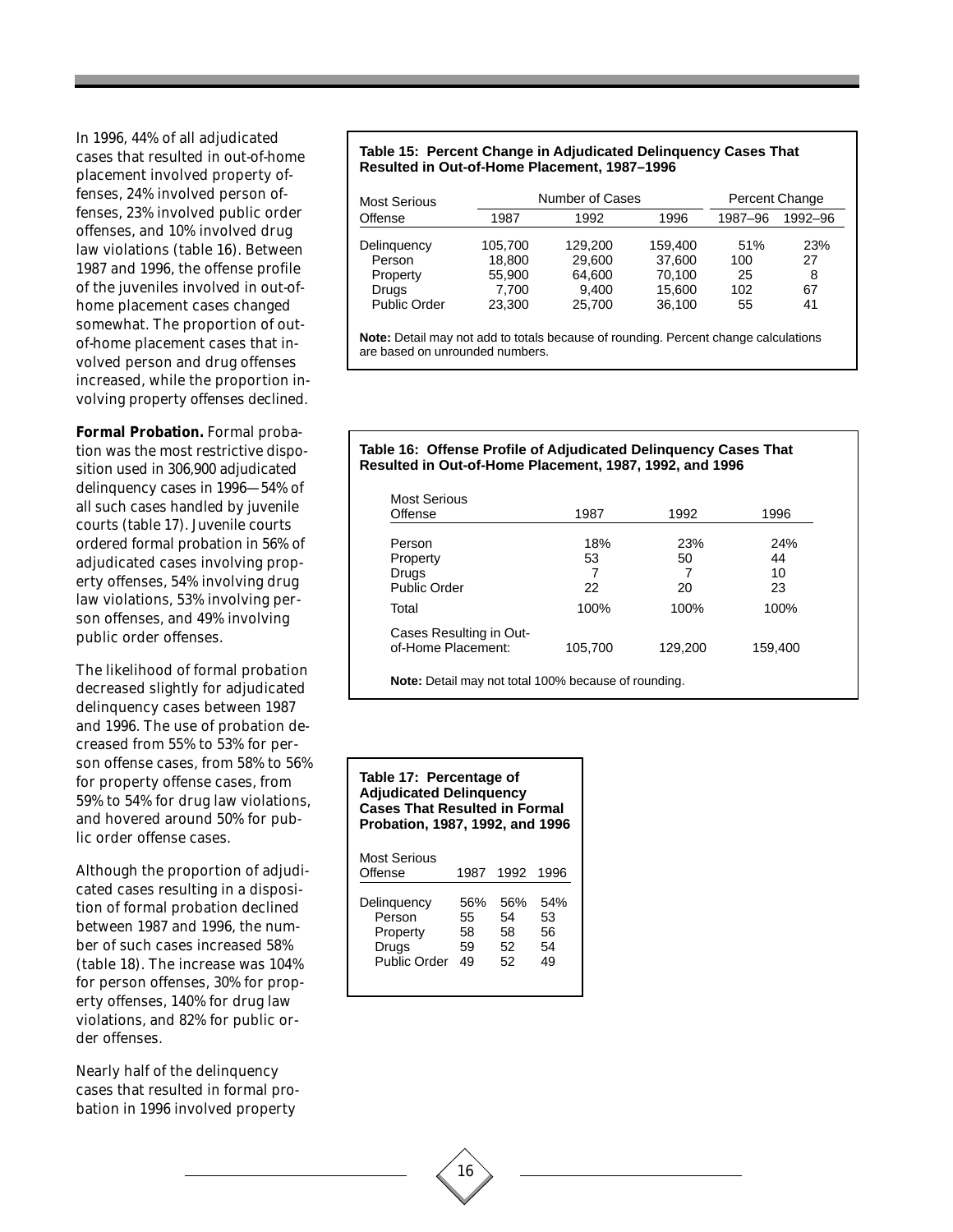In 1996, 44% of all adjudicated cases that resulted in out-of-home placement involved property offenses, 24% involved person offenses, 23% involved public order offenses, and 10% involved drug law violations (table 16). Between 1987 and 1996, the offense profile of the juveniles involved in out-of-home placement cases changed somewhat. The proportion of out-of-home placement cases that involved person and drug offenses increased, while the proportion involving property offenses declined.

**Formal Probation.** Formal probation was the most restrictive disposition used in 306,900 adjudicated delinquency cases in 1996—54% of all such cases handled by juvenile courts (table 17). Juvenile courts ordered formal probation in 56% of adjudicated cases involving property offenses, 54% involving drug law violations, 53% involving person offenses, and 49% involving public order offenses.

The likelihood of formal probation decreased slightly for adjudicated delinquency cases between 1987 and 1996. The use of probation decreased from 55% to 53% for person offense cases, from 58% to 56% for property offense cases, from 59% to 54% for drug law violations, and hovered around 50% for public order offense cases.

Although the proportion of adjudicated cases resulting in a disposition of formal probation declined between 1987 and 1996, the number of such cases increased 58% (table 18). The increase was 104% for person offenses, 30% for property offenses, 140% for drug law violations, and 82% for public order offenses.

Nearly half of the delinquency cases that resulted in formal probation in 1996 involved property

**Table 15: Percent Change in Adjudicated Delinquency Cases That Resulted in Out-of-Home Placement, 1987–1996**

| Most Serious Offense | Number of Cases | | | Percent Change | |
|---|---|---|---|---|---|
| | 1987 | 1992 | 1996 | 1987–96 | 1992–96 |
| Delinquency | 105,700 | 129,200 | 159,400 | 51% | 23% |
| Person | 18,800 | 29,600 | 37,600 | 100 | 27 |
| Property | 55,900 | 64,600 | 70,100 | 25 | 8 |
| Drugs | 7,700 | 9,400 | 15,600 | 102 | 67 |
| Public Order | 23,300 | 25,700 | 36,100 | 55 | 41 |

**Note:** Detail may not add to totals because of rounding. Percent change calculations are based on unrounded numbers.

**Table 16: Offense Profile of Adjudicated Delinquency Cases That Resulted in Out-of-Home Placement, 1987, 1992, and 1996**

| Most Serious Offense | 1987 | 1992 | 1996 |
|---|---|---|---|
| Person | 18% | 23% | 24% |
| Property | 53 | 50 | 44 |
| Drugs | 7 | 7 | 10 |
| Public Order | 22 | 20 | 23 |
| Total | 100% | 100% | 100% |
| Cases Resulting in Out-of-Home Placement: | 105,700 | 129,200 | 159,400 |

**Note:** Detail may not total 100% because of rounding.

**Table 17: Percentage of Adjudicated Delinquency Cases That Resulted in Formal Probation, 1987, 1992, and 1996**

| Most Serious Offense | 1987 | 1992 | 1996 |
|---|---|---|---|
| Delinquency | 56% | 56% | 54% |
| Person | 55 | 54 | 53 |
| Property | 58 | 58 | 56 |
| Drugs | 59 | 52 | 54 |
| Public Order | 49 | 52 | 49 |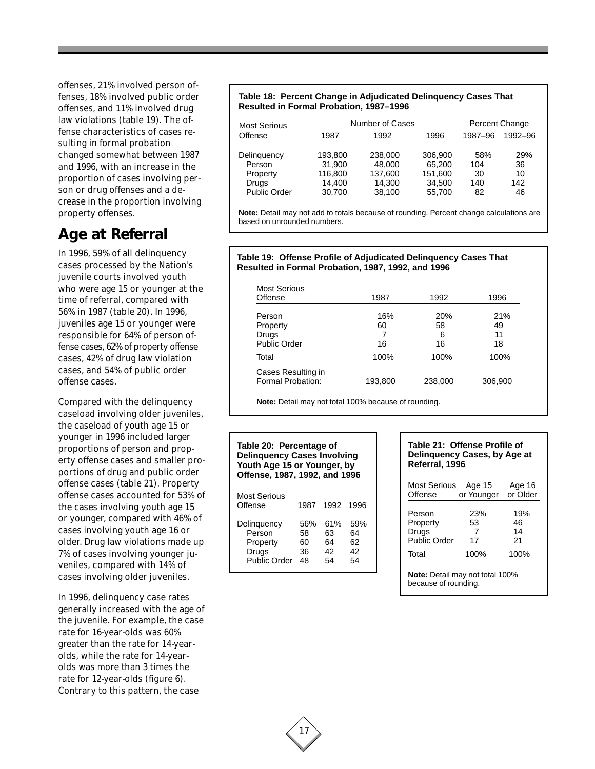offenses, 21% involved person offenses, 18% involved public order offenses, and 11% involved drug law violations (table 19). The offense characteristics of cases resulting in formal probation changed somewhat between 1987 and 1996, with an increase in the proportion of cases involving person or drug offenses and a decrease in the proportion involving property offenses.

## Age at Referral

In 1996, 59% of all delinquency cases processed by the Nation's juvenile courts involved youth who were age 15 or younger at the time of referral, compared with 56% in 1987 (table 20). In 1996, juveniles age 15 or younger were responsible for 64% of person offense cases, 62% of property offense cases, 42% of drug law violation cases, and 54% of public order offense cases.

Compared with the delinquency caseload involving older juveniles, the caseload of youth age 15 or younger in 1996 included larger proportions of person and property offense cases and smaller proportions of drug and public order offense cases (table 21). Property offense cases accounted for 53% of the cases involving youth age 15 or younger, compared with 46% of cases involving youth age 16 or older. Drug law violations made up 7% of cases involving younger juveniles, compared with 14% of cases involving older juveniles.

In 1996, delinquency case rates generally increased with the age of the juvenile. For example, the case rate for 16-year-olds was 60% greater than the rate for 14-year-olds, while the rate for 14-year-olds was more than 3 times the rate for 12-year-olds (figure 6). Contrary to this pattern, the case

**Table 18: Percent Change in Adjudicated Delinquency Cases That Resulted in Formal Probation, 1987–1996**

| Most Serious | Number of Cases | | | Percent Change | |
|---|---|---|---|---|---|
| Offense | 1987 | 1992 | 1996 | 1987–96 | 1992–96 |
| Delinquency | 193,800 | 238,000 | 306,900 | 58% | 29% |
| Person | 31,900 | 48,000 | 65,200 | 104 | 36 |
| Property | 116,800 | 137,600 | 151,600 | 30 | 10 |
| Drugs | 14,400 | 14,300 | 34,500 | 140 | 142 |
| Public Order | 30,700 | 38,100 | 55,700 | 82 | 46 |

**Note:** Detail may not add to totals because of rounding. Percent change calculations are based on unrounded numbers.

**Table 19: Offense Profile of Adjudicated Delinquency Cases That Resulted in Formal Probation, 1987, 1992, and 1996**

| Most Serious Offense | 1987 | 1992 | 1996 |
|---|---|---|---|
| Person | 16% | 20% | 21% |
| Property | 60 | 58 | 49 |
| Drugs | 7 | 6 | 11 |
| Public Order | 16 | 16 | 18 |
| Total | 100% | 100% | 100% |
| Cases Resulting in Formal Probation: | 193,800 | 238,000 | 306,900 |

**Note:** Detail may not total 100% because of rounding.

**Table 20: Percentage of Delinquency Cases Involving Youth Age 15 or Younger, by Offense, 1987, 1992, and 1996**

| Most Serious Offense | 1987 | 1992 | 1996 |
|---|---|---|---|
| Delinquency | 56% | 61% | 59% |
| Person | 58 | 63 | 64 |
| Property | 60 | 64 | 62 |
| Drugs | 36 | 42 | 42 |
| Public Order | 48 | 54 | 54 |

**Table 21: Offense Profile of Delinquency Cases, by Age at Referral, 1996**

| Most Serious Offense | Age 15 or Younger | Age 16 or Older |
|---|---|---|
| Person | 23% | 19% |
| Property | 53 | 46 |
| Drugs | 7 | 14 |
| Public Order | 17 | 21 |
| Total | 100% | 100% |

**Note:** Detail may not total 100% because of rounding.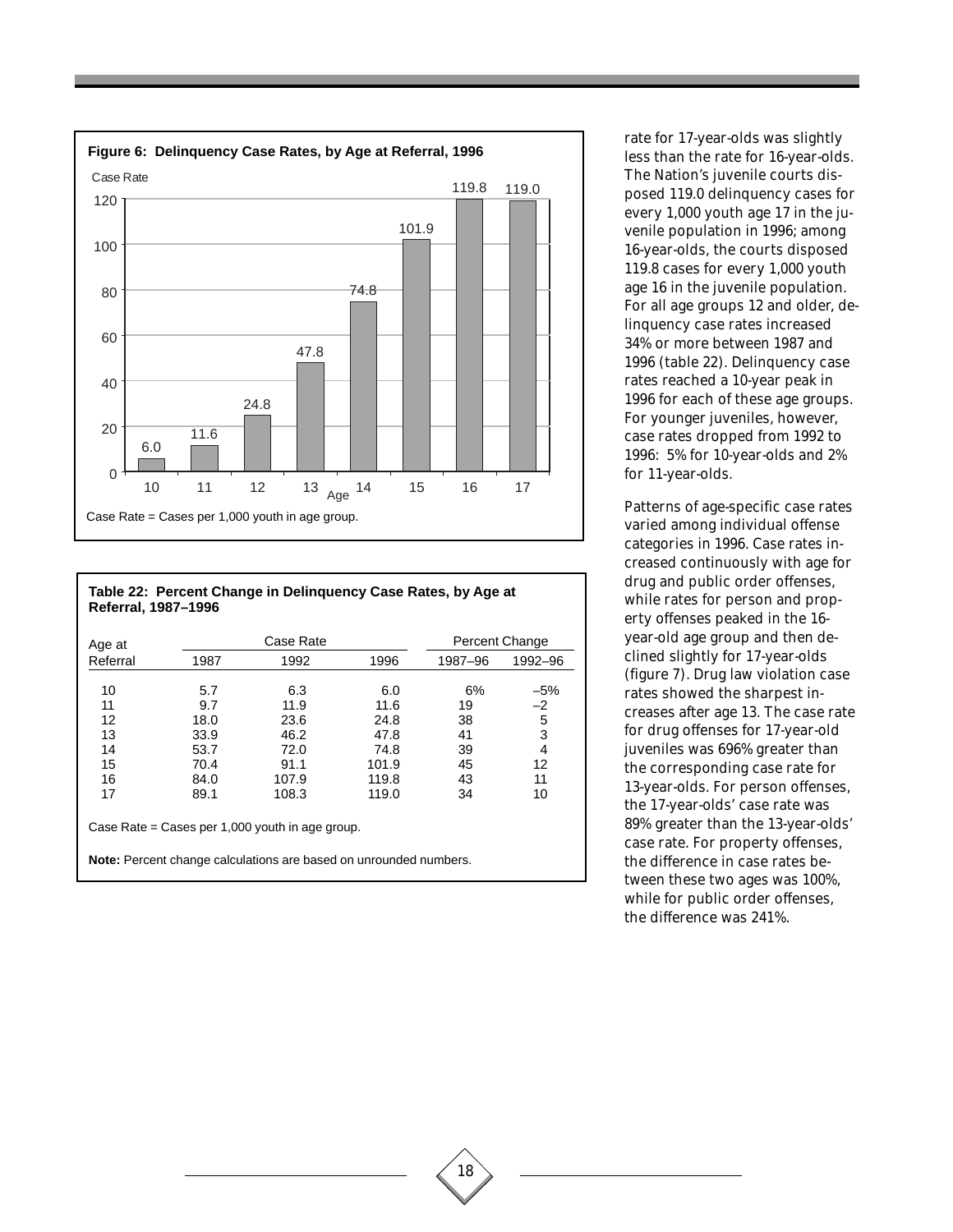**Figure 6: Delinquency Case Rates, by Age at Referral, 1996**

| Age | Case Rate |
|---|---|
| 10 | 6.0 |
| 11 | 11.6 |
| 12 | 24.8 |
| 13 | 47.8 |
| 14 | 74.8 |
| 15 | 101.9 |
| 16 | 119.8 |
| 17 | 119.0 |

Case Rate = Cases per 1,000 youth in age group.

**Table 22: Percent Change in Delinquency Case Rates, by Age at Referral, 1987–1996**

| Age at Referral | Case Rate 1987 | Case Rate 1992 | Case Rate 1996 | Percent Change 1987–96 | Percent Change 1992–96 |
|---|---|---|---|---|---|
| 10 | 5.7 | 6.3 | 6.0 | 6% | –5% |
| 11 | 9.7 | 11.9 | 11.6 | 19 | –2 |
| 12 | 18.0 | 23.6 | 24.8 | 38 | 5 |
| 13 | 33.9 | 46.2 | 47.8 | 41 | 3 |
| 14 | 53.7 | 72.0 | 74.8 | 39 | 4 |
| 15 | 70.4 | 91.1 | 101.9 | 45 | 12 |
| 16 | 84.0 | 107.9 | 119.8 | 43 | 11 |
| 17 | 89.1 | 108.3 | 119.0 | 34 | 10 |

Case Rate = Cases per 1,000 youth in age group.

**Note:** Percent change calculations are based on unrounded numbers.

rate for 17-year-olds was slightly less than the rate for 16-year-olds. The Nation's juvenile courts disposed 119.0 delinquency cases for every 1,000 youth age 17 in the juvenile population in 1996; among 16-year-olds, the courts disposed 119.8 cases for every 1,000 youth age 16 in the juvenile population. For all age groups 12 and older, delinquency case rates increased 34% or more between 1987 and 1996 (table 22). Delinquency case rates reached a 10-year peak in 1996 for each of these age groups. For younger juveniles, however, case rates dropped from 1992 to 1996: 5% for 10-year-olds and 2% for 11-year-olds.

Patterns of age-specific case rates varied among individual offense categories in 1996. Case rates increased continuously with age for drug and public order offenses, while rates for person and property offenses peaked in the 16-year-old age group and then declined slightly for 17-year-olds (figure 7). Drug law violation case rates showed the sharpest increases after age 13. The case rate for drug offenses for 17-year-old juveniles was 696% greater than the corresponding case rate for 13-year-olds. For person offenses, the 17-year-olds' case rate was 89% greater than the 13-year-olds' case rate. For property offenses, the difference in case rates between these two ages was 100%, while for public order offenses, the difference was 241%.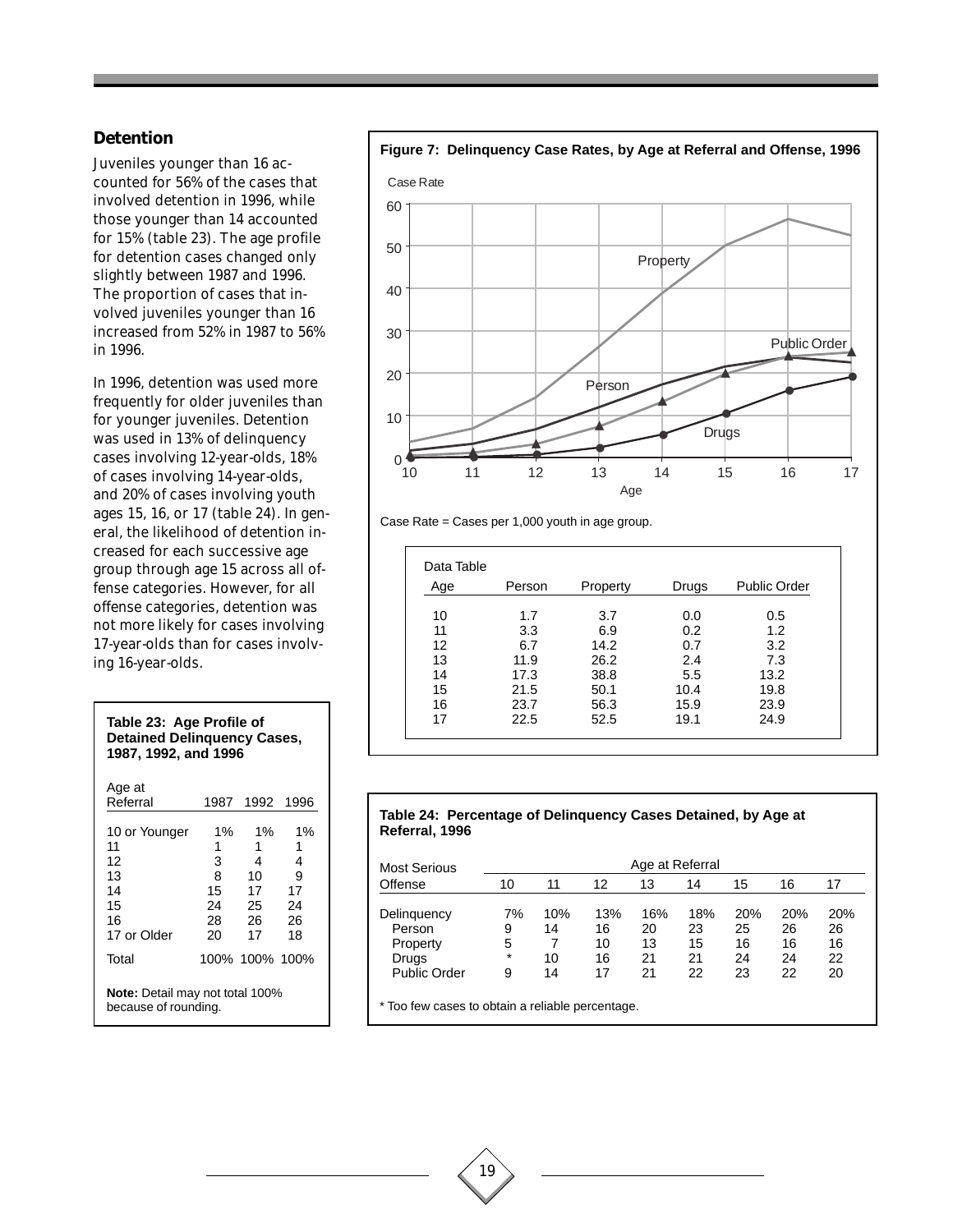## Detention

Juveniles younger than 16 accounted for 56% of the cases that involved detention in 1996, while those younger than 14 accounted for 15% (table 23). The age profile for detention cases changed only slightly between 1987 and 1996. The proportion of cases that involved juveniles younger than 16 increased from 52% in 1987 to 56% in 1996.

In 1996, detention was used more frequently for older juveniles than for younger juveniles. Detention was used in 13% of delinquency cases involving 12-year-olds, 18% of cases involving 14-year-olds, and 20% of cases involving youth ages 15, 16, or 17 (table 24). In general, the likelihood of detention increased for each successive age group through age 15 across all offense categories. However, for all offense categories, detention was not more likely for cases involving 17-year-olds than for cases involving 16-year-olds.

**Table 23: Age Profile of Detained Delinquency Cases, 1987, 1992, and 1996**

| Age at Referral | 1987 | 1992 | 1996 |
|---|---|---|---|
| 10 or Younger | 1% | 1% | 1% |
| 11 | 1 | 1 | 1 |
| 12 | 3 | 4 | 4 |
| 13 | 8 | 10 | 9 |
| 14 | 15 | 17 | 17 |
| 15 | 24 | 25 | 24 |
| 16 | 28 | 26 | 26 |
| 17 or Older | 20 | 17 | 18 |
| Total | 100% | 100% | 100% |

**Note:** Detail may not total 100% because of rounding.

**Figure 7: Delinquency Case Rates, by Age at Referral and Offense, 1996**

Case Rate = Cases per 1,000 youth in age group.

Data Table

| Age | Person | Property | Drugs | Public Order |
|---|---|---|---|---|
| 10 | 1.7 | 3.7 | 0.0 | 0.5 |
| 11 | 3.3 | 6.9 | 0.2 | 1.2 |
| 12 | 6.7 | 14.2 | 0.7 | 3.2 |
| 13 | 11.9 | 26.2 | 2.4 | 7.3 |
| 14 | 17.3 | 38.8 | 5.5 | 13.2 |
| 15 | 21.5 | 50.1 | 10.4 | 19.8 |
| 16 | 23.7 | 56.3 | 15.9 | 23.9 |
| 17 | 22.5 | 52.5 | 19.1 | 24.9 |

**Table 24: Percentage of Delinquency Cases Detained, by Age at Referral, 1996**

| Most Serious Offense | Age at Referral | | | | | | | |
|---|---|---|---|---|---|---|---|---|
| | 10 | 11 | 12 | 13 | 14 | 15 | 16 | 17 |
| Delinquency | 7% | 10% | 13% | 16% | 18% | 20% | 20% | 20% |
| Person | 9 | 14 | 16 | 20 | 23 | 25 | 26 | 26 |
| Property | 5 | 7 | 10 | 13 | 15 | 16 | 16 | 16 |
| Drugs | * | 10 | 16 | 21 | 21 | 24 | 24 | 22 |
| Public Order | 9 | 14 | 17 | 21 | 22 | 23 | 22 | 20 |

\* Too few cases to obtain a reliable percentage.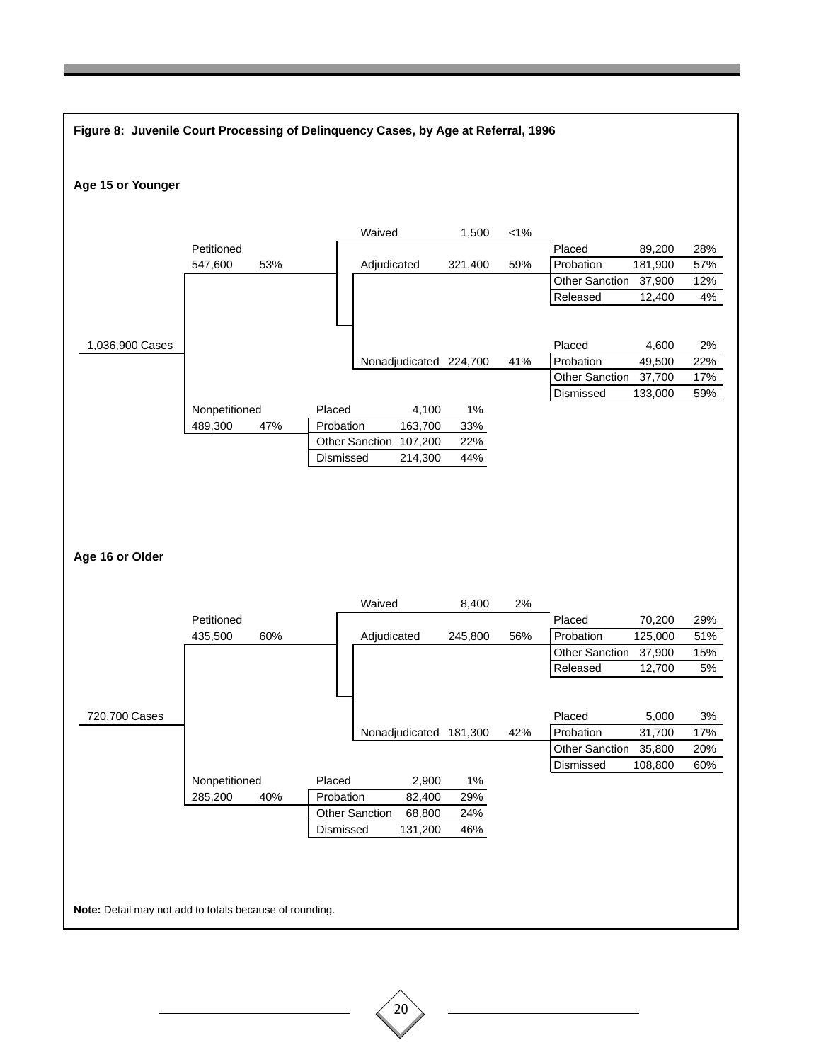**Figure 8: Juvenile Court Processing of Delinquency Cases, by Age at Referral, 1996**

### Age 15 or Younger

1,036,900 Cases

| Intake decision | Cases | Percent | Intake disposition | Cases | Percent | Judicial disposition | Cases | Percent |
|---|---|---|---|---|---|---|---|---|
| Petitioned | 547,600 | 53% | Waived | 1,500 | <1% | | | |
| | | | Adjudicated | 321,400 | 59% | Placed | 89,200 | 28% |
| | | | | | | Probation | 181,900 | 57% |
| | | | | | | Other Sanction | 37,900 | 12% |
| | | | | | | Released | 12,400 | 4% |
| | | | Nonadjudicated | 224,700 | 41% | Placed | 4,600 | 2% |
| | | | | | | Probation | 49,500 | 22% |
| | | | | | | Other Sanction | 37,700 | 17% |
| | | | | | | Dismissed | 133,000 | 59% |
| Nonpetitioned | 489,300 | 47% | Placed | 4,100 | 1% | | | |
| | | | Probation | 163,700 | 33% | | | |
| | | | Other Sanction | 107,200 | 22% | | | |
| | | | Dismissed | 214,300 | 44% | | | |

### Age 16 or Older

720,700 Cases

| Intake decision | Cases | Percent | Intake disposition | Cases | Percent | Judicial disposition | Cases | Percent |
|---|---|---|---|---|---|---|---|---|
| Petitioned | 435,500 | 60% | Waived | 8,400 | 2% | | | |
| | | | Adjudicated | 245,800 | 56% | Placed | 70,200 | 29% |
| | | | | | | Probation | 125,000 | 51% |
| | | | | | | Other Sanction | 37,900 | 15% |
| | | | | | | Released | 12,700 | 5% |
| | | | Nonadjudicated | 181,300 | 42% | Placed | 5,000 | 3% |
| | | | | | | Probation | 31,700 | 17% |
| | | | | | | Other Sanction | 35,800 | 20% |
| | | | | | | Dismissed | 108,800 | 60% |
| Nonpetitioned | 285,200 | 40% | Placed | 2,900 | 1% | | | |
| | | | Probation | 82,400 | 29% | | | |
| | | | Other Sanction | 68,800 | 24% | | | |
| | | | Dismissed | 131,200 | 46% | | | |

**Note:** Detail may not add to totals because of rounding.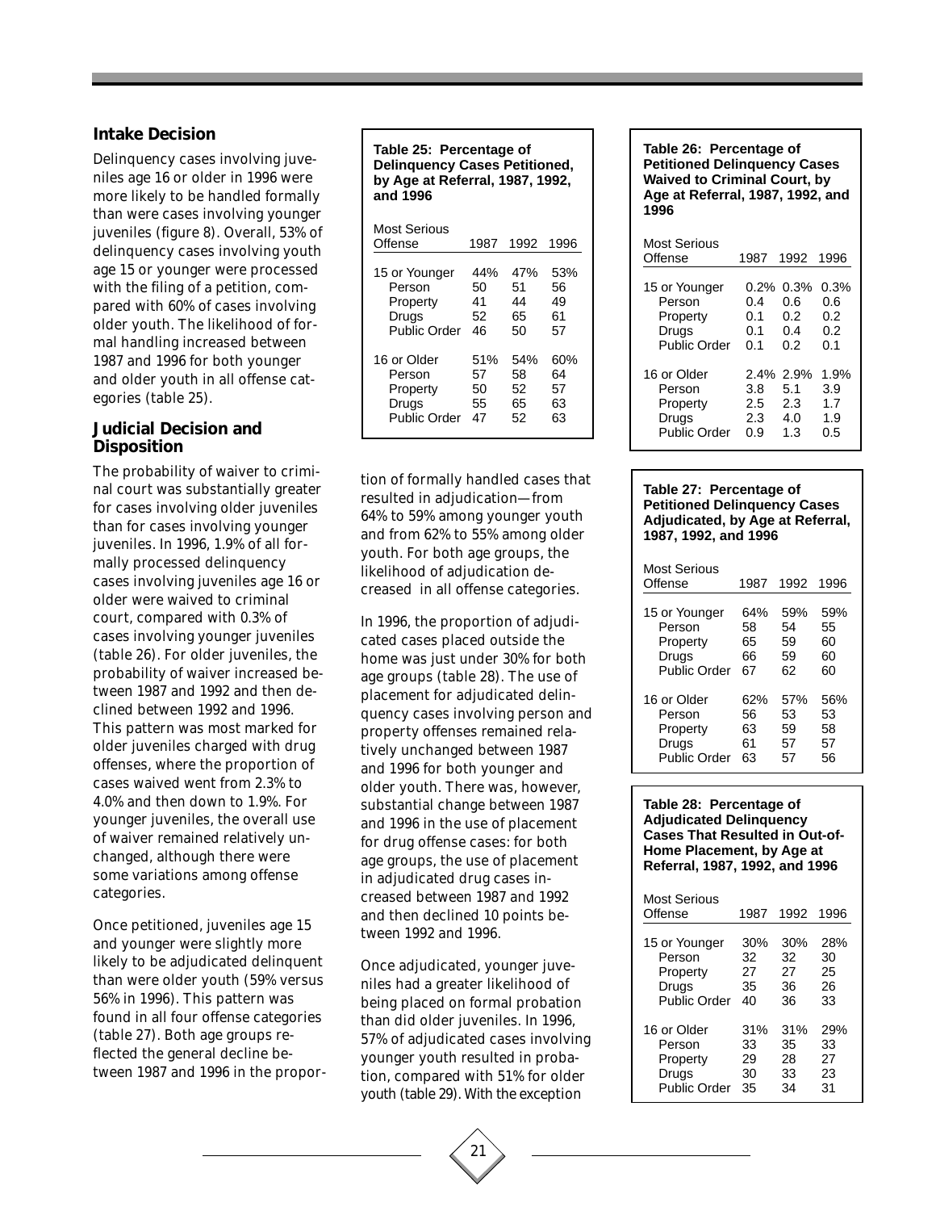## Intake Decision

Delinquency cases involving juveniles age 16 or older in 1996 were more likely to be handled formally than were cases involving younger juveniles (figure 8). Overall, 53% of delinquency cases involving youth age 15 or younger were processed with the filing of a petition, compared with 60% of cases involving older youth. The likelihood of formal handling increased between 1987 and 1996 for both younger and older youth in all offense categories (table 25).

## Judicial Decision and Disposition

The probability of waiver to criminal court was substantially greater for cases involving older juveniles than for cases involving younger juveniles. In 1996, 1.9% of all formally processed delinquency cases involving juveniles age 16 or older were waived to criminal court, compared with 0.3% of cases involving younger juveniles (table 26). For older juveniles, the probability of waiver increased between 1987 and 1992 and then declined between 1992 and 1996. This pattern was most marked for older juveniles charged with drug offenses, where the proportion of cases waived went from 2.3% to 4.0% and then down to 1.9%. For younger juveniles, the overall use of waiver remained relatively unchanged, although there were some variations among offense categories.

Once petitioned, juveniles age 15 and younger were slightly more likely to be adjudicated delinquent than were older youth (59% versus 56% in 1996). This pattern was found in all four offense categories (table 27). Both age groups reflected the general decline between 1987 and 1996 in the proportion of formally handled cases that resulted in adjudication—from 64% to 59% among younger youth and from 62% to 55% among older youth. For both age groups, the likelihood of adjudication decreased in all offense categories.

In 1996, the proportion of adjudicated cases placed outside the home was just under 30% for both age groups (table 28). The use of placement for adjudicated delinquency cases involving person and property offenses remained relatively unchanged between 1987 and 1996 for both younger and older youth. There was, however, substantial change between 1987 and 1996 in the use of placement for drug offense cases: for both age groups, the use of placement in adjudicated drug cases increased between 1987 and 1992 and then declined 10 points between 1992 and 1996.

Once adjudicated, younger juveniles had a greater likelihood of being placed on formal probation than did older juveniles. In 1996, 57% of adjudicated cases involving younger youth resulted in probation, compared with 51% for older youth (table 29). With the exception

**Table 25: Percentage of Delinquency Cases Petitioned, by Age at Referral, 1987, 1992, and 1996**

| Most Serious Offense | 1987 | 1992 | 1996 |
|---|---|---|---|
| 15 or Younger | 44% | 47% | 53% |
| Person | 50 | 51 | 56 |
| Property | 41 | 44 | 49 |
| Drugs | 52 | 65 | 61 |
| Public Order | 46 | 50 | 57 |
| 16 or Older | 51% | 54% | 60% |
| Person | 57 | 58 | 64 |
| Property | 50 | 52 | 57 |
| Drugs | 55 | 65 | 63 |
| Public Order | 47 | 52 | 63 |

**Table 26: Percentage of Petitioned Delinquency Cases Waived to Criminal Court, by Age at Referral, 1987, 1992, and 1996**

| Most Serious Offense | 1987 | 1992 | 1996 |
|---|---|---|---|
| 15 or Younger | 0.2% | 0.3% | 0.3% |
| Person | 0.4 | 0.6 | 0.6 |
| Property | 0.1 | 0.2 | 0.2 |
| Drugs | 0.1 | 0.4 | 0.2 |
| Public Order | 0.1 | 0.2 | 0.1 |
| 16 or Older | 2.4% | 2.9% | 1.9% |
| Person | 3.8 | 5.1 | 3.9 |
| Property | 2.5 | 2.3 | 1.7 |
| Drugs | 2.3 | 4.0 | 1.9 |
| Public Order | 0.9 | 1.3 | 0.5 |

**Table 27: Percentage of Petitioned Delinquency Cases Adjudicated, by Age at Referral, 1987, 1992, and 1996**

| Most Serious Offense | 1987 | 1992 | 1996 |
|---|---|---|---|
| 15 or Younger | 64% | 59% | 59% |
| Person | 58 | 54 | 55 |
| Property | 65 | 59 | 60 |
| Drugs | 66 | 59 | 60 |
| Public Order | 67 | 62 | 60 |
| 16 or Older | 62% | 57% | 56% |
| Person | 56 | 53 | 53 |
| Property | 63 | 59 | 58 |
| Drugs | 61 | 57 | 57 |
| Public Order | 63 | 57 | 56 |

**Table 28: Percentage of Adjudicated Delinquency Cases That Resulted in Out-of-Home Placement, by Age at Referral, 1987, 1992, and 1996**

| Most Serious Offense | 1987 | 1992 | 1996 |
|---|---|---|---|
| 15 or Younger | 30% | 30% | 28% |
| Person | 32 | 32 | 30 |
| Property | 27 | 27 | 25 |
| Drugs | 35 | 36 | 26 |
| Public Order | 40 | 36 | 33 |
| 16 or Older | 31% | 31% | 29% |
| Person | 33 | 35 | 33 |
| Property | 29 | 28 | 27 |
| Drugs | 30 | 33 | 23 |
| Public Order | 35 | 34 | 31 |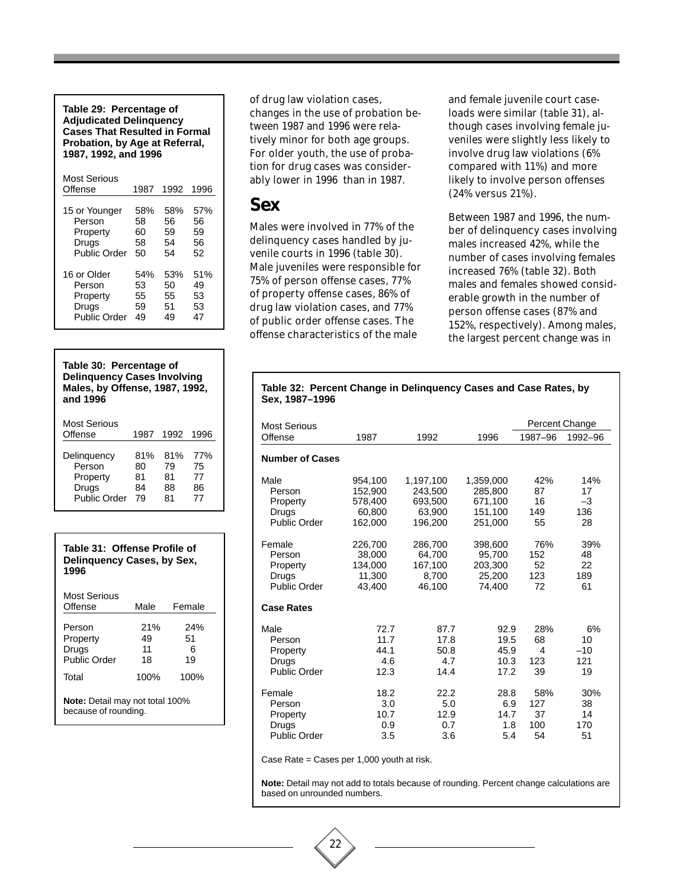**Table 29: Percentage of Adjudicated Delinquency Cases That Resulted in Formal Probation, by Age at Referral, 1987, 1992, and 1996**

| Most Serious Offense | 1987 | 1992 | 1996 |
|---|---|---|---|
| 15 or Younger | 58% | 58% | 57% |
| Person | 58 | 56 | 56 |
| Property | 60 | 59 | 59 |
| Drugs | 58 | 54 | 56 |
| Public Order | 50 | 54 | 52 |
| 16 or Older | 54% | 53% | 51% |
| Person | 53 | 50 | 49 |
| Property | 55 | 55 | 53 |
| Drugs | 59 | 51 | 53 |
| Public Order | 49 | 49 | 47 |

**Table 30: Percentage of Delinquency Cases Involving Males, by Offense, 1987, 1992, and 1996**

| Most Serious Offense | 1987 | 1992 | 1996 |
|---|---|---|---|
| Delinquency | 81% | 81% | 77% |
| Person | 80 | 79 | 75 |
| Property | 81 | 81 | 77 |
| Drugs | 84 | 88 | 86 |
| Public Order | 79 | 81 | 77 |

**Table 31: Offense Profile of Delinquency Cases, by Sex, 1996**

| Most Serious Offense | Male | Female |
|---|---|---|
| Person | 21% | 24% |
| Property | 49 | 51 |
| Drugs | 11 | 6 |
| Public Order | 18 | 19 |
| Total | 100% | 100% |

**Note:** Detail may not total 100% because of rounding.

of drug law violation cases, changes in the use of probation between 1987 and 1996 were relatively minor for both age groups. For older youth, the use of probation for drug cases was considerably lower in 1996 than in 1987.

## Sex

Males were involved in 77% of the delinquency cases handled by juvenile courts in 1996 (table 30). Male juveniles were responsible for 75% of person offense cases, 77% of property offense cases, 86% of drug law violation cases, and 77% of public order offense cases. The offense characteristics of the male and female juvenile court caseloads were similar (table 31), although cases involving female juveniles were slightly less likely to involve drug law violations (6% compared with 11%) and more likely to involve person offenses (24% versus 21%).

Between 1987 and 1996, the number of delinquency cases involving males increased 42%, while the number of cases involving females increased 76% (table 32). Both males and females showed considerable growth in the number of person offense cases (87% and 152%, respectively). Among males, the largest percent change was in

**Table 32: Percent Change in Delinquency Cases and Case Rates, by Sex, 1987–1996**

| Most Serious Offense | 1987 | 1992 | 1996 | Percent Change 1987–96 | Percent Change 1992–96 |
|---|---|---|---|---|---|
| **Number of Cases** | | | | | |
| Male | 954,100 | 1,197,100 | 1,359,000 | 42% | 14% |
| Person | 152,900 | 243,500 | 285,800 | 87 | 17 |
| Property | 578,400 | 693,500 | 671,100 | 16 | –3 |
| Drugs | 60,800 | 63,900 | 151,100 | 149 | 136 |
| Public Order | 162,000 | 196,200 | 251,000 | 55 | 28 |
| Female | 226,700 | 286,700 | 398,600 | 76% | 39% |
| Person | 38,000 | 64,700 | 95,700 | 152 | 48 |
| Property | 134,000 | 167,100 | 203,300 | 52 | 22 |
| Drugs | 11,300 | 8,700 | 25,200 | 123 | 189 |
| Public Order | 43,400 | 46,100 | 74,400 | 72 | 61 |
| **Case Rates** | | | | | |
| Male | 72.7 | 87.7 | 92.9 | 28% | 6% |
| Person | 11.7 | 17.8 | 19.5 | 68 | 10 |
| Property | 44.1 | 50.8 | 45.9 | 4 | –10 |
| Drugs | 4.6 | 4.7 | 10.3 | 123 | 121 |
| Public Order | 12.3 | 14.4 | 17.2 | 39 | 19 |
| Female | 18.2 | 22.2 | 28.8 | 58% | 30% |
| Person | 3.0 | 5.0 | 6.9 | 127 | 38 |
| Property | 10.7 | 12.9 | 14.7 | 37 | 14 |
| Drugs | 0.9 | 0.7 | 1.8 | 100 | 170 |
| Public Order | 3.5 | 3.6 | 5.4 | 54 | 51 |

Case Rate = Cases per 1,000 youth at risk.

**Note:** Detail may not add to totals because of rounding. Percent change calculations are based on unrounded numbers.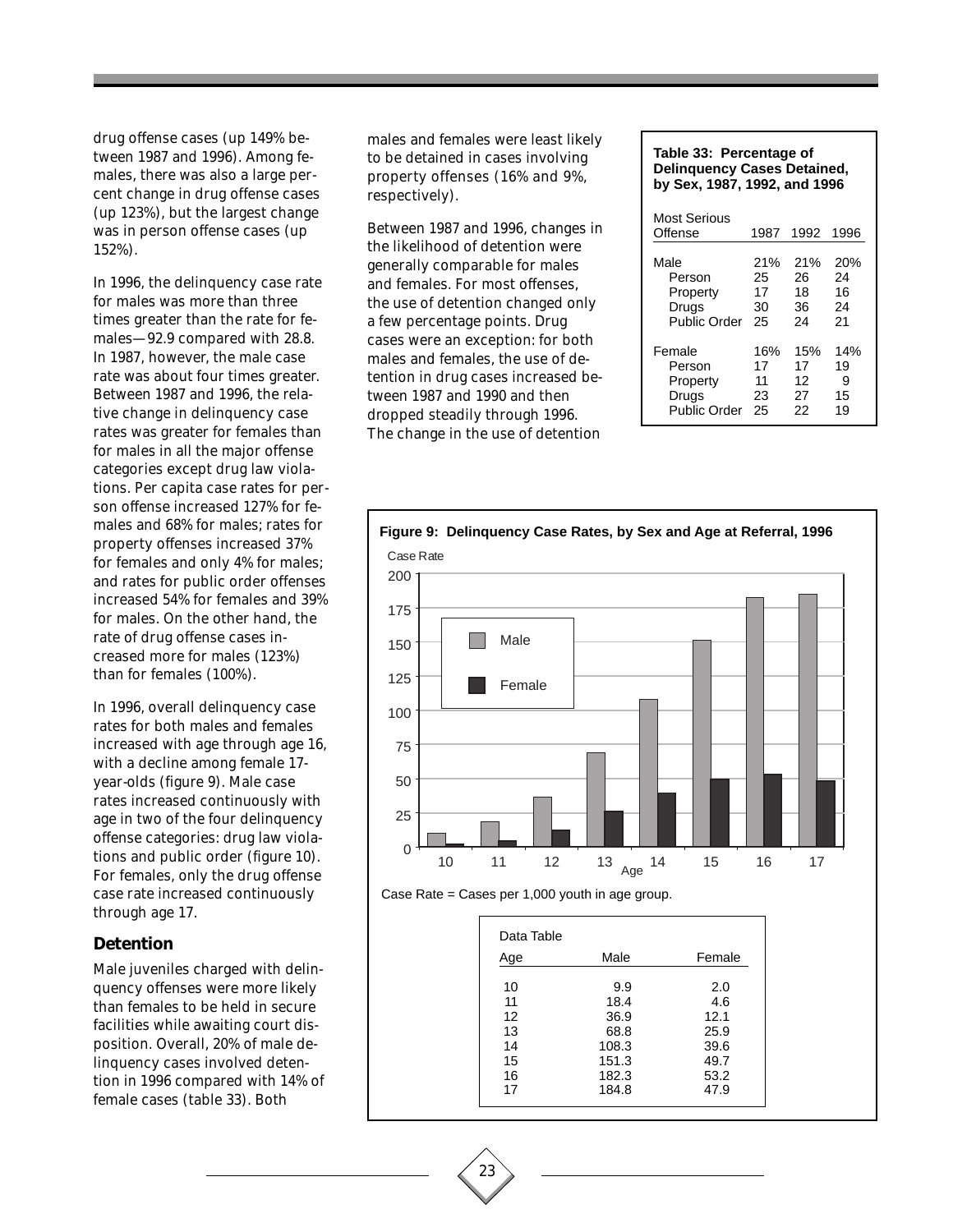drug offense cases (up 149% between 1987 and 1996). Among females, there was also a large percent change in drug offense cases (up 123%), but the largest change was in person offense cases (up 152%).

In 1996, the delinquency case rate for males was more than three times greater than the rate for females—92.9 compared with 28.8. In 1987, however, the male case rate was about four times greater. Between 1987 and 1996, the relative change in delinquency case rates was greater for females than for males in all the major offense categories except drug law violations. Per capita case rates for person offense increased 127% for females and 68% for males; rates for property offenses increased 37% for females and only 4% for males; and rates for public order offenses increased 54% for females and 39% for males. On the other hand, the rate of drug offense cases increased more for males (123%) than for females (100%).

In 1996, overall delinquency case rates for both males and females increased with age through age 16, with a decline among female 17-year-olds (figure 9). Male case rates increased continuously with age in two of the four delinquency offense categories: drug law violations and public order (figure 10). For females, only the drug offense case rate increased continuously through age 17.

## Detention

Male juveniles charged with delinquency offenses were more likely than females to be held in secure facilities while awaiting court disposition. Overall, 20% of male delinquency cases involved detention in 1996 compared with 14% of female cases (table 33). Both males and females were least likely to be detained in cases involving property offenses (16% and 9%, respectively).

Between 1987 and 1996, changes in the likelihood of detention were generally comparable for males and females. For most offenses, the use of detention changed only a few percentage points. Drug cases were an exception: for both males and females, the use of detention in drug cases increased between 1987 and 1990 and then dropped steadily through 1996. The change in the use of detention

**Table 33: Percentage of Delinquency Cases Detained, by Sex, 1987, 1992, and 1996**

| Most Serious Offense | 1987 | 1992 | 1996 |
|---|---|---|---|
| Male | 21% | 21% | 20% |
| Person | 25 | 26 | 24 |
| Property | 17 | 18 | 16 |
| Drugs | 30 | 36 | 24 |
| Public Order | 25 | 24 | 21 |
| Female | 16% | 15% | 14% |
| Person | 17 | 17 | 19 |
| Property | 11 | 12 | 9 |
| Drugs | 23 | 27 | 15 |
| Public Order | 25 | 22 | 19 |

**Figure 9: Delinquency Case Rates, by Sex and Age at Referral, 1996**

Case Rate = Cases per 1,000 youth in age group.

Data Table

| Age | Male | Female |
|---|---|---|
| 10 | 9.9 | 2.0 |
| 11 | 18.4 | 4.6 |
| 12 | 36.9 | 12.1 |
| 13 | 68.8 | 25.9 |
| 14 | 108.3 | 39.6 |
| 15 | 151.3 | 49.7 |
| 16 | 182.3 | 53.2 |
| 17 | 184.8 | 47.9 |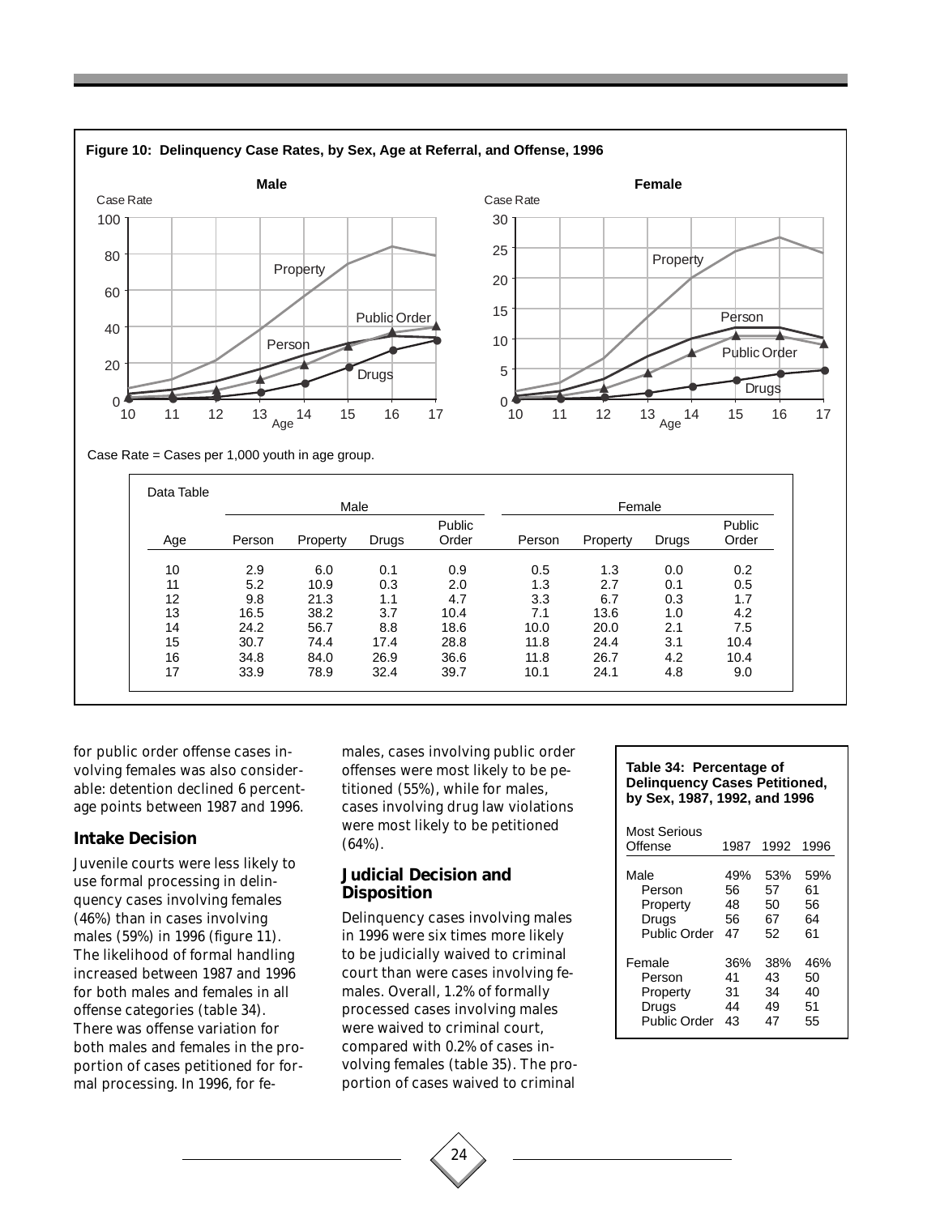**Figure 10: Delinquency Case Rates, by Sex, Age at Referral, and Offense, 1996**

Case Rate = Cases per 1,000 youth in age group.

Data Table

| Age | Male Person | Male Property | Male Drugs | Male Public Order | Female Person | Female Property | Female Drugs | Female Public Order |
|---|---|---|---|---|---|---|---|---|
| 10 | 2.9 | 6.0 | 0.1 | 0.9 | 0.5 | 1.3 | 0.0 | 0.2 |
| 11 | 5.2 | 10.9 | 0.3 | 2.0 | 1.3 | 2.7 | 0.1 | 0.5 |
| 12 | 9.8 | 21.3 | 1.1 | 4.7 | 3.3 | 6.7 | 0.3 | 1.7 |
| 13 | 16.5 | 38.2 | 3.7 | 10.4 | 7.1 | 13.6 | 1.0 | 4.2 |
| 14 | 24.2 | 56.7 | 8.8 | 18.6 | 10.0 | 20.0 | 2.1 | 7.5 |
| 15 | 30.7 | 74.4 | 17.4 | 28.8 | 11.8 | 24.4 | 3.1 | 10.4 |
| 16 | 34.8 | 84.0 | 26.9 | 36.6 | 11.8 | 26.7 | 4.2 | 10.4 |
| 17 | 33.9 | 78.9 | 32.4 | 39.7 | 10.1 | 24.1 | 4.8 | 9.0 |

for public order offense cases involving females was also considerable: detention declined 6 percentage points between 1987 and 1996.

## Intake Decision

Juvenile courts were less likely to use formal processing in delinquency cases involving females (46%) than in cases involving males (59%) in 1996 (figure 11). The likelihood of formal handling increased between 1987 and 1996 for both males and females in all offense categories (table 34). There was offense variation for both males and females in the proportion of cases petitioned for formal processing. In 1996, for females, cases involving public order offenses were most likely to be petitioned (55%), while for males, cases involving drug law violations were most likely to be petitioned (64%).

## Judicial Decision and Disposition

Delinquency cases involving males in 1996 were six times more likely to be judicially waived to criminal court than were cases involving females. Overall, 1.2% of formally processed cases involving males were waived to criminal court, compared with 0.2% of cases involving females (table 35). The proportion of cases waived to criminal

**Table 34: Percentage of Delinquency Cases Petitioned, by Sex, 1987, 1992, and 1996**

| Most Serious Offense | 1987 | 1992 | 1996 |
|---|---|---|---|
| Male | 49% | 53% | 59% |
| Person | 56 | 57 | 61 |
| Property | 48 | 50 | 56 |
| Drugs | 56 | 67 | 64 |
| Public Order | 47 | 52 | 61 |
| Female | 36% | 38% | 46% |
| Person | 41 | 43 | 50 |
| Property | 31 | 34 | 40 |
| Drugs | 44 | 49 | 51 |
| Public Order | 43 | 47 | 55 |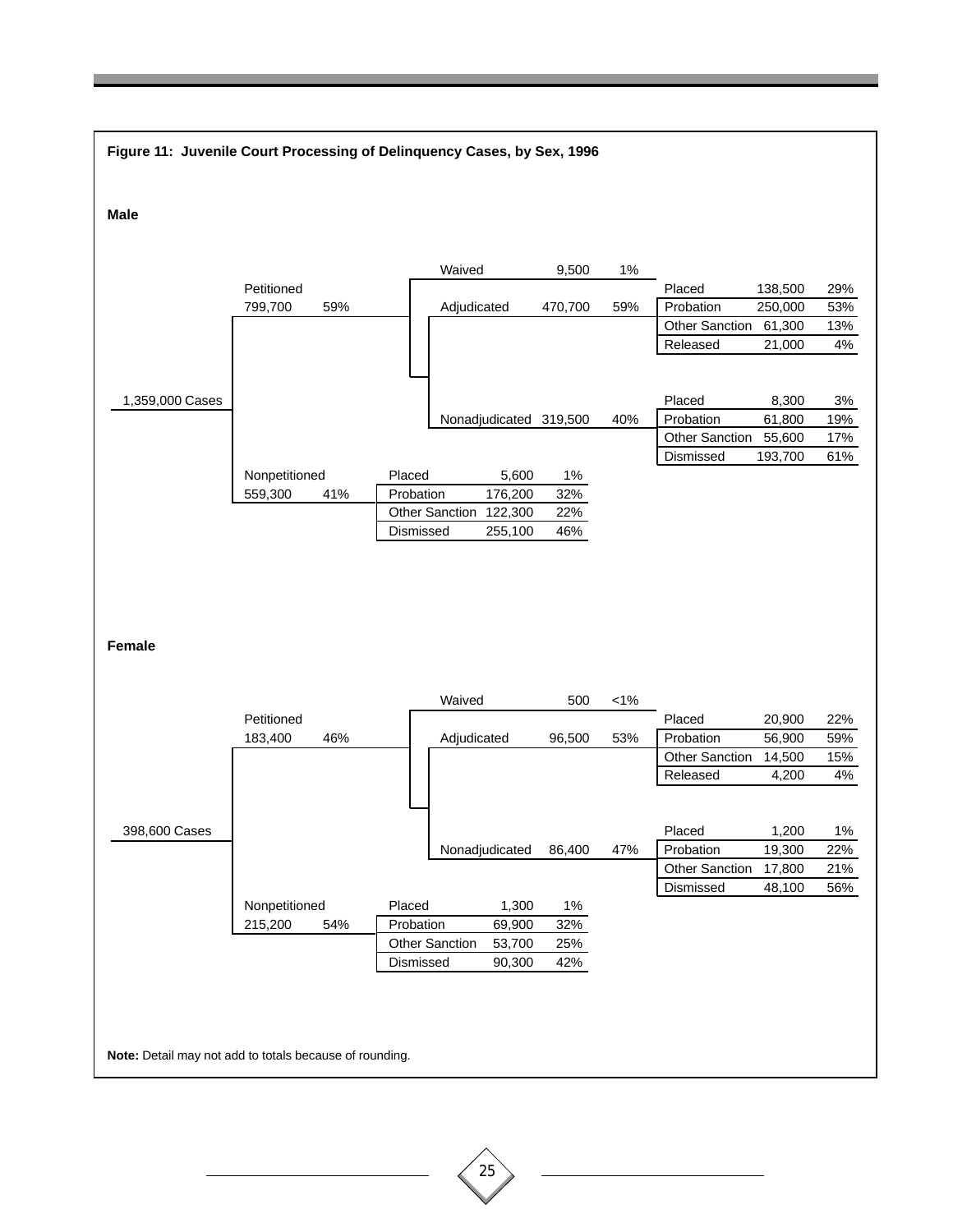**Figure 11: Juvenile Court Processing of Delinquency Cases, by Sex, 1996**

### Male

1,359,000 Cases

- Petitioned: 799,700 (59%)
  - Waived: 9,500 (1%)
  - Adjudicated: 470,700 (59%)

| Disposition | Cases | Percent |
|---|---|---|
| Placed | 138,500 | 29% |
| Probation | 250,000 | 53% |
| Other Sanction | 61,300 | 13% |
| Released | 21,000 | 4% |

  - Nonadjudicated: 319,500 (40%)

| Disposition | Cases | Percent |
|---|---|---|
| Placed | 8,300 | 3% |
| Probation | 61,800 | 19% |
| Other Sanction | 55,600 | 17% |
| Dismissed | 193,700 | 61% |

- Nonpetitioned: 559,300 (41%)

| Disposition | Cases | Percent |
|---|---|---|
| Placed | 5,600 | 1% |
| Probation | 176,200 | 32% |
| Other Sanction | 122,300 | 22% |
| Dismissed | 255,100 | 46% |

### Female

398,600 Cases

- Petitioned: 183,400 (46%)
  - Waived: 500 (<1%)
  - Adjudicated: 96,500 (53%)

| Disposition | Cases | Percent |
|---|---|---|
| Placed | 20,900 | 22% |
| Probation | 56,900 | 59% |
| Other Sanction | 14,500 | 15% |
| Released | 4,200 | 4% |

  - Nonadjudicated: 86,400 (47%)

| Disposition | Cases | Percent |
|---|---|---|
| Placed | 1,200 | 1% |
| Probation | 19,300 | 22% |
| Other Sanction | 17,800 | 21% |
| Dismissed | 48,100 | 56% |

- Nonpetitioned: 215,200 (54%)

| Disposition | Cases | Percent |
|---|---|---|
| Placed | 1,300 | 1% |
| Probation | 69,900 | 32% |
| Other Sanction | 53,700 | 25% |
| Dismissed | 90,300 | 42% |

**Note:** Detail may not add to totals because of rounding.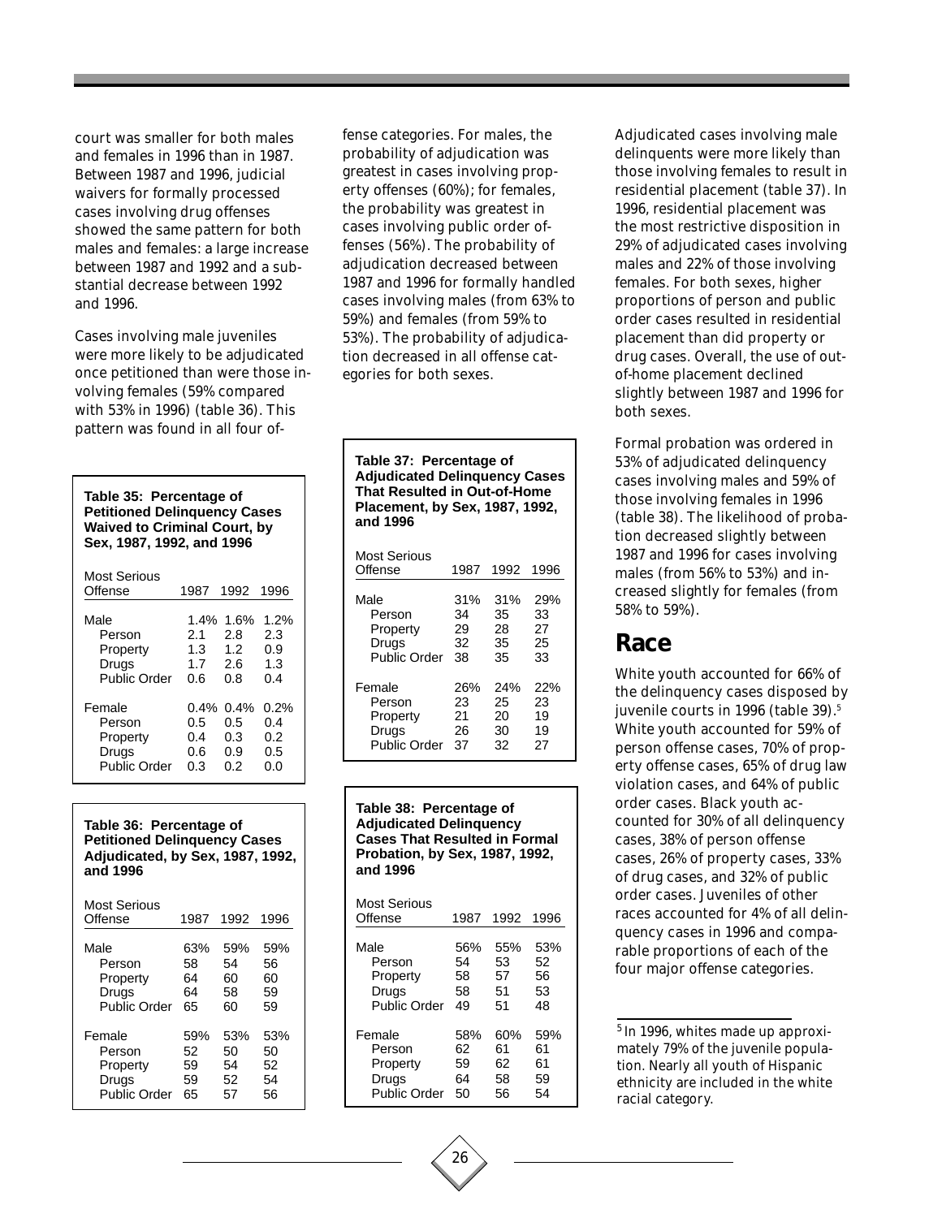court was smaller for both males and females in 1996 than in 1987. Between 1987 and 1996, judicial waivers for formally processed cases involving drug offenses showed the same pattern for both males and females: a large increase between 1987 and 1992 and a substantial decrease between 1992 and 1996.

Cases involving male juveniles were more likely to be adjudicated once petitioned than were those involving females (59% compared with 53% in 1996) (table 36). This pattern was found in all four offense categories. For males, the probability of adjudication was greatest in cases involving property offenses (60%); for females, the probability was greatest in cases involving public order offenses (56%). The probability of adjudication decreased between 1987 and 1996 for formally handled cases involving males (from 63% to 59%) and females (from 59% to 53%). The probability of adjudication decreased in all offense categories for both sexes.

**Table 35: Percentage of Petitioned Delinquency Cases Waived to Criminal Court, by Sex, 1987, 1992, and 1996**

| Most Serious Offense | 1987 | 1992 | 1996 |
|---|---|---|---|
| Male | 1.4% | 1.6% | 1.2% |
| Person | 2.1 | 2.8 | 2.3 |
| Property | 1.3 | 1.2 | 0.9 |
| Drugs | 1.7 | 2.6 | 1.3 |
| Public Order | 0.6 | 0.8 | 0.4 |
| Female | 0.4% | 0.4% | 0.2% |
| Person | 0.5 | 0.5 | 0.4 |
| Property | 0.4 | 0.3 | 0.2 |
| Drugs | 0.6 | 0.9 | 0.5 |
| Public Order | 0.3 | 0.2 | 0.0 |

**Table 36: Percentage of Petitioned Delinquency Cases Adjudicated, by Sex, 1987, 1992, and 1996**

| Most Serious Offense | 1987 | 1992 | 1996 |
|---|---|---|---|
| Male | 63% | 59% | 59% |
| Person | 58 | 54 | 56 |
| Property | 64 | 60 | 60 |
| Drugs | 64 | 58 | 59 |
| Public Order | 65 | 60 | 59 |
| Female | 59% | 53% | 53% |
| Person | 52 | 50 | 50 |
| Property | 59 | 54 | 52 |
| Drugs | 59 | 52 | 54 |
| Public Order | 65 | 57 | 56 |

**Table 37: Percentage of Adjudicated Delinquency Cases That Resulted in Out-of-Home Placement, by Sex, 1987, 1992, and 1996**

| Most Serious Offense | 1987 | 1992 | 1996 |
|---|---|---|---|
| Male | 31% | 31% | 29% |
| Person | 34 | 35 | 33 |
| Property | 29 | 28 | 27 |
| Drugs | 32 | 35 | 25 |
| Public Order | 38 | 35 | 33 |
| Female | 26% | 24% | 22% |
| Person | 23 | 25 | 23 |
| Property | 21 | 20 | 19 |
| Drugs | 26 | 30 | 19 |
| Public Order | 37 | 32 | 27 |

**Table 38: Percentage of Adjudicated Delinquency Cases That Resulted in Formal Probation, by Sex, 1987, 1992, and 1996**

| Most Serious Offense | 1987 | 1992 | 1996 |
|---|---|---|---|
| Male | 56% | 55% | 53% |
| Person | 54 | 53 | 52 |
| Property | 58 | 57 | 56 |
| Drugs | 58 | 51 | 53 |
| Public Order | 49 | 51 | 48 |
| Female | 58% | 60% | 59% |
| Person | 62 | 61 | 61 |
| Property | 59 | 62 | 61 |
| Drugs | 64 | 58 | 59 |
| Public Order | 50 | 56 | 54 |

Adjudicated cases involving male delinquents were more likely than those involving females to result in residential placement (table 37). In 1996, residential placement was the most restrictive disposition in 29% of adjudicated cases involving males and 22% of those involving females. For both sexes, higher proportions of person and public order cases resulted in residential placement than did property or drug cases. Overall, the use of out-of-home placement declined slightly between 1987 and 1996 for both sexes.

Formal probation was ordered in 53% of adjudicated delinquency cases involving males and 59% of those involving females in 1996 (table 38). The likelihood of probation decreased slightly between 1987 and 1996 for cases involving males (from 56% to 53%) and increased slightly for females (from 58% to 59%).

## Race

White youth accounted for 66% of the delinquency cases disposed by juvenile courts in 1996 (table 39).[5] White youth accounted for 59% of person offense cases, 70% of property offense cases, 65% of drug law violation cases, and 64% of public order cases. Black youth accounted for 30% of all delinquency cases, 38% of person offense cases, 26% of property cases, 33% of drug cases, and 32% of public order cases. Juveniles of other races accounted for 4% of all delinquency cases in 1996 and comparable proportions of each of the four major offense categories.

[5] In 1996, whites made up approximately 79% of the juvenile population. Nearly all youth of Hispanic ethnicity are included in the white racial category.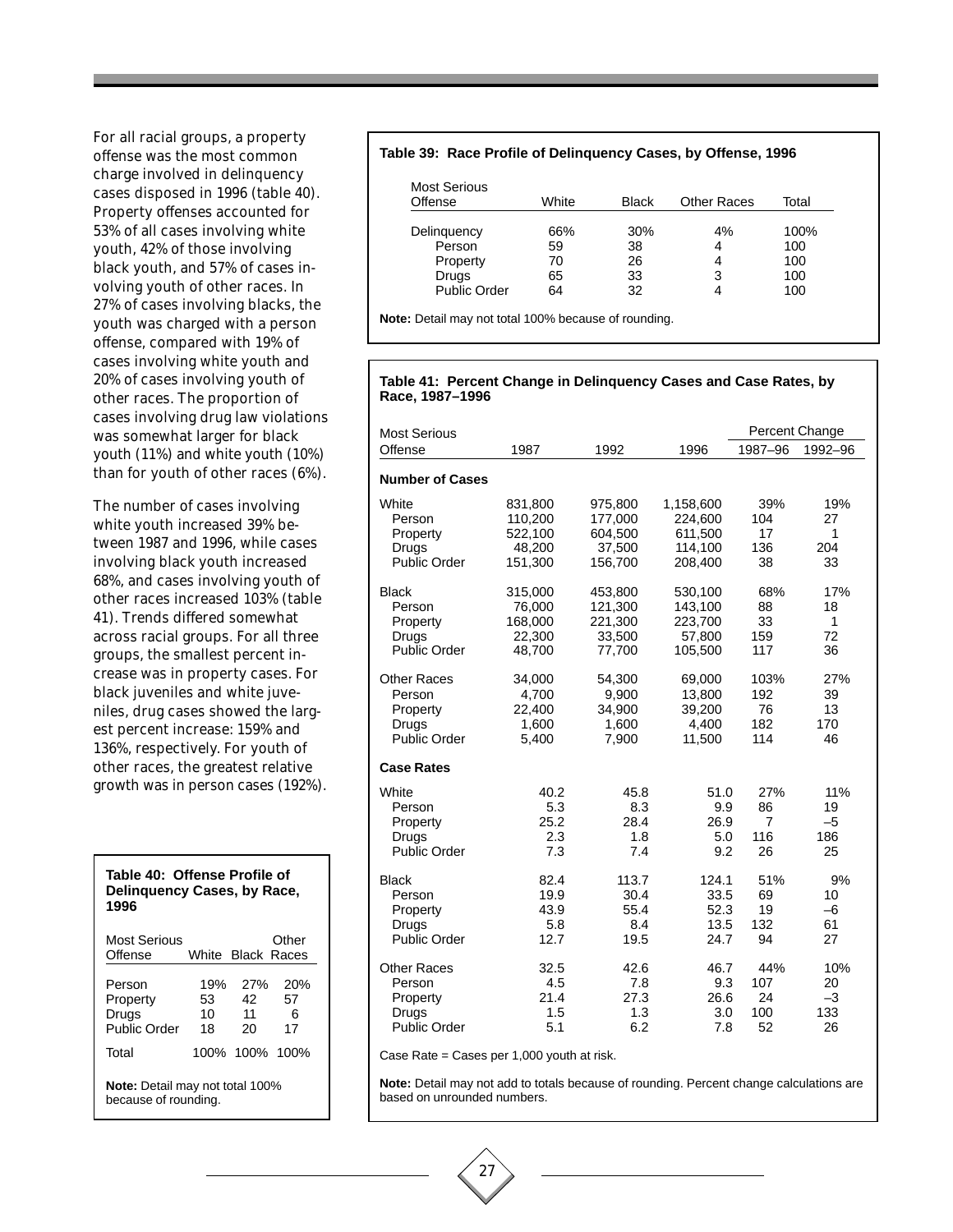For all racial groups, a property offense was the most common charge involved in delinquency cases disposed in 1996 (table 40). Property offenses accounted for 53% of all cases involving white youth, 42% of those involving black youth, and 57% of cases involving youth of other races. In 27% of cases involving blacks, the youth was charged with a person offense, compared with 19% of cases involving white youth and 20% of cases involving youth of other races. The proportion of cases involving drug law violations was somewhat larger for black youth (11%) and white youth (10%) than for youth of other races (6%).

The number of cases involving white youth increased 39% between 1987 and 1996, while cases involving black youth increased 68%, and cases involving youth of other races increased 103% (table 41). Trends differed somewhat across racial groups. For all three groups, the smallest percent increase was in property cases. For black juveniles and white juveniles, drug cases showed the largest percent increase: 159% and 136%, respectively. For youth of other races, the greatest relative growth was in person cases (192%).

**Table 40: Offense Profile of Delinquency Cases, by Race, 1996**

| Most Serious Offense | White | Black | Other Races |
|---|---|---|---|
| Person | 19% | 27% | 20% |
| Property | 53 | 42 | 57 |
| Drugs | 10 | 11 | 6 |
| Public Order | 18 | 20 | 17 |
| Total | 100% | 100% | 100% |

**Note:** Detail may not total 100% because of rounding.

**Table 39: Race Profile of Delinquency Cases, by Offense, 1996**

| Most Serious Offense | White | Black | Other Races | Total |
|---|---|---|---|---|
| Delinquency | 66% | 30% | 4% | 100% |
| Person | 59 | 38 | 4 | 100 |
| Property | 70 | 26 | 4 | 100 |
| Drugs | 65 | 33 | 3 | 100 |
| Public Order | 64 | 32 | 4 | 100 |

**Note:** Detail may not total 100% because of rounding.

**Table 41: Percent Change in Delinquency Cases and Case Rates, by Race, 1987–1996**

| Most Serious | | | | Percent Change | |
|---|---|---|---|---|---|
| Offense | 1987 | 1992 | 1996 | 1987–96 | 1992–96 |
| **Number of Cases** | | | | | |
| White | 831,800 | 975,800 | 1,158,600 | 39% | 19% |
| Person | 110,200 | 177,000 | 224,600 | 104 | 27 |
| Property | 522,100 | 604,500 | 611,500 | 17 | 1 |
| Drugs | 48,200 | 37,500 | 114,100 | 136 | 204 |
| Public Order | 151,300 | 156,700 | 208,400 | 38 | 33 |
| Black | 315,000 | 453,800 | 530,100 | 68% | 17% |
| Person | 76,000 | 121,300 | 143,100 | 88 | 18 |
| Property | 168,000 | 221,300 | 223,700 | 33 | 1 |
| Drugs | 22,300 | 33,500 | 57,800 | 159 | 72 |
| Public Order | 48,700 | 77,700 | 105,500 | 117 | 36 |
| Other Races | 34,000 | 54,300 | 69,000 | 103% | 27% |
| Person | 4,700 | 9,900 | 13,800 | 192 | 39 |
| Property | 22,400 | 34,900 | 39,200 | 76 | 13 |
| Drugs | 1,600 | 1,600 | 4,400 | 182 | 170 |
| Public Order | 5,400 | 7,900 | 11,500 | 114 | 46 |
| **Case Rates** | | | | | |
| White | 40.2 | 45.8 | 51.0 | 27% | 11% |
| Person | 5.3 | 8.3 | 9.9 | 86 | 19 |
| Property | 25.2 | 28.4 | 26.9 | 7 | –5 |
| Drugs | 2.3 | 1.8 | 5.0 | 116 | 186 |
| Public Order | 7.3 | 7.4 | 9.2 | 26 | 25 |
| Black | 82.4 | 113.7 | 124.1 | 51% | 9% |
| Person | 19.9 | 30.4 | 33.5 | 69 | 10 |
| Property | 43.9 | 55.4 | 52.3 | 19 | –6 |
| Drugs | 5.8 | 8.4 | 13.5 | 132 | 61 |
| Public Order | 12.7 | 19.5 | 24.7 | 94 | 27 |
| Other Races | 32.5 | 42.6 | 46.7 | 44% | 10% |
| Person | 4.5 | 7.8 | 9.3 | 107 | 20 |
| Property | 21.4 | 27.3 | 26.6 | 24 | –3 |
| Drugs | 1.5 | 1.3 | 3.0 | 100 | 133 |
| Public Order | 5.1 | 6.2 | 7.8 | 52 | 26 |

Case Rate = Cases per 1,000 youth at risk.

**Note:** Detail may not add to totals because of rounding. Percent change calculations are based on unrounded numbers.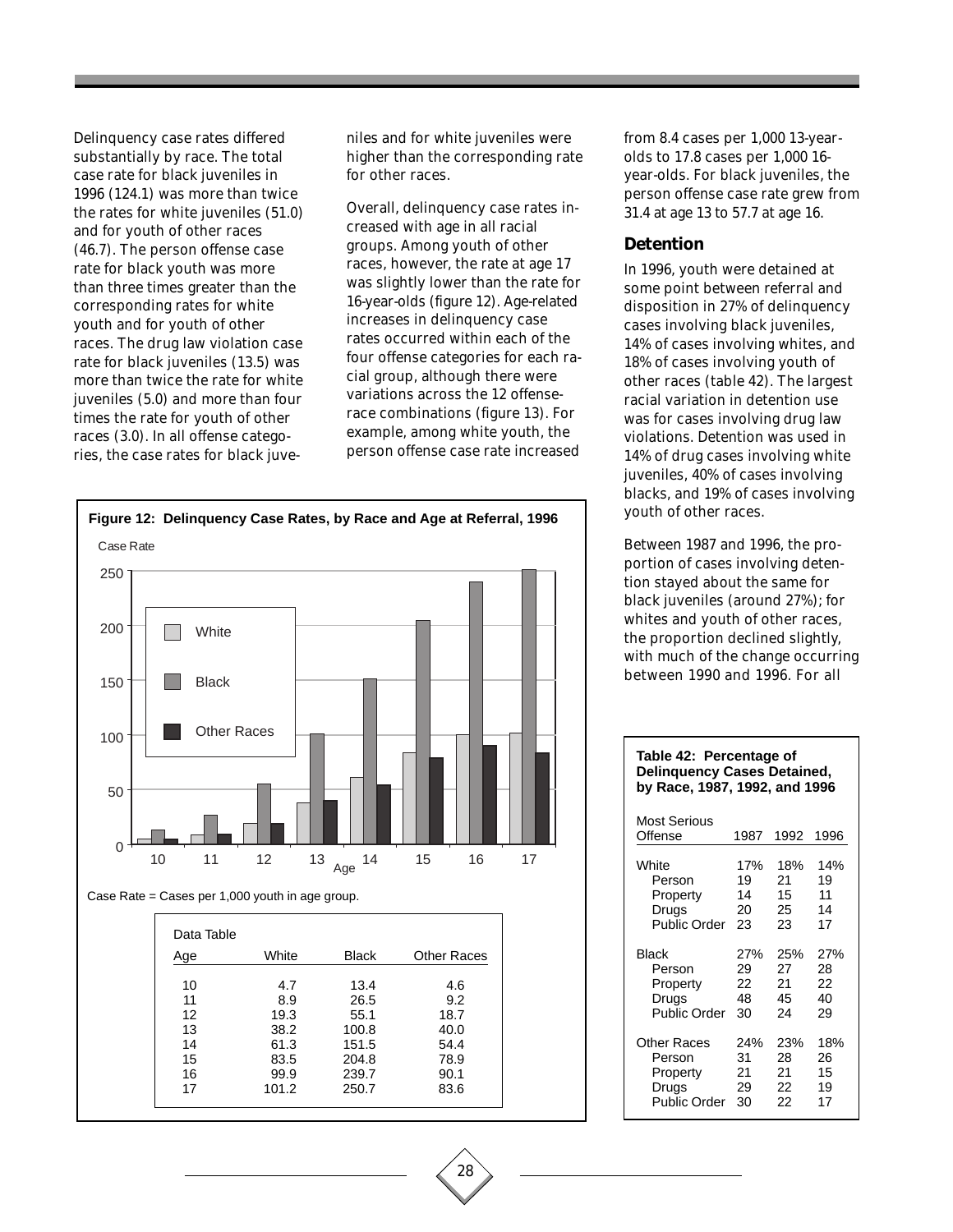Delinquency case rates differed substantially by race. The total case rate for black juveniles in 1996 (124.1) was more than twice the rates for white juveniles (51.0) and for youth of other races (46.7). The person offense case rate for black youth was more than three times greater than the corresponding rates for white youth and for youth of other races. The drug law violation case rate for black juveniles (13.5) was more than twice the rate for white juveniles (5.0) and more than four times the rate for youth of other races (3.0). In all offense categories, the case rates for black juveniles and for white juveniles were higher than the corresponding rate for other races.

Overall, delinquency case rates increased with age in all racial groups. Among youth of other races, however, the rate at age 17 was slightly lower than the rate for 16-year-olds (figure 12). Age-related increases in delinquency case rates occurred within each of the four offense categories for each racial group, although there were variations across the 12 offense-race combinations (figure 13). For example, among white youth, the person offense case rate increased from 8.4 cases per 1,000 13-year-olds to 17.8 cases per 1,000 16-year-olds. For black juveniles, the person offense case rate grew from 31.4 at age 13 to 57.7 at age 16.

**Figure 12: Delinquency Case Rates, by Race and Age at Referral, 1996**

Case Rate = Cases per 1,000 youth in age group.

Data Table

| Age | White | Black | Other Races |
|---|---|---|---|
| 10 | 4.7 | 13.4 | 4.6 |
| 11 | 8.9 | 26.5 | 9.2 |
| 12 | 19.3 | 55.1 | 18.7 |
| 13 | 38.2 | 100.8 | 40.0 |
| 14 | 61.3 | 151.5 | 54.4 |
| 15 | 83.5 | 204.8 | 78.9 |
| 16 | 99.9 | 239.7 | 90.1 |
| 17 | 101.2 | 250.7 | 83.6 |

## Detention

In 1996, youth were detained at some point between referral and disposition in 27% of delinquency cases involving black juveniles, 14% of cases involving whites, and 18% of cases involving youth of other races (table 42). The largest racial variation in detention use was for cases involving drug law violations. Detention was used in 14% of drug cases involving white juveniles, 40% of cases involving blacks, and 19% of cases involving youth of other races.

Between 1987 and 1996, the proportion of cases involving detention stayed about the same for black juveniles (around 27%); for whites and youth of other races, the proportion declined slightly, with much of the change occurring between 1990 and 1996. For all

**Table 42: Percentage of Delinquency Cases Detained, by Race, 1987, 1992, and 1996**

| Most Serious Offense | 1987 | 1992 | 1996 |
|---|---|---|---|
| White | 17% | 18% | 14% |
| Person | 19 | 21 | 19 |
| Property | 14 | 15 | 11 |
| Drugs | 20 | 25 | 14 |
| Public Order | 23 | 23 | 17 |
| Black | 27% | 25% | 27% |
| Person | 29 | 27 | 28 |
| Property | 22 | 21 | 22 |
| Drugs | 48 | 45 | 40 |
| Public Order | 30 | 24 | 29 |
| Other Races | 24% | 23% | 18% |
| Person | 31 | 28 | 26 |
| Property | 21 | 21 | 15 |
| Drugs | 29 | 22 | 19 |
| Public Order | 30 | 22 | 17 |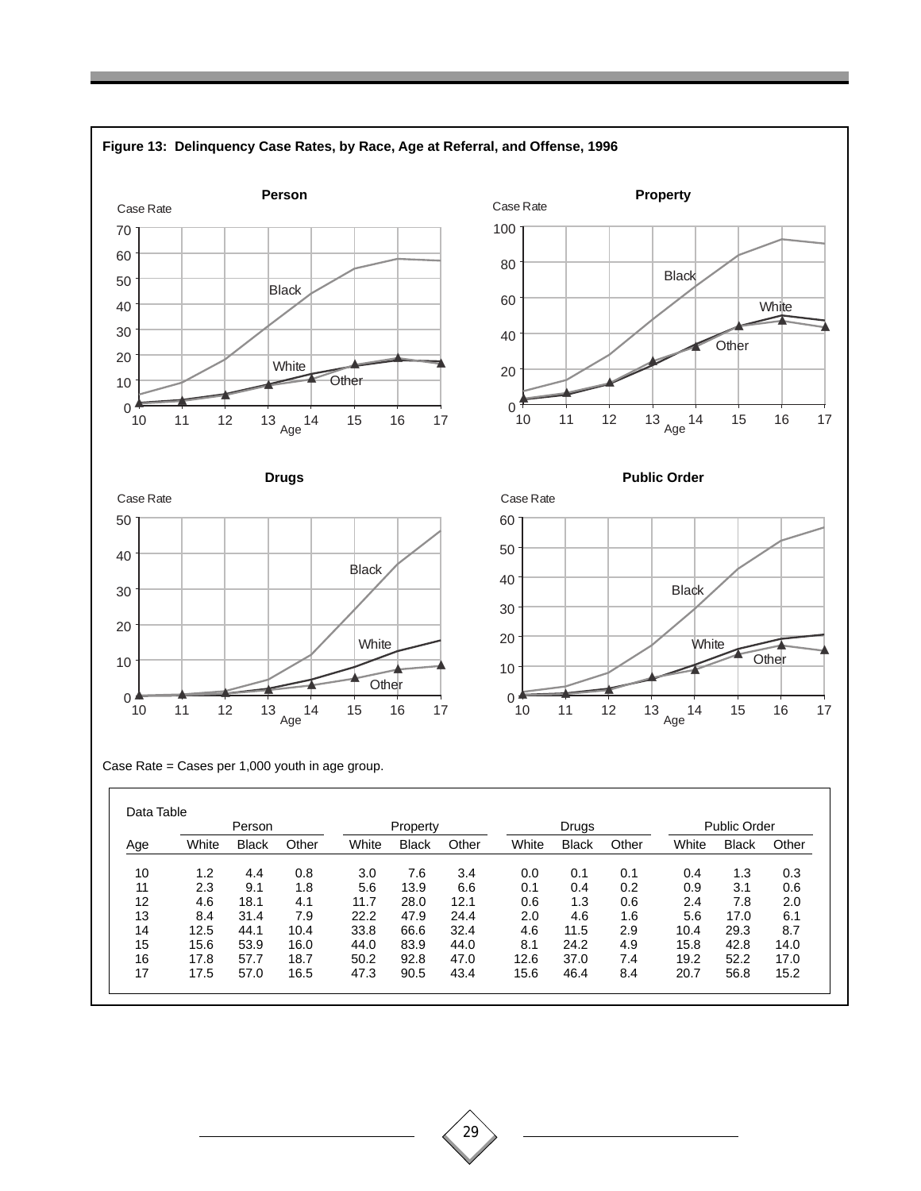**Figure 13: Delinquency Case Rates, by Race, Age at Referral, and Offense, 1996**

Case Rate = Cases per 1,000 youth in age group.

Data Table

| Age | Person | | | Property | | | Drugs | | | Public Order | | |
|---|---|---|---|---|---|---|---|---|---|---|---|---|
| | White | Black | Other | White | Black | Other | White | Black | Other | White | Black | Other |
| 10 | 1.2 | 4.4 | 0.8 | 3.0 | 7.6 | 3.4 | 0.0 | 0.1 | 0.1 | 0.4 | 1.3 | 0.3 |
| 11 | 2.3 | 9.1 | 1.8 | 5.6 | 13.9 | 6.6 | 0.1 | 0.4 | 0.2 | 0.9 | 3.1 | 0.6 |
| 12 | 4.6 | 18.1 | 4.1 | 11.7 | 28.0 | 12.1 | 0.6 | 1.3 | 0.6 | 2.4 | 7.8 | 2.0 |
| 13 | 8.4 | 31.4 | 7.9 | 22.2 | 47.9 | 24.4 | 2.0 | 4.6 | 1.6 | 5.6 | 17.0 | 6.1 |
| 14 | 12.5 | 44.1 | 10.4 | 33.8 | 66.6 | 32.4 | 4.6 | 11.5 | 2.9 | 10.4 | 29.3 | 8.7 |
| 15 | 15.6 | 53.9 | 16.0 | 44.0 | 83.9 | 44.0 | 8.1 | 24.2 | 4.9 | 15.8 | 42.8 | 14.0 |
| 16 | 17.8 | 57.7 | 18.7 | 50.2 | 92.8 | 47.0 | 12.6 | 37.0 | 7.4 | 19.2 | 52.2 | 17.0 |
| 17 | 17.5 | 57.0 | 16.5 | 47.3 | 90.5 | 43.4 | 15.6 | 46.4 | 8.4 | 20.7 | 56.8 | 15.2 |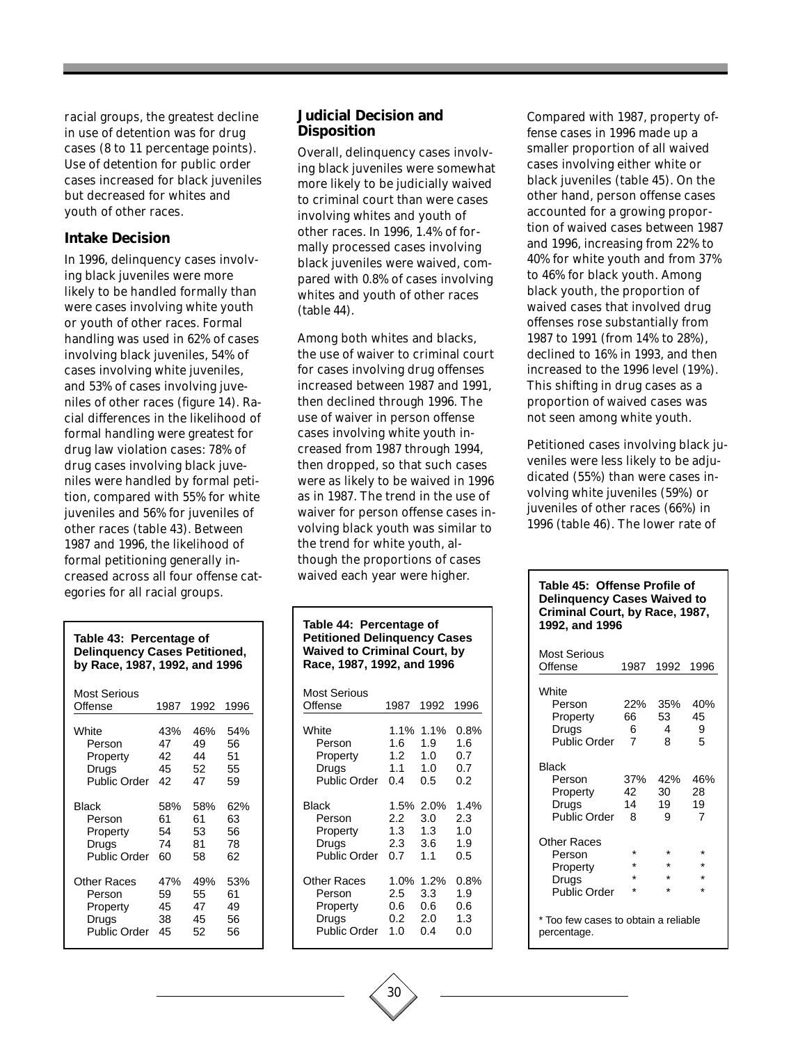racial groups, the greatest decline in use of detention was for drug cases (8 to 11 percentage points). Use of detention for public order cases increased for black juveniles but decreased for whites and youth of other races.

### Intake Decision

In 1996, delinquency cases involving black juveniles were more likely to be handled formally than were cases involving white youth or youth of other races. Formal handling was used in 62% of cases involving black juveniles, 54% of cases involving white juveniles, and 53% of cases involving juveniles of other races (figure 14). Racial differences in the likelihood of formal handling were greatest for drug law violation cases: 78% of drug cases involving black juveniles were handled by formal petition, compared with 55% for white juveniles and 56% for juveniles of other races (table 43). Between 1987 and 1996, the likelihood of formal petitioning generally increased across all four offense categories for all racial groups.

**Table 43: Percentage of Delinquency Cases Petitioned, by Race, 1987, 1992, and 1996**

| Most Serious Offense | 1987 | 1992 | 1996 |
|---|---|---|---|
| White | 43% | 46% | 54% |
| Person | 47 | 49 | 56 |
| Property | 42 | 44 | 51 |
| Drugs | 45 | 52 | 55 |
| Public Order | 42 | 47 | 59 |
| Black | 58% | 58% | 62% |
| Person | 61 | 61 | 63 |
| Property | 54 | 53 | 56 |
| Drugs | 74 | 81 | 78 |
| Public Order | 60 | 58 | 62 |
| Other Races | 47% | 49% | 53% |
| Person | 59 | 55 | 61 |
| Property | 45 | 47 | 49 |
| Drugs | 38 | 45 | 56 |
| Public Order | 45 | 52 | 56 |

### Judicial Decision and Disposition

Overall, delinquency cases involving black juveniles were somewhat more likely to be judicially waived to criminal court than were cases involving whites and youth of other races. In 1996, 1.4% of formally processed cases involving black juveniles were waived, compared with 0.8% of cases involving whites and youth of other races (table 44).

Among both whites and blacks, the use of waiver to criminal court for cases involving drug offenses increased between 1987 and 1991, then declined through 1996. The use of waiver in person offense cases involving white youth increased from 1987 through 1994, then dropped, so that such cases were as likely to be waived in 1996 as in 1987. The trend in the use of waiver for person offense cases involving black youth was similar to the trend for white youth, although the proportions of cases waived each year were higher.

**Table 44: Percentage of Petitioned Delinquency Cases Waived to Criminal Court, by Race, 1987, 1992, and 1996**

| Most Serious Offense | 1987 | 1992 | 1996 |
|---|---|---|---|
| White | 1.1% | 1.1% | 0.8% |
| Person | 1.6 | 1.9 | 1.6 |
| Property | 1.2 | 1.0 | 0.7 |
| Drugs | 1.1 | 1.0 | 0.7 |
| Public Order | 0.4 | 0.5 | 0.2 |
| Black | 1.5% | 2.0% | 1.4% |
| Person | 2.2 | 3.0 | 2.3 |
| Property | 1.3 | 1.3 | 1.0 |
| Drugs | 2.3 | 3.6 | 1.9 |
| Public Order | 0.7 | 1.1 | 0.5 |
| Other Races | 1.0% | 1.2% | 0.8% |
| Person | 2.5 | 3.3 | 1.9 |
| Property | 0.6 | 0.6 | 0.6 |
| Drugs | 0.2 | 2.0 | 1.3 |
| Public Order | 1.0 | 0.4 | 0.0 |

Compared with 1987, property offense cases in 1996 made up a smaller proportion of all waived cases involving either white or black juveniles (table 45). On the other hand, person offense cases accounted for a growing proportion of waived cases between 1987 and 1996, increasing from 22% to 40% for white youth and from 37% to 46% for black youth. Among black youth, the proportion of waived cases that involved drug offenses rose substantially from 1987 to 1991 (from 14% to 28%), declined to 16% in 1993, and then increased to the 1996 level (19%). This shifting in drug cases as a proportion of waived cases was not seen among white youth.

Petitioned cases involving black juveniles were less likely to be adjudicated (55%) than were cases involving white juveniles (59%) or juveniles of other races (66%) in 1996 (table 46). The lower rate of

**Table 45: Offense Profile of Delinquency Cases Waived to Criminal Court, by Race, 1987, 1992, and 1996**

| Most Serious Offense | 1987 | 1992 | 1996 |
|---|---|---|---|
| White | | | |
| Person | 22% | 35% | 40% |
| Property | 66 | 53 | 45 |
| Drugs | 6 | 4 | 9 |
| Public Order | 7 | 8 | 5 |
| Black | | | |
| Person | 37% | 42% | 46% |
| Property | 42 | 30 | 28 |
| Drugs | 14 | 19 | 19 |
| Public Order | 8 | 9 | 7 |
| Other Races | | | |
| Person | * | * | * |
| Property | * | * | * |
| Drugs | * | * | * |
| Public Order | * | * | * |

\* Too few cases to obtain a reliable percentage.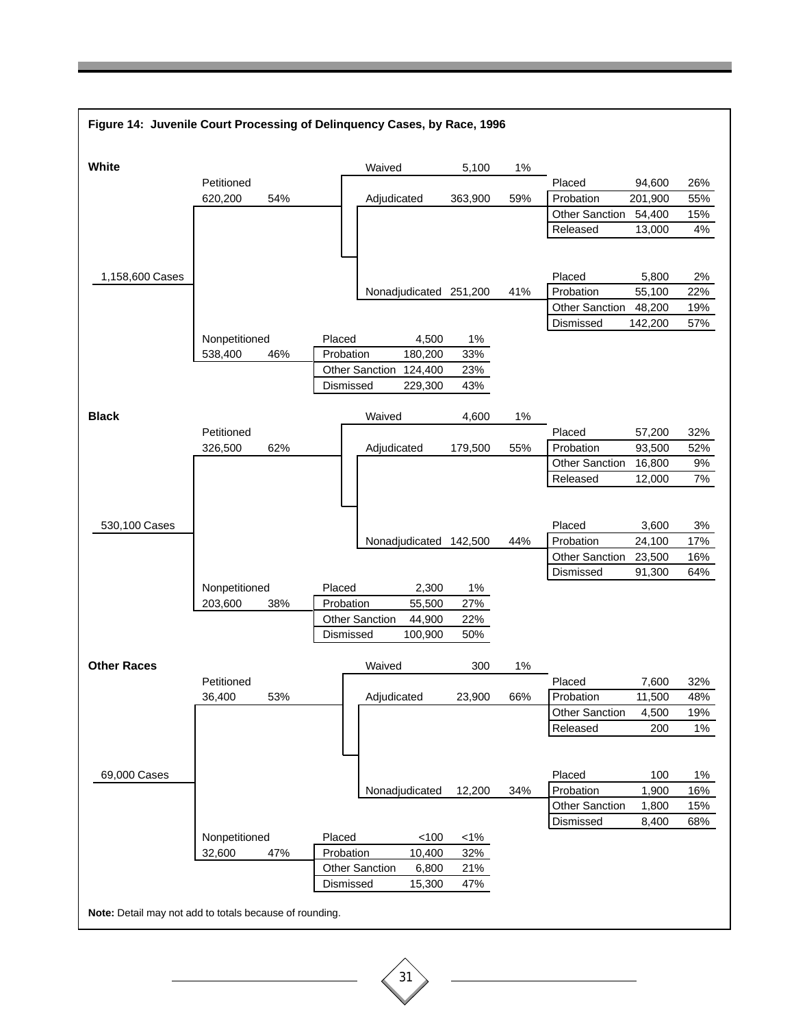**Figure 14: Juvenile Court Processing of Delinquency Cases, by Race, 1996**

**White**

1,158,600 Cases

| Stage | | Cases | Percent |
|---|---|---|---|
| Petitioned | | 620,200 | 54% |
| | Waived | 5,100 | 1% |
| | Adjudicated | 363,900 | 59% |
| | — Placed | 94,600 | 26% |
| | — Probation | 201,900 | 55% |
| | — Other Sanction | 54,400 | 15% |
| | — Released | 13,000 | 4% |
| | Nonadjudicated | 251,200 | 41% |
| | — Placed | 5,800 | 2% |
| | — Probation | 55,100 | 22% |
| | — Other Sanction | 48,200 | 19% |
| | — Dismissed | 142,200 | 57% |
| Nonpetitioned | | 538,400 | 46% |
| | Placed | 4,500 | 1% |
| | Probation | 180,200 | 33% |
| | Other Sanction | 124,400 | 23% |
| | Dismissed | 229,300 | 43% |

**Black**

530,100 Cases

| Stage | | Cases | Percent |
|---|---|---|---|
| Petitioned | | 326,500 | 62% |
| | Waived | 4,600 | 1% |
| | Adjudicated | 179,500 | 55% |
| | — Placed | 57,200 | 32% |
| | — Probation | 93,500 | 52% |
| | — Other Sanction | 16,800 | 9% |
| | — Released | 12,000 | 7% |
| | Nonadjudicated | 142,500 | 44% |
| | — Placed | 3,600 | 3% |
| | — Probation | 24,100 | 17% |
| | — Other Sanction | 23,500 | 16% |
| | — Dismissed | 91,300 | 64% |
| Nonpetitioned | | 203,600 | 38% |
| | Placed | 2,300 | 1% |
| | Probation | 55,500 | 27% |
| | Other Sanction | 44,900 | 22% |
| | Dismissed | 100,900 | 50% |

**Other Races**

69,000 Cases

| Stage | | Cases | Percent |
|---|---|---|---|
| Petitioned | | 36,400 | 53% |
| | Waived | 300 | 1% |
| | Adjudicated | 23,900 | 66% |
| | — Placed | 7,600 | 32% |
| | — Probation | 11,500 | 48% |
| | — Other Sanction | 4,500 | 19% |
| | — Released | 200 | 1% |
| | Nonadjudicated | 12,200 | 34% |
| | — Placed | 100 | 1% |
| | — Probation | 1,900 | 16% |
| | — Other Sanction | 1,800 | 15% |
| | — Dismissed | 8,400 | 68% |
| Nonpetitioned | | 32,600 | 47% |
| | Placed | <100 | <1% |
| | Probation | 10,400 | 32% |
| | Other Sanction | 6,800 | 21% |
| | Dismissed | 15,300 | 47% |

**Note:** Detail may not add to totals because of rounding.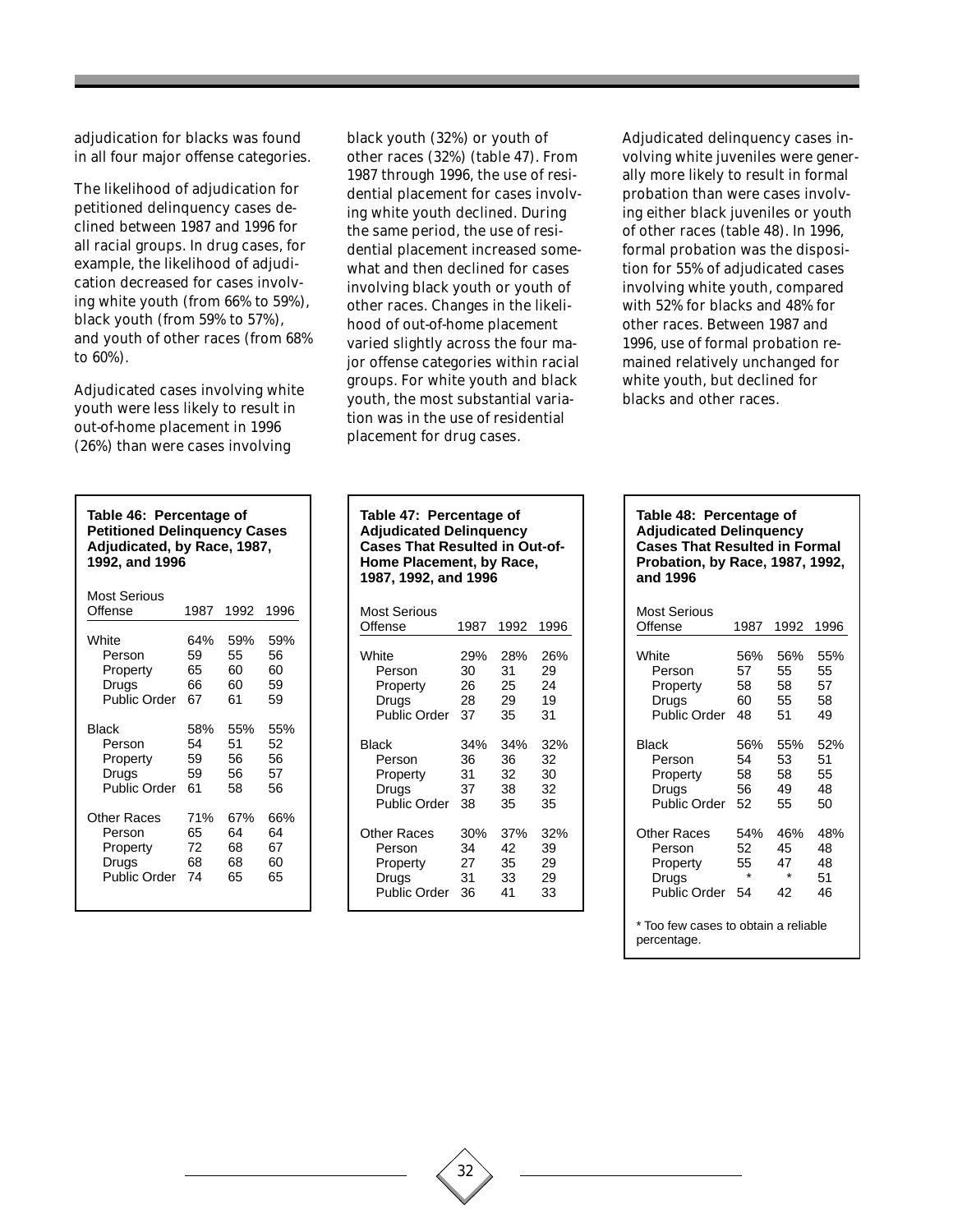adjudication for blacks was found in all four major offense categories.

The likelihood of adjudication for petitioned delinquency cases declined between 1987 and 1996 for all racial groups. In drug cases, for example, the likelihood of adjudication decreased for cases involving white youth (from 66% to 59%), black youth (from 59% to 57%), and youth of other races (from 68% to 60%).

Adjudicated cases involving white youth were less likely to result in out-of-home placement in 1996 (26%) than were cases involving black youth (32%) or youth of other races (32%) (table 47). From 1987 through 1996, the use of residential placement for cases involving white youth declined. During the same period, the use of residential placement increased somewhat and then declined for cases involving black youth or youth of other races. Changes in the likelihood of out-of-home placement varied slightly across the four major offense categories within racial groups. For white youth and black youth, the most substantial variation was in the use of residential placement for drug cases.

Adjudicated delinquency cases involving white juveniles were generally more likely to result in formal probation than were cases involving either black juveniles or youth of other races (table 48). In 1996, formal probation was the disposition for 55% of adjudicated cases involving white youth, compared with 52% for blacks and 48% for other races. Between 1987 and 1996, use of formal probation remained relatively unchanged for white youth, but declined for blacks and other races.

**Table 46: Percentage of Petitioned Delinquency Cases Adjudicated, by Race, 1987, 1992, and 1996**

| Most Serious Offense | 1987 | 1992 | 1996 |
|---|---|---|---|
| White | 64% | 59% | 59% |
| Person | 59 | 55 | 56 |
| Property | 65 | 60 | 60 |
| Drugs | 66 | 60 | 59 |
| Public Order | 67 | 61 | 59 |
| Black | 58% | 55% | 55% |
| Person | 54 | 51 | 52 |
| Property | 59 | 56 | 56 |
| Drugs | 59 | 56 | 57 |
| Public Order | 61 | 58 | 56 |
| Other Races | 71% | 67% | 66% |
| Person | 65 | 64 | 64 |
| Property | 72 | 68 | 67 |
| Drugs | 68 | 68 | 60 |
| Public Order | 74 | 65 | 65 |

**Table 47: Percentage of Adjudicated Delinquency Cases That Resulted in Out-of-Home Placement, by Race, 1987, 1992, and 1996**

| Most Serious Offense | 1987 | 1992 | 1996 |
|---|---|---|---|
| White | 29% | 28% | 26% |
| Person | 30 | 31 | 29 |
| Property | 26 | 25 | 24 |
| Drugs | 28 | 29 | 19 |
| Public Order | 37 | 35 | 31 |
| Black | 34% | 34% | 32% |
| Person | 36 | 36 | 32 |
| Property | 31 | 32 | 30 |
| Drugs | 37 | 38 | 32 |
| Public Order | 38 | 35 | 35 |
| Other Races | 30% | 37% | 32% |
| Person | 34 | 42 | 39 |
| Property | 27 | 35 | 29 |
| Drugs | 31 | 33 | 29 |
| Public Order | 36 | 41 | 33 |

**Table 48: Percentage of Adjudicated Delinquency Cases That Resulted in Formal Probation, by Race, 1987, 1992, and 1996**

| Most Serious Offense | 1987 | 1992 | 1996 |
|---|---|---|---|
| White | 56% | 56% | 55% |
| Person | 57 | 55 | 55 |
| Property | 58 | 58 | 57 |
| Drugs | 60 | 55 | 58 |
| Public Order | 48 | 51 | 49 |
| Black | 56% | 55% | 52% |
| Person | 54 | 53 | 51 |
| Property | 58 | 58 | 55 |
| Drugs | 56 | 49 | 48 |
| Public Order | 52 | 55 | 50 |
| Other Races | 54% | 46% | 48% |
| Person | 52 | 45 | 48 |
| Property | 55 | 47 | 48 |
| Drugs | * | * | 51 |
| Public Order | 54 | 42 | 46 |

\* Too few cases to obtain a reliable percentage.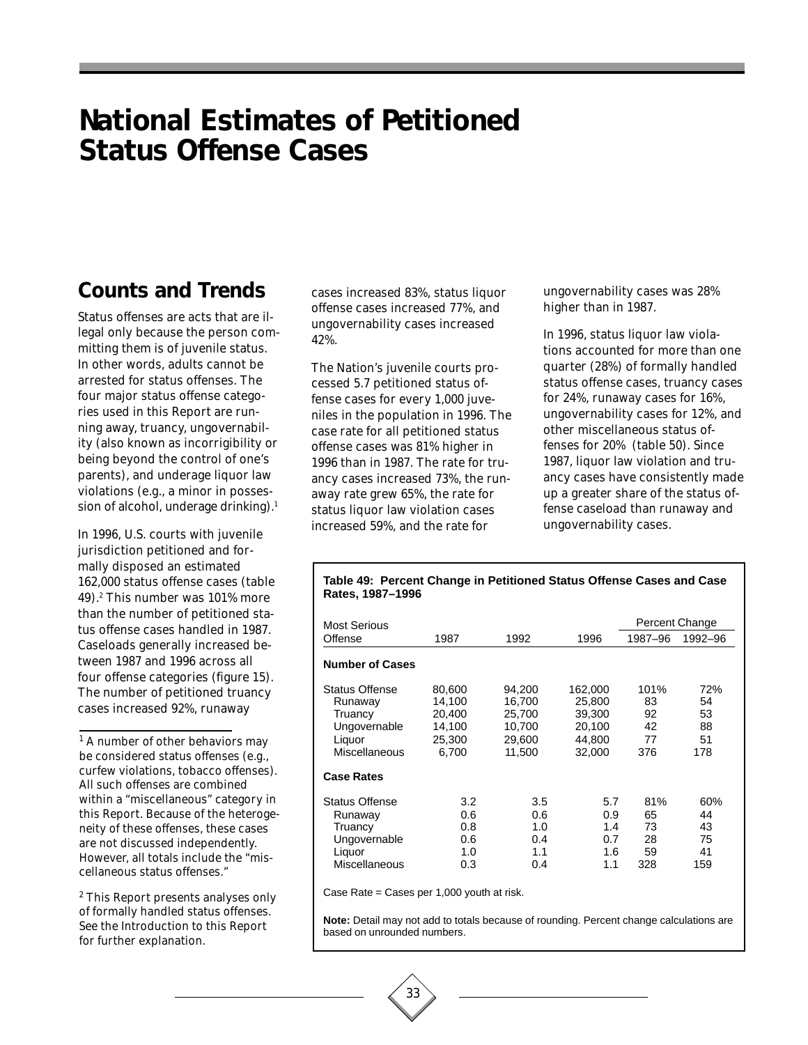# National Estimates of Petitioned Status Offense Cases

## Counts and Trends

Status offenses are acts that are illegal only because the person committing them is of juvenile status. In other words, adults cannot be arrested for status offenses. The four major status offense categories used in this Report are running away, truancy, ungovernability (also known as incorrigibility or being beyond the control of one's parents), and underage liquor law violations (e.g., a minor in possession of alcohol, underage drinking).[1]

In 1996, U.S. courts with juvenile jurisdiction petitioned and formally disposed an estimated 162,000 status offense cases (table 49).[2] This number was 101% more than the number of petitioned status offense cases handled in 1987. Caseloads generally increased between 1987 and 1996 across all four offense categories (figure 15). The number of petitioned truancy cases increased 92%, runaway cases increased 83%, status liquor offense cases increased 77%, and ungovernability cases increased 42%.

The Nation's juvenile courts processed 5.7 petitioned status offense cases for every 1,000 juveniles in the population in 1996. The case rate for all petitioned status offense cases was 81% higher in 1996 than in 1987. The rate for truancy cases increased 73%, the runaway rate grew 65%, the rate for status liquor law violation cases increased 59%, and the rate for ungovernability cases was 28% higher than in 1987.

In 1996, status liquor law violations accounted for more than one quarter (28%) of formally handled status offense cases, truancy cases for 24%, runaway cases for 16%, ungovernability cases for 12%, and other miscellaneous status offenses for 20% (table 50). Since 1987, liquor law violation and truancy cases have consistently made up a greater share of the status offense caseload than runaway and ungovernability cases.

[1] A number of other behaviors may be considered status offenses (e.g., curfew violations, tobacco offenses). All such offenses are combined within a "miscellaneous" category in this Report. Because of the heterogeneity of these offenses, these cases are not discussed independently. However, all totals include the "miscellaneous status offenses."

[2] This Report presents analyses only of formally handled status offenses. See the Introduction to this Report for further explanation.

**Table 49: Percent Change in Petitioned Status Offense Cases and Case Rates, 1987–1996**

| Most Serious Offense | 1987 | 1992 | 1996 | Percent Change 1987–96 | Percent Change 1992–96 |
|---|---|---|---|---|---|
| **Number of Cases** | | | | | |
| Status Offense | 80,600 | 94,200 | 162,000 | 101% | 72% |
| Runaway | 14,100 | 16,700 | 25,800 | 83 | 54 |
| Truancy | 20,400 | 25,700 | 39,300 | 92 | 53 |
| Ungovernable | 14,100 | 10,700 | 20,100 | 42 | 88 |
| Liquor | 25,300 | 29,600 | 44,800 | 77 | 51 |
| Miscellaneous | 6,700 | 11,500 | 32,000 | 376 | 178 |
| **Case Rates** | | | | | |
| Status Offense | 3.2 | 3.5 | 5.7 | 81% | 60% |
| Runaway | 0.6 | 0.6 | 0.9 | 65 | 44 |
| Truancy | 0.8 | 1.0 | 1.4 | 73 | 43 |
| Ungovernable | 0.6 | 0.4 | 0.7 | 28 | 75 |
| Liquor | 1.0 | 1.1 | 1.6 | 59 | 41 |
| Miscellaneous | 0.3 | 0.4 | 1.1 | 328 | 159 |

Case Rate = Cases per 1,000 youth at risk.

**Note:** Detail may not add to totals because of rounding. Percent change calculations are based on unrounded numbers.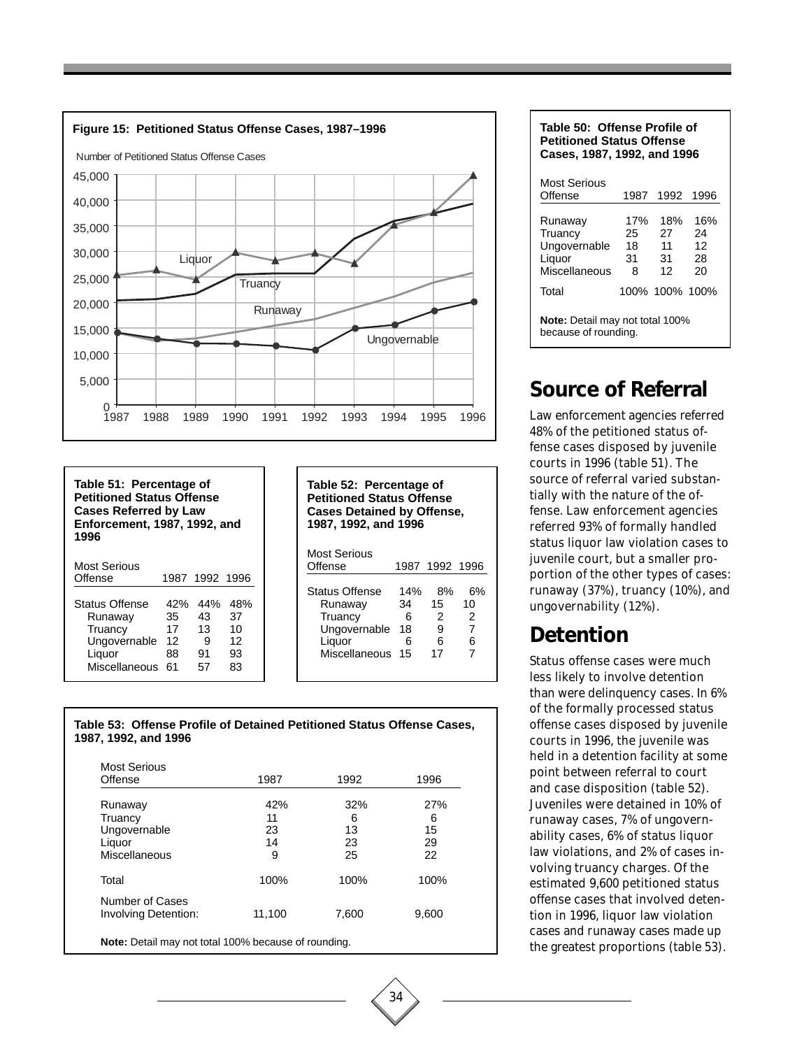**Figure 15: Petitioned Status Offense Cases, 1987–1996**

Number of Petitioned Status Offense Cases

**Table 50: Offense Profile of Petitioned Status Offense Cases, 1987, 1992, and 1996**

| Most Serious Offense | 1987 | 1992 | 1996 |
|---|---|---|---|
| Runaway | 17% | 18% | 16% |
| Truancy | 25 | 27 | 24 |
| Ungovernable | 18 | 11 | 12 |
| Liquor | 31 | 31 | 28 |
| Miscellaneous | 8 | 12 | 20 |
| Total | 100% | 100% | 100% |

**Note:** Detail may not total 100% because of rounding.

## Source of Referral

Law enforcement agencies referred 48% of the petitioned status offense cases disposed by juvenile courts in 1996 (table 51). The source of referral varied substantially with the nature of the offense. Law enforcement agencies referred 93% of formally handled status liquor law violation cases to juvenile court, but a smaller proportion of the other types of cases: runaway (37%), truancy (10%), and ungovernability (12%).

**Table 51: Percentage of Petitioned Status Offense Cases Referred by Law Enforcement, 1987, 1992, and 1996**

| Most Serious Offense | 1987 | 1992 | 1996 |
|---|---|---|---|
| Status Offense | 42% | 44% | 48% |
| Runaway | 35 | 43 | 37 |
| Truancy | 17 | 13 | 10 |
| Ungovernable | 12 | 9 | 12 |
| Liquor | 88 | 91 | 93 |
| Miscellaneous | 61 | 57 | 83 |

## Detention

Status offense cases were much less likely to involve detention than were delinquency cases. In 6% of the formally processed status offense cases disposed by juvenile courts in 1996, the juvenile was held in a detention facility at some point between referral to court and case disposition (table 52). Juveniles were detained in 10% of runaway cases, 7% of ungovernability cases, 6% of status liquor law violations, and 2% of cases involving truancy charges. Of the estimated 9,600 petitioned status offense cases that involved detention in 1996, liquor law violation cases and runaway cases made up the greatest proportions (table 53).

**Table 52: Percentage of Petitioned Status Offense Cases Detained by Offense, 1987, 1992, and 1996**

| Most Serious Offense | 1987 | 1992 | 1996 |
|---|---|---|---|
| Status Offense | 14% | 8% | 6% |
| Runaway | 34 | 15 | 10 |
| Truancy | 6 | 2 | 2 |
| Ungovernable | 18 | 9 | 7 |
| Liquor | 6 | 6 | 6 |
| Miscellaneous | 15 | 17 | 7 |

**Table 53: Offense Profile of Detained Petitioned Status Offense Cases, 1987, 1992, and 1996**

| Most Serious Offense | 1987 | 1992 | 1996 |
|---|---|---|---|
| Runaway | 42% | 32% | 27% |
| Truancy | 11 | 6 | 6 |
| Ungovernable | 23 | 13 | 15 |
| Liquor | 14 | 23 | 29 |
| Miscellaneous | 9 | 25 | 22 |
| Total | 100% | 100% | 100% |
| Number of Cases Involving Detention: | 11,100 | 7,600 | 9,600 |

**Note:** Detail may not total 100% because of rounding.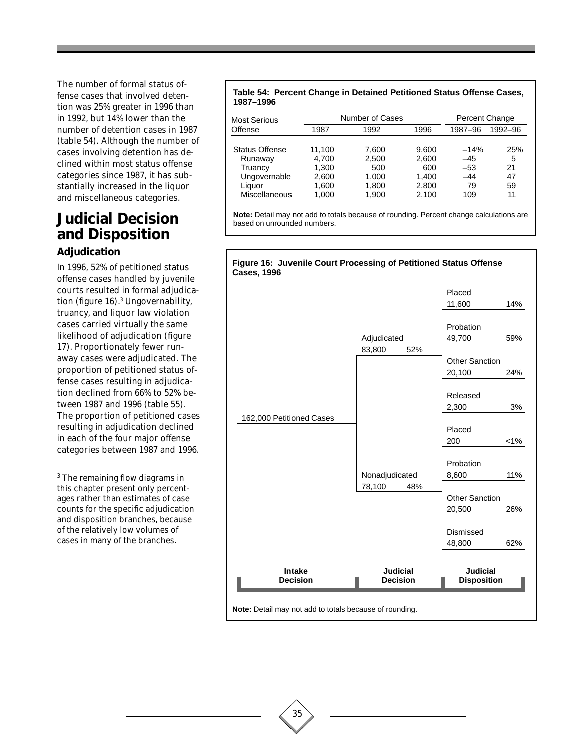The number of formal status offense cases that involved detention was 25% greater in 1996 than in 1992, but 14% lower than the number of detention cases in 1987 (table 54). Although the number of cases involving detention has declined within most status offense categories since 1987, it has substantially increased in the liquor and miscellaneous categories.

**Table 54: Percent Change in Detained Petitioned Status Offense Cases, 1987–1996**

| Most Serious Offense | Number of Cases | | | Percent Change | |
|---|---|---|---|---|---|
| | 1987 | 1992 | 1996 | 1987–96 | 1992–96 |
| Status Offense | 11,100 | 7,600 | 9,600 | –14% | 25% |
| Runaway | 4,700 | 2,500 | 2,600 | –45 | 5 |
| Truancy | 1,300 | 500 | 600 | –53 | 21 |
| Ungovernable | 2,600 | 1,000 | 1,400 | –44 | 47 |
| Liquor | 1,600 | 1,800 | 2,800 | 79 | 59 |
| Miscellaneous | 1,000 | 1,900 | 2,100 | 109 | 11 |

**Note:** Detail may not add to totals because of rounding. Percent change calculations are based on unrounded numbers.

# Judicial Decision and Disposition

## Adjudication

In 1996, 52% of petitioned status offense cases handled by juvenile courts resulted in formal adjudication (figure 16).[3] Ungovernability, truancy, and liquor law violation cases carried virtually the same likelihood of adjudication (figure 17). Proportionately fewer runaway cases were adjudicated. The proportion of petitioned status offense cases resulting in adjudication declined from 66% to 52% between 1987 and 1996 (table 55). The proportion of petitioned cases resulting in adjudication declined in each of the four major offense categories between 1987 and 1996.

[3] The remaining flow diagrams in this chapter present only percentages rather than estimates of case counts for the specific adjudication and disposition branches, because of the relatively low volumes of cases in many of the branches.

**Figure 16: Juvenile Court Processing of Petitioned Status Offense Cases, 1996**

| Intake Decision | Judicial Decision | Judicial Disposition |
|---|---|---|
| 162,000 Petitioned Cases | Adjudicated 83,800 (52%) | Placed 11,600 (14%) |
| | | Probation 49,700 (59%) |
| | | Other Sanction 20,100 (24%) |
| | | Released 2,300 (3%) |
| | Nonadjudicated 78,100 (48%) | Placed 200 (<1%) |
| | | Probation 8,600 (11%) |
| | | Other Sanction 20,500 (26%) |
| | | Dismissed 48,800 (62%) |

**Note:** Detail may not add to totals because of rounding.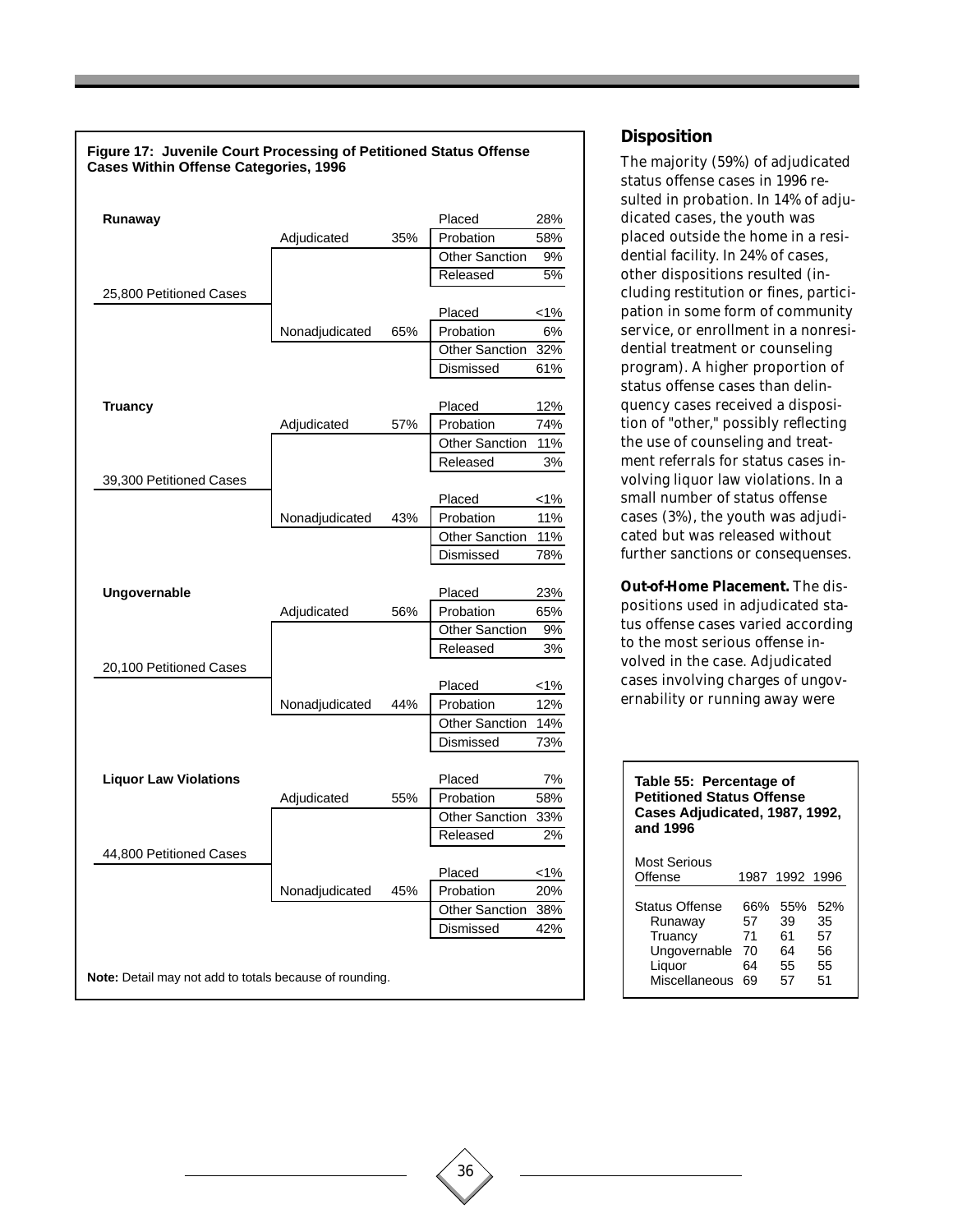**Figure 17: Juvenile Court Processing of Petitioned Status Offense Cases Within Offense Categories, 1996**

| Offense | Petitioned Cases | Adjudication Status | % | Disposition | % |
|---|---|---|---|---|---|
| Runaway | 25,800 Petitioned Cases | Adjudicated | 35% | Placed | 28% |
| | | | | Probation | 58% |
| | | | | Other Sanction | 9% |
| | | | | Released | 5% |
| | | Nonadjudicated | 65% | Placed | <1% |
| | | | | Probation | 6% |
| | | | | Other Sanction | 32% |
| | | | | Dismissed | 61% |
| Truancy | 39,300 Petitioned Cases | Adjudicated | 57% | Placed | 12% |
| | | | | Probation | 74% |
| | | | | Other Sanction | 11% |
| | | | | Released | 3% |
| | | Nonadjudicated | 43% | Placed | <1% |
| | | | | Probation | 11% |
| | | | | Other Sanction | 11% |
| | | | | Dismissed | 78% |
| Ungovernable | 20,100 Petitioned Cases | Adjudicated | 56% | Placed | 23% |
| | | | | Probation | 65% |
| | | | | Other Sanction | 9% |
| | | | | Released | 3% |
| | | Nonadjudicated | 44% | Placed | <1% |
| | | | | Probation | 12% |
| | | | | Other Sanction | 14% |
| | | | | Dismissed | 73% |
| Liquor Law Violations | 44,800 Petitioned Cases | Adjudicated | 55% | Placed | 7% |
| | | | | Probation | 58% |
| | | | | Other Sanction | 33% |
| | | | | Released | 2% |
| | | Nonadjudicated | 45% | Placed | <1% |
| | | | | Probation | 20% |
| | | | | Other Sanction | 38% |
| | | | | Dismissed | 42% |

**Note:** Detail may not add to totals because of rounding.

## Disposition

The majority (59%) of adjudicated status offense cases in 1996 resulted in probation. In 14% of adjudicated cases, the youth was placed outside the home in a residential facility. In 24% of cases, other dispositions resulted (including restitution or fines, participation in some form of community service, or enrollment in a nonresidential treatment or counseling program). A higher proportion of status offense cases than delinquency cases received a disposition of "other," possibly reflecting the use of counseling and treatment referrals for status cases involving liquor law violations. In a small number of status offense cases (3%), the youth was adjudicated but was released without further sanctions or consequenses.

**Out-of-Home Placement.** The dispositions used in adjudicated status offense cases varied according to the most serious offense involved in the case. Adjudicated cases involving charges of ungovernability or running away were

**Table 55: Percentage of Petitioned Status Offense Cases Adjudicated, 1987, 1992, and 1996**

| Most Serious Offense | 1987 | 1992 | 1996 |
|---|---|---|---|
| Status Offense | 66% | 55% | 52% |
| Runaway | 57 | 39 | 35 |
| Truancy | 71 | 61 | 57 |
| Ungovernable | 70 | 64 | 56 |
| Liquor | 64 | 55 | 55 |
| Miscellaneous | 69 | 57 | 51 |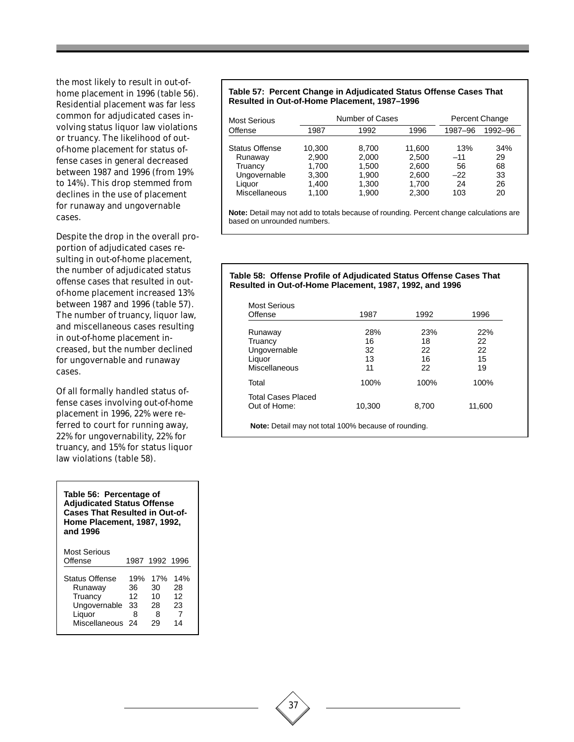the most likely to result in out-of-home placement in 1996 (table 56). Residential placement was far less common for adjudicated cases involving status liquor law violations or truancy. The likelihood of out-of-home placement for status offense cases in general decreased between 1987 and 1996 (from 19% to 14%). This drop stemmed from declines in the use of placement for runaway and ungovernable cases.

Despite the drop in the overall proportion of adjudicated cases resulting in out-of-home placement, the number of adjudicated status offense cases that resulted in out-of-home placement increased 13% between 1987 and 1996 (table 57). The number of truancy, liquor law, and miscellaneous cases resulting in out-of-home placement increased, but the number declined for ungovernable and runaway cases.

Of all formally handled status offense cases involving out-of-home placement in 1996, 22% were referred to court for running away, 22% for ungovernability, 22% for truancy, and 15% for status liquor law violations (table 58).

**Table 56: Percentage of Adjudicated Status Offense Cases That Resulted in Out-of-Home Placement, 1987, 1992, and 1996**

| Most Serious Offense | 1987 | 1992 | 1996 |
|---|---|---|---|
| Status Offense | 19% | 17% | 14% |
| Runaway | 36 | 30 | 28 |
| Truancy | 12 | 10 | 12 |
| Ungovernable | 33 | 28 | 23 |
| Liquor | 8 | 8 | 7 |
| Miscellaneous | 24 | 29 | 14 |

**Table 57: Percent Change in Adjudicated Status Offense Cases That Resulted in Out-of-Home Placement, 1987–1996**

| Most Serious Offense | Number of Cases | | | Percent Change | |
|---|---|---|---|---|---|
| | 1987 | 1992 | 1996 | 1987–96 | 1992–96 |
| Status Offense | 10,300 | 8,700 | 11,600 | 13% | 34% |
| Runaway | 2,900 | 2,000 | 2,500 | –11 | 29 |
| Truancy | 1,700 | 1,500 | 2,600 | 56 | 68 |
| Ungovernable | 3,300 | 1,900 | 2,600 | –22 | 33 |
| Liquor | 1,400 | 1,300 | 1,700 | 24 | 26 |
| Miscellaneous | 1,100 | 1,900 | 2,300 | 103 | 20 |

**Note:** Detail may not add to totals because of rounding. Percent change calculations are based on unrounded numbers.

**Table 58: Offense Profile of Adjudicated Status Offense Cases That Resulted in Out-of-Home Placement, 1987, 1992, and 1996**

| Most Serious Offense | 1987 | 1992 | 1996 |
|---|---|---|---|
| Runaway | 28% | 23% | 22% |
| Truancy | 16 | 18 | 22 |
| Ungovernable | 32 | 22 | 22 |
| Liquor | 13 | 16 | 15 |
| Miscellaneous | 11 | 22 | 19 |
| Total | 100% | 100% | 100% |
| Total Cases Placed Out of Home: | 10,300 | 8,700 | 11,600 |

**Note:** Detail may not total 100% because of rounding.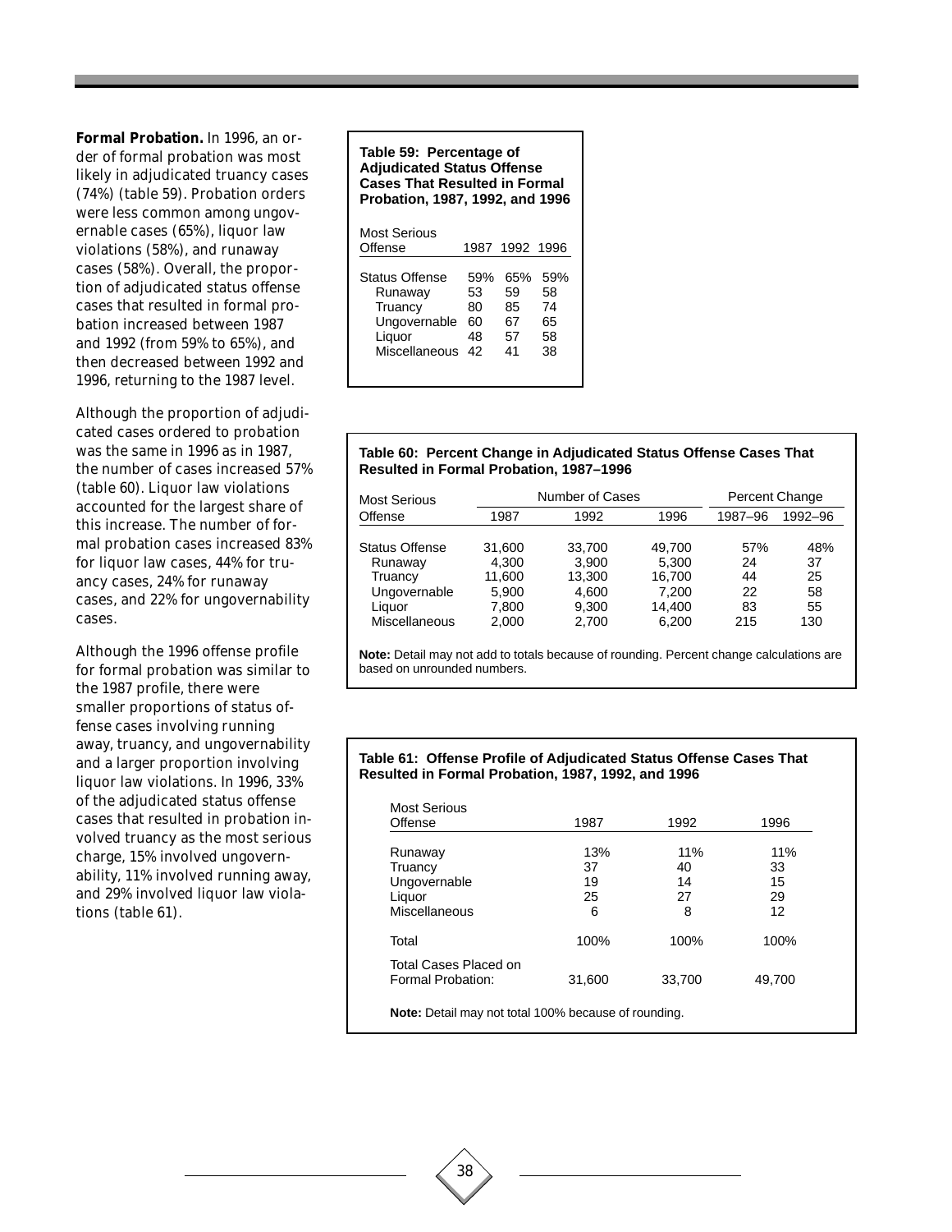**Formal Probation.** In 1996, an order of formal probation was most likely in adjudicated truancy cases (74%) (table 59). Probation orders were less common among ungovernable cases (65%), liquor law violations (58%), and runaway cases (58%). Overall, the proportion of adjudicated status offense cases that resulted in formal probation increased between 1987 and 1992 (from 59% to 65%), and then decreased between 1992 and 1996, returning to the 1987 level.

Although the proportion of adjudicated cases ordered to probation was the same in 1996 as in 1987, the number of cases increased 57% (table 60). Liquor law violations accounted for the largest share of this increase. The number of formal probation cases increased 83% for liquor law cases, 44% for truancy cases, 24% for runaway cases, and 22% for ungovernability cases.

Although the 1996 offense profile for formal probation was similar to the 1987 profile, there were smaller proportions of status offense cases involving running away, truancy, and ungovernability and a larger proportion involving liquor law violations. In 1996, 33% of the adjudicated status offense cases that resulted in probation involved truancy as the most serious charge, 15% involved ungovernability, 11% involved running away, and 29% involved liquor law violations (table 61).

**Table 59: Percentage of Adjudicated Status Offense Cases That Resulted in Formal Probation, 1987, 1992, and 1996**

| Most Serious Offense | 1987 | 1992 | 1996 |
|---|---|---|---|
| Status Offense | 59% | 65% | 59% |
| Runaway | 53 | 59 | 58 |
| Truancy | 80 | 85 | 74 |
| Ungovernable | 60 | 67 | 65 |
| Liquor | 48 | 57 | 58 |
| Miscellaneous | 42 | 41 | 38 |

**Table 60: Percent Change in Adjudicated Status Offense Cases That Resulted in Formal Probation, 1987–1996**

| Most Serious Offense | Number of Cases | | | Percent Change | |
|---|---|---|---|---|---|
| | 1987 | 1992 | 1996 | 1987–96 | 1992–96 |
| Status Offense | 31,600 | 33,700 | 49,700 | 57% | 48% |
| Runaway | 4,300 | 3,900 | 5,300 | 24 | 37 |
| Truancy | 11,600 | 13,300 | 16,700 | 44 | 25 |
| Ungovernable | 5,900 | 4,600 | 7,200 | 22 | 58 |
| Liquor | 7,800 | 9,300 | 14,400 | 83 | 55 |
| Miscellaneous | 2,000 | 2,700 | 6,200 | 215 | 130 |

**Note:** Detail may not add to totals because of rounding. Percent change calculations are based on unrounded numbers.

**Table 61: Offense Profile of Adjudicated Status Offense Cases That Resulted in Formal Probation, 1987, 1992, and 1996**

| Most Serious Offense | 1987 | 1992 | 1996 |
|---|---|---|---|
| Runaway | 13% | 11% | 11% |
| Truancy | 37 | 40 | 33 |
| Ungovernable | 19 | 14 | 15 |
| Liquor | 25 | 27 | 29 |
| Miscellaneous | 6 | 8 | 12 |
| Total | 100% | 100% | 100% |
| Total Cases Placed on Formal Probation: | 31,600 | 33,700 | 49,700 |

**Note:** Detail may not total 100% because of rounding.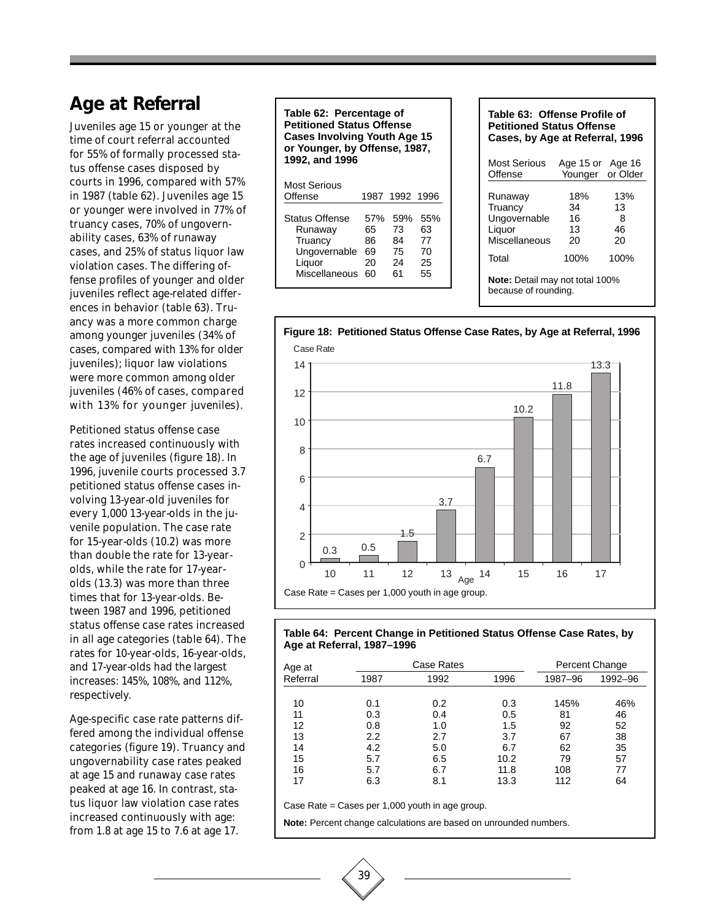# Age at Referral

Juveniles age 15 or younger at the time of court referral accounted for 55% of formally processed status offense cases disposed by courts in 1996, compared with 57% in 1987 (table 62). Juveniles age 15 or younger were involved in 77% of truancy cases, 70% of ungovernability cases, 63% of runaway cases, and 25% of status liquor law violation cases. The differing offense profiles of younger and older juveniles reflect age-related differences in behavior (table 63). Truancy was a more common charge among younger juveniles (34% of cases, compared with 13% for older juveniles); liquor law violations were more common among older juveniles (46% of cases, compared with 13% for younger juveniles).

Petitioned status offense case rates increased continuously with the age of juveniles (figure 18). In 1996, juvenile courts processed 3.7 petitioned status offense cases involving 13-year-old juveniles for every 1,000 13-year-olds in the juvenile population. The case rate for 15-year-olds (10.2) was more than double the rate for 13-year-olds, while the rate for 17-year-olds (13.3) was more than three times that for 13-year-olds. Between 1987 and 1996, petitioned status offense case rates increased in all age categories (table 64). The rates for 10-year-olds, 16-year-olds, and 17-year-olds had the largest increases: 145%, 108%, and 112%, respectively.

Age-specific case rate patterns differed among the individual offense categories (figure 19). Truancy and ungovernability case rates peaked at age 15 and runaway case rates peaked at age 16. In contrast, status liquor law violation case rates increased continuously with age: from 1.8 at age 15 to 7.6 at age 17.

**Table 62: Percentage of Petitioned Status Offense Cases Involving Youth Age 15 or Younger, by Offense, 1987, 1992, and 1996**

| Most Serious Offense | 1987 | 1992 | 1996 |
|---|---|---|---|
| Status Offense | 57% | 59% | 55% |
| Runaway | 65 | 73 | 63 |
| Truancy | 86 | 84 | 77 |
| Ungovernable | 69 | 75 | 70 |
| Liquor | 20 | 24 | 25 |
| Miscellaneous | 60 | 61 | 55 |

**Table 63: Offense Profile of Petitioned Status Offense Cases, by Age at Referral, 1996**

| Most Serious Offense | Age 15 or Younger | Age 16 or Older |
|---|---|---|
| Runaway | 18% | 13% |
| Truancy | 34 | 13 |
| Ungovernable | 16 | 8 |
| Liquor | 13 | 46 |
| Miscellaneous | 20 | 20 |
| Total | 100% | 100% |

**Note:** Detail may not total 100% because of rounding.

**Figure 18: Petitioned Status Offense Case Rates, by Age at Referral, 1996**

| Age | 10 | 11 | 12 | 13 | 14 | 15 | 16 | 17 |
|---|---|---|---|---|---|---|---|---|
| Case Rate | 0.3 | 0.5 | 1.5 | 3.7 | 6.7 | 10.2 | 11.8 | 13.3 |

Case Rate = Cases per 1,000 youth in age group.

**Table 64: Percent Change in Petitioned Status Offense Case Rates, by Age at Referral, 1987–1996**

| Age at Referral | Case Rates | | | Percent Change | |
|---|---|---|---|---|---|
| | 1987 | 1992 | 1996 | 1987–96 | 1992–96 |
| 10 | 0.1 | 0.2 | 0.3 | 145% | 46% |
| 11 | 0.3 | 0.4 | 0.5 | 81 | 46 |
| 12 | 0.8 | 1.0 | 1.5 | 92 | 52 |
| 13 | 2.2 | 2.7 | 3.7 | 67 | 38 |
| 14 | 4.2 | 5.0 | 6.7 | 62 | 35 |
| 15 | 5.7 | 6.5 | 10.2 | 79 | 57 |
| 16 | 5.7 | 6.7 | 11.8 | 108 | 77 |
| 17 | 6.3 | 8.1 | 13.3 | 112 | 64 |

Case Rate = Cases per 1,000 youth in age group.

**Note:** Percent change calculations are based on unrounded numbers.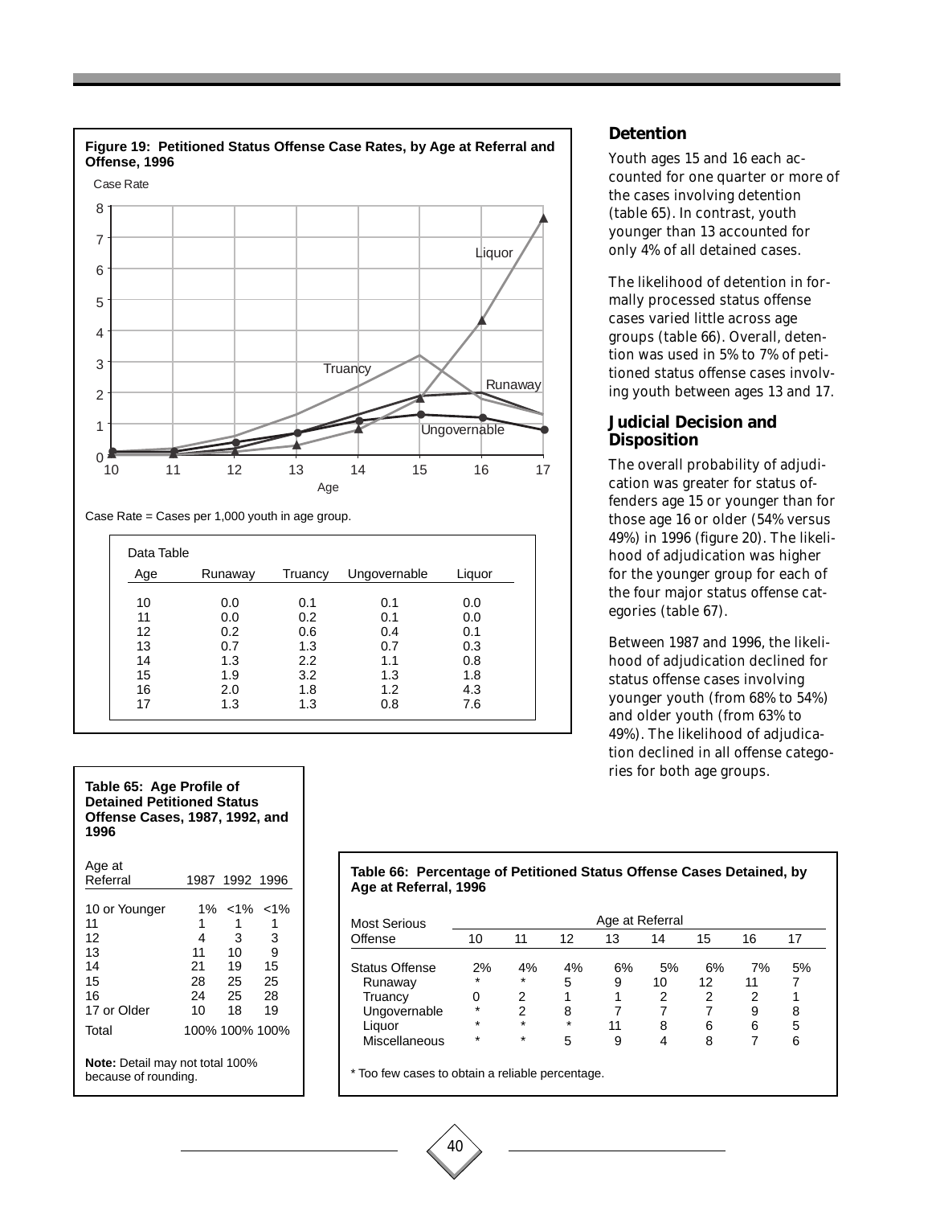**Figure 19: Petitioned Status Offense Case Rates, by Age at Referral and Offense, 1996**

Case Rate = Cases per 1,000 youth in age group.

Data Table

| Age | Runaway | Truancy | Ungovernable | Liquor |
|---|---|---|---|---|
| 10 | 0.0 | 0.1 | 0.1 | 0.0 |
| 11 | 0.0 | 0.2 | 0.1 | 0.0 |
| 12 | 0.2 | 0.6 | 0.4 | 0.1 |
| 13 | 0.7 | 1.3 | 0.7 | 0.3 |
| 14 | 1.3 | 2.2 | 1.1 | 0.8 |
| 15 | 1.9 | 3.2 | 1.3 | 1.8 |
| 16 | 2.0 | 1.8 | 1.2 | 4.3 |
| 17 | 1.3 | 1.3 | 0.8 | 7.6 |

## Detention

Youth ages 15 and 16 each accounted for one quarter or more of the cases involving detention (table 65). In contrast, youth younger than 13 accounted for only 4% of all detained cases.

The likelihood of detention in formally processed status offense cases varied little across age groups (table 66). Overall, detention was used in 5% to 7% of petitioned status offense cases involving youth between ages 13 and 17.

## Judicial Decision and Disposition

The overall probability of adjudication was greater for status offenders age 15 or younger than for those age 16 or older (54% versus 49%) in 1996 (figure 20). The likelihood of adjudication was higher for the younger group for each of the four major status offense categories (table 67).

Between 1987 and 1996, the likelihood of adjudication declined for status offense cases involving younger youth (from 68% to 54%) and older youth (from 63% to 49%). The likelihood of adjudication declined in all offense categories for both age groups.

**Table 65: Age Profile of Detained Petitioned Status Offense Cases, 1987, 1992, and 1996**

| Age at Referral | 1987 | 1992 | 1996 |
|---|---|---|---|
| 10 or Younger | 1% | <1% | <1% |
| 11 | 1 | 1 | 1 |
| 12 | 4 | 3 | 3 |
| 13 | 11 | 10 | 9 |
| 14 | 21 | 19 | 15 |
| 15 | 28 | 25 | 25 |
| 16 | 24 | 25 | 28 |
| 17 or Older | 10 | 18 | 19 |
| Total | 100% | 100% | 100% |

**Note:** Detail may not total 100% because of rounding.

**Table 66: Percentage of Petitioned Status Offense Cases Detained, by Age at Referral, 1996**

| Most Serious Offense | Age at Referral | | | | | | | |
|---|---|---|---|---|---|---|---|---|
| | 10 | 11 | 12 | 13 | 14 | 15 | 16 | 17 |
| Status Offense | 2% | 4% | 4% | 6% | 5% | 6% | 7% | 5% |
| Runaway | * | * | 5 | 9 | 10 | 12 | 11 | 7 |
| Truancy | 0 | 2 | 1 | 1 | 2 | 2 | 2 | 1 |
| Ungovernable | * | 2 | 8 | 7 | 7 | 7 | 9 | 8 |
| Liquor | * | * | * | 11 | 8 | 6 | 6 | 5 |
| Miscellaneous | * | * | 5 | 9 | 4 | 8 | 7 | 6 |

* Too few cases to obtain a reliable percentage.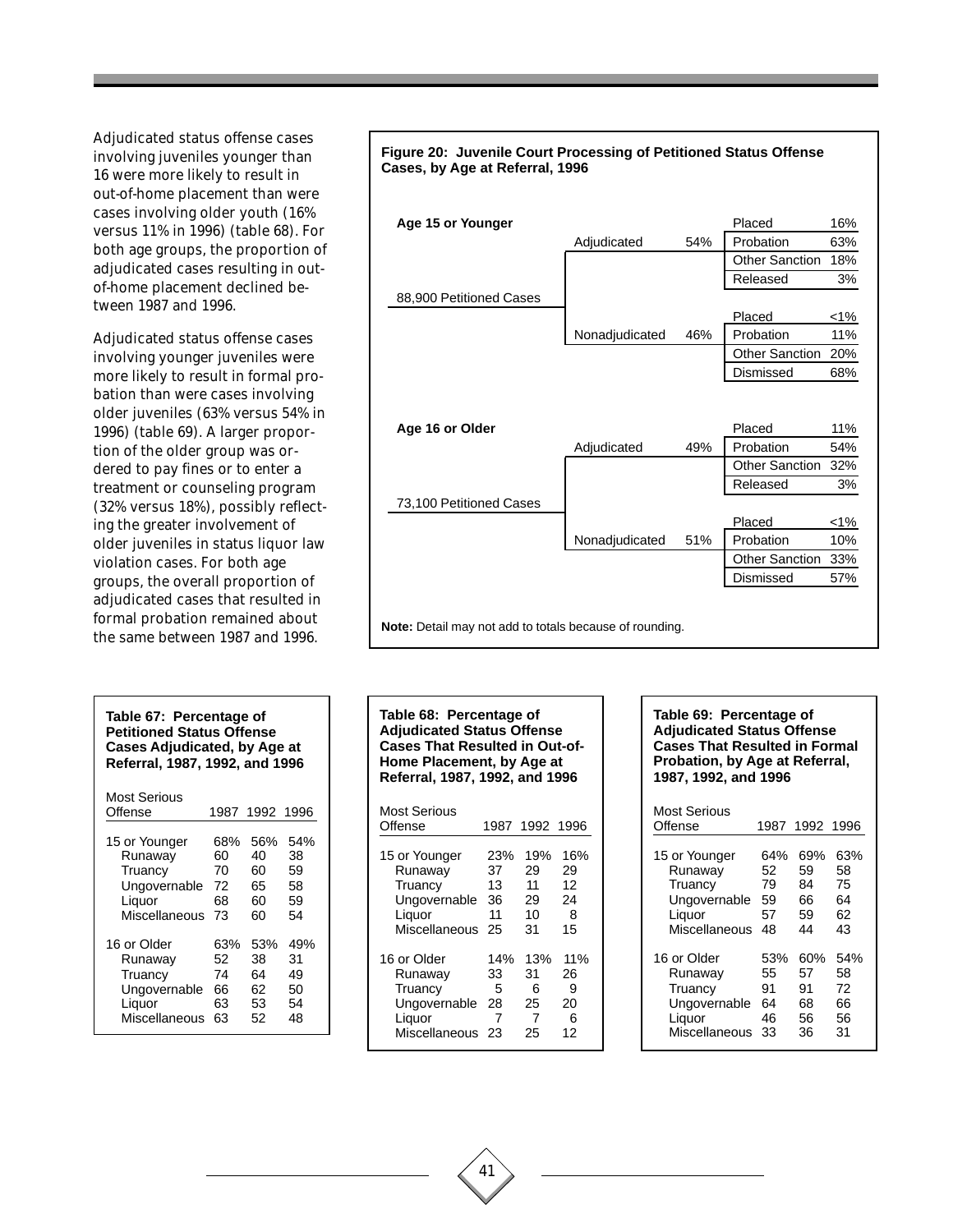Adjudicated status offense cases involving juveniles younger than 16 were more likely to result in out-of-home placement than were cases involving older youth (16% versus 11% in 1996) (table 68). For both age groups, the proportion of adjudicated cases resulting in out-of-home placement declined between 1987 and 1996.

Adjudicated status offense cases involving younger juveniles were more likely to result in formal probation than were cases involving older juveniles (63% versus 54% in 1996) (table 69). A larger proportion of the older group was ordered to pay fines or to enter a treatment or counseling program (32% versus 18%), possibly reflecting the greater involvement of older juveniles in status liquor law violation cases. For both age groups, the overall proportion of adjudicated cases that resulted in formal probation remained about the same between 1987 and 1996.

**Figure 20: Juvenile Court Processing of Petitioned Status Offense Cases, by Age at Referral, 1996**

**Age 15 or Younger** — 88,900 Petitioned Cases

| Petitioned | | Disposition | |
|---|---|---|---|
| Adjudicated | 54% | Placed | 16% |
| | | Probation | 63% |
| | | Other Sanction | 18% |
| | | Released | 3% |
| Nonadjudicated | 46% | Placed | <1% |
| | | Probation | 11% |
| | | Other Sanction | 20% |
| | | Dismissed | 68% |

**Age 16 or Older** — 73,100 Petitioned Cases

| Petitioned | | Disposition | |
|---|---|---|---|
| Adjudicated | 49% | Placed | 11% |
| | | Probation | 54% |
| | | Other Sanction | 32% |
| | | Released | 3% |
| Nonadjudicated | 51% | Placed | <1% |
| | | Probation | 10% |
| | | Other Sanction | 33% |
| | | Dismissed | 57% |

**Note:** Detail may not add to totals because of rounding.

**Table 67: Percentage of Petitioned Status Offense Cases Adjudicated, by Age at Referral, 1987, 1992, and 1996**

| Most Serious Offense | 1987 | 1992 | 1996 |
|---|---|---|---|
| 15 or Younger | 68% | 56% | 54% |
| Runaway | 60 | 40 | 38 |
| Truancy | 70 | 60 | 59 |
| Ungovernable | 72 | 65 | 58 |
| Liquor | 68 | 60 | 59 |
| Miscellaneous | 73 | 60 | 54 |
| 16 or Older | 63% | 53% | 49% |
| Runaway | 52 | 38 | 31 |
| Truancy | 74 | 64 | 49 |
| Ungovernable | 66 | 62 | 50 |
| Liquor | 63 | 53 | 54 |
| Miscellaneous | 63 | 52 | 48 |

**Table 68: Percentage of Adjudicated Status Offense Cases That Resulted in Out-of-Home Placement, by Age at Referral, 1987, 1992, and 1996**

| Most Serious Offense | 1987 | 1992 | 1996 |
|---|---|---|---|
| 15 or Younger | 23% | 19% | 16% |
| Runaway | 37 | 29 | 29 |
| Truancy | 13 | 11 | 12 |
| Ungovernable | 36 | 29 | 24 |
| Liquor | 11 | 10 | 8 |
| Miscellaneous | 25 | 31 | 15 |
| 16 or Older | 14% | 13% | 11% |
| Runaway | 33 | 31 | 26 |
| Truancy | 5 | 6 | 9 |
| Ungovernable | 28 | 25 | 20 |
| Liquor | 7 | 7 | 6 |
| Miscellaneous | 23 | 25 | 12 |

**Table 69: Percentage of Adjudicated Status Offense Cases That Resulted in Formal Probation, by Age at Referral, 1987, 1992, and 1996**

| Most Serious Offense | 1987 | 1992 | 1996 |
|---|---|---|---|
| 15 or Younger | 64% | 69% | 63% |
| Runaway | 52 | 59 | 58 |
| Truancy | 79 | 84 | 75 |
| Ungovernable | 59 | 66 | 64 |
| Liquor | 57 | 59 | 62 |
| Miscellaneous | 48 | 44 | 43 |
| 16 or Older | 53% | 60% | 54% |
| Runaway | 55 | 57 | 58 |
| Truancy | 91 | 91 | 72 |
| Ungovernable | 64 | 68 | 66 |
| Liquor | 46 | 56 | 56 |
| Miscellaneous | 33 | 36 | 31 |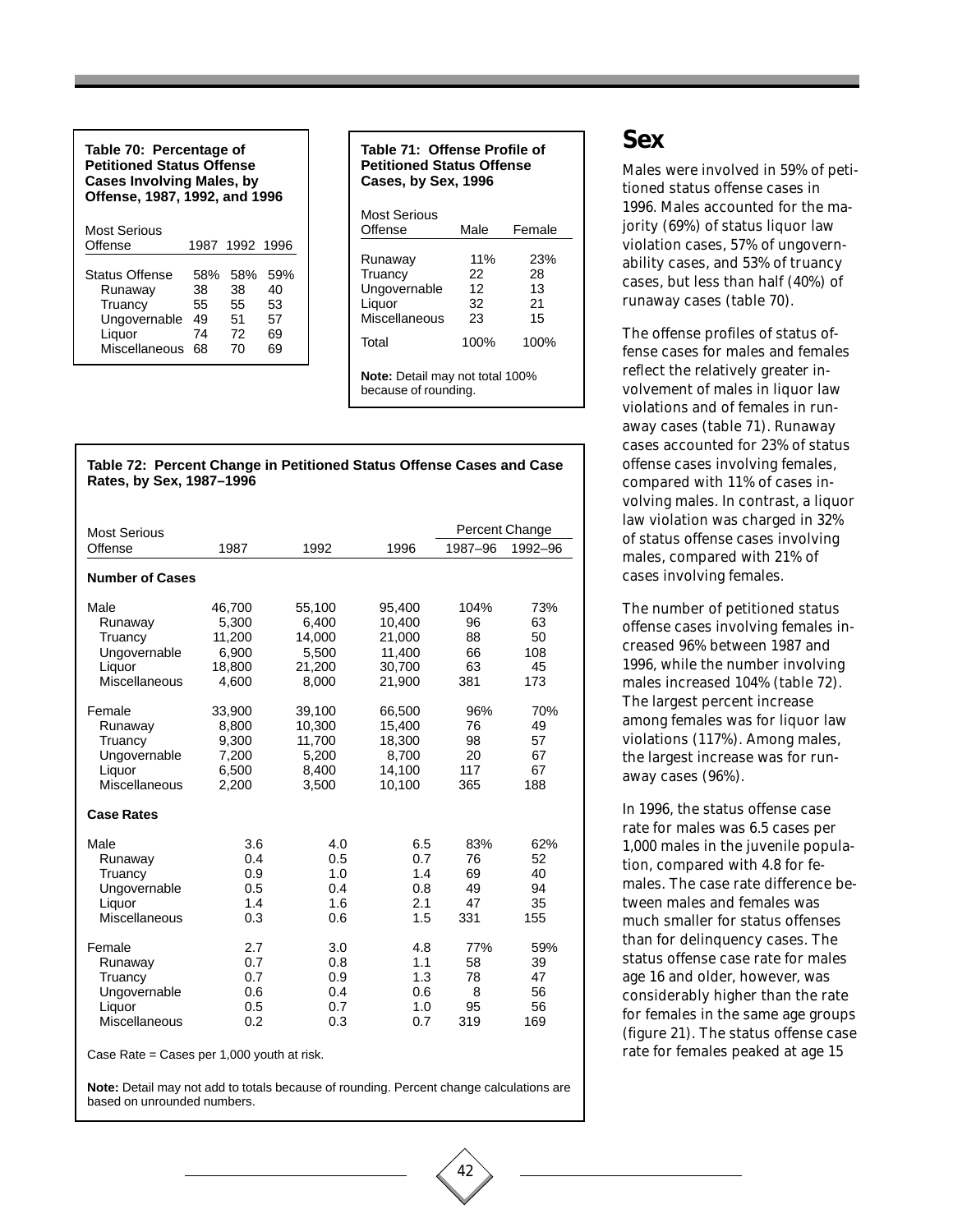**Table 70: Percentage of Petitioned Status Offense Cases Involving Males, by Offense, 1987, 1992, and 1996**

| Most Serious Offense | 1987 | 1992 | 1996 |
|---|---|---|---|
| Status Offense | 58% | 58% | 59% |
| Runaway | 38 | 38 | 40 |
| Truancy | 55 | 55 | 53 |
| Ungovernable | 49 | 51 | 57 |
| Liquor | 74 | 72 | 69 |
| Miscellaneous | 68 | 70 | 69 |

**Table 71: Offense Profile of Petitioned Status Offense Cases, by Sex, 1996**

| Most Serious Offense | Male | Female |
|---|---|---|
| Runaway | 11% | 23% |
| Truancy | 22 | 28 |
| Ungovernable | 12 | 13 |
| Liquor | 32 | 21 |
| Miscellaneous | 23 | 15 |
| Total | 100% | 100% |

**Note:** Detail may not total 100% because of rounding.

**Table 72: Percent Change in Petitioned Status Offense Cases and Case Rates, by Sex, 1987–1996**

| Most Serious Offense | 1987 | 1992 | 1996 | Percent Change | |
|---|---|---|---|---|---|
| | | | | 1987–96 | 1992–96 |
| **Number of Cases** | | | | | |
| Male | 46,700 | 55,100 | 95,400 | 104% | 73% |
| Runaway | 5,300 | 6,400 | 10,400 | 96 | 63 |
| Truancy | 11,200 | 14,000 | 21,000 | 88 | 50 |
| Ungovernable | 6,900 | 5,500 | 11,400 | 66 | 108 |
| Liquor | 18,800 | 21,200 | 30,700 | 63 | 45 |
| Miscellaneous | 4,600 | 8,000 | 21,900 | 381 | 173 |
| Female | 33,900 | 39,100 | 66,500 | 96% | 70% |
| Runaway | 8,800 | 10,300 | 15,400 | 76 | 49 |
| Truancy | 9,300 | 11,700 | 18,300 | 98 | 57 |
| Ungovernable | 7,200 | 5,200 | 8,700 | 20 | 67 |
| Liquor | 6,500 | 8,400 | 14,100 | 117 | 67 |
| Miscellaneous | 2,200 | 3,500 | 10,100 | 365 | 188 |
| **Case Rates** | | | | | |
| Male | 3.6 | 4.0 | 6.5 | 83% | 62% |
| Runaway | 0.4 | 0.5 | 0.7 | 76 | 52 |
| Truancy | 0.9 | 1.0 | 1.4 | 69 | 40 |
| Ungovernable | 0.5 | 0.4 | 0.8 | 49 | 94 |
| Liquor | 1.4 | 1.6 | 2.1 | 47 | 35 |
| Miscellaneous | 0.3 | 0.6 | 1.5 | 331 | 155 |
| Female | 2.7 | 3.0 | 4.8 | 77% | 59% |
| Runaway | 0.7 | 0.8 | 1.1 | 58 | 39 |
| Truancy | 0.7 | 0.9 | 1.3 | 78 | 47 |
| Ungovernable | 0.6 | 0.4 | 0.6 | 8 | 56 |
| Liquor | 0.5 | 0.7 | 1.0 | 95 | 56 |
| Miscellaneous | 0.2 | 0.3 | 0.7 | 319 | 169 |

Case Rate = Cases per 1,000 youth at risk.

**Note:** Detail may not add to totals because of rounding. Percent change calculations are based on unrounded numbers.

## Sex

Males were involved in 59% of petitioned status offense cases in 1996. Males accounted for the majority (69%) of status liquor law violation cases, 57% of ungovernability cases, and 53% of truancy cases, but less than half (40%) of runaway cases (table 70).

The offense profiles of status offense cases for males and females reflect the relatively greater involvement of males in liquor law violations and of females in runaway cases (table 71). Runaway cases accounted for 23% of status offense cases involving females, compared with 11% of cases involving males. In contrast, a liquor law violation was charged in 32% of status offense cases involving males, compared with 21% of cases involving females.

The number of petitioned status offense cases involving females increased 96% between 1987 and 1996, while the number involving males increased 104% (table 72). The largest percent increase among females was for liquor law violations (117%). Among males, the largest increase was for runaway cases (96%).

In 1996, the status offense case rate for males was 6.5 cases per 1,000 males in the juvenile population, compared with 4.8 for females. The case rate difference between males and females was much smaller for status offenses than for delinquency cases. The status offense case rate for males age 16 and older, however, was considerably higher than the rate for females in the same age groups (figure 21). The status offense case rate for females peaked at age 15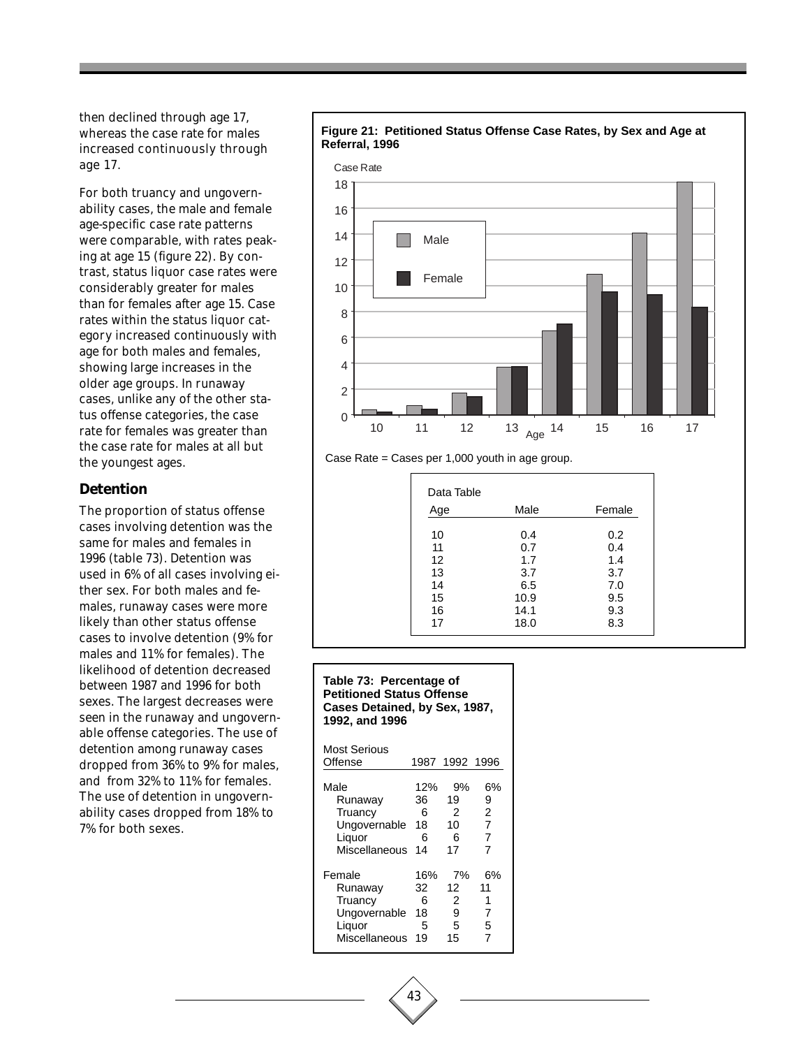then declined through age 17, whereas the case rate for males increased continuously through age 17.

For both truancy and ungovernability cases, the male and female age-specific case rate patterns were comparable, with rates peaking at age 15 (figure 22). By contrast, status liquor case rates were considerably greater for males than for females after age 15. Case rates within the status liquor category increased continuously with age for both males and females, showing large increases in the older age groups. In runaway cases, unlike any of the other status offense categories, the case rate for females was greater than the case rate for males at all but the youngest ages.

## Detention

The proportion of status offense cases involving detention was the same for males and females in 1996 (table 73). Detention was used in 6% of all cases involving either sex. For both males and females, runaway cases were more likely than other status offense cases to involve detention (9% for males and 11% for females). The likelihood of detention decreased between 1987 and 1996 for both sexes. The largest decreases were seen in the runaway and ungovernable offense categories. The use of detention among runaway cases dropped from 36% to 9% for males, and from 32% to 11% for females. The use of detention in ungovernability cases dropped from 18% to 7% for both sexes.

**Figure 21: Petitioned Status Offense Case Rates, by Sex and Age at Referral, 1996**

Case Rate = Cases per 1,000 youth in age group.

Data Table

| Age | Male | Female |
|---|---|---|
| 10 | 0.4 | 0.2 |
| 11 | 0.7 | 0.4 |
| 12 | 1.7 | 1.4 |
| 13 | 3.7 | 3.7 |
| 14 | 6.5 | 7.0 |
| 15 | 10.9 | 9.5 |
| 16 | 14.1 | 9.3 |
| 17 | 18.0 | 8.3 |

**Table 73: Percentage of Petitioned Status Offense Cases Detained, by Sex, 1987, 1992, and 1996**

| Most Serious Offense | 1987 | 1992 | 1996 |
|---|---|---|---|
| Male | 12% | 9% | 6% |
| Runaway | 36 | 19 | 9 |
| Truancy | 6 | 2 | 2 |
| Ungovernable | 18 | 10 | 7 |
| Liquor | 6 | 6 | 7 |
| Miscellaneous | 14 | 17 | 7 |
| Female | 16% | 7% | 6% |
| Runaway | 32 | 12 | 11 |
| Truancy | 6 | 2 | 1 |
| Ungovernable | 18 | 9 | 7 |
| Liquor | 5 | 5 | 5 |
| Miscellaneous | 19 | 15 | 7 |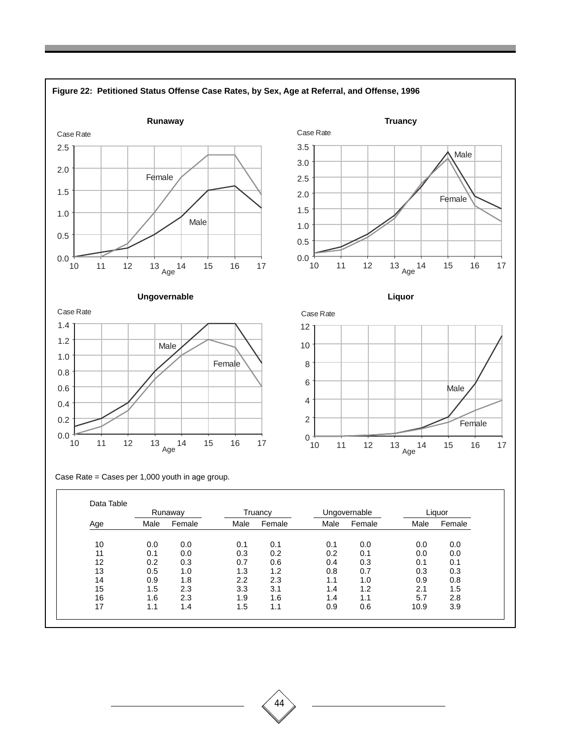**Figure 22: Petitioned Status Offense Case Rates, by Sex, Age at Referral, and Offense, 1996**

Case Rate = Cases per 1,000 youth in age group.

Data Table

| Age | Runaway | | Truancy | | Ungovernable | | Liquor | |
|---|---|---|---|---|---|---|---|---|
| | Male | Female | Male | Female | Male | Female | Male | Female |
| 10 | 0.0 | 0.0 | 0.1 | 0.1 | 0.1 | 0.0 | 0.0 | 0.0 |
| 11 | 0.1 | 0.0 | 0.3 | 0.2 | 0.2 | 0.1 | 0.0 | 0.0 |
| 12 | 0.2 | 0.3 | 0.7 | 0.6 | 0.4 | 0.3 | 0.1 | 0.1 |
| 13 | 0.5 | 1.0 | 1.3 | 1.2 | 0.8 | 0.7 | 0.3 | 0.3 |
| 14 | 0.9 | 1.8 | 2.2 | 2.3 | 1.1 | 1.0 | 0.9 | 0.8 |
| 15 | 1.5 | 2.3 | 3.3 | 3.1 | 1.4 | 1.2 | 2.1 | 1.5 |
| 16 | 1.6 | 2.3 | 1.9 | 1.6 | 1.4 | 1.1 | 5.7 | 2.8 |
| 17 | 1.1 | 1.4 | 1.5 | 1.1 | 0.9 | 0.6 | 10.9 | 3.9 |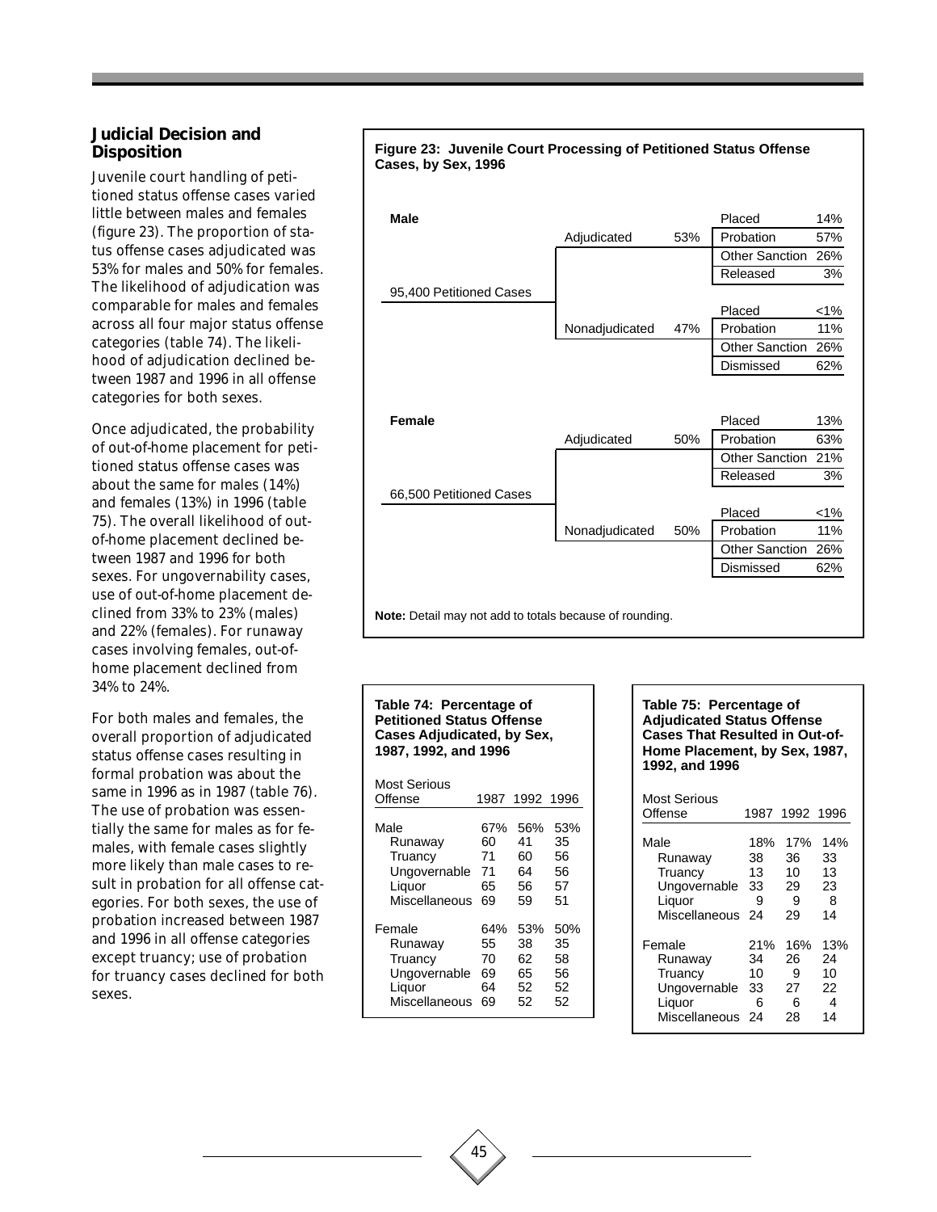## Judicial Decision and Disposition

Juvenile court handling of petitioned status offense cases varied little between males and females (figure 23). The proportion of status offense cases adjudicated was 53% for males and 50% for females. The likelihood of adjudication was comparable for males and females across all four major status offense categories (table 74). The likelihood of adjudication declined between 1987 and 1996 in all offense categories for both sexes.

Once adjudicated, the probability of out-of-home placement for petitioned status offense cases was about the same for males (14%) and females (13%) in 1996 (table 75). The overall likelihood of out-of-home placement declined between 1987 and 1996 for both sexes. For ungovernability cases, use of out-of-home placement declined from 33% to 23% (males) and 22% (females). For runaway cases involving females, out-of-home placement declined from 34% to 24%.

For both males and females, the overall proportion of adjudicated status offense cases resulting in formal probation was about the same in 1996 as in 1987 (table 76). The use of probation was essentially the same for males as for females, with female cases slightly more likely than male cases to result in probation for all offense categories. For both sexes, the use of probation increased between 1987 and 1996 in all offense categories except truancy; use of probation for truancy cases declined for both sexes.

**Figure 23: Juvenile Court Processing of Petitioned Status Offense Cases, by Sex, 1996**

**Male** — 95,400 Petitioned Cases

| Petitioned | Decision | % | Disposition | % |
|---|---|---|---|---|
| 95,400 Petitioned Cases | Adjudicated | 53% | Placed | 14% |
| | | | Probation | 57% |
| | | | Other Sanction | 26% |
| | | | Released | 3% |
| | Nonadjudicated | 47% | Placed | <1% |
| | | | Probation | 11% |
| | | | Other Sanction | 26% |
| | | | Dismissed | 62% |

**Female** — 66,500 Petitioned Cases

| Petitioned | Decision | % | Disposition | % |
|---|---|---|---|---|
| 66,500 Petitioned Cases | Adjudicated | 50% | Placed | 13% |
| | | | Probation | 63% |
| | | | Other Sanction | 21% |
| | | | Released | 3% |
| | Nonadjudicated | 50% | Placed | <1% |
| | | | Probation | 11% |
| | | | Other Sanction | 26% |
| | | | Dismissed | 62% |

**Note:** Detail may not add to totals because of rounding.

**Table 74: Percentage of Petitioned Status Offense Cases Adjudicated, by Sex, 1987, 1992, and 1996**

| Most Serious Offense | 1987 | 1992 | 1996 |
|---|---|---|---|
| Male | 67% | 56% | 53% |
| Runaway | 60 | 41 | 35 |
| Truancy | 71 | 60 | 56 |
| Ungovernable | 71 | 64 | 56 |
| Liquor | 65 | 56 | 57 |
| Miscellaneous | 69 | 59 | 51 |
| Female | 64% | 53% | 50% |
| Runaway | 55 | 38 | 35 |
| Truancy | 70 | 62 | 58 |
| Ungovernable | 69 | 65 | 56 |
| Liquor | 64 | 52 | 52 |
| Miscellaneous | 69 | 52 | 52 |

**Table 75: Percentage of Adjudicated Status Offense Cases That Resulted in Out-of-Home Placement, by Sex, 1987, 1992, and 1996**

| Most Serious Offense | 1987 | 1992 | 1996 |
|---|---|---|---|
| Male | 18% | 17% | 14% |
| Runaway | 38 | 36 | 33 |
| Truancy | 13 | 10 | 13 |
| Ungovernable | 33 | 29 | 23 |
| Liquor | 9 | 9 | 8 |
| Miscellaneous | 24 | 29 | 14 |
| Female | 21% | 16% | 13% |
| Runaway | 34 | 26 | 24 |
| Truancy | 10 | 9 | 10 |
| Ungovernable | 33 | 27 | 22 |
| Liquor | 6 | 6 | 4 |
| Miscellaneous | 24 | 28 | 14 |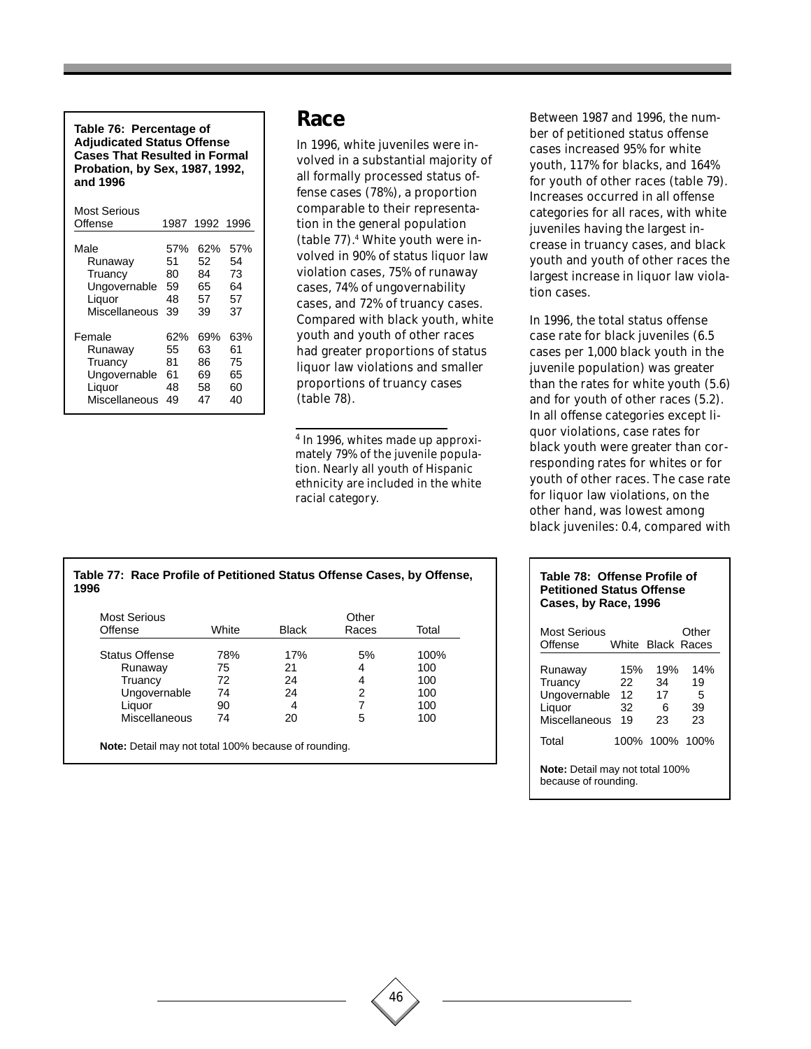**Table 76: Percentage of Adjudicated Status Offense Cases That Resulted in Formal Probation, by Sex, 1987, 1992, and 1996**

| Most Serious Offense | 1987 | 1992 | 1996 |
|---|---|---|---|
| Male | 57% | 62% | 57% |
| Runaway | 51 | 52 | 54 |
| Truancy | 80 | 84 | 73 |
| Ungovernable | 59 | 65 | 64 |
| Liquor | 48 | 57 | 57 |
| Miscellaneous | 39 | 39 | 37 |
| Female | 62% | 69% | 63% |
| Runaway | 55 | 63 | 61 |
| Truancy | 81 | 86 | 75 |
| Ungovernable | 61 | 69 | 65 |
| Liquor | 48 | 58 | 60 |
| Miscellaneous | 49 | 47 | 40 |

## Race

In 1996, white juveniles were involved in a substantial majority of all formally processed status offense cases (78%), a proportion comparable to their representation in the general population (table 77).[4] White youth were involved in 90% of status liquor law violation cases, 75% of runaway cases, 74% of ungovernability cases, and 72% of truancy cases. Compared with black youth, white youth and youth of other races had greater proportions of status liquor law violations and smaller proportions of truancy cases (table 78).

[4] In 1996, whites made up approximately 79% of the juvenile population. Nearly all youth of Hispanic ethnicity are included in the white racial category.

Between 1987 and 1996, the number of petitioned status offense cases increased 95% for white youth, 117% for blacks, and 164% for youth of other races (table 79). Increases occurred in all offense categories for all races, with white juveniles having the largest increase in truancy cases, and black youth and youth of other races the largest increase in liquor law violation cases.

In 1996, the total status offense case rate for black juveniles (6.5 cases per 1,000 black youth in the juvenile population) was greater than the rates for white youth (5.6) and for youth of other races (5.2). In all offense categories except liquor violations, case rates for black youth were greater than corresponding rates for whites or for youth of other races. The case rate for liquor law violations, on the other hand, was lowest among black juveniles: 0.4, compared with

**Table 77: Race Profile of Petitioned Status Offense Cases, by Offense, 1996**

| Most Serious Offense | White | Black | Other Races | Total |
|---|---|---|---|---|
| Status Offense | 78% | 17% | 5% | 100% |
| Runaway | 75 | 21 | 4 | 100 |
| Truancy | 72 | 24 | 4 | 100 |
| Ungovernable | 74 | 24 | 2 | 100 |
| Liquor | 90 | 4 | 7 | 100 |
| Miscellaneous | 74 | 20 | 5 | 100 |

**Note:** Detail may not total 100% because of rounding.

**Table 78: Offense Profile of Petitioned Status Offense Cases, by Race, 1996**

| Most Serious Offense | White | Black | Other Races |
|---|---|---|---|
| Runaway | 15% | 19% | 14% |
| Truancy | 22 | 34 | 19 |
| Ungovernable | 12 | 17 | 5 |
| Liquor | 32 | 6 | 39 |
| Miscellaneous | 19 | 23 | 23 |
| Total | 100% | 100% | 100% |

**Note:** Detail may not total 100% because of rounding.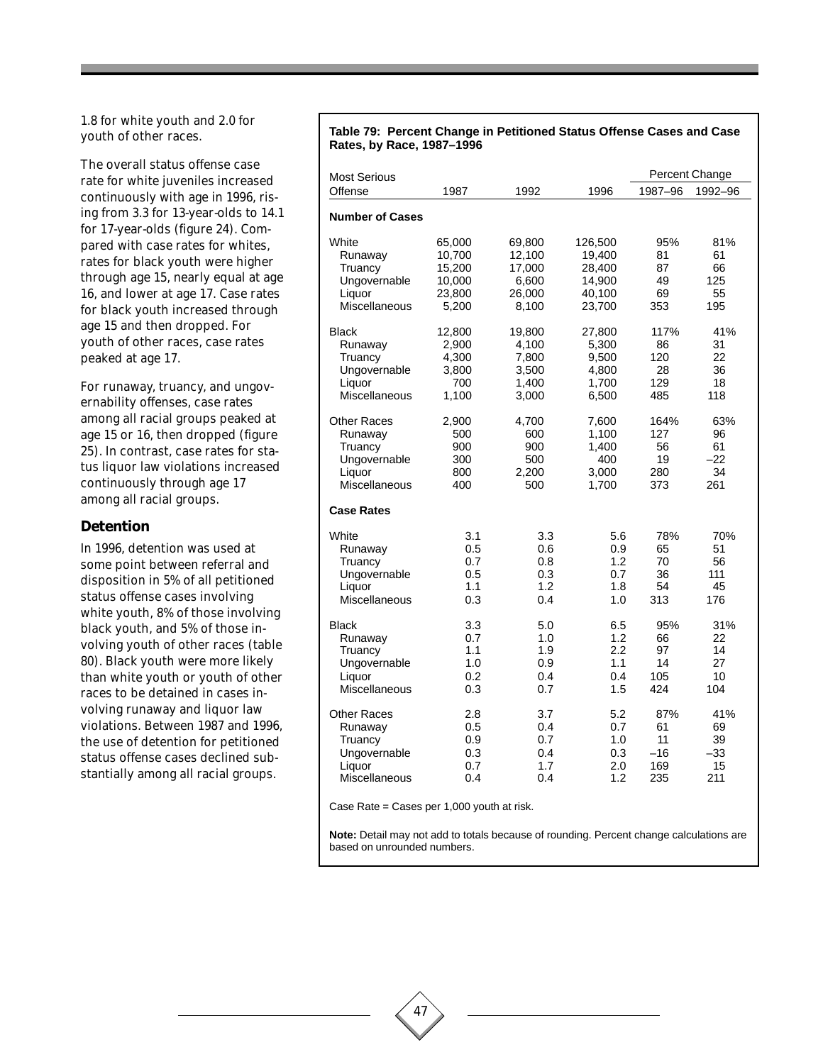1.8 for white youth and 2.0 for youth of other races.

The overall status offense case rate for white juveniles increased continuously with age in 1996, rising from 3.3 for 13-year-olds to 14.1 for 17-year-olds (figure 24). Compared with case rates for whites, rates for black youth were higher through age 15, nearly equal at age 16, and lower at age 17. Case rates for black youth increased through age 15 and then dropped. For youth of other races, case rates peaked at age 17.

For runaway, truancy, and ungovernability offenses, case rates among all racial groups peaked at age 15 or 16, then dropped (figure 25). In contrast, case rates for status liquor law violations increased continuously through age 17 among all racial groups.

### Detention

In 1996, detention was used at some point between referral and disposition in 5% of all petitioned status offense cases involving white youth, 8% of those involving black youth, and 5% of those involving youth of other races (table 80). Black youth were more likely than white youth or youth of other races to be detained in cases involving runaway and liquor law violations. Between 1987 and 1996, the use of detention for petitioned status offense cases declined substantially among all racial groups.

**Table 79: Percent Change in Petitioned Status Offense Cases and Case Rates, by Race, 1987–1996**

| Most Serious Offense | 1987 | 1992 | 1996 | Percent Change 1987–96 | Percent Change 1992–96 |
|---|---|---|---|---|---|
| **Number of Cases** | | | | | |
| White | 65,000 | 69,800 | 126,500 | 95% | 81% |
| Runaway | 10,700 | 12,100 | 19,400 | 81 | 61 |
| Truancy | 15,200 | 17,000 | 28,400 | 87 | 66 |
| Ungovernable | 10,000 | 6,600 | 14,900 | 49 | 125 |
| Liquor | 23,800 | 26,000 | 40,100 | 69 | 55 |
| Miscellaneous | 5,200 | 8,100 | 23,700 | 353 | 195 |
| Black | 12,800 | 19,800 | 27,800 | 117% | 41% |
| Runaway | 2,900 | 4,100 | 5,300 | 86 | 31 |
| Truancy | 4,300 | 7,800 | 9,500 | 120 | 22 |
| Ungovernable | 3,800 | 3,500 | 4,800 | 28 | 36 |
| Liquor | 700 | 1,400 | 1,700 | 129 | 18 |
| Miscellaneous | 1,100 | 3,000 | 6,500 | 485 | 118 |
| Other Races | 2,900 | 4,700 | 7,600 | 164% | 63% |
| Runaway | 500 | 600 | 1,100 | 127 | 96 |
| Truancy | 900 | 900 | 1,400 | 56 | 61 |
| Ungovernable | 300 | 500 | 400 | 19 | –22 |
| Liquor | 800 | 2,200 | 3,000 | 280 | 34 |
| Miscellaneous | 400 | 500 | 1,700 | 373 | 261 |
| **Case Rates** | | | | | |
| White | 3.1 | 3.3 | 5.6 | 78% | 70% |
| Runaway | 0.5 | 0.6 | 0.9 | 65 | 51 |
| Truancy | 0.7 | 0.8 | 1.2 | 70 | 56 |
| Ungovernable | 0.5 | 0.3 | 0.7 | 36 | 111 |
| Liquor | 1.1 | 1.2 | 1.8 | 54 | 45 |
| Miscellaneous | 0.3 | 0.4 | 1.0 | 313 | 176 |
| Black | 3.3 | 5.0 | 6.5 | 95% | 31% |
| Runaway | 0.7 | 1.0 | 1.2 | 66 | 22 |
| Truancy | 1.1 | 1.9 | 2.2 | 97 | 14 |
| Ungovernable | 1.0 | 0.9 | 1.1 | 14 | 27 |
| Liquor | 0.2 | 0.4 | 0.4 | 105 | 10 |
| Miscellaneous | 0.3 | 0.7 | 1.5 | 424 | 104 |
| Other Races | 2.8 | 3.7 | 5.2 | 87% | 41% |
| Runaway | 0.5 | 0.4 | 0.7 | 61 | 69 |
| Truancy | 0.9 | 0.7 | 1.0 | 11 | 39 |
| Ungovernable | 0.3 | 0.4 | 0.3 | –16 | –33 |
| Liquor | 0.7 | 1.7 | 2.0 | 169 | 15 |
| Miscellaneous | 0.4 | 0.4 | 1.2 | 235 | 211 |

Case Rate = Cases per 1,000 youth at risk.

**Note:** Detail may not add to totals because of rounding. Percent change calculations are based on unrounded numbers.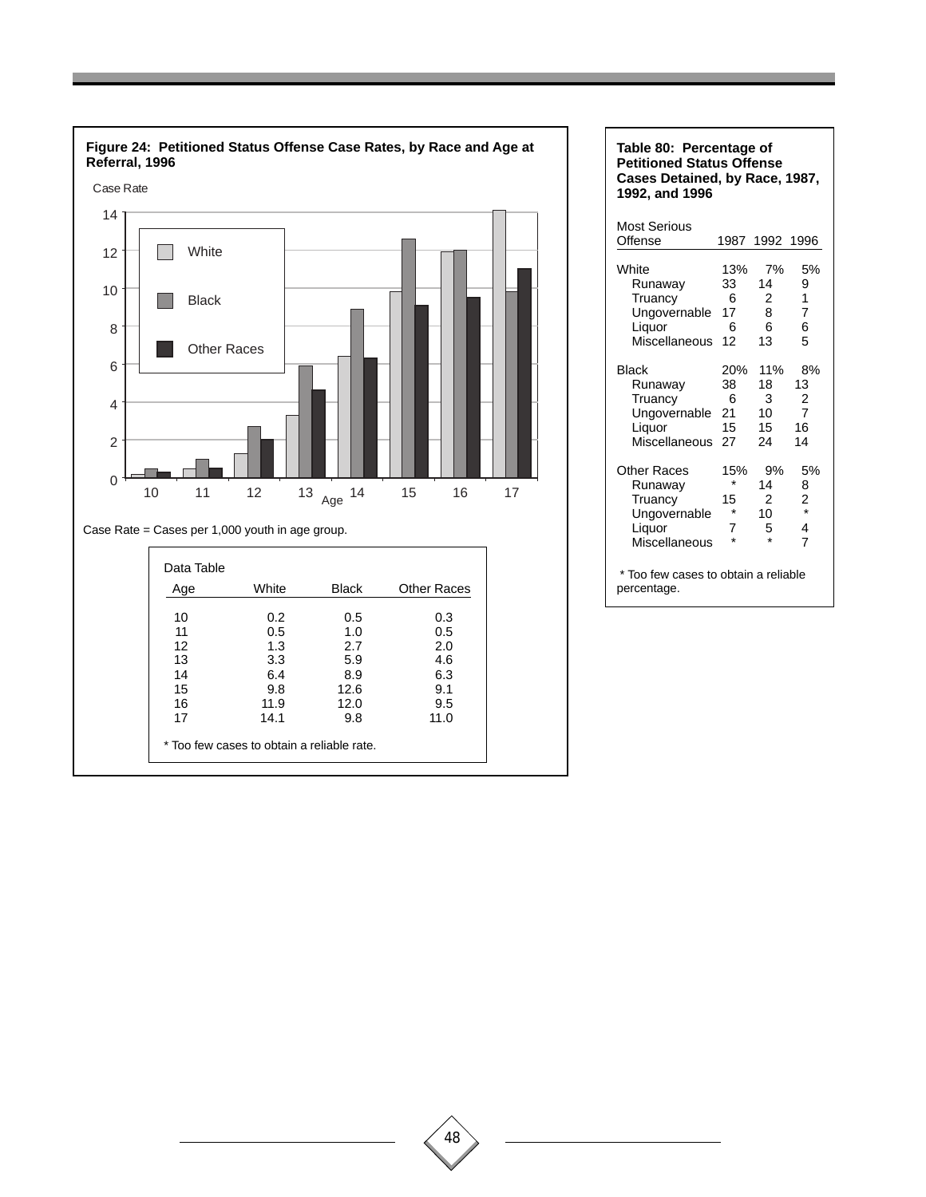**Figure 24: Petitioned Status Offense Case Rates, by Race and Age at Referral, 1996**

Case Rate = Cases per 1,000 youth in age group.

Data Table

| Age | White | Black | Other Races |
|---|---|---|---|
| 10 | 0.2 | 0.5 | 0.3 |
| 11 | 0.5 | 1.0 | 0.5 |
| 12 | 1.3 | 2.7 | 2.0 |
| 13 | 3.3 | 5.9 | 4.6 |
| 14 | 6.4 | 8.9 | 6.3 |
| 15 | 9.8 | 12.6 | 9.1 |
| 16 | 11.9 | 12.0 | 9.5 |
| 17 | 14.1 | 9.8 | 11.0 |

* Too few cases to obtain a reliable rate.

**Table 80: Percentage of Petitioned Status Offense Cases Detained, by Race, 1987, 1992, and 1996**

| Most Serious Offense | 1987 | 1992 | 1996 |
|---|---|---|---|
| White | 13% | 7% | 5% |
| Runaway | 33 | 14 | 9 |
| Truancy | 6 | 2 | 1 |
| Ungovernable | 17 | 8 | 7 |
| Liquor | 6 | 6 | 6 |
| Miscellaneous | 12 | 13 | 5 |
| Black | 20% | 11% | 8% |
| Runaway | 38 | 18 | 13 |
| Truancy | 6 | 3 | 2 |
| Ungovernable | 21 | 10 | 7 |
| Liquor | 15 | 15 | 16 |
| Miscellaneous | 27 | 24 | 14 |
| Other Races | 15% | 9% | 5% |
| Runaway | * | 14 | 8 |
| Truancy | 15 | 2 | 2 |
| Ungovernable | * | 10 | * |
| Liquor | 7 | 5 | 4 |
| Miscellaneous | * | * | 7 |

* Too few cases to obtain a reliable percentage.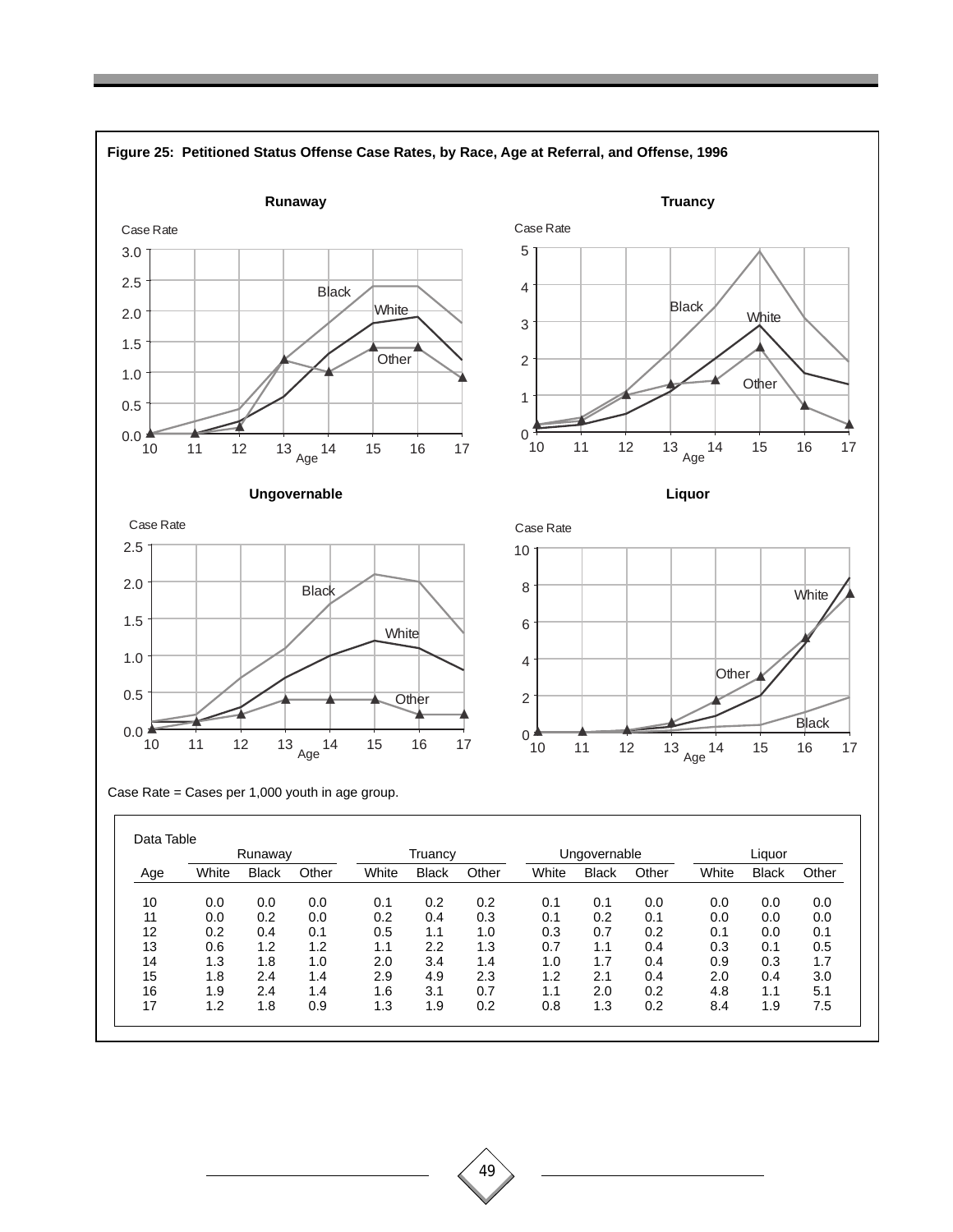**Figure 25: Petitioned Status Offense Case Rates, by Race, Age at Referral, and Offense, 1996**

Case Rate = Cases per 1,000 youth in age group.

Data Table

| Age | Runaway | | | Truancy | | | Ungovernable | | | Liquor | | |
|---|---|---|---|---|---|---|---|---|---|---|---|---|
| | White | Black | Other | White | Black | Other | White | Black | Other | White | Black | Other |
| 10 | 0.0 | 0.0 | 0.0 | 0.1 | 0.2 | 0.2 | 0.1 | 0.1 | 0.0 | 0.0 | 0.0 | 0.0 |
| 11 | 0.0 | 0.2 | 0.0 | 0.2 | 0.4 | 0.3 | 0.1 | 0.2 | 0.1 | 0.0 | 0.0 | 0.0 |
| 12 | 0.2 | 0.4 | 0.1 | 0.5 | 1.1 | 1.0 | 0.3 | 0.7 | 0.2 | 0.1 | 0.0 | 0.1 |
| 13 | 0.6 | 1.2 | 1.2 | 1.1 | 2.2 | 1.3 | 0.7 | 1.1 | 0.4 | 0.3 | 0.1 | 0.5 |
| 14 | 1.3 | 1.8 | 1.0 | 2.0 | 3.4 | 1.4 | 1.0 | 1.7 | 0.4 | 0.9 | 0.3 | 1.7 |
| 15 | 1.8 | 2.4 | 1.4 | 2.9 | 4.9 | 2.3 | 1.2 | 2.1 | 0.4 | 2.0 | 0.4 | 3.0 |
| 16 | 1.9 | 2.4 | 1.4 | 1.6 | 3.1 | 0.7 | 1.1 | 2.0 | 0.2 | 4.8 | 1.1 | 5.1 |
| 17 | 1.2 | 1.8 | 0.9 | 1.3 | 1.9 | 0.2 | 0.8 | 1.3 | 0.2 | 8.4 | 1.9 | 7.5 |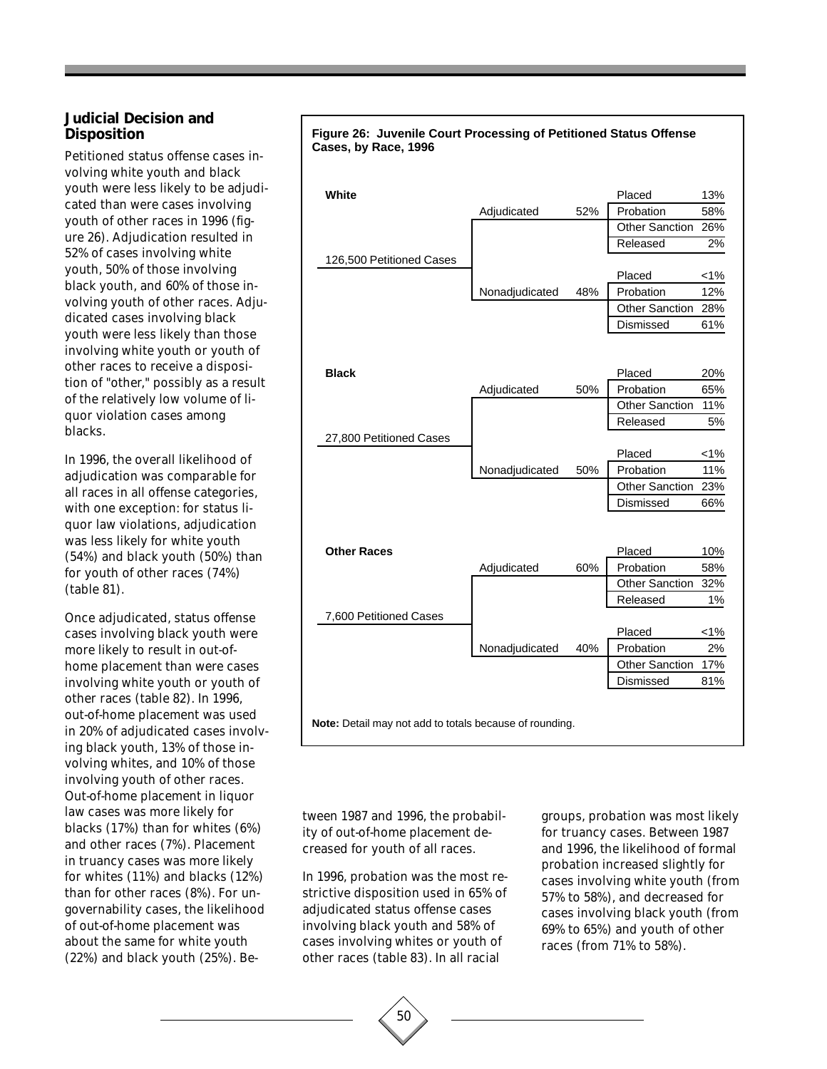## Judicial Decision and Disposition

Petitioned status offense cases involving white youth and black youth were less likely to be adjudicated than were cases involving youth of other races in 1996 (figure 26). Adjudication resulted in 52% of cases involving white youth, 50% of those involving black youth, and 60% of those involving youth of other races. Adjudicated cases involving black youth were less likely than those involving white youth or youth of other races to receive a disposition of "other," possibly as a result of the relatively low volume of liquor violation cases among blacks.

In 1996, the overall likelihood of adjudication was comparable for all races in all offense categories, with one exception: for status liquor law violations, adjudication was less likely for white youth (54%) and black youth (50%) than for youth of other races (74%) (table 81).

Once adjudicated, status offense cases involving black youth were more likely to result in out-of-home placement than were cases involving white youth or youth of other races (table 82). In 1996, out-of-home placement was used in 20% of adjudicated cases involving black youth, 13% of those involving whites, and 10% of those involving youth of other races. Out-of-home placement in liquor law cases was more likely for blacks (17%) than for whites (6%) and other races (7%). Placement in truancy cases was more likely for whites (11%) and blacks (12%) than for other races (8%). For ungovernability cases, the likelihood of out-of-home placement was about the same for white youth (22%) and black youth (25%). Between 1987 and 1996, the probability of out-of-home placement decreased for youth of all races.

In 1996, probation was the most restrictive disposition used in 65% of adjudicated status offense cases involving black youth and 58% of cases involving whites or youth of other races (table 83). In all racial groups, probation was most likely for truancy cases. Between 1987 and 1996, the likelihood of formal probation increased slightly for cases involving white youth (from 57% to 58%), and decreased for cases involving black youth (from 69% to 65%) and youth of other races (from 71% to 58%).

**Figure 26: Juvenile Court Processing of Petitioned Status Offense Cases, by Race, 1996**

| Race / Petitioned Cases | Decision | % | Disposition | % |
|---|---|---|---|---|
| **White** — 126,500 Petitioned Cases | Adjudicated | 52% | Placed | 13% |
| | | | Probation | 58% |
| | | | Other Sanction | 26% |
| | | | Released | 2% |
| | Nonadjudicated | 48% | Placed | <1% |
| | | | Probation | 12% |
| | | | Other Sanction | 28% |
| | | | Dismissed | 61% |
| **Black** — 27,800 Petitioned Cases | Adjudicated | 50% | Placed | 20% |
| | | | Probation | 65% |
| | | | Other Sanction | 11% |
| | | | Released | 5% |
| | Nonadjudicated | 50% | Placed | <1% |
| | | | Probation | 11% |
| | | | Other Sanction | 23% |
| | | | Dismissed | 66% |
| **Other Races** — 7,600 Petitioned Cases | Adjudicated | 60% | Placed | 10% |
| | | | Probation | 58% |
| | | | Other Sanction | 32% |
| | | | Released | 1% |
| | Nonadjudicated | 40% | Placed | <1% |
| | | | Probation | 2% |
| | | | Other Sanction | 17% |
| | | | Dismissed | 81% |

**Note:** Detail may not add to totals because of rounding.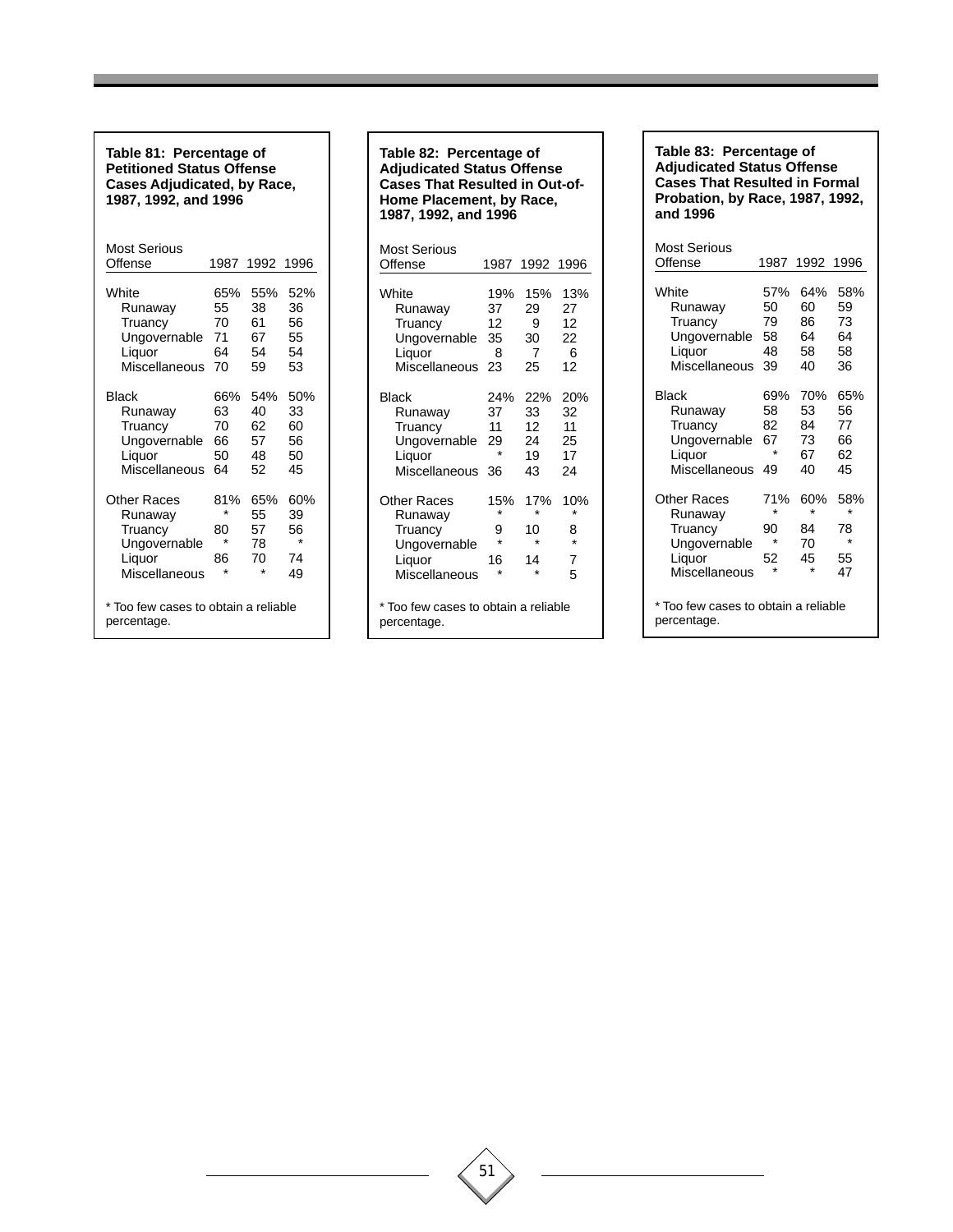**Table 81: Percentage of Petitioned Status Offense Cases Adjudicated, by Race, 1987, 1992, and 1996**

| Most Serious Offense | 1987 | 1992 | 1996 |
|---|---|---|---|
| White | 65% | 55% | 52% |
| Runaway | 55 | 38 | 36 |
| Truancy | 70 | 61 | 56 |
| Ungovernable | 71 | 67 | 55 |
| Liquor | 64 | 54 | 54 |
| Miscellaneous | 70 | 59 | 53 |
| Black | 66% | 54% | 50% |
| Runaway | 63 | 40 | 33 |
| Truancy | 70 | 62 | 60 |
| Ungovernable | 66 | 57 | 56 |
| Liquor | 50 | 48 | 50 |
| Miscellaneous | 64 | 52 | 45 |
| Other Races | 81% | 65% | 60% |
| Runaway | * | 55 | 39 |
| Truancy | 80 | 57 | 56 |
| Ungovernable | * | 78 | * |
| Liquor | 86 | 70 | 74 |
| Miscellaneous | * | * | 49 |

* Too few cases to obtain a reliable percentage.

**Table 82: Percentage of Adjudicated Status Offense Cases That Resulted in Out-of-Home Placement, by Race, 1987, 1992, and 1996**

| Most Serious Offense | 1987 | 1992 | 1996 |
|---|---|---|---|
| White | 19% | 15% | 13% |
| Runaway | 37 | 29 | 27 |
| Truancy | 12 | 9 | 12 |
| Ungovernable | 35 | 30 | 22 |
| Liquor | 8 | 7 | 6 |
| Miscellaneous | 23 | 25 | 12 |
| Black | 24% | 22% | 20% |
| Runaway | 37 | 33 | 32 |
| Truancy | 11 | 12 | 11 |
| Ungovernable | 29 | 24 | 25 |
| Liquor | * | 19 | 17 |
| Miscellaneous | 36 | 43 | 24 |
| Other Races | 15% | 17% | 10% |
| Runaway | * | * | * |
| Truancy | 9 | 10 | 8 |
| Ungovernable | * | * | * |
| Liquor | 16 | 14 | 7 |
| Miscellaneous | * | * | 5 |

* Too few cases to obtain a reliable percentage.

**Table 83: Percentage of Adjudicated Status Offense Cases That Resulted in Formal Probation, by Race, 1987, 1992, and 1996**

| Most Serious Offense | 1987 | 1992 | 1996 |
|---|---|---|---|
| White | 57% | 64% | 58% |
| Runaway | 50 | 60 | 59 |
| Truancy | 79 | 86 | 73 |
| Ungovernable | 58 | 64 | 64 |
| Liquor | 48 | 58 | 58 |
| Miscellaneous | 39 | 40 | 36 |
| Black | 69% | 70% | 65% |
| Runaway | 58 | 53 | 56 |
| Truancy | 82 | 84 | 77 |
| Ungovernable | 67 | 73 | 66 |
| Liquor | * | 67 | 62 |
| Miscellaneous | 49 | 40 | 45 |
| Other Races | 71% | 60% | 58% |
| Runaway | * | * | * |
| Truancy | 90 | 84 | 78 |
| Ungovernable | * | 70 | * |
| Liquor | 52 | 45 | 55 |
| Miscellaneous | * | * | 47 |

* Too few cases to obtain a reliable percentage.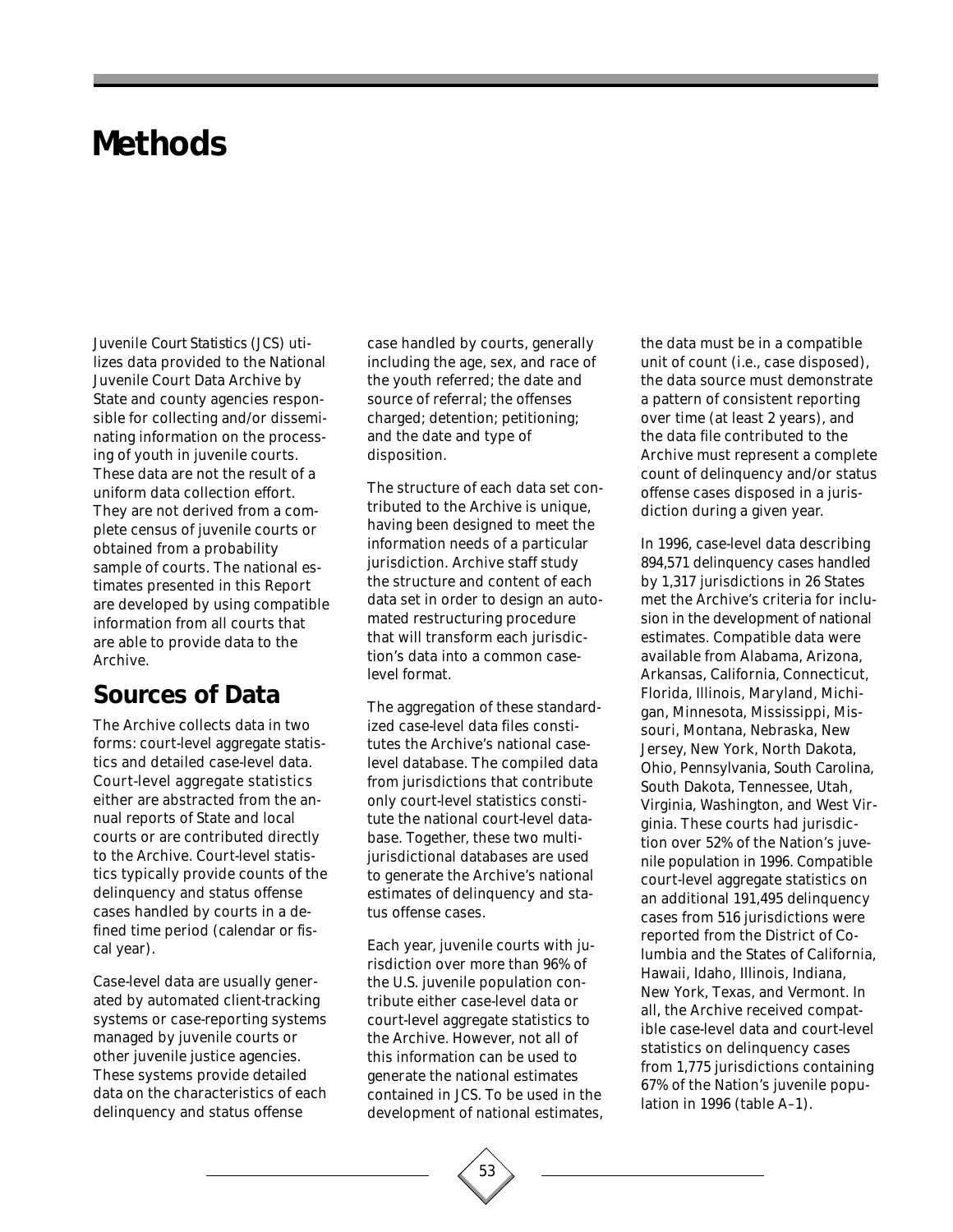# Methods

*Juvenile Court Statistics* (JCS) utilizes data provided to the National Juvenile Court Data Archive by State and county agencies responsible for collecting and/or disseminating information on the processing of youth in juvenile courts. These data are not the result of a uniform data collection effort. They are not derived from a complete census of juvenile courts or obtained from a probability sample of courts. The national estimates presented in this Report are developed by using compatible information from all courts that are able to provide data to the Archive.

## Sources of Data

The Archive collects data in two forms: court-level aggregate statistics and detailed case-level data. Court-level aggregate statistics either are abstracted from the annual reports of State and local courts or are contributed directly to the Archive. Court-level statistics typically provide counts of the delinquency and status offense cases handled by courts in a defined time period (calendar or fiscal year).

Case-level data are usually generated by automated client-tracking systems or case-reporting systems managed by juvenile courts or other juvenile justice agencies. These systems provide detailed data on the characteristics of each delinquency and status offense case handled by courts, generally including the age, sex, and race of the youth referred; the date and source of referral; the offenses charged; detention; petitioning; and the date and type of disposition.

The structure of each data set contributed to the Archive is unique, having been designed to meet the information needs of a particular jurisdiction. Archive staff study the structure and content of each data set in order to design an automated restructuring procedure that will transform each jurisdiction's data into a common case-level format.

The aggregation of these standardized case-level data files constitutes the Archive's national case-level database. The compiled data from jurisdictions that contribute only court-level statistics constitute the national court-level database. Together, these two multijurisdictional databases are used to generate the Archive's national estimates of delinquency and status offense cases.

Each year, juvenile courts with jurisdiction over more than 96% of the U.S. juvenile population contribute either case-level data or court-level aggregate statistics to the Archive. However, not all of this information can be used to generate the national estimates contained in JCS. To be used in the development of national estimates, the data must be in a compatible unit of count (i.e., case disposed), the data source must demonstrate a pattern of consistent reporting over time (at least 2 years), and the data file contributed to the Archive must represent a complete count of delinquency and/or status offense cases disposed in a jurisdiction during a given year.

In 1996, case-level data describing 894,571 delinquency cases handled by 1,317 jurisdictions in 26 States met the Archive's criteria for inclusion in the development of national estimates. Compatible data were available from Alabama, Arizona, Arkansas, California, Connecticut, Florida, Illinois, Maryland, Michigan, Minnesota, Mississippi, Missouri, Montana, Nebraska, New Jersey, New York, North Dakota, Ohio, Pennsylvania, South Carolina, South Dakota, Tennessee, Utah, Virginia, Washington, and West Virginia. These courts had jurisdiction over 52% of the Nation's juvenile population in 1996. Compatible court-level aggregate statistics on an additional 191,495 delinquency cases from 516 jurisdictions were reported from the District of Columbia and the States of California, Hawaii, Idaho, Illinois, Indiana, New York, Texas, and Vermont. In all, the Archive received compatible case-level data and court-level statistics on delinquency cases from 1,775 jurisdictions containing 67% of the Nation's juvenile population in 1996 (table A–1).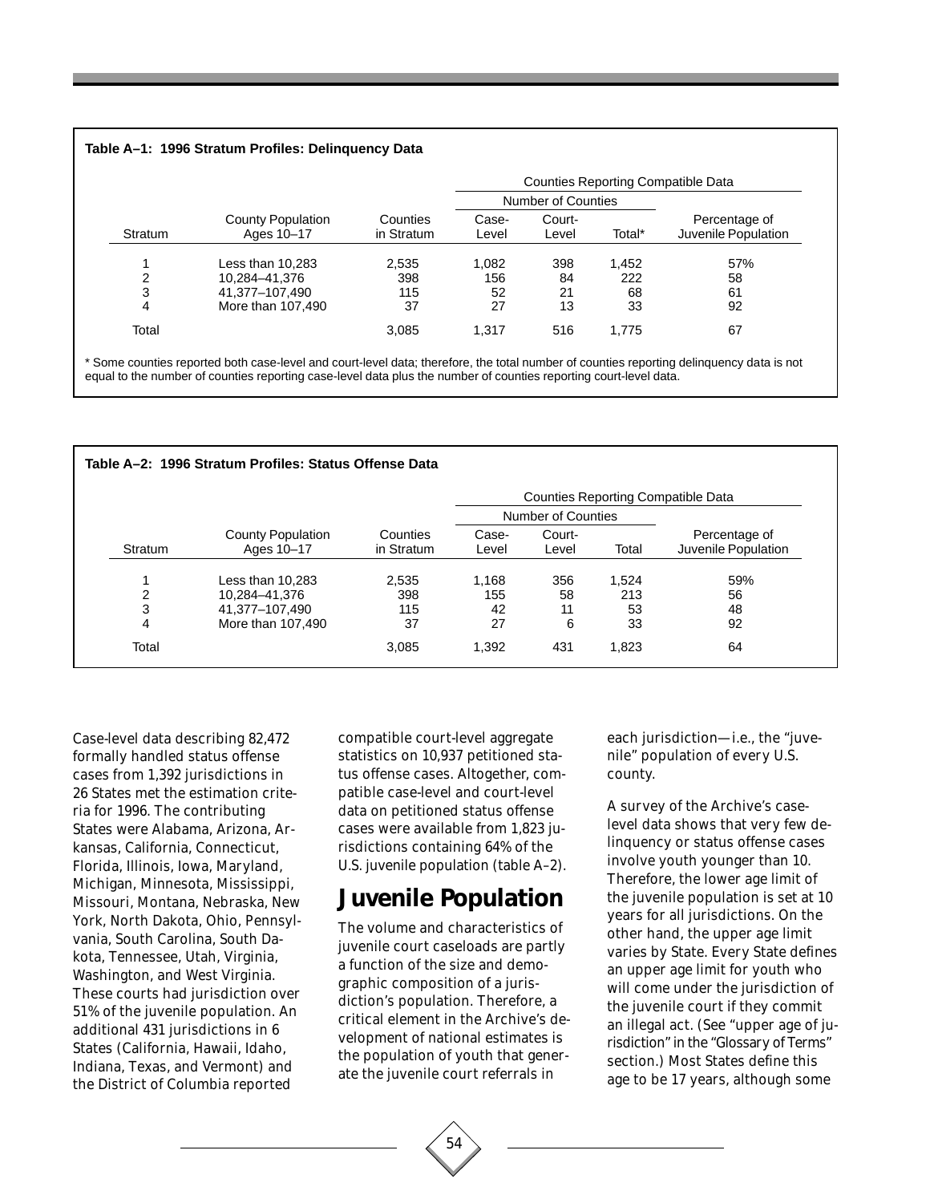**Table A–1: 1996 Stratum Profiles: Delinquency Data**

| Stratum | County Population Ages 10–17 | Counties in Stratum | Counties Reporting Compatible Data | | | |
|---|---|---|---|---|---|---|
| | | | Number of Counties | | | |
| | | | Case-Level | Court-Level | Total* | Percentage of Juvenile Population |
| 1 | Less than 10,283 | 2,535 | 1,082 | 398 | 1,452 | 57% |
| 2 | 10,284–41,376 | 398 | 156 | 84 | 222 | 58 |
| 3 | 41,377–107,490 | 115 | 52 | 21 | 68 | 61 |
| 4 | More than 107,490 | 37 | 27 | 13 | 33 | 92 |
| Total | | 3,085 | 1,317 | 516 | 1,775 | 67 |

* Some counties reported both case-level and court-level data; therefore, the total number of counties reporting delinquency data is not equal to the number of counties reporting case-level data plus the number of counties reporting court-level data.

**Table A–2: 1996 Stratum Profiles: Status Offense Data**

| Stratum | County Population Ages 10–17 | Counties in Stratum | Counties Reporting Compatible Data | | | |
|---|---|---|---|---|---|---|
| | | | Number of Counties | | | |
| | | | Case-Level | Court-Level | Total | Percentage of Juvenile Population |
| 1 | Less than 10,283 | 2,535 | 1,168 | 356 | 1,524 | 59% |
| 2 | 10,284–41,376 | 398 | 155 | 58 | 213 | 56 |
| 3 | 41,377–107,490 | 115 | 42 | 11 | 53 | 48 |
| 4 | More than 107,490 | 37 | 27 | 6 | 33 | 92 |
| Total | | 3,085 | 1,392 | 431 | 1,823 | 64 |

Case-level data describing 82,472 formally handled status offense cases from 1,392 jurisdictions in 26 States met the estimation criteria for 1996. The contributing States were Alabama, Arizona, Arkansas, California, Connecticut, Florida, Illinois, Iowa, Maryland, Michigan, Minnesota, Mississippi, Missouri, Montana, Nebraska, New York, North Dakota, Ohio, Pennsylvania, South Carolina, South Dakota, Tennessee, Utah, Virginia, Washington, and West Virginia. These courts had jurisdiction over 51% of the juvenile population. An additional 431 jurisdictions in 6 States (California, Hawaii, Idaho, Indiana, Texas, and Vermont) and the District of Columbia reported compatible court-level aggregate statistics on 10,937 petitioned status offense cases. Altogether, compatible case-level and court-level data on petitioned status offense cases were available from 1,823 jurisdictions containing 64% of the U.S. juvenile population (table A–2).

## Juvenile Population

The volume and characteristics of juvenile court caseloads are partly a function of the size and demographic composition of a jurisdiction's population. Therefore, a critical element in the Archive's development of national estimates is the population of youth that generate the juvenile court referrals in each jurisdiction—i.e., the "juvenile" population of every U.S. county.

A survey of the Archive's case-level data shows that very few delinquency or status offense cases involve youth younger than 10. Therefore, the lower age limit of the juvenile population is set at 10 years for all jurisdictions. On the other hand, the upper age limit varies by State. Every State defines an upper age limit for youth who will come under the jurisdiction of the juvenile court if they commit an illegal act. (See "upper age of jurisdiction" in the "Glossary of Terms" section.) Most States define this age to be 17 years, although some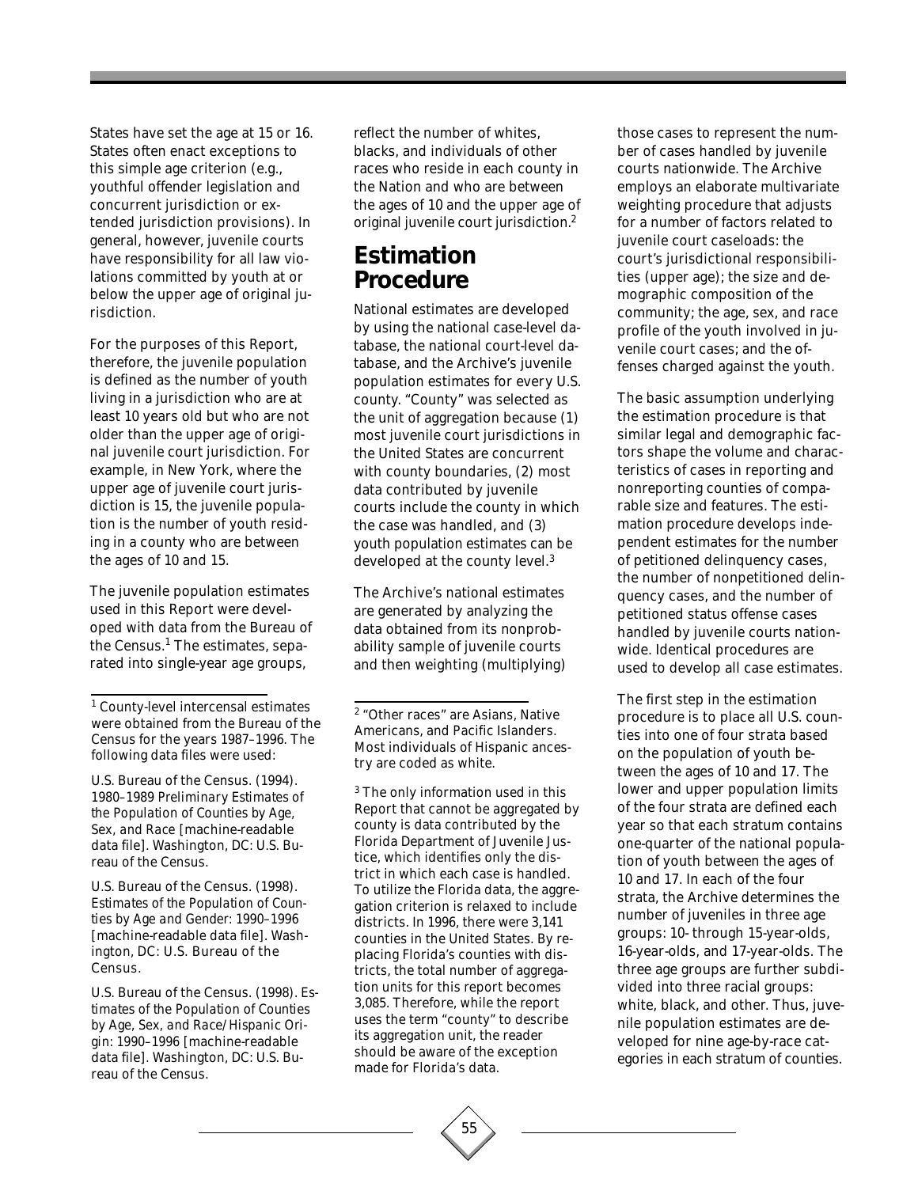States have set the age at 15 or 16. States often enact exceptions to this simple age criterion (e.g., youthful offender legislation and concurrent jurisdiction or extended jurisdiction provisions). In general, however, juvenile courts have responsibility for all law violations committed by youth at or below the upper age of original jurisdiction.

For the purposes of this Report, therefore, the juvenile population is defined as the number of youth living in a jurisdiction who are at least 10 years old but who are not older than the upper age of original juvenile court jurisdiction. For example, in New York, where the upper age of juvenile court jurisdiction is 15, the juvenile population is the number of youth residing in a county who are between the ages of 10 and 15.

The juvenile population estimates used in this Report were developed with data from the Bureau of the Census.[1] The estimates, separated into single-year age groups, reflect the number of whites, blacks, and individuals of other races who reside in each county in the Nation and who are between the ages of 10 and the upper age of original juvenile court jurisdiction.[2]

[1] County-level intercensal estimates were obtained from the Bureau of the Census for the years 1987–1996. The following data files were used:

U.S. Bureau of the Census. (1994). *1980–1989 Preliminary Estimates of the Population of Counties by Age, Sex, and Race* [machine-readable data file]. Washington, DC: U.S. Bureau of the Census.

U.S. Bureau of the Census. (1998). *Estimates of the Population of Counties by Age and Gender: 1990–1996* [machine-readable data file]. Washington, DC: U.S. Bureau of the Census.

U.S. Bureau of the Census. (1998). *Estimates of the Population of Counties by Age, Sex, and Race/Hispanic Origin: 1990–1996* [machine-readable data file]. Washington, DC: U.S. Bureau of the Census.

[2] "Other races" are Asians, Native Americans, and Pacific Islanders. Most individuals of Hispanic ancestry are coded as white.

## Estimation Procedure

National estimates are developed by using the national case-level database, the national court-level database, and the Archive's juvenile population estimates for every U.S. county. "County" was selected as the unit of aggregation because (1) most juvenile court jurisdictions in the United States are concurrent with county boundaries, (2) most data contributed by juvenile courts include the county in which the case was handled, and (3) youth population estimates can be developed at the county level.[3]

[3] The only information used in this Report that cannot be aggregated by county is data contributed by the Florida Department of Juvenile Justice, which identifies only the district in which each case is handled. To utilize the Florida data, the aggregation criterion is relaxed to include districts. In 1996, there were 3,141 counties in the United States. By replacing Florida's counties with districts, the total number of aggregation units for this report becomes 3,085. Therefore, while the report uses the term "county" to describe its aggregation unit, the reader should be aware of the exception made for Florida's data.

The Archive's national estimates are generated by analyzing the data obtained from its nonprobability sample of juvenile courts and then weighting (multiplying) those cases to represent the number of cases handled by juvenile courts nationwide. The Archive employs an elaborate multivariate weighting procedure that adjusts for a number of factors related to juvenile court caseloads: the court's jurisdictional responsibilities (upper age); the size and demographic composition of the community; the age, sex, and race profile of the youth involved in juvenile court cases; and the offenses charged against the youth.

The basic assumption underlying the estimation procedure is that similar legal and demographic factors shape the volume and characteristics of cases in reporting and nonreporting counties of comparable size and features. The estimation procedure develops independent estimates for the number of petitioned delinquency cases, the number of nonpetitioned delinquency cases, and the number of petitioned status offense cases handled by juvenile courts nationwide. Identical procedures are used to develop all case estimates.

The first step in the estimation procedure is to place all U.S. counties into one of four strata based on the population of youth between the ages of 10 and 17. The lower and upper population limits of the four strata are defined each year so that each stratum contains one-quarter of the national population of youth between the ages of 10 and 17. In each of the four strata, the Archive determines the number of juveniles in three age groups: 10- through 15-year-olds, 16-year-olds, and 17-year-olds. The three age groups are further subdivided into three racial groups: white, black, and other. Thus, juvenile population estimates are developed for nine age-by-race categories in each stratum of counties.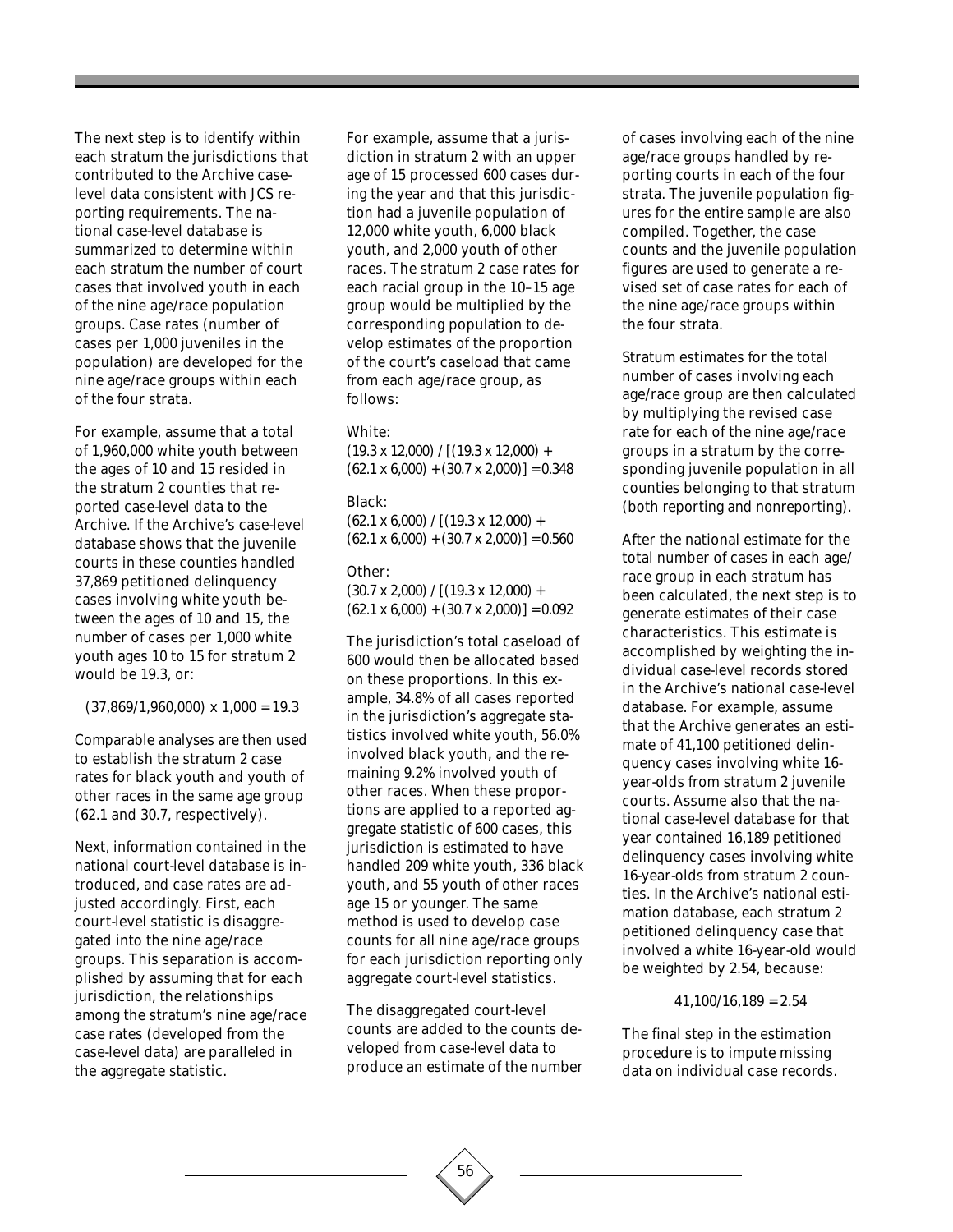The next step is to identify within each stratum the jurisdictions that contributed to the Archive case-level data consistent with JCS reporting requirements. The national case-level database is summarized to determine within each stratum the number of court cases that involved youth in each of the nine age/race population groups. Case rates (number of cases per 1,000 juveniles in the population) are developed for the nine age/race groups within each of the four strata.

For example, assume that a total of 1,960,000 white youth between the ages of 10 and 15 resided in the stratum 2 counties that reported case-level data to the Archive. If the Archive's case-level database shows that the juvenile courts in these counties handled 37,869 petitioned delinquency cases involving white youth between the ages of 10 and 15, the number of cases per 1,000 white youth ages 10 to 15 for stratum 2 would be 19.3, or:

$$(37,869/1,960,000) \times 1,000 = 19.3$$

Comparable analyses are then used to establish the stratum 2 case rates for black youth and youth of other races in the same age group (62.1 and 30.7, respectively).

Next, information contained in the national court-level database is introduced, and case rates are adjusted accordingly. First, each court-level statistic is disaggregated into the nine age/race groups. This separation is accomplished by assuming that for each jurisdiction, the relationships among the stratum's nine age/race case rates (developed from the case-level data) are paralleled in the aggregate statistic.

For example, assume that a jurisdiction in stratum 2 with an upper age of 15 processed 600 cases during the year and that this jurisdiction had a juvenile population of 12,000 white youth, 6,000 black youth, and 2,000 youth of other races. The stratum 2 case rates for each racial group in the 10–15 age group would be multiplied by the corresponding population to develop estimates of the proportion of the court's caseload that came from each age/race group, as follows:

White:

$$(19.3 \times 12,000) / [(19.3 \times 12,000) + (62.1 \times 6,000) + (30.7 \times 2,000)] = 0.348$$

Black:

$$(62.1 \times 6,000) / [(19.3 \times 12,000) + (62.1 \times 6,000) + (30.7 \times 2,000)] = 0.560$$

Other:

$$(30.7 \times 2,000) / [(19.3 \times 12,000) + (62.1 \times 6,000) + (30.7 \times 2,000)] = 0.092$$

The jurisdiction's total caseload of 600 would then be allocated based on these proportions. In this example, 34.8% of all cases reported in the jurisdiction's aggregate statistics involved white youth, 56.0% involved black youth, and the remaining 9.2% involved youth of other races. When these proportions are applied to a reported aggregate statistic of 600 cases, this jurisdiction is estimated to have handled 209 white youth, 336 black youth, and 55 youth of other races age 15 or younger. The same method is used to develop case counts for all nine age/race groups for each jurisdiction reporting only aggregate court-level statistics.

The disaggregated court-level counts are added to the counts developed from case-level data to produce an estimate of the number of cases involving each of the nine age/race groups handled by reporting courts in each of the four strata. The juvenile population figures for the entire sample are also compiled. Together, the case counts and the juvenile population figures are used to generate a revised set of case rates for each of the nine age/race groups within the four strata.

Stratum estimates for the total number of cases involving each age/race group are then calculated by multiplying the revised case rate for each of the nine age/race groups in a stratum by the corresponding juvenile population in all counties belonging to that stratum (both reporting and nonreporting).

After the national estimate for the total number of cases in each age/race group in each stratum has been calculated, the next step is to generate estimates of their case characteristics. This estimate is accomplished by weighting the individual case-level records stored in the Archive's national case-level database. For example, assume that the Archive generates an estimate of 41,100 petitioned delinquency cases involving white 16-year-olds from stratum 2 juvenile courts. Assume also that the national case-level database for that year contained 16,189 petitioned delinquency cases involving white 16-year-olds from stratum 2 counties. In the Archive's national estimation database, each stratum 2 petitioned delinquency case that involved a white 16-year-old would be weighted by 2.54, because:

$$41,100/16,189 = 2.54$$

The final step in the estimation procedure is to impute missing data on individual case records.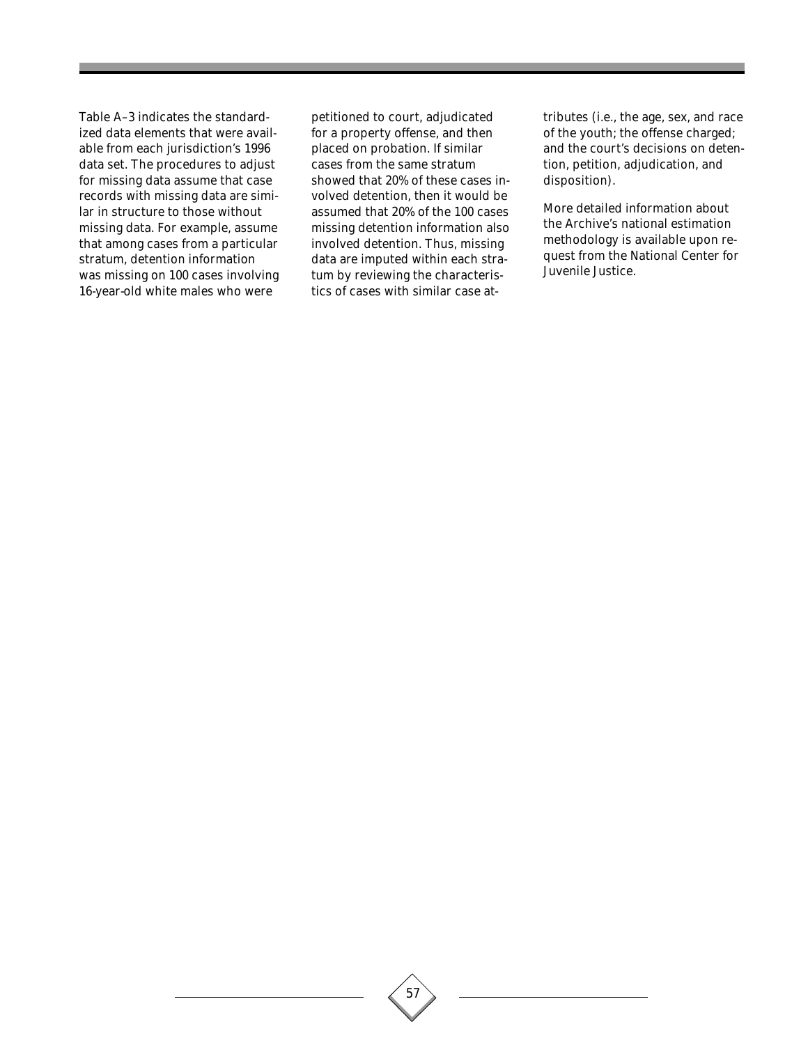Table A–3 indicates the standardized data elements that were available from each jurisdiction's 1996 data set. The procedures to adjust for missing data assume that case records with missing data are similar in structure to those without missing data. For example, assume that among cases from a particular stratum, detention information was missing on 100 cases involving 16-year-old white males who were petitioned to court, adjudicated for a property offense, and then placed on probation. If similar cases from the same stratum showed that 20% of these cases involved detention, then it would be assumed that 20% of the 100 cases missing detention information also involved detention. Thus, missing data are imputed within each stratum by reviewing the characteristics of cases with similar case attributes (i.e., the age, sex, and race of the youth; the offense charged; and the court's decisions on detention, petition, adjudication, and disposition).

More detailed information about the Archive's national estimation methodology is available upon request from the National Center for Juvenile Justice.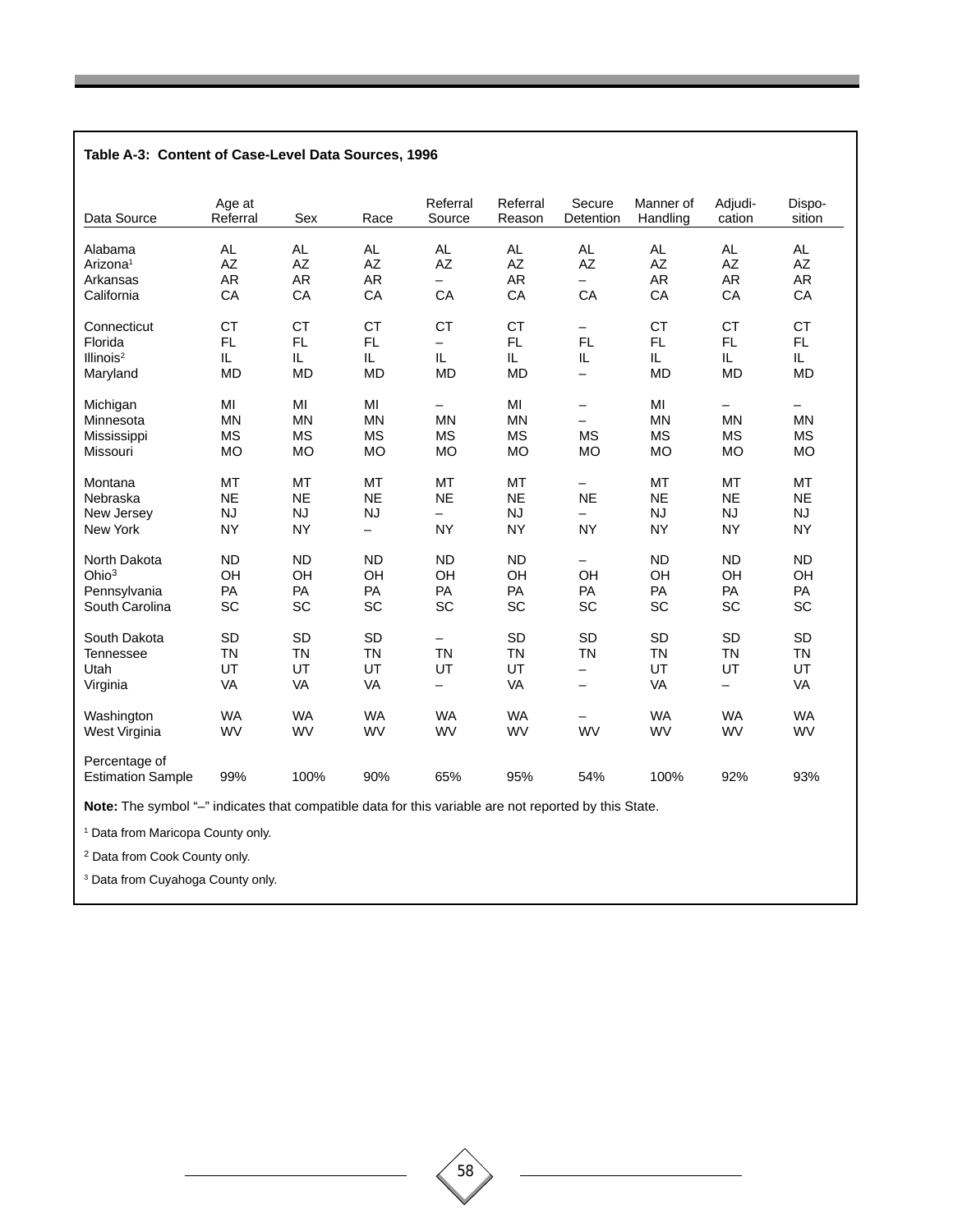**Table A-3: Content of Case-Level Data Sources, 1996**

| Data Source | Age at Referral | Sex | Race | Referral Source | Referral Reason | Secure Detention | Manner of Handling | Adjudi-cation | Dispo-sition |
|---|---|---|---|---|---|---|---|---|---|
| Alabama | AL | AL | AL | AL | AL | AL | AL | AL | AL |
| Arizona[1] | AZ | AZ | AZ | AZ | AZ | AZ | AZ | AZ | AZ |
| Arkansas | AR | AR | AR | – | AR | – | AR | AR | AR |
| California | CA | CA | CA | CA | CA | CA | CA | CA | CA |
| Connecticut | CT | CT | CT | CT | CT | – | CT | CT | CT |
| Florida | FL | FL | FL | – | FL | FL | FL | FL | FL |
| Illinois[2] | IL | IL | IL | IL | IL | IL | IL | IL | IL |
| Maryland | MD | MD | MD | MD | MD | – | MD | MD | MD |
| Michigan | MI | MI | MI | – | MI | – | MI | – | – |
| Minnesota | MN | MN | MN | MN | MN | – | MN | MN | MN |
| Mississippi | MS | MS | MS | MS | MS | MS | MS | MS | MS |
| Missouri | MO | MO | MO | MO | MO | MO | MO | MO | MO |
| Montana | MT | MT | MT | MT | MT | – | MT | MT | MT |
| Nebraska | NE | NE | NE | NE | NE | NE | NE | NE | NE |
| New Jersey | NJ | NJ | NJ | – | NJ | – | NJ | NJ | NJ |
| New York | NY | NY | – | NY | NY | NY | NY | NY | NY |
| North Dakota | ND | ND | ND | ND | ND | – | ND | ND | ND |
| Ohio[3] | OH | OH | OH | OH | OH | OH | OH | OH | OH |
| Pennsylvania | PA | PA | PA | PA | PA | PA | PA | PA | PA |
| South Carolina | SC | SC | SC | SC | SC | SC | SC | SC | SC |
| South Dakota | SD | SD | SD | – | SD | SD | SD | SD | SD |
| Tennessee | TN | TN | TN | TN | TN | TN | TN | TN | TN |
| Utah | UT | UT | UT | UT | UT | – | UT | UT | UT |
| Virginia | VA | VA | VA | – | VA | – | VA | – | VA |
| Washington | WA | WA | WA | WA | WA | – | WA | WA | WA |
| West Virginia | WV | WV | WV | WV | WV | WV | WV | WV | WV |
| Percentage of Estimation Sample | 99% | 100% | 90% | 65% | 95% | 54% | 100% | 92% | 93% |

**Note:** The symbol "–" indicates that compatible data for this variable are not reported by this State.

[1] Data from Maricopa County only.

[2] Data from Cook County only.

[3] Data from Cuyahoga County only.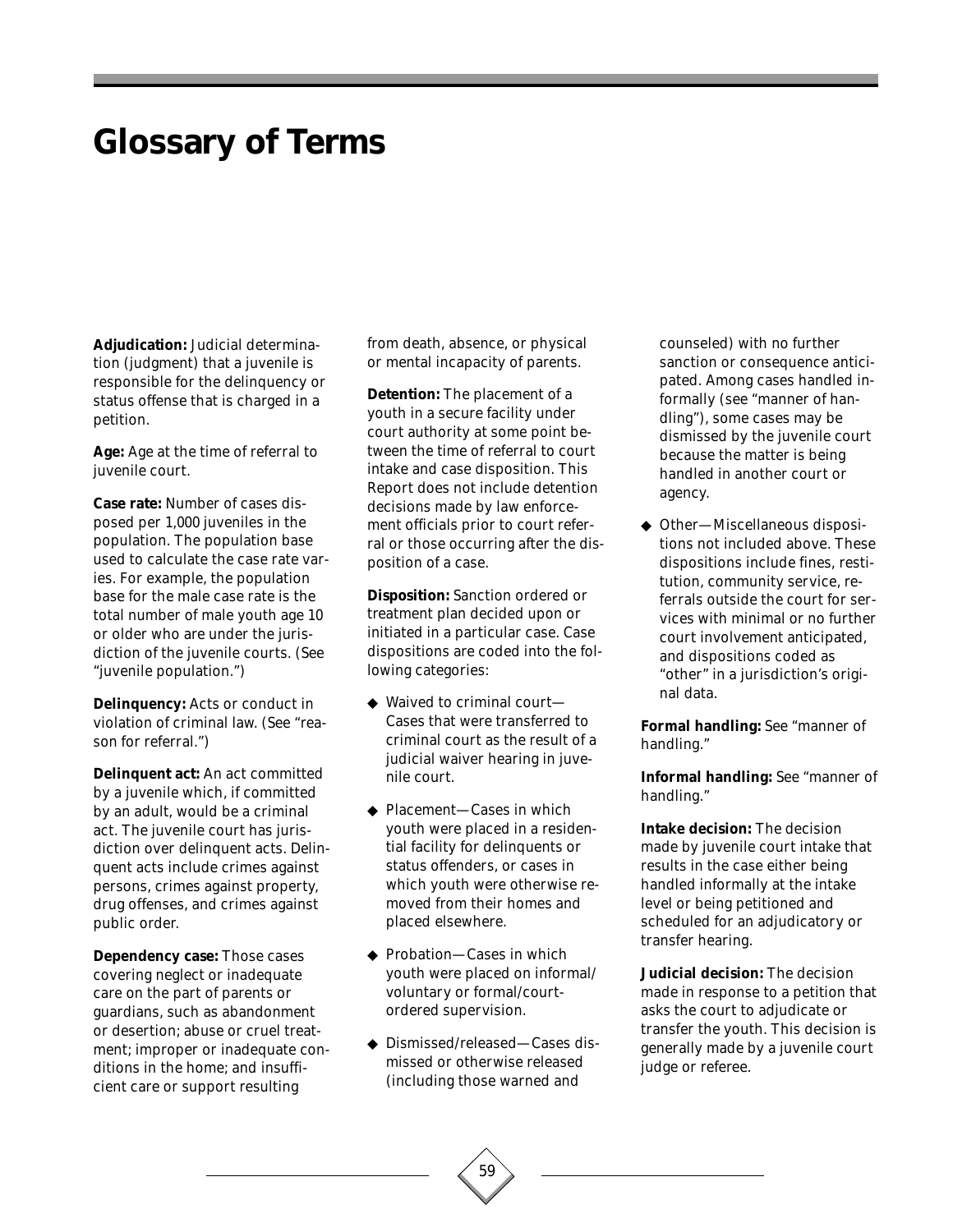# Glossary of Terms

**Adjudication:** Judicial determination (judgment) that a juvenile is responsible for the delinquency or status offense that is charged in a petition.

**Age:** Age at the time of referral to juvenile court.

**Case rate:** Number of cases disposed per 1,000 juveniles in the population. The population base used to calculate the case rate varies. For example, the population base for the male case rate is the total number of male youth age 10 or older who are under the jurisdiction of the juvenile courts. (See "juvenile population.")

**Delinquency:** Acts or conduct in violation of criminal law. (See "reason for referral.")

**Delinquent act:** An act committed by a juvenile which, if committed by an adult, would be a criminal act. The juvenile court has jurisdiction over delinquent acts. Delinquent acts include crimes against persons, crimes against property, drug offenses, and crimes against public order.

**Dependency case:** Those cases covering neglect or inadequate care on the part of parents or guardians, such as abandonment or desertion; abuse or cruel treatment; improper or inadequate conditions in the home; and insufficient care or support resulting from death, absence, or physical or mental incapacity of parents.

**Detention:** The placement of a youth in a secure facility under court authority at some point between the time of referral to court intake and case disposition. This Report does not include detention decisions made by law enforcement officials prior to court referral or those occurring after the disposition of a case.

**Disposition:** Sanction ordered or treatment plan decided upon or initiated in a particular case. Case dispositions are coded into the following categories:

- Waived to criminal court—Cases that were transferred to criminal court as the result of a judicial waiver hearing in juvenile court.
- Placement—Cases in which youth were placed in a residential facility for delinquents or status offenders, or cases in which youth were otherwise removed from their homes and placed elsewhere.
- Probation—Cases in which youth were placed on informal/voluntary or formal/court-ordered supervision.
- Dismissed/released—Cases dismissed or otherwise released (including those warned and counseled) with no further sanction or consequence anticipated. Among cases handled informally (see "manner of handling"), some cases may be dismissed by the juvenile court because the matter is being handled in another court or agency.
- Other—Miscellaneous dispositions not included above. These dispositions include fines, restitution, community service, referrals outside the court for services with minimal or no further court involvement anticipated, and dispositions coded as "other" in a jurisdiction's original data.

**Formal handling:** See "manner of handling."

**Informal handling:** See "manner of handling."

**Intake decision:** The decision made by juvenile court intake that results in the case either being handled informally at the intake level or being petitioned and scheduled for an adjudicatory or transfer hearing.

**Judicial decision:** The decision made in response to a petition that asks the court to adjudicate or transfer the youth. This decision is generally made by a juvenile court judge or referee.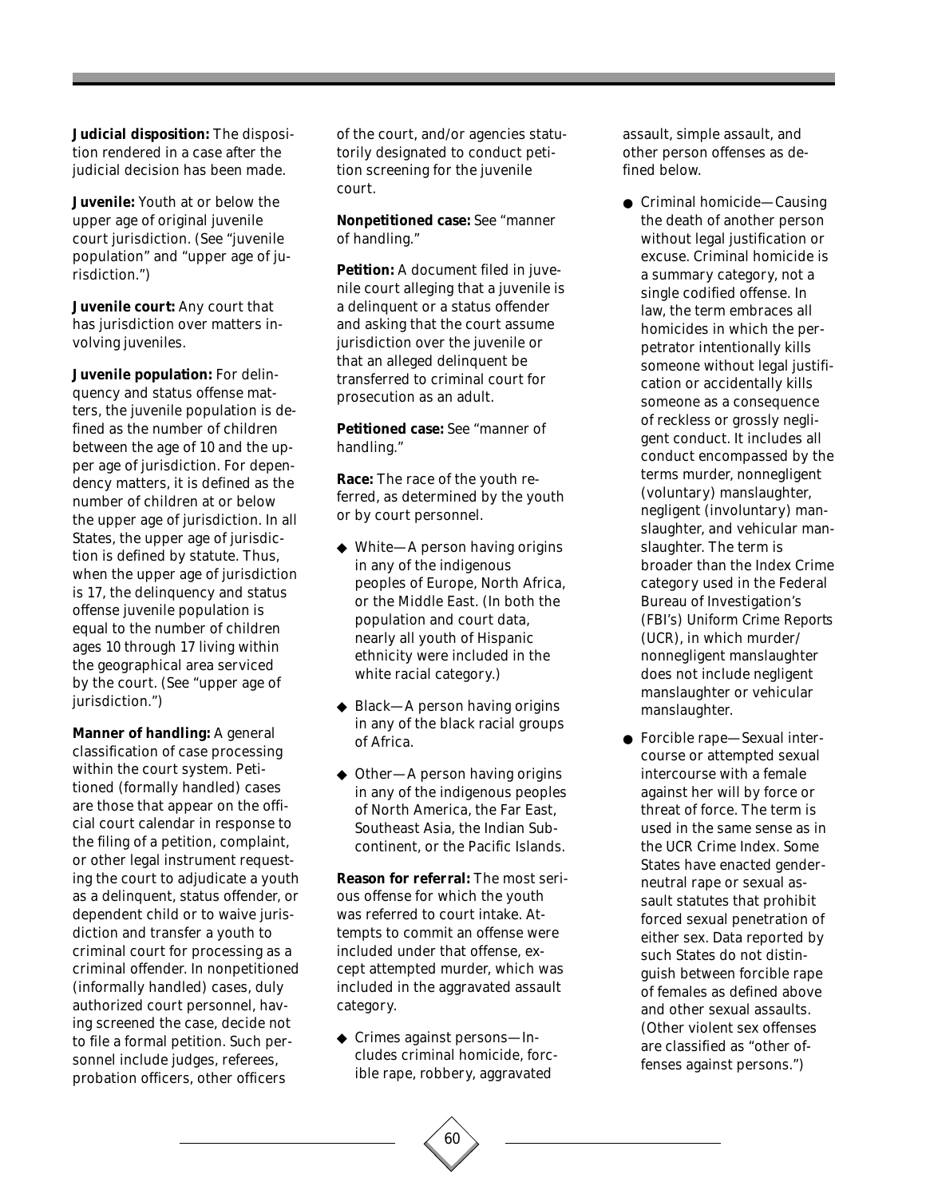**Judicial disposition:** The disposition rendered in a case after the judicial decision has been made.

**Juvenile:** Youth at or below the upper age of original juvenile court jurisdiction. (See "juvenile population" and "upper age of jurisdiction.")

**Juvenile court:** Any court that has jurisdiction over matters involving juveniles.

**Juvenile population:** For delinquency and status offense matters, the juvenile population is defined as the number of children between the age of 10 and the upper age of jurisdiction. For dependency matters, it is defined as the number of children at or below the upper age of jurisdiction. In all States, the upper age of jurisdiction is defined by statute. Thus, when the upper age of jurisdiction is 17, the delinquency and status offense juvenile population is equal to the number of children ages 10 through 17 living within the geographical area serviced by the court. (See "upper age of jurisdiction.")

**Manner of handling:** A general classification of case processing within the court system. Petitioned (formally handled) cases are those that appear on the official court calendar in response to the filing of a petition, complaint, or other legal instrument requesting the court to adjudicate a youth as a delinquent, status offender, or dependent child or to waive jurisdiction and transfer a youth to criminal court for processing as a criminal offender. In nonpetitioned (informally handled) cases, duly authorized court personnel, having screened the case, decide not to file a formal petition. Such personnel include judges, referees, probation officers, other officers of the court, and/or agencies statutorily designated to conduct petition screening for the juvenile court.

**Nonpetitioned case:** See "manner of handling."

**Petition:** A document filed in juvenile court alleging that a juvenile is a delinquent or a status offender and asking that the court assume jurisdiction over the juvenile or that an alleged delinquent be transferred to criminal court for prosecution as an adult.

**Petitioned case:** See "manner of handling."

**Race:** The race of the youth referred, as determined by the youth or by court personnel.

- White—A person having origins in any of the indigenous peoples of Europe, North Africa, or the Middle East. (In both the population and court data, nearly all youth of Hispanic ethnicity were included in the white racial category.)
- Black—A person having origins in any of the black racial groups of Africa.
- Other—A person having origins in any of the indigenous peoples of North America, the Far East, Southeast Asia, the Indian Subcontinent, or the Pacific Islands.

**Reason for referral:** The most serious offense for which the youth was referred to court intake. Attempts to commit an offense were included under that offense, except attempted murder, which was included in the aggravated assault category.

- Crimes against persons—Includes criminal homicide, forcible rape, robbery, aggravated assault, simple assault, and other person offenses as defined below.
  - Criminal homicide—Causing the death of another person without legal justification or excuse. Criminal homicide is a summary category, not a single codified offense. In law, the term embraces all homicides in which the perpetrator intentionally kills someone without legal justification or accidentally kills someone as a consequence of reckless or grossly negligent conduct. It includes all conduct encompassed by the terms murder, nonnegligent (voluntary) manslaughter, negligent (involuntary) manslaughter, and vehicular manslaughter. The term is broader than the Index Crime category used in the Federal Bureau of Investigation's (FBI's) Uniform Crime Reports (UCR), in which murder/nonnegligent manslaughter does not include negligent manslaughter or vehicular manslaughter.
  - Forcible rape—Sexual intercourse or attempted sexual intercourse with a female against her will by force or threat of force. The term is used in the same sense as in the UCR Crime Index. Some States have enacted gender-neutral rape or sexual assault statutes that prohibit forced sexual penetration of either sex. Data reported by such States do not distinguish between forcible rape of females as defined above and other sexual assaults. (Other violent sex offenses are classified as "other offenses against persons.")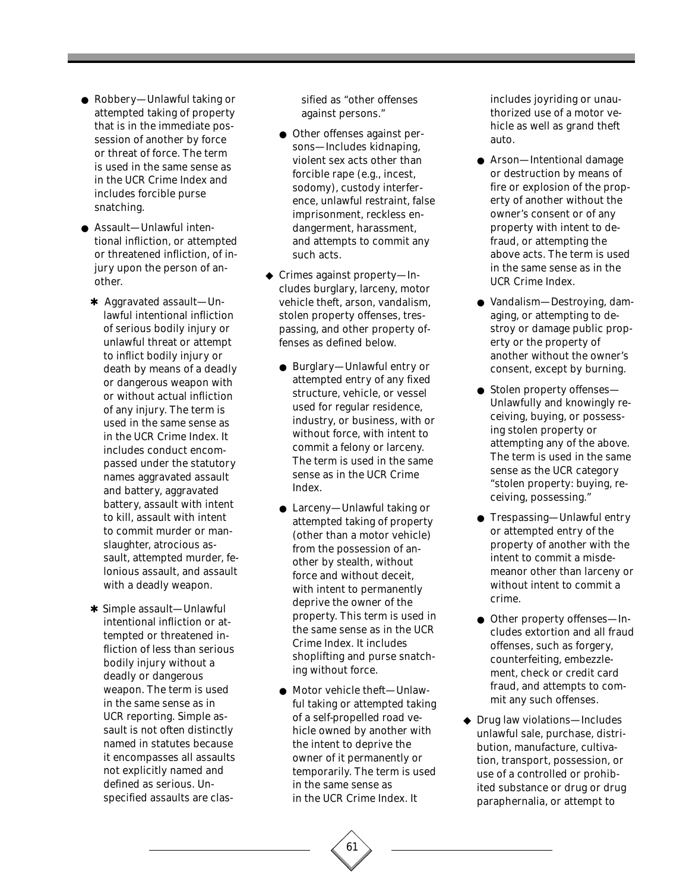- Robbery—Unlawful taking or attempted taking of property that is in the immediate possession of another by force or threat of force. The term is used in the same sense as in the UCR Crime Index and includes forcible purse snatching.

- Assault—Unlawful intentional infliction, or attempted or threatened infliction, of injury upon the person of another.

  - Aggravated assault—Unlawful intentional infliction of serious bodily injury or unlawful threat or attempt to inflict bodily injury or death by means of a deadly or dangerous weapon with or without actual infliction of any injury. The term is used in the same sense as in the UCR Crime Index. It includes conduct encompassed under the statutory names aggravated assault and battery, aggravated battery, assault with intent to kill, assault with intent to commit murder or manslaughter, atrocious assault, attempted murder, felonious assault, and assault with a deadly weapon.

  - Simple assault—Unlawful intentional infliction or attempted or threatened infliction of less than serious bodily injury without a deadly or dangerous weapon. The term is used in the same sense as in UCR reporting. Simple assault is not often distinctly named in statutes because it encompasses all assaults not explicitly named and defined as serious. Unspecified assaults are classified as "other offenses against persons."

- Other offenses against persons—Includes kidnaping, violent sex acts other than forcible rape (e.g., incest, sodomy), custody interference, unlawful restraint, false imprisonment, reckless endangerment, harassment, and attempts to commit any such acts.

- Crimes against property—Includes burglary, larceny, motor vehicle theft, arson, vandalism, stolen property offenses, trespassing, and other property offenses as defined below.

  - Burglary—Unlawful entry or attempted entry of any fixed structure, vehicle, or vessel used for regular residence, industry, or business, with or without force, with intent to commit a felony or larceny. The term is used in the same sense as in the UCR Crime Index.

  - Larceny—Unlawful taking or attempted taking of property (other than a motor vehicle) from the possession of another by stealth, without force and without deceit, with intent to permanently deprive the owner of the property. This term is used in the same sense as in the UCR Crime Index. It includes shoplifting and purse snatching without force.

  - Motor vehicle theft—Unlawful taking or attempted taking of a self-propelled road vehicle owned by another with the intent to deprive the owner of it permanently or temporarily. The term is used in the same sense as in the UCR Crime Index. It includes joyriding or unauthorized use of a motor vehicle as well as grand theft auto.

  - Arson—Intentional damage or destruction by means of fire or explosion of the property of another without the owner's consent or of any property with intent to defraud, or attempting the above acts. The term is used in the same sense as in the UCR Crime Index.

  - Vandalism—Destroying, damaging, or attempting to destroy or damage public property or the property of another without the owner's consent, except by burning.

  - Stolen property offenses—Unlawfully and knowingly receiving, buying, or possessing stolen property or attempting any of the above. The term is used in the same sense as the UCR category "stolen property: buying, receiving, possessing."

  - Trespassing—Unlawful entry or attempted entry of the property of another with the intent to commit a misdemeanor other than larceny or without intent to commit a crime.

  - Other property offenses—Includes extortion and all fraud offenses, such as forgery, counterfeiting, embezzlement, check or credit card fraud, and attempts to commit any such offenses.

- Drug law violations—Includes unlawful sale, purchase, distribution, manufacture, cultivation, transport, possession, or use of a controlled or prohibited substance or drug or drug paraphernalia, or attempt to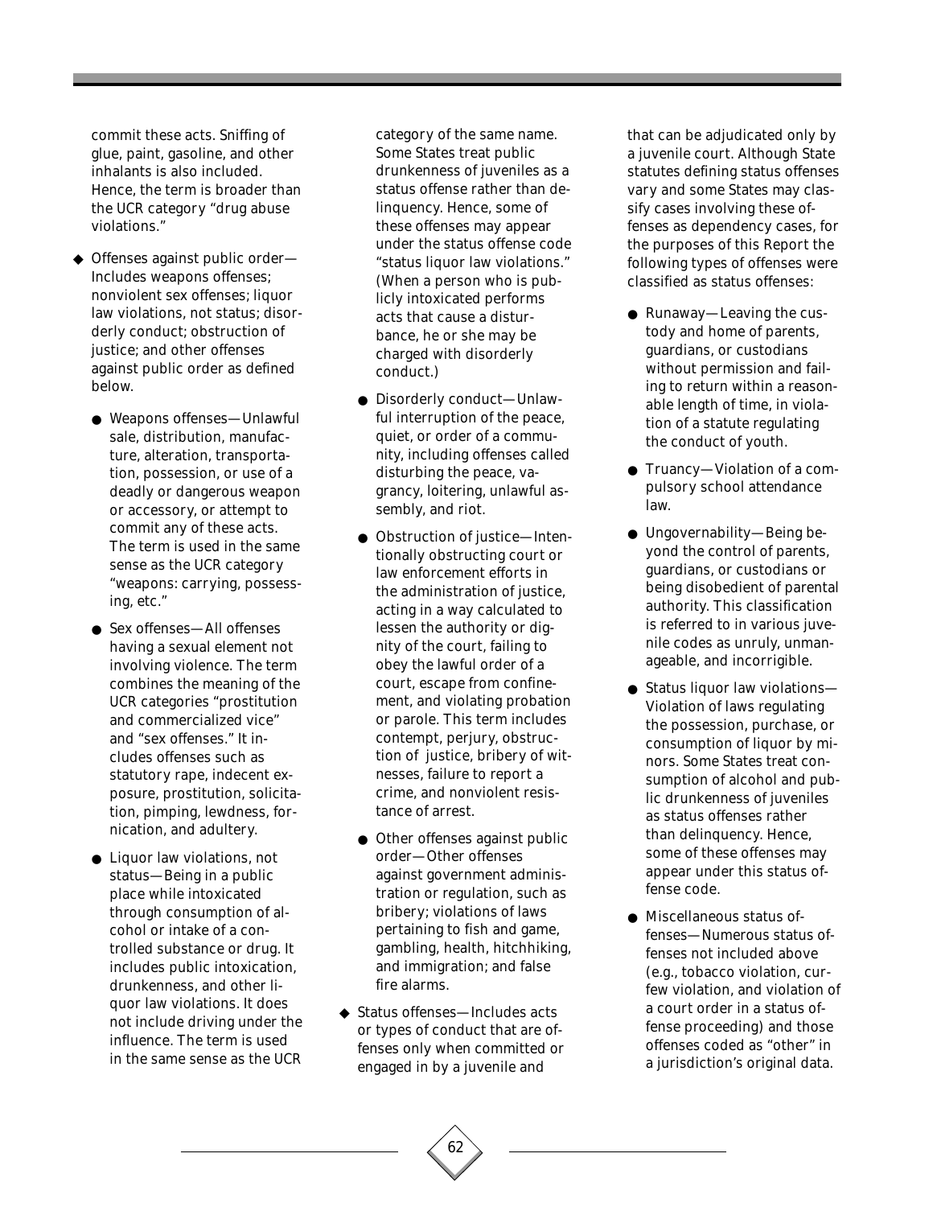commit these acts. Sniffing of glue, paint, gasoline, and other inhalants is also included. Hence, the term is broader than the UCR category "drug abuse violations."

- Offenses against public order—Includes weapons offenses; nonviolent sex offenses; liquor law violations, not status; disorderly conduct; obstruction of justice; and other offenses against public order as defined below.
  - Weapons offenses—Unlawful sale, distribution, manufacture, alteration, transportation, possession, or use of a deadly or dangerous weapon or accessory, or attempt to commit any of these acts. The term is used in the same sense as the UCR category "weapons: carrying, possessing, etc."
  - Sex offenses—All offenses having a sexual element not involving violence. The term combines the meaning of the UCR categories "prostitution and commercialized vice" and "sex offenses." It includes offenses such as statutory rape, indecent exposure, prostitution, solicitation, pimping, lewdness, fornication, and adultery.
  - Liquor law violations, not status—Being in a public place while intoxicated through consumption of alcohol or intake of a controlled substance or drug. It includes public intoxication, drunkenness, and other liquor law violations. It does not include driving under the influence. The term is used in the same sense as the UCR category of the same name. Some States treat public drunkenness of juveniles as a status offense rather than delinquency. Hence, some of these offenses may appear under the status offense code "status liquor law violations." (When a person who is publicly intoxicated performs acts that cause a disturbance, he or she may be charged with disorderly conduct.)
  - Disorderly conduct—Unlawful interruption of the peace, quiet, or order of a community, including offenses called disturbing the peace, vagrancy, loitering, unlawful assembly, and riot.
  - Obstruction of justice—Intentionally obstructing court or law enforcement efforts in the administration of justice, acting in a way calculated to lessen the authority or dignity of the court, failing to obey the lawful order of a court, escape from confinement, and violating probation or parole. This term includes contempt, perjury, obstruction of justice, bribery of witnesses, failure to report a crime, and nonviolent resistance of arrest.
  - Other offenses against public order—Other offenses against government administration or regulation, such as bribery; violations of laws pertaining to fish and game, gambling, health, hitchhiking, and immigration; and false fire alarms.
- Status offenses—Includes acts or types of conduct that are offenses only when committed or engaged in by a juvenile and that can be adjudicated only by a juvenile court. Although State statutes defining status offenses vary and some States may classify cases involving these offenses as dependency cases, for the purposes of this Report the following types of offenses were classified as status offenses:
  - Runaway—Leaving the custody and home of parents, guardians, or custodians without permission and failing to return within a reasonable length of time, in violation of a statute regulating the conduct of youth.
  - Truancy—Violation of a compulsory school attendance law.
  - Ungovernability—Being beyond the control of parents, guardians, or custodians or being disobedient of parental authority. This classification is referred to in various juvenile codes as unruly, unmanageable, and incorrigible.
  - Status liquor law violations—Violation of laws regulating the possession, purchase, or consumption of liquor by minors. Some States treat consumption of alcohol and public drunkenness of juveniles as status offenses rather than delinquency. Hence, some of these offenses may appear under this status offense code.
  - Miscellaneous status offenses—Numerous status offenses not included above (e.g., tobacco violation, curfew violation, and violation of a court order in a status offense proceeding) and those offenses coded as "other" in a jurisdiction's original data.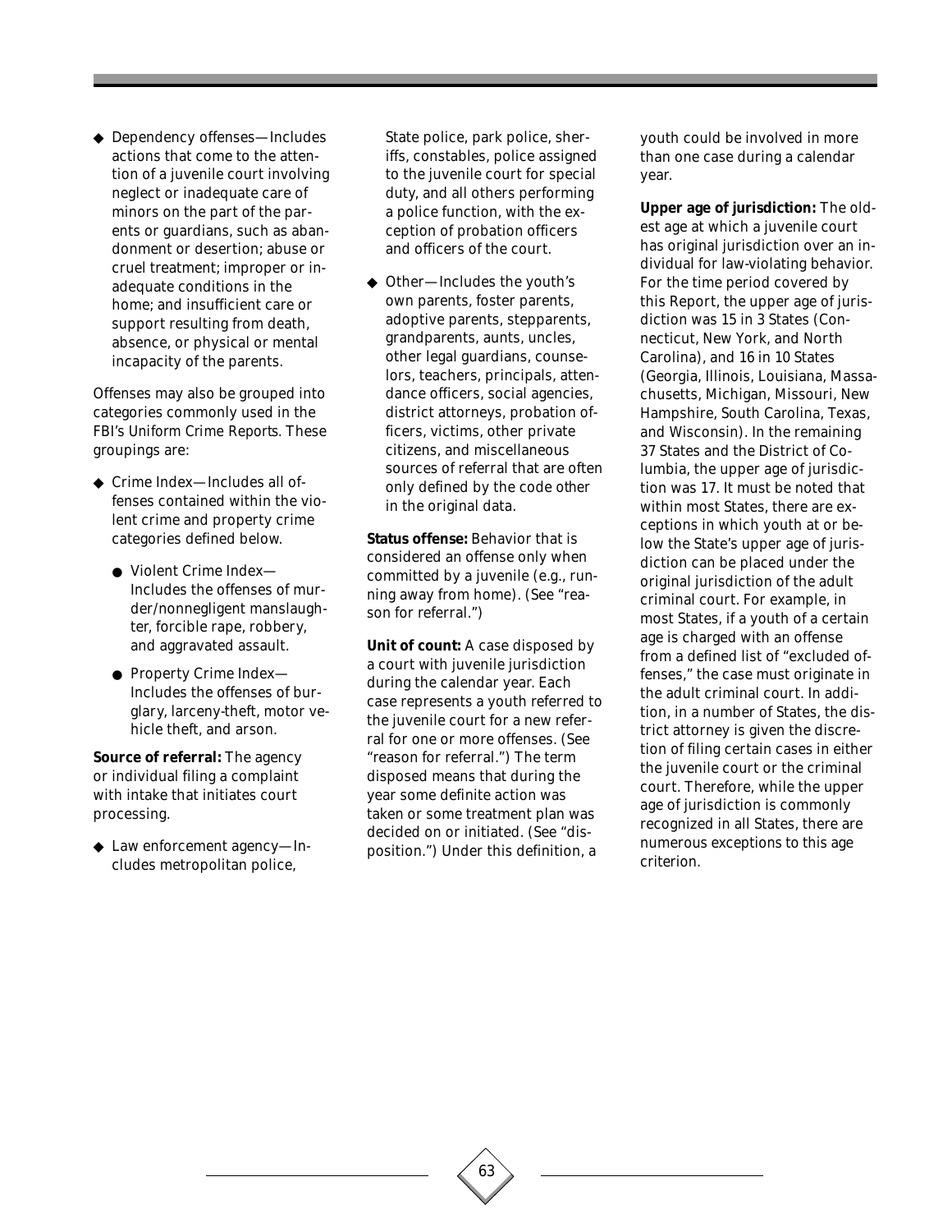- Dependency offenses—Includes actions that come to the attention of a juvenile court involving neglect or inadequate care of minors on the part of the parents or guardians, such as abandonment or desertion; abuse or cruel treatment; improper or inadequate conditions in the home; and insufficient care or support resulting from death, absence, or physical or mental incapacity of the parents.

Offenses may also be grouped into categories commonly used in the FBI's *Uniform Crime Reports*. These groupings are:

- Crime Index—Includes all offenses contained within the violent crime and property crime categories defined below.
  - Violent Crime Index—Includes the offenses of murder/nonnegligent manslaughter, forcible rape, robbery, and aggravated assault.
  - Property Crime Index—Includes the offenses of burglary, larceny-theft, motor vehicle theft, and arson.

**Source of referral:** The agency or individual filing a complaint with intake that initiates court processing.

- Law enforcement agency—Includes metropolitan police, State police, park police, sheriffs, constables, police assigned to the juvenile court for special duty, and all others performing a police function, with the exception of probation officers and officers of the court.
- Other—Includes the youth's own parents, foster parents, adoptive parents, stepparents, grandparents, aunts, uncles, other legal guardians, counselors, teachers, principals, attendance officers, social agencies, district attorneys, probation officers, victims, other private citizens, and miscellaneous sources of referral that are often only defined by the code *other* in the original data.

**Status offense:** Behavior that is considered an offense only when committed by a juvenile (e.g., running away from home). (See "reason for referral.")

**Unit of count:** A case disposed by a court with juvenile jurisdiction during the calendar year. Each case represents a youth referred to the juvenile court for a new referral for one or more offenses. (See "reason for referral.") The term *disposed* means that during the year some definite action was taken or some treatment plan was decided on or initiated. (See "disposition.") Under this definition, a youth could be involved in more than one case during a calendar year.

**Upper age of jurisdiction:** The oldest age at which a juvenile court has original jurisdiction over an individual for law-violating behavior. For the time period covered by this Report, the upper age of jurisdiction was 15 in 3 States (Connecticut, New York, and North Carolina), and 16 in 10 States (Georgia, Illinois, Louisiana, Massachusetts, Michigan, Missouri, New Hampshire, South Carolina, Texas, and Wisconsin). In the remaining 37 States and the District of Columbia, the upper age of jurisdiction was 17. It must be noted that within most States, there are exceptions in which youth at or below the State's upper age of jurisdiction can be placed under the original jurisdiction of the adult criminal court. For example, in most States, if a youth of a certain age is charged with an offense from a defined list of "excluded offenses," the case must originate in the adult criminal court. In addition, in a number of States, the district attorney is given the discretion of filing certain cases in either the juvenile court or the criminal court. Therefore, while the upper age of jurisdiction is commonly recognized in all States, there are numerous exceptions to this age criterion.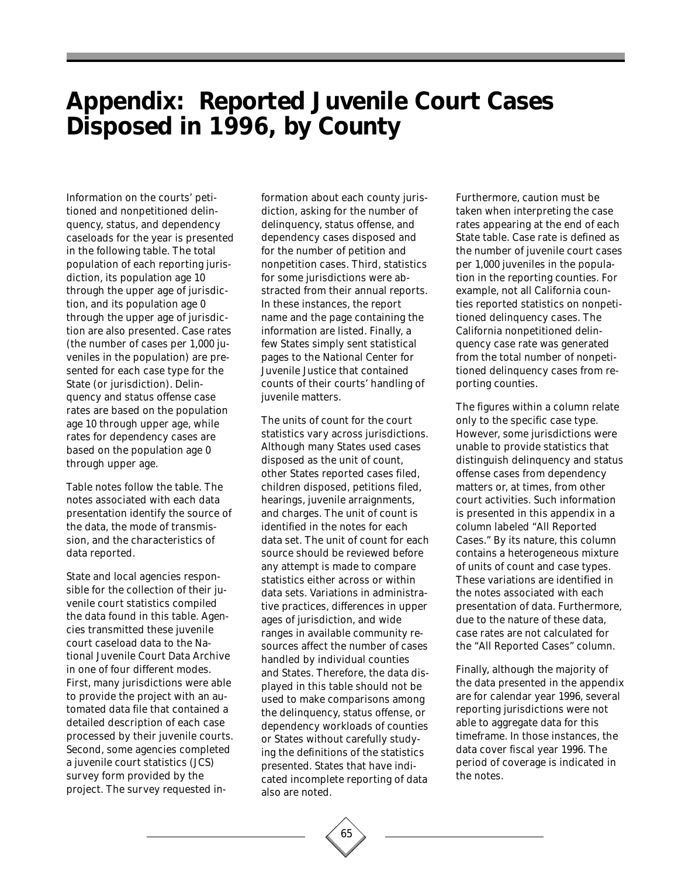# Appendix: Reported Juvenile Court Cases Disposed in 1996, by County

Information on the courts' petitioned and nonpetitioned delinquency, status, and dependency caseloads for the year is presented in the following table. The total population of each reporting jurisdiction, its population age 10 through the upper age of jurisdiction, and its population age 0 through the upper age of jurisdiction are also presented. Case rates (the number of cases per 1,000 juveniles in the population) are presented for each case type for the State (or jurisdiction). Delinquency and status offense case rates are based on the population age 10 through upper age, while rates for dependency cases are based on the population age 0 through upper age.

Table notes follow the table. The notes associated with each data presentation identify the source of the data, the mode of transmission, and the characteristics of data reported.

State and local agencies responsible for the collection of their juvenile court statistics compiled the data found in this table. Agencies transmitted these juvenile court caseload data to the National Juvenile Court Data Archive in one of four different modes. First, many jurisdictions were able to provide the project with an automated data file that contained a detailed description of each case processed by their juvenile courts. Second, some agencies completed a juvenile court statistics (JCS) survey form provided by the project. The survey requested information about each county jurisdiction, asking for the number of delinquency, status offense, and dependency cases disposed and for the number of petition and nonpetition cases. Third, statistics for some jurisdictions were abstracted from their annual reports. In these instances, the report name and the page containing the information are listed. Finally, a few States simply sent statistical pages to the National Center for Juvenile Justice that contained counts of their courts' handling of juvenile matters.

The units of count for the court statistics vary across jurisdictions. Although many States used cases disposed as the unit of count, other States reported cases filed, children disposed, petitions filed, hearings, juvenile arraignments, and charges. The unit of count is identified in the notes for each data set. The unit of count for each source should be reviewed before any attempt is made to compare statistics either across or within data sets. Variations in administrative practices, differences in upper ages of jurisdiction, and wide ranges in available community resources affect the number of cases handled by individual counties and States. Therefore, the data displayed in this table should not be used to make comparisons among the delinquency, status offense, or dependency workloads of counties or States without carefully studying the definitions of the statistics presented. States that have indicated incomplete reporting of data also are noted.

Furthermore, caution must be taken when interpreting the case rates appearing at the end of each State table. Case rate is defined as the number of juvenile court cases per 1,000 juveniles in the population in the reporting counties. For example, not all California counties reported statistics on nonpetitioned delinquency cases. The California nonpetitioned delinquency case rate was generated from the total number of nonpetitioned delinquency cases from reporting counties.

The figures within a column relate only to the specific case type. However, some jurisdictions were unable to provide statistics that distinguish delinquency and status offense cases from dependency matters or, at times, from other court activities. Such information is presented in this appendix in a column labeled "All Reported Cases." By its nature, this column contains a heterogeneous mixture of units of count and case types. These variations are identified in the notes associated with each presentation of data. Furthermore, due to the nature of these data, case rates are not calculated for the "All Reported Cases" column.

Finally, although the majority of the data presented in the appendix are for calendar year 1996, several reporting jurisdictions were not able to aggregate data for this timeframe. In those instances, the data cover fiscal year 1996. The period of coverage is indicated in the notes.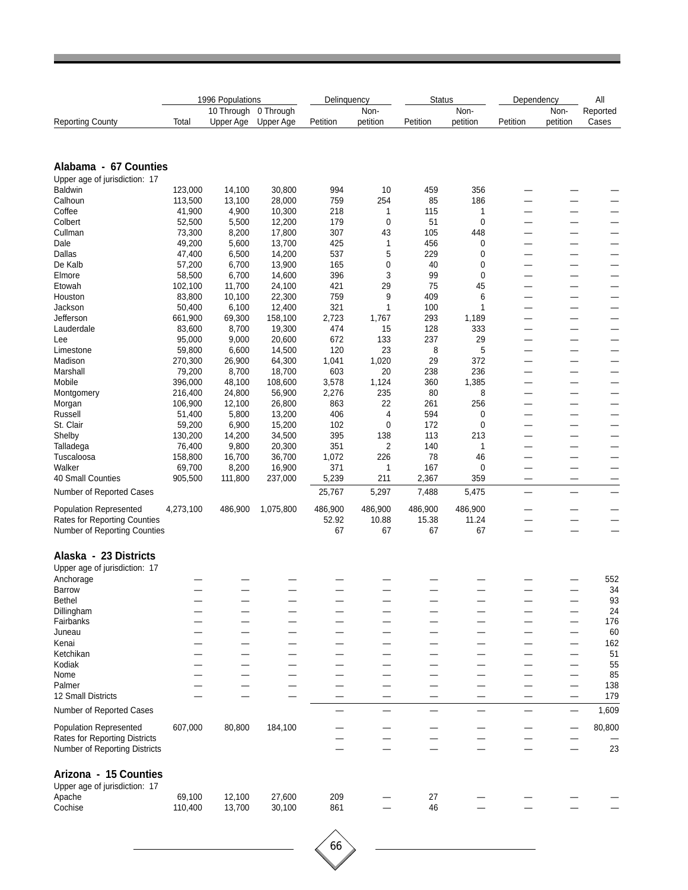| Reporting County | 1996 Populations | | | Delinquency | | Status | | Dependency | | All |
|---|---|---|---|---|---|---|---|---|---|---|
| | Total | 10 Through Upper Age | 0 Through Upper Age | Petition | Non-petition | Petition | Non-petition | Petition | Non-petition | Reported Cases |
| **Alabama - 67 Counties** | | | | | | | | | | |
| Upper age of jurisdiction: 17 | | | | | | | | | | |
| Baldwin | 123,000 | 14,100 | 30,800 | 994 | 10 | 459 | 356 | — | — | — |
| Calhoun | 113,500 | 13,100 | 28,000 | 759 | 254 | 85 | 186 | — | — | — |
| Coffee | 41,900 | 4,900 | 10,300 | 218 | 1 | 115 | 1 | — | — | — |
| Colbert | 52,500 | 5,500 | 12,200 | 179 | 0 | 51 | 0 | — | — | — |
| Cullman | 73,300 | 8,200 | 17,800 | 307 | 43 | 105 | 448 | — | — | — |
| Dale | 49,200 | 5,600 | 13,700 | 425 | 1 | 456 | 0 | — | — | — |
| Dallas | 47,400 | 6,500 | 14,200 | 537 | 5 | 229 | 0 | — | — | — |
| De Kalb | 57,200 | 6,700 | 13,900 | 165 | 0 | 40 | 0 | — | — | — |
| Elmore | 58,500 | 6,700 | 14,600 | 396 | 3 | 99 | 0 | — | — | — |
| Etowah | 102,100 | 11,700 | 24,100 | 421 | 29 | 75 | 45 | — | — | — |
| Houston | 83,800 | 10,100 | 22,300 | 759 | 9 | 409 | 6 | — | — | — |
| Jackson | 50,400 | 6,100 | 12,400 | 321 | 1 | 100 | 1 | — | — | — |
| Jefferson | 661,900 | 69,300 | 158,100 | 2,723 | 1,767 | 293 | 1,189 | — | — | — |
| Lauderdale | 83,600 | 8,700 | 19,300 | 474 | 15 | 128 | 333 | — | — | — |
| Lee | 95,000 | 9,000 | 20,600 | 672 | 133 | 237 | 29 | — | — | — |
| Limestone | 59,800 | 6,600 | 14,500 | 120 | 23 | 8 | 5 | — | — | — |
| Madison | 270,300 | 26,900 | 64,300 | 1,041 | 1,020 | 29 | 372 | — | — | — |
| Marshall | 79,200 | 8,700 | 18,700 | 603 | 20 | 238 | 236 | — | — | — |
| Mobile | 396,000 | 48,100 | 108,600 | 3,578 | 1,124 | 360 | 1,385 | — | — | — |
| Montgomery | 216,400 | 24,800 | 56,900 | 2,276 | 235 | 80 | 8 | — | — | — |
| Morgan | 106,900 | 12,100 | 26,800 | 863 | 22 | 261 | 256 | — | — | — |
| Russell | 51,400 | 5,800 | 13,200 | 406 | 4 | 594 | 0 | — | — | — |
| St. Clair | 59,200 | 6,900 | 15,200 | 102 | 0 | 172 | 0 | — | — | — |
| Shelby | 130,200 | 14,200 | 34,500 | 395 | 138 | 113 | 213 | — | — | — |
| Talladega | 76,400 | 9,800 | 20,300 | 351 | 2 | 140 | 1 | — | — | — |
| Tuscaloosa | 158,800 | 16,700 | 36,700 | 1,072 | 226 | 78 | 46 | — | — | — |
| Walker | 69,700 | 8,200 | 16,900 | 371 | 1 | 167 | 0 | — | — | — |
| 40 Small Counties | 905,500 | 111,800 | 237,000 | 5,239 | 211 | 2,367 | 359 | — | — | — |
| Number of Reported Cases | | | | 25,767 | 5,297 | 7,488 | 5,475 | — | — | — |
| Population Represented | 4,273,100 | 486,900 | 1,075,800 | 486,900 | 486,900 | 486,900 | 486,900 | — | — | — |
| Rates for Reporting Counties | | | | 52.92 | 10.88 | 15.38 | 11.24 | — | — | — |
| Number of Reporting Counties | | | | 67 | 67 | 67 | 67 | — | — | — |
| **Alaska - 23 Districts** | | | | | | | | | | |
| Upper age of jurisdiction: 17 | | | | | | | | | | |
| Anchorage | — | — | — | — | — | — | — | — | — | 552 |
| Barrow | — | — | — | — | — | — | — | — | — | 34 |
| Bethel | — | — | — | — | — | — | — | — | — | 93 |
| Dillingham | — | — | — | — | — | — | — | — | — | 24 |
| Fairbanks | — | — | — | — | — | — | — | — | — | 176 |
| Juneau | — | — | — | — | — | — | — | — | — | 60 |
| Kenai | — | — | — | — | — | — | — | — | — | 162 |
| Ketchikan | — | — | — | — | — | — | — | — | — | 51 |
| Kodiak | — | — | — | — | — | — | — | — | — | 55 |
| Nome | — | — | — | — | — | — | — | — | — | 85 |
| Palmer | — | — | — | — | — | — | — | — | — | 138 |
| 12 Small Districts | — | — | — | — | — | — | — | — | — | 179 |
| Number of Reported Cases | | | | — | — | — | — | — | — | 1,609 |
| Population Represented | 607,000 | 80,800 | 184,100 | — | — | — | — | — | — | 80,800 |
| Rates for Reporting Districts | | | | — | — | — | — | — | — | — |
| Number of Reporting Districts | | | | — | — | — | — | — | — | 23 |
| **Arizona - 15 Counties** | | | | | | | | | | |
| Upper age of jurisdiction: 17 | | | | | | | | | | |
| Apache | 69,100 | 12,100 | 27,600 | 209 | — | 27 | — | — | — | — |
| Cochise | 110,400 | 13,700 | 30,100 | 861 | — | 46 | — | — | — | — |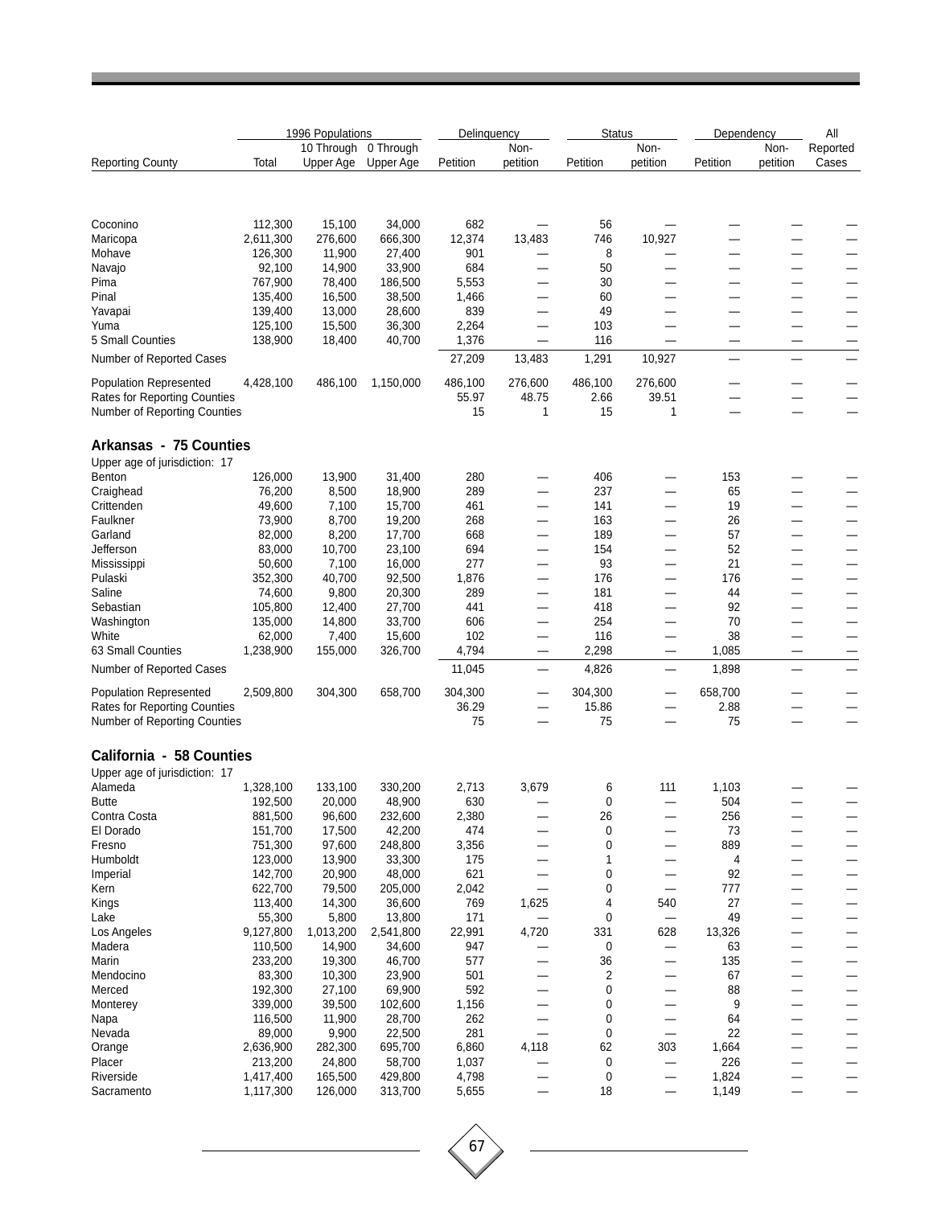| Reporting County | 1996 Populations | | | Delinquency | | Status | | Dependency | | All |
|---|---|---|---|---|---|---|---|---|---|---|
| | Total | 10 Through Upper Age | 0 Through Upper Age | Petition | Non-petition | Petition | Non-petition | Petition | Non-petition | Reported Cases |
| Coconino | 112,300 | 15,100 | 34,000 | 682 | — | 56 | — | — | — | — |
| Maricopa | 2,611,300 | 276,600 | 666,300 | 12,374 | 13,483 | 746 | 10,927 | — | — | — |
| Mohave | 126,300 | 11,900 | 27,400 | 901 | — | 8 | — | — | — | — |
| Navajo | 92,100 | 14,900 | 33,900 | 684 | — | 50 | — | — | — | — |
| Pima | 767,900 | 78,400 | 186,500 | 5,553 | — | 30 | — | — | — | — |
| Pinal | 135,400 | 16,500 | 38,500 | 1,466 | — | 60 | — | — | — | — |
| Yavapai | 139,400 | 13,000 | 28,600 | 839 | — | 49 | — | — | — | — |
| Yuma | 125,100 | 15,500 | 36,300 | 2,264 | — | 103 | — | — | — | — |
| 5 Small Counties | 138,900 | 18,400 | 40,700 | 1,376 | — | 116 | — | — | — | — |
| Number of Reported Cases | | | | 27,209 | 13,483 | 1,291 | 10,927 | — | — | — |
| Population Represented | 4,428,100 | 486,100 | 1,150,000 | 486,100 | 276,600 | 486,100 | 276,600 | — | — | — |
| Rates for Reporting Counties | | | | 55.97 | 48.75 | 2.66 | 39.51 | — | — | — |
| Number of Reporting Counties | | | | 15 | 1 | 15 | 1 | — | — | — |
| **Arkansas - 75 Counties** | | | | | | | | | | |
| Upper age of jurisdiction: 17 | | | | | | | | | | |
| Benton | 126,000 | 13,900 | 31,400 | 280 | — | 406 | — | 153 | — | — |
| Craighead | 76,200 | 8,500 | 18,900 | 289 | — | 237 | — | 65 | — | — |
| Crittenden | 49,600 | 7,100 | 15,700 | 461 | — | 141 | — | 19 | — | — |
| Faulkner | 73,900 | 8,700 | 19,200 | 268 | — | 163 | — | 26 | — | — |
| Garland | 82,000 | 8,200 | 17,700 | 668 | — | 189 | — | 57 | — | — |
| Jefferson | 83,000 | 10,700 | 23,100 | 694 | — | 154 | — | 52 | — | — |
| Mississippi | 50,600 | 7,100 | 16,000 | 277 | — | 93 | — | 21 | — | — |
| Pulaski | 352,300 | 40,700 | 92,500 | 1,876 | — | 176 | — | 176 | — | — |
| Saline | 74,600 | 9,800 | 20,300 | 289 | — | 181 | — | 44 | — | — |
| Sebastian | 105,800 | 12,400 | 27,700 | 441 | — | 418 | — | 92 | — | — |
| Washington | 135,000 | 14,800 | 33,700 | 606 | — | 254 | — | 70 | — | — |
| White | 62,000 | 7,400 | 15,600 | 102 | — | 116 | — | 38 | — | — |
| 63 Small Counties | 1,238,900 | 155,000 | 326,700 | 4,794 | — | 2,298 | — | 1,085 | — | — |
| Number of Reported Cases | | | | 11,045 | — | 4,826 | — | 1,898 | — | — |
| Population Represented | 2,509,800 | 304,300 | 658,700 | 304,300 | — | 304,300 | — | 658,700 | — | — |
| Rates for Reporting Counties | | | | 36.29 | — | 15.86 | — | 2.88 | — | — |
| Number of Reporting Counties | | | | 75 | — | 75 | — | 75 | — | — |
| **California - 58 Counties** | | | | | | | | | | |
| Upper age of jurisdiction: 17 | | | | | | | | | | |
| Alameda | 1,328,100 | 133,100 | 330,200 | 2,713 | 3,679 | 6 | 111 | 1,103 | — | — |
| Butte | 192,500 | 20,000 | 48,900 | 630 | — | 0 | — | 504 | — | — |
| Contra Costa | 881,500 | 96,600 | 232,600 | 2,380 | — | 26 | — | 256 | — | — |
| El Dorado | 151,700 | 17,500 | 42,200 | 474 | — | 0 | — | 73 | — | — |
| Fresno | 751,300 | 97,600 | 248,800 | 3,356 | — | 0 | — | 889 | — | — |
| Humboldt | 123,000 | 13,900 | 33,300 | 175 | — | 1 | — | 4 | — | — |
| Imperial | 142,700 | 20,900 | 48,000 | 621 | — | 0 | — | 92 | — | — |
| Kern | 622,700 | 79,500 | 205,000 | 2,042 | — | 0 | — | 777 | — | — |
| Kings | 113,400 | 14,300 | 36,600 | 769 | 1,625 | 4 | 540 | 27 | — | — |
| Lake | 55,300 | 5,800 | 13,800 | 171 | — | 0 | — | 49 | — | — |
| Los Angeles | 9,127,800 | 1,013,200 | 2,541,800 | 22,991 | 4,720 | 331 | 628 | 13,326 | — | — |
| Madera | 110,500 | 14,900 | 34,600 | 947 | — | 0 | — | 63 | — | — |
| Marin | 233,200 | 19,300 | 46,700 | 577 | — | 36 | — | 135 | — | — |
| Mendocino | 83,300 | 10,300 | 23,900 | 501 | — | 2 | — | 67 | — | — |
| Merced | 192,300 | 27,100 | 69,900 | 592 | — | 0 | — | 88 | — | — |
| Monterey | 339,000 | 39,500 | 102,600 | 1,156 | — | 0 | — | 9 | — | — |
| Napa | 116,500 | 11,900 | 28,700 | 262 | — | 0 | — | 64 | — | — |
| Nevada | 89,000 | 9,900 | 22,500 | 281 | — | 0 | — | 22 | — | — |
| Orange | 2,636,900 | 282,300 | 695,700 | 6,860 | 4,118 | 62 | 303 | 1,664 | — | — |
| Placer | 213,200 | 24,800 | 58,700 | 1,037 | — | 0 | — | 226 | — | — |
| Riverside | 1,417,400 | 165,500 | 429,800 | 4,798 | — | 0 | — | 1,824 | — | — |
| Sacramento | 1,117,300 | 126,000 | 313,700 | 5,655 | — | 18 | — | 1,149 | — | — |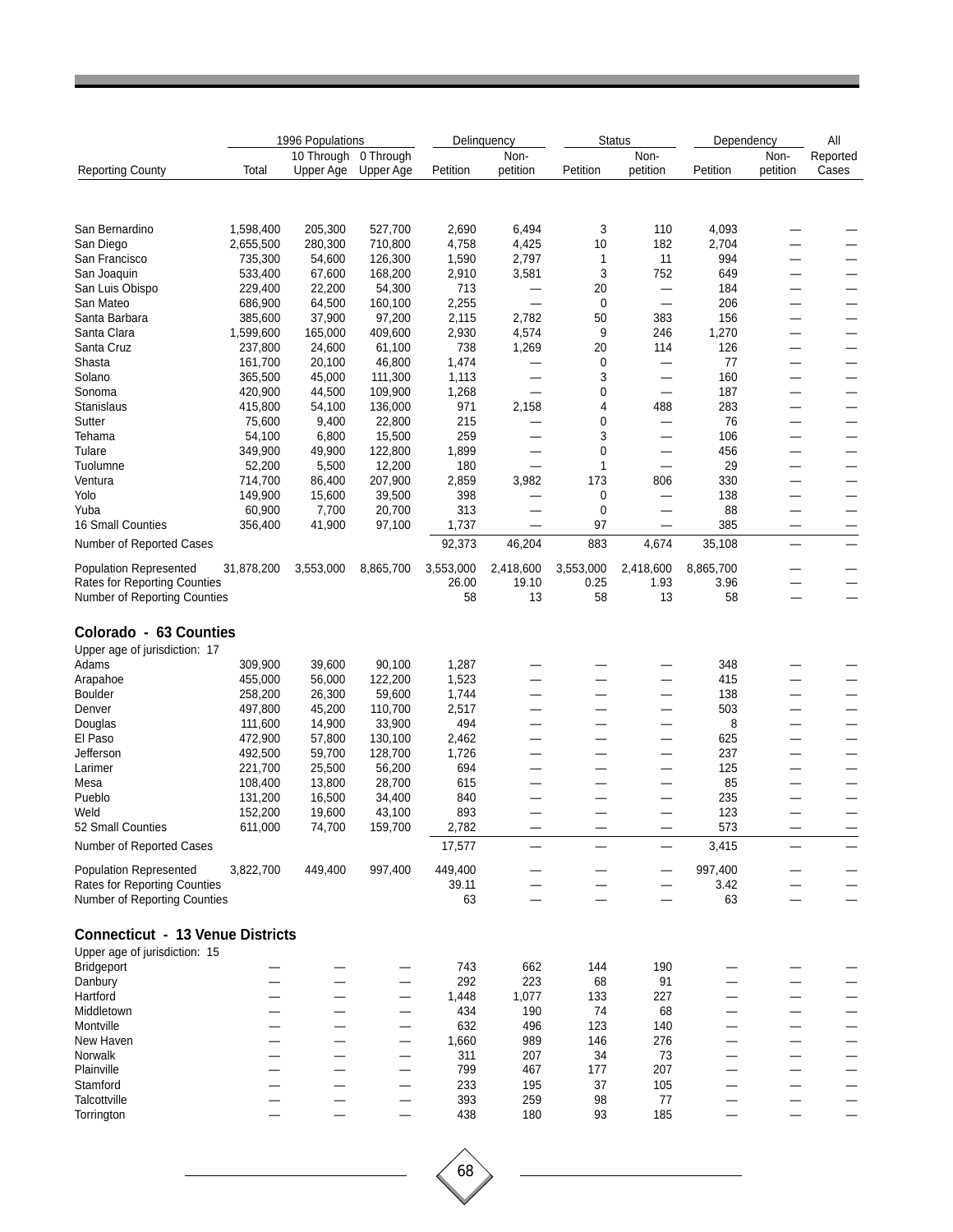| Reporting County | 1996 Populations | | | Delinquency | | Status | | Dependency | | All |
|---|---|---|---|---|---|---|---|---|---|---|
| | Total | 10 Through Upper Age | 0 Through Upper Age | Petition | Non-petition | Petition | Non-petition | Petition | Non-petition | Reported Cases |
| San Bernardino | 1,598,400 | 205,300 | 527,700 | 2,690 | 6,494 | 3 | 110 | 4,093 | — | — |
| San Diego | 2,655,500 | 280,300 | 710,800 | 4,758 | 4,425 | 10 | 182 | 2,704 | — | — |
| San Francisco | 735,300 | 54,600 | 126,300 | 1,590 | 2,797 | 1 | 11 | 994 | — | — |
| San Joaquin | 533,400 | 67,600 | 168,200 | 2,910 | 3,581 | 3 | 752 | 649 | — | — |
| San Luis Obispo | 229,400 | 22,200 | 54,300 | 713 | — | 20 | — | 184 | — | — |
| San Mateo | 686,900 | 64,500 | 160,100 | 2,255 | — | 0 | — | 206 | — | — |
| Santa Barbara | 385,600 | 37,900 | 97,200 | 2,115 | 2,782 | 50 | 383 | 156 | — | — |
| Santa Clara | 1,599,600 | 165,000 | 409,600 | 2,930 | 4,574 | 9 | 246 | 1,270 | — | — |
| Santa Cruz | 237,800 | 24,600 | 61,100 | 738 | 1,269 | 20 | 114 | 126 | — | — |
| Shasta | 161,700 | 20,100 | 46,800 | 1,474 | — | 0 | — | 77 | — | — |
| Solano | 365,500 | 45,000 | 111,300 | 1,113 | — | 3 | — | 160 | — | — |
| Sonoma | 420,900 | 44,500 | 109,900 | 1,268 | — | 0 | — | 187 | — | — |
| Stanislaus | 415,800 | 54,100 | 136,000 | 971 | 2,158 | 4 | 488 | 283 | — | — |
| Sutter | 75,600 | 9,400 | 22,800 | 215 | — | 0 | — | 76 | — | — |
| Tehama | 54,100 | 6,800 | 15,500 | 259 | — | 3 | — | 106 | — | — |
| Tulare | 349,900 | 49,900 | 122,800 | 1,899 | — | 0 | — | 456 | — | — |
| Tuolumne | 52,200 | 5,500 | 12,200 | 180 | — | 1 | — | 29 | — | — |
| Ventura | 714,700 | 86,400 | 207,900 | 2,859 | 3,982 | 173 | 806 | 330 | — | — |
| Yolo | 149,900 | 15,600 | 39,500 | 398 | — | 0 | — | 138 | — | — |
| Yuba | 60,900 | 7,700 | 20,700 | 313 | — | 0 | — | 88 | — | — |
| 16 Small Counties | 356,400 | 41,900 | 97,100 | 1,737 | — | 97 | — | 385 | — | — |
| Number of Reported Cases | | | | 92,373 | 46,204 | 883 | 4,674 | 35,108 | — | — |
| Population Represented | 31,878,200 | 3,553,000 | 8,865,700 | 3,553,000 | 2,418,600 | 3,553,000 | 2,418,600 | 8,865,700 | — | — |
| Rates for Reporting Counties | | | | 26.00 | 19.10 | 0.25 | 1.93 | 3.96 | — | — |
| Number of Reporting Counties | | | | 58 | 13 | 58 | 13 | 58 | — | — |
| **Colorado - 63 Counties** | | | | | | | | | | |
| Upper age of jurisdiction: 17 | | | | | | | | | | |
| Adams | 309,900 | 39,600 | 90,100 | 1,287 | — | — | — | 348 | — | — |
| Arapahoe | 455,000 | 56,000 | 122,200 | 1,523 | — | — | — | 415 | — | — |
| Boulder | 258,200 | 26,300 | 59,600 | 1,744 | — | — | — | 138 | — | — |
| Denver | 497,800 | 45,200 | 110,700 | 2,517 | — | — | — | 503 | — | — |
| Douglas | 111,600 | 14,900 | 33,900 | 494 | — | — | — | 8 | — | — |
| El Paso | 472,900 | 57,800 | 130,100 | 2,462 | — | — | — | 625 | — | — |
| Jefferson | 492,500 | 59,700 | 128,700 | 1,726 | — | — | — | 237 | — | — |
| Larimer | 221,700 | 25,500 | 56,200 | 694 | — | — | — | 125 | — | — |
| Mesa | 108,400 | 13,800 | 28,700 | 615 | — | — | — | 85 | — | — |
| Pueblo | 131,200 | 16,500 | 34,400 | 840 | — | — | — | 235 | — | — |
| Weld | 152,200 | 19,600 | 43,100 | 893 | — | — | — | 123 | — | — |
| 52 Small Counties | 611,000 | 74,700 | 159,700 | 2,782 | — | — | — | 573 | — | — |
| Number of Reported Cases | | | | 17,577 | — | — | — | 3,415 | — | — |
| Population Represented | 3,822,700 | 449,400 | 997,400 | 449,400 | — | — | — | 997,400 | — | — |
| Rates for Reporting Counties | | | | 39.11 | — | — | — | 3.42 | — | — |
| Number of Reporting Counties | | | | 63 | — | — | — | 63 | — | — |
| **Connecticut - 13 Venue Districts** | | | | | | | | | | |
| Upper age of jurisdiction: 15 | | | | | | | | | | |
| Bridgeport | — | — | — | 743 | 662 | 144 | 190 | — | — | — |
| Danbury | — | — | — | 292 | 223 | 68 | 91 | — | — | — |
| Hartford | — | — | — | 1,448 | 1,077 | 133 | 227 | — | — | — |
| Middletown | — | — | — | 434 | 190 | 74 | 68 | — | — | — |
| Montville | — | — | — | 632 | 496 | 123 | 140 | — | — | — |
| New Haven | — | — | — | 1,660 | 989 | 146 | 276 | — | — | — |
| Norwalk | — | — | — | 311 | 207 | 34 | 73 | — | — | — |
| Plainville | — | — | — | 799 | 467 | 177 | 207 | — | — | — |
| Stamford | — | — | — | 233 | 195 | 37 | 105 | — | — | — |
| Talcottville | — | — | — | 393 | 259 | 98 | 77 | — | — | — |
| Torrington | — | — | — | 438 | 180 | 93 | 185 | — | — | — |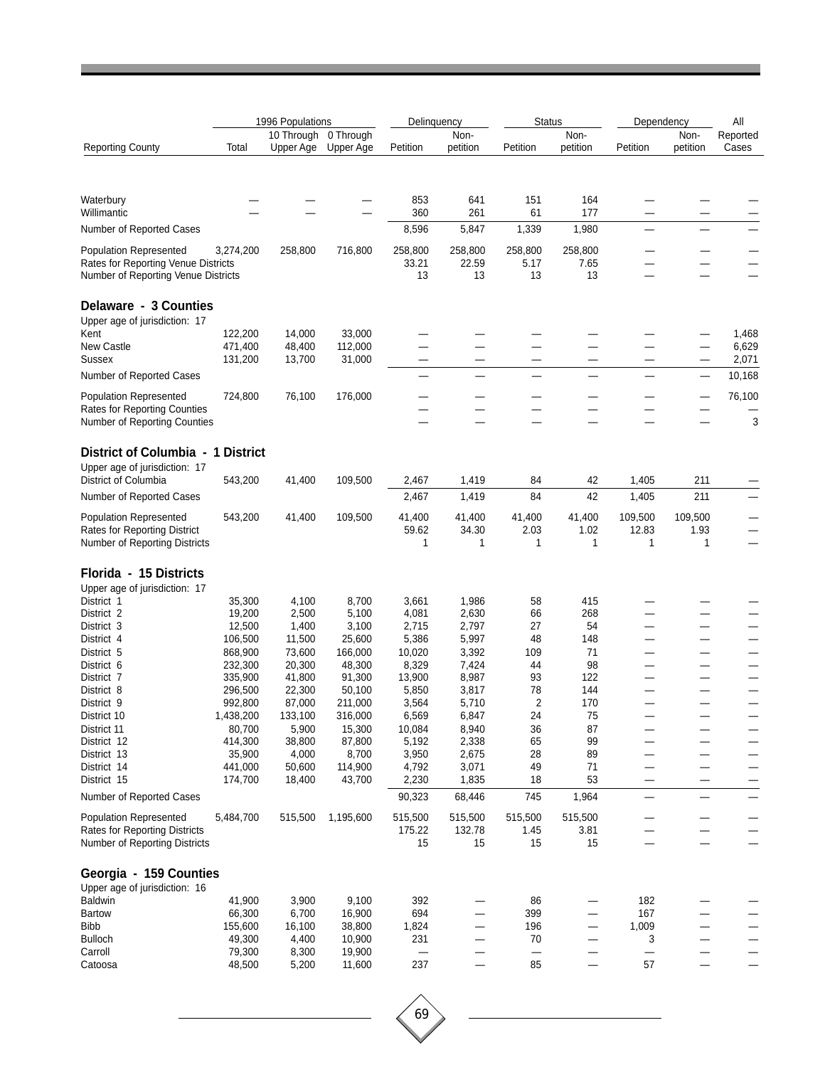| Reporting County | 1996 Populations Total | 10 Through Upper Age | 0 Through Upper Age | Delinquency Petition | Delinquency Non-petition | Status Petition | Status Non-petition | Dependency Petition | Dependency Non-petition | All Reported Cases |
|---|---|---|---|---|---|---|---|---|---|---|
| Waterbury | — | — | — | 853 | 641 | 151 | 164 | — | — | — |
| Willimantic | — | — | — | 360 | 261 | 61 | 177 | — | — | — |
| Number of Reported Cases | | | | 8,596 | 5,847 | 1,339 | 1,980 | — | — | — |
| Population Represented | 3,274,200 | 258,800 | 716,800 | 258,800 | 258,800 | 258,800 | 258,800 | — | — | — |
| Rates for Reporting Venue Districts | | | | 33.21 | 22.59 | 5.17 | 7.65 | — | — | — |
| Number of Reporting Venue Districts | | | | 13 | 13 | 13 | 13 | — | — | — |
| **Delaware - 3 Counties** | | | | | | | | | | |
| Upper age of jurisdiction: 17 | | | | | | | | | | |
| Kent | 122,200 | 14,000 | 33,000 | — | — | — | — | — | — | 1,468 |
| New Castle | 471,400 | 48,400 | 112,000 | — | — | — | — | — | — | 6,629 |
| Sussex | 131,200 | 13,700 | 31,000 | — | — | — | — | — | — | 2,071 |
| Number of Reported Cases | | | | — | — | — | — | — | — | 10,168 |
| Population Represented | 724,800 | 76,100 | 176,000 | — | — | — | — | — | — | 76,100 |
| Rates for Reporting Counties | | | | — | — | — | — | — | — | — |
| Number of Reporting Counties | | | | — | — | — | — | — | — | 3 |
| **District of Columbia - 1 District** | | | | | | | | | | |
| Upper age of jurisdiction: 17 | | | | | | | | | | |
| District of Columbia | 543,200 | 41,400 | 109,500 | 2,467 | 1,419 | 84 | 42 | 1,405 | 211 | — |
| Number of Reported Cases | | | | 2,467 | 1,419 | 84 | 42 | 1,405 | 211 | — |
| Population Represented | 543,200 | 41,400 | 109,500 | 41,400 | 41,400 | 41,400 | 41,400 | 109,500 | 109,500 | — |
| Rates for Reporting District | | | | 59.62 | 34.30 | 2.03 | 1.02 | 12.83 | 1.93 | — |
| Number of Reporting Districts | | | | 1 | 1 | 1 | 1 | 1 | 1 | — |
| **Florida - 15 Districts** | | | | | | | | | | |
| Upper age of jurisdiction: 17 | | | | | | | | | | |
| District 1 | 35,300 | 4,100 | 8,700 | 3,661 | 1,986 | 58 | 415 | — | — | — |
| District 2 | 19,200 | 2,500 | 5,100 | 4,081 | 2,630 | 66 | 268 | — | — | — |
| District 3 | 12,500 | 1,400 | 3,100 | 2,715 | 2,797 | 27 | 54 | — | — | — |
| District 4 | 106,500 | 11,500 | 25,600 | 5,386 | 5,997 | 48 | 148 | — | — | — |
| District 5 | 868,900 | 73,600 | 166,000 | 10,020 | 3,392 | 109 | 71 | — | — | — |
| District 6 | 232,300 | 20,300 | 48,300 | 8,329 | 7,424 | 44 | 98 | — | — | — |
| District 7 | 335,900 | 41,800 | 91,300 | 13,900 | 8,987 | 93 | 122 | — | — | — |
| District 8 | 296,500 | 22,300 | 50,100 | 5,850 | 3,817 | 78 | 144 | — | — | — |
| District 9 | 992,800 | 87,000 | 211,000 | 3,564 | 5,710 | 2 | 170 | — | — | — |
| District 10 | 1,438,200 | 133,100 | 316,000 | 6,569 | 6,847 | 24 | 75 | — | — | — |
| District 11 | 80,700 | 5,900 | 15,300 | 10,084 | 8,940 | 36 | 87 | — | — | — |
| District 12 | 414,300 | 38,800 | 87,800 | 5,192 | 2,338 | 65 | 99 | — | — | — |
| District 13 | 35,900 | 4,000 | 8,700 | 3,950 | 2,675 | 28 | 89 | — | — | — |
| District 14 | 441,000 | 50,600 | 114,900 | 4,792 | 3,071 | 49 | 71 | — | — | — |
| District 15 | 174,700 | 18,400 | 43,700 | 2,230 | 1,835 | 18 | 53 | — | — | — |
| Number of Reported Cases | | | | 90,323 | 68,446 | 745 | 1,964 | — | — | — |
| Population Represented | 5,484,700 | 515,500 | 1,195,600 | 515,500 | 515,500 | 515,500 | 515,500 | — | — | — |
| Rates for Reporting Districts | | | | 175.22 | 132.78 | 1.45 | 3.81 | — | — | — |
| Number of Reporting Districts | | | | 15 | 15 | 15 | 15 | — | — | — |
| **Georgia - 159 Counties** | | | | | | | | | | |
| Upper age of jurisdiction: 16 | | | | | | | | | | |
| Baldwin | 41,900 | 3,900 | 9,100 | 392 | — | 86 | — | 182 | — | — |
| Bartow | 66,300 | 6,700 | 16,900 | 694 | — | 399 | — | 167 | — | — |
| Bibb | 155,600 | 16,100 | 38,800 | 1,824 | — | 196 | — | 1,009 | — | — |
| Bulloch | 49,300 | 4,400 | 10,900 | 231 | — | 70 | — | 3 | — | — |
| Carroll | 79,300 | 8,300 | 19,900 | — | — | — | — | — | — | — |
| Catoosa | 48,500 | 5,200 | 11,600 | 237 | — | 85 | — | 57 | — | — |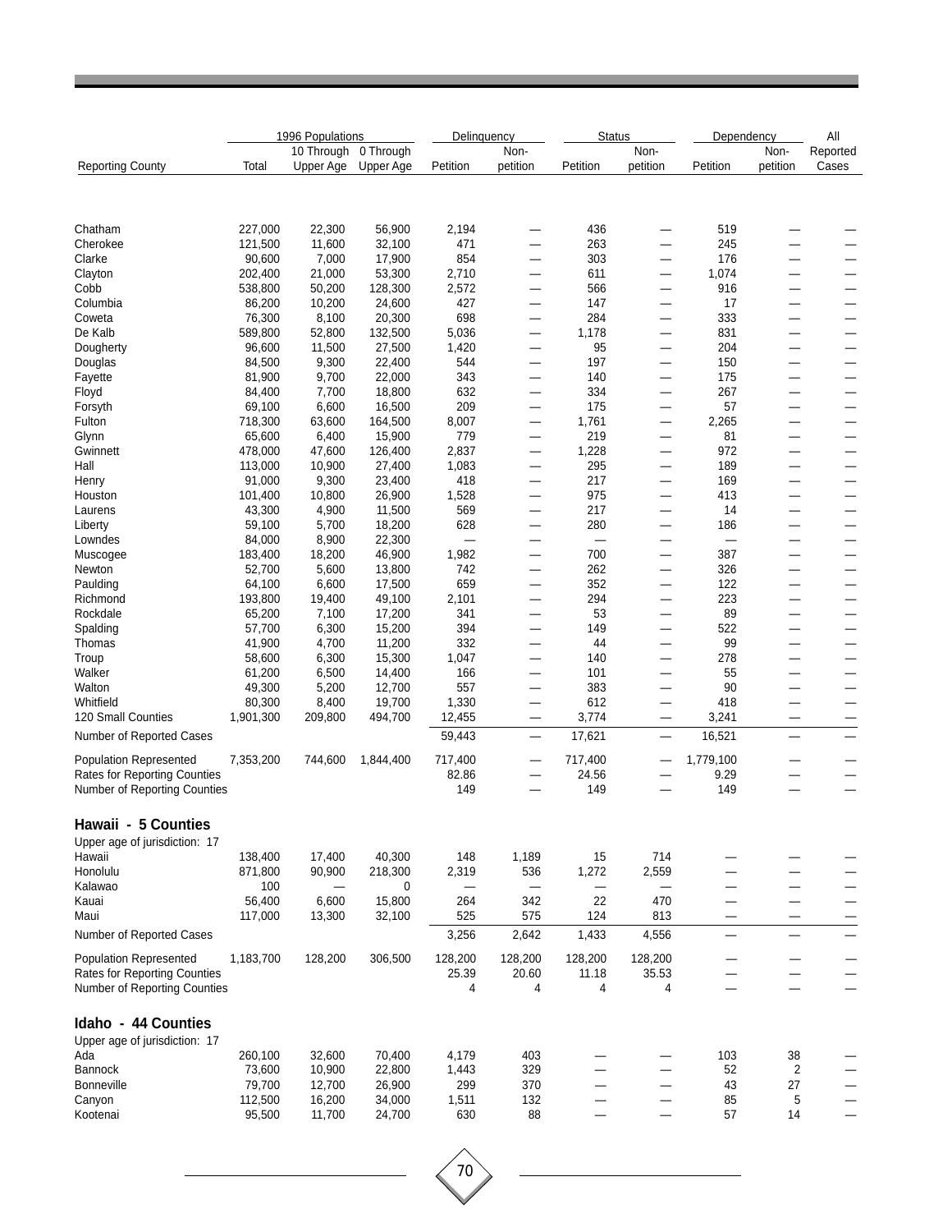| Reporting County | 1996 Populations | | | Delinquency | | Status | | Dependency | | All |
|---|---|---|---|---|---|---|---|---|---|---|
| | Total | 10 Through Upper Age | 0 Through Upper Age | Petition | Non-petition | Petition | Non-petition | Petition | Non-petition | Reported Cases |
| Chatham | 227,000 | 22,300 | 56,900 | 2,194 | — | 436 | — | 519 | — | — |
| Cherokee | 121,500 | 11,600 | 32,100 | 471 | — | 263 | — | 245 | — | — |
| Clarke | 90,600 | 7,000 | 17,900 | 854 | — | 303 | — | 176 | — | — |
| Clayton | 202,400 | 21,000 | 53,300 | 2,710 | — | 611 | — | 1,074 | — | — |
| Cobb | 538,800 | 50,200 | 128,300 | 2,572 | — | 566 | — | 916 | — | — |
| Columbia | 86,200 | 10,200 | 24,600 | 427 | — | 147 | — | 17 | — | — |
| Coweta | 76,300 | 8,100 | 20,300 | 698 | — | 284 | — | 333 | — | — |
| De Kalb | 589,800 | 52,800 | 132,500 | 5,036 | — | 1,178 | — | 831 | — | — |
| Dougherty | 96,600 | 11,500 | 27,500 | 1,420 | — | 95 | — | 204 | — | — |
| Douglas | 84,500 | 9,300 | 22,400 | 544 | — | 197 | — | 150 | — | — |
| Fayette | 81,900 | 9,700 | 22,000 | 343 | — | 140 | — | 175 | — | — |
| Floyd | 84,400 | 7,700 | 18,800 | 632 | — | 334 | — | 267 | — | — |
| Forsyth | 69,100 | 6,600 | 16,500 | 209 | — | 175 | — | 57 | — | — |
| Fulton | 718,300 | 63,600 | 164,500 | 8,007 | — | 1,761 | — | 2,265 | — | — |
| Glynn | 65,600 | 6,400 | 15,900 | 779 | — | 219 | — | 81 | — | — |
| Gwinnett | 478,000 | 47,600 | 126,400 | 2,837 | — | 1,228 | — | 972 | — | — |
| Hall | 113,000 | 10,900 | 27,400 | 1,083 | — | 295 | — | 189 | — | — |
| Henry | 91,000 | 9,300 | 23,400 | 418 | — | 217 | — | 169 | — | — |
| Houston | 101,400 | 10,800 | 26,900 | 1,528 | — | 975 | — | 413 | — | — |
| Laurens | 43,300 | 4,900 | 11,500 | 569 | — | 217 | — | 14 | — | — |
| Liberty | 59,100 | 5,700 | 18,200 | 628 | — | 280 | — | 186 | — | — |
| Lowndes | 84,000 | 8,900 | 22,300 | — | — | — | — | — | — | — |
| Muscogee | 183,400 | 18,200 | 46,900 | 1,982 | — | 700 | — | 387 | — | — |
| Newton | 52,700 | 5,600 | 13,800 | 742 | — | 262 | — | 326 | — | — |
| Paulding | 64,100 | 6,600 | 17,500 | 659 | — | 352 | — | 122 | — | — |
| Richmond | 193,800 | 19,400 | 49,100 | 2,101 | — | 294 | — | 223 | — | — |
| Rockdale | 65,200 | 7,100 | 17,200 | 341 | — | 53 | — | 89 | — | — |
| Spalding | 57,700 | 6,300 | 15,200 | 394 | — | 149 | — | 522 | — | — |
| Thomas | 41,900 | 4,700 | 11,200 | 332 | — | 44 | — | 99 | — | — |
| Troup | 58,600 | 6,300 | 15,300 | 1,047 | — | 140 | — | 278 | — | — |
| Walker | 61,200 | 6,500 | 14,400 | 166 | — | 101 | — | 55 | — | — |
| Walton | 49,300 | 5,200 | 12,700 | 557 | — | 383 | — | 90 | — | — |
| Whitfield | 80,300 | 8,400 | 19,700 | 1,330 | — | 612 | — | 418 | — | — |
| 120 Small Counties | 1,901,300 | 209,800 | 494,700 | 12,455 | — | 3,774 | — | 3,241 | — | — |
| Number of Reported Cases | | | | 59,443 | — | 17,621 | — | 16,521 | — | — |
| Population Represented | 7,353,200 | 744,600 | 1,844,400 | 717,400 | — | 717,400 | — | 1,779,100 | — | — |
| Rates for Reporting Counties | | | | 82.86 | — | 24.56 | — | 9.29 | — | — |
| Number of Reporting Counties | | | | 149 | — | 149 | — | 149 | — | — |
| **Hawaii - 5 Counties** | | | | | | | | | | |
| Upper age of jurisdiction: 17 | | | | | | | | | | |
| Hawaii | 138,400 | 17,400 | 40,300 | 148 | 1,189 | 15 | 714 | — | — | — |
| Honolulu | 871,800 | 90,900 | 218,300 | 2,319 | 536 | 1,272 | 2,559 | — | — | — |
| Kalawao | 100 | — | 0 | — | — | — | — | — | — | — |
| Kauai | 56,400 | 6,600 | 15,800 | 264 | 342 | 22 | 470 | — | — | — |
| Maui | 117,000 | 13,300 | 32,100 | 525 | 575 | 124 | 813 | — | — | — |
| Number of Reported Cases | | | | 3,256 | 2,642 | 1,433 | 4,556 | — | — | — |
| Population Represented | 1,183,700 | 128,200 | 306,500 | 128,200 | 128,200 | 128,200 | 128,200 | — | — | — |
| Rates for Reporting Counties | | | | 25.39 | 20.60 | 11.18 | 35.53 | — | — | — |
| Number of Reporting Counties | | | | 4 | 4 | 4 | 4 | — | — | — |
| **Idaho - 44 Counties** | | | | | | | | | | |
| Upper age of jurisdiction: 17 | | | | | | | | | | |
| Ada | 260,100 | 32,600 | 70,400 | 4,179 | 403 | — | — | 103 | 38 | — |
| Bannock | 73,600 | 10,900 | 22,800 | 1,443 | 329 | — | — | 52 | 2 | — |
| Bonneville | 79,700 | 12,700 | 26,900 | 299 | 370 | — | — | 43 | 27 | — |
| Canyon | 112,500 | 16,200 | 34,000 | 1,511 | 132 | — | — | 85 | 5 | — |
| Kootenai | 95,500 | 11,700 | 24,700 | 630 | 88 | — | — | 57 | 14 | — |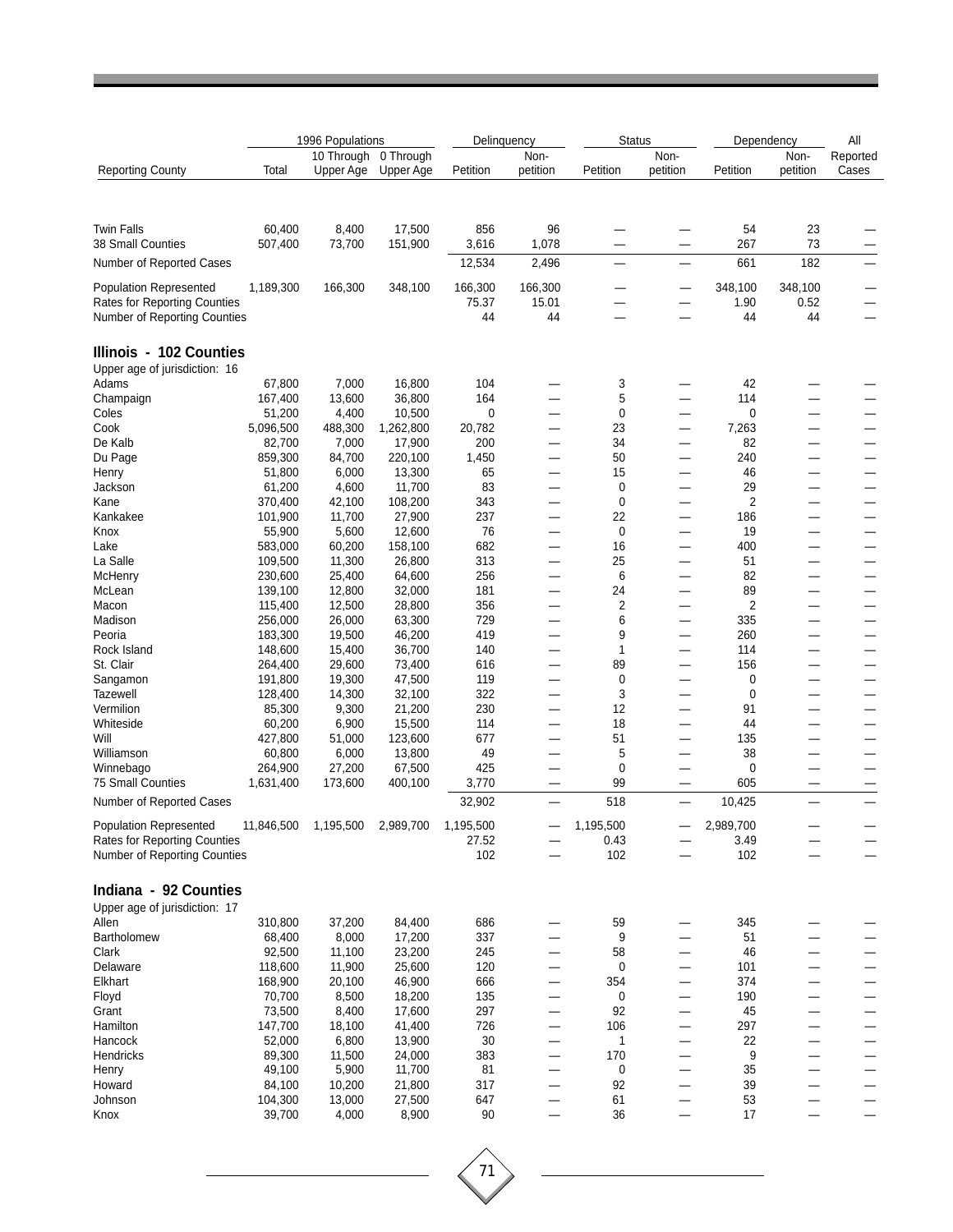| Reporting County | 1996 Populations Total | 10 Through Upper Age | 0 Through Upper Age | Delinquency Petition | Delinquency Non-petition | Status Petition | Status Non-petition | Dependency Petition | Dependency Non-petition | All Reported Cases |
|---|---|---|---|---|---|---|---|---|---|---|
| Twin Falls | 60,400 | 8,400 | 17,500 | 856 | 96 | — | — | 54 | 23 | — |
| 38 Small Counties | 507,400 | 73,700 | 151,900 | 3,616 | 1,078 | — | — | 267 | 73 | — |
| Number of Reported Cases | | | | 12,534 | 2,496 | — | — | 661 | 182 | — |
| Population Represented | 1,189,300 | 166,300 | 348,100 | 166,300 | 166,300 | — | — | 348,100 | 348,100 | — |
| Rates for Reporting Counties | | | | 75.37 | 15.01 | — | — | 1.90 | 0.52 | — |
| Number of Reporting Counties | | | | 44 | 44 | — | — | 44 | 44 | — |

## Illinois - 102 Counties

Upper age of jurisdiction: 16

| Reporting County | 1996 Populations Total | 10 Through Upper Age | 0 Through Upper Age | Delinquency Petition | Delinquency Non-petition | Status Petition | Status Non-petition | Dependency Petition | Dependency Non-petition | All Reported Cases |
|---|---|---|---|---|---|---|---|---|---|---|
| Adams | 67,800 | 7,000 | 16,800 | 104 | — | 3 | — | 42 | — | — |
| Champaign | 167,400 | 13,600 | 36,800 | 164 | — | 5 | — | 114 | — | — |
| Coles | 51,200 | 4,400 | 10,500 | 0 | — | 0 | — | 0 | — | — |
| Cook | 5,096,500 | 488,300 | 1,262,800 | 20,782 | — | 23 | — | 7,263 | — | — |
| De Kalb | 82,700 | 7,000 | 17,900 | 200 | — | 34 | — | 82 | — | — |
| Du Page | 859,300 | 84,700 | 220,100 | 1,450 | — | 50 | — | 240 | — | — |
| Henry | 51,800 | 6,000 | 13,300 | 65 | — | 15 | — | 46 | — | — |
| Jackson | 61,200 | 4,600 | 11,700 | 83 | — | 0 | — | 29 | — | — |
| Kane | 370,400 | 42,100 | 108,200 | 343 | — | 0 | — | 2 | — | — |
| Kankakee | 101,900 | 11,700 | 27,900 | 237 | — | 22 | — | 186 | — | — |
| Knox | 55,900 | 5,600 | 12,600 | 76 | — | 0 | — | 19 | — | — |
| Lake | 583,000 | 60,200 | 158,100 | 682 | — | 16 | — | 400 | — | — |
| La Salle | 109,500 | 11,300 | 26,800 | 313 | — | 25 | — | 51 | — | — |
| McHenry | 230,600 | 25,400 | 64,600 | 256 | — | 6 | — | 82 | — | — |
| McLean | 139,100 | 12,800 | 32,000 | 181 | — | 24 | — | 89 | — | — |
| Macon | 115,400 | 12,500 | 28,800 | 356 | — | 2 | — | 2 | — | — |
| Madison | 256,000 | 26,000 | 63,300 | 729 | — | 6 | — | 335 | — | — |
| Peoria | 183,300 | 19,500 | 46,200 | 419 | — | 9 | — | 260 | — | — |
| Rock Island | 148,600 | 15,400 | 36,700 | 140 | — | 1 | — | 114 | — | — |
| St. Clair | 264,400 | 29,600 | 73,400 | 616 | — | 89 | — | 156 | — | — |
| Sangamon | 191,800 | 19,300 | 47,500 | 119 | — | 0 | — | 0 | — | — |
| Tazewell | 128,400 | 14,300 | 32,100 | 322 | — | 3 | — | 0 | — | — |
| Vermilion | 85,300 | 9,300 | 21,200 | 230 | — | 12 | — | 91 | — | — |
| Whiteside | 60,200 | 6,900 | 15,500 | 114 | — | 18 | — | 44 | — | — |
| Will | 427,800 | 51,000 | 123,600 | 677 | — | 51 | — | 135 | — | — |
| Williamson | 60,800 | 6,000 | 13,800 | 49 | — | 5 | — | 38 | — | — |
| Winnebago | 264,900 | 27,200 | 67,500 | 425 | — | 0 | — | 0 | — | — |
| 75 Small Counties | 1,631,400 | 173,600 | 400,100 | 3,770 | — | 99 | — | 605 | — | — |
| Number of Reported Cases | | | | 32,902 | — | 518 | — | 10,425 | — | — |
| Population Represented | 11,846,500 | 1,195,500 | 2,989,700 | 1,195,500 | — | 1,195,500 | — | 2,989,700 | — | — |
| Rates for Reporting Counties | | | | 27.52 | — | 0.43 | — | 3.49 | — | — |
| Number of Reporting Counties | | | | 102 | — | 102 | — | 102 | — | — |

## Indiana - 92 Counties

Upper age of jurisdiction: 17

| Reporting County | 1996 Populations Total | 10 Through Upper Age | 0 Through Upper Age | Delinquency Petition | Delinquency Non-petition | Status Petition | Status Non-petition | Dependency Petition | Dependency Non-petition | All Reported Cases |
|---|---|---|---|---|---|---|---|---|---|---|
| Allen | 310,800 | 37,200 | 84,400 | 686 | — | 59 | — | 345 | — | — |
| Bartholomew | 68,400 | 8,000 | 17,200 | 337 | — | 9 | — | 51 | — | — |
| Clark | 92,500 | 11,100 | 23,200 | 245 | — | 58 | — | 46 | — | — |
| Delaware | 118,600 | 11,900 | 25,600 | 120 | — | 0 | — | 101 | — | — |
| Elkhart | 168,900 | 20,100 | 46,900 | 666 | — | 354 | — | 374 | — | — |
| Floyd | 70,700 | 8,500 | 18,200 | 135 | — | 0 | — | 190 | — | — |
| Grant | 73,500 | 8,400 | 17,600 | 297 | — | 92 | — | 45 | — | — |
| Hamilton | 147,700 | 18,100 | 41,400 | 726 | — | 106 | — | 297 | — | — |
| Hancock | 52,000 | 6,800 | 13,900 | 30 | — | 1 | — | 22 | — | — |
| Hendricks | 89,300 | 11,500 | 24,000 | 383 | — | 170 | — | 9 | — | — |
| Henry | 49,100 | 5,900 | 11,700 | 81 | — | 0 | — | 35 | — | — |
| Howard | 84,100 | 10,200 | 21,800 | 317 | — | 92 | — | 39 | — | — |
| Johnson | 104,300 | 13,000 | 27,500 | 647 | — | 61 | — | 53 | — | — |
| Knox | 39,700 | 4,000 | 8,900 | 90 | — | 36 | — | 17 | — | — |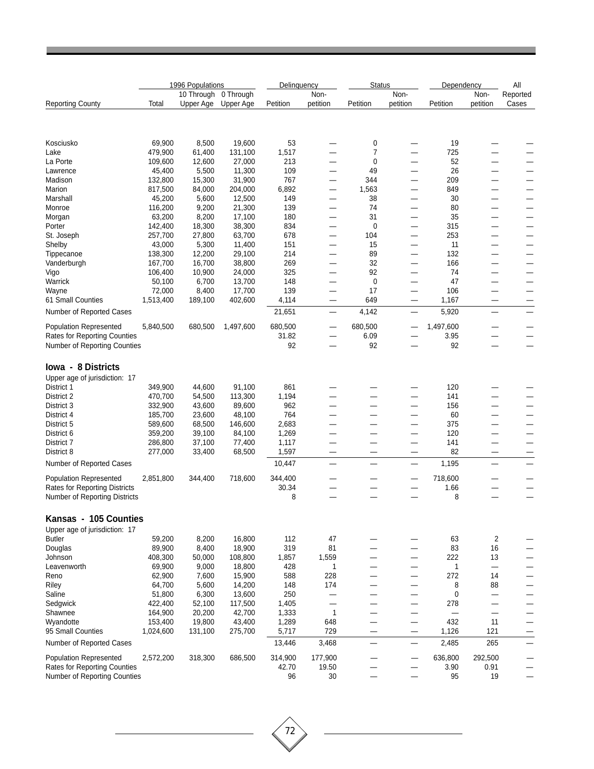| Reporting County | 1996 Populations Total | 10 Through Upper Age | 0 Through Upper Age | Delinquency Petition | Delinquency Non-petition | Status Petition | Status Non-petition | Dependency Petition | Dependency Non-petition | All Reported Cases |
|---|---|---|---|---|---|---|---|---|---|---|
| Kosciusko | 69,900 | 8,500 | 19,600 | 53 | — | 0 | — | 19 | — | — |
| Lake | 479,900 | 61,400 | 131,100 | 1,517 | — | 7 | — | 725 | — | — |
| La Porte | 109,600 | 12,600 | 27,000 | 213 | — | 0 | — | 52 | — | — |
| Lawrence | 45,400 | 5,500 | 11,300 | 109 | — | 49 | — | 26 | — | — |
| Madison | 132,800 | 15,300 | 31,900 | 767 | — | 344 | — | 209 | — | — |
| Marion | 817,500 | 84,000 | 204,000 | 6,892 | — | 1,563 | — | 849 | — | — |
| Marshall | 45,200 | 5,600 | 12,500 | 149 | — | 38 | — | 30 | — | — |
| Monroe | 116,200 | 9,200 | 21,300 | 139 | — | 74 | — | 80 | — | — |
| Morgan | 63,200 | 8,200 | 17,100 | 180 | — | 31 | — | 35 | — | — |
| Porter | 142,400 | 18,300 | 38,300 | 834 | — | 0 | — | 315 | — | — |
| St. Joseph | 257,700 | 27,800 | 63,700 | 678 | — | 104 | — | 253 | — | — |
| Shelby | 43,000 | 5,300 | 11,400 | 151 | — | 15 | — | 11 | — | — |
| Tippecanoe | 138,300 | 12,200 | 29,100 | 214 | — | 89 | — | 132 | — | — |
| Vanderburgh | 167,700 | 16,700 | 38,800 | 269 | — | 32 | — | 166 | — | — |
| Vigo | 106,400 | 10,900 | 24,000 | 325 | — | 92 | — | 74 | — | — |
| Warrick | 50,100 | 6,700 | 13,700 | 148 | — | 0 | — | 47 | — | — |
| Wayne | 72,000 | 8,400 | 17,700 | 139 | — | 17 | — | 106 | — | — |
| 61 Small Counties | 1,513,400 | 189,100 | 402,600 | 4,114 | — | 649 | — | 1,167 | — | — |
| Number of Reported Cases | | | | 21,651 | — | 4,142 | — | 5,920 | — | — |
| Population Represented | 5,840,500 | 680,500 | 1,497,600 | 680,500 | — | 680,500 | — | 1,497,600 | — | — |
| Rates for Reporting Counties | | | | 31.82 | — | 6.09 | — | 3.95 | — | — |
| Number of Reporting Counties | | | | 92 | — | 92 | — | 92 | — | — |
| **Iowa - 8 Districts** | | | | | | | | | | |
| Upper age of jurisdiction: 17 | | | | | | | | | | |
| District 1 | 349,900 | 44,600 | 91,100 | 861 | — | — | — | 120 | — | — |
| District 2 | 470,700 | 54,500 | 113,300 | 1,194 | — | — | — | 141 | — | — |
| District 3 | 332,900 | 43,600 | 89,600 | 962 | — | — | — | 156 | — | — |
| District 4 | 185,700 | 23,600 | 48,100 | 764 | — | — | — | 60 | — | — |
| District 5 | 589,600 | 68,500 | 146,600 | 2,683 | — | — | — | 375 | — | — |
| District 6 | 359,200 | 39,100 | 84,100 | 1,269 | — | — | — | 120 | — | — |
| District 7 | 286,800 | 37,100 | 77,400 | 1,117 | — | — | — | 141 | — | — |
| District 8 | 277,000 | 33,400 | 68,500 | 1,597 | — | — | — | 82 | — | — |
| Number of Reported Cases | | | | 10,447 | — | — | — | 1,195 | — | — |
| Population Represented | 2,851,800 | 344,400 | 718,600 | 344,400 | — | — | — | 718,600 | — | — |
| Rates for Reporting Districts | | | | 30.34 | — | — | — | 1.66 | — | — |
| Number of Reporting Districts | | | | 8 | — | — | — | 8 | — | — |
| **Kansas - 105 Counties** | | | | | | | | | | |
| Upper age of jurisdiction: 17 | | | | | | | | | | |
| Butler | 59,200 | 8,200 | 16,800 | 112 | 47 | — | — | 63 | 2 | — |
| Douglas | 89,900 | 8,400 | 18,900 | 319 | 81 | — | — | 83 | 16 | — |
| Johnson | 408,300 | 50,000 | 108,800 | 1,857 | 1,559 | — | — | 222 | 13 | — |
| Leavenworth | 69,900 | 9,000 | 18,800 | 428 | 1 | — | — | 1 | — | — |
| Reno | 62,900 | 7,600 | 15,900 | 588 | 228 | — | — | 272 | 14 | — |
| Riley | 64,700 | 5,600 | 14,200 | 148 | 174 | — | — | 8 | 88 | — |
| Saline | 51,800 | 6,300 | 13,600 | 250 | — | — | — | 0 | — | — |
| Sedgwick | 422,400 | 52,100 | 117,500 | 1,405 | — | — | — | 278 | — | — |
| Shawnee | 164,900 | 20,200 | 42,700 | 1,333 | 1 | — | — | — | — | — |
| Wyandotte | 153,400 | 19,800 | 43,400 | 1,289 | 648 | — | — | 432 | 11 | — |
| 95 Small Counties | 1,024,600 | 131,100 | 275,700 | 5,717 | 729 | — | — | 1,126 | 121 | — |
| Number of Reported Cases | | | | 13,446 | 3,468 | — | — | 2,485 | 265 | — |
| Population Represented | 2,572,200 | 318,300 | 686,500 | 314,900 | 177,900 | — | — | 636,800 | 292,500 | — |
| Rates for Reporting Counties | | | | 42.70 | 19.50 | — | — | 3.90 | 0.91 | — |
| Number of Reporting Counties | | | | 96 | 30 | — | — | 95 | 19 | — |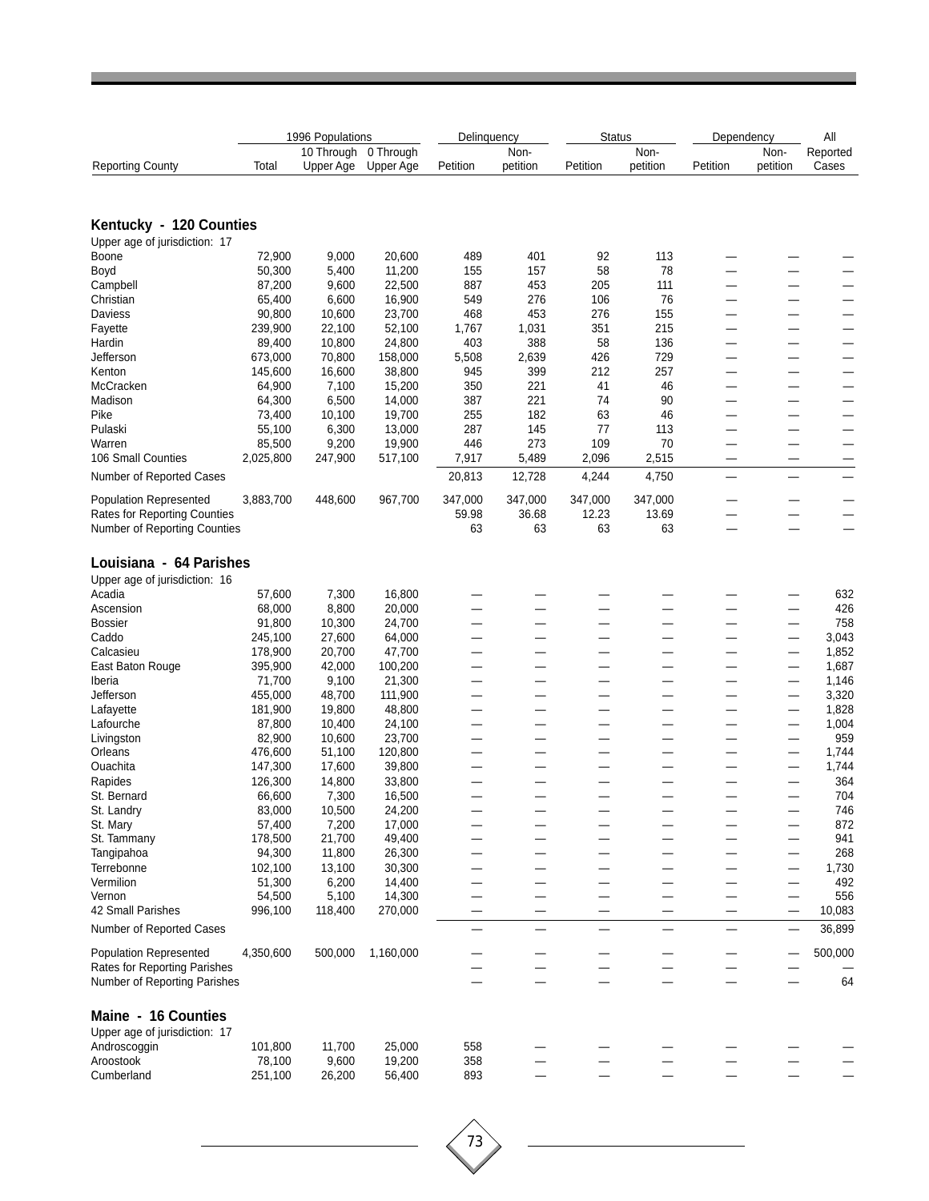| Reporting County | 1996 Populations Total | 10 Through Upper Age | 0 Through Upper Age | Delinquency Petition | Delinquency Non-petition | Status Petition | Status Non-petition | Dependency Petition | Dependency Non-petition | All Reported Cases |
|---|---|---|---|---|---|---|---|---|---|---|
| **Kentucky - 120 Counties** | | | | | | | | | | |
| Upper age of jurisdiction: 17 | | | | | | | | | | |
| Boone | 72,900 | 9,000 | 20,600 | 489 | 401 | 92 | 113 | — | — | — |
| Boyd | 50,300 | 5,400 | 11,200 | 155 | 157 | 58 | 78 | — | — | — |
| Campbell | 87,200 | 9,600 | 22,500 | 887 | 453 | 205 | 111 | — | — | — |
| Christian | 65,400 | 6,600 | 16,900 | 549 | 276 | 106 | 76 | — | — | — |
| Daviess | 90,800 | 10,600 | 23,700 | 468 | 453 | 276 | 155 | — | — | — |
| Fayette | 239,900 | 22,100 | 52,100 | 1,767 | 1,031 | 351 | 215 | — | — | — |
| Hardin | 89,400 | 10,800 | 24,800 | 403 | 388 | 58 | 136 | — | — | — |
| Jefferson | 673,000 | 70,800 | 158,000 | 5,508 | 2,639 | 426 | 729 | — | — | — |
| Kenton | 145,600 | 16,600 | 38,800 | 945 | 399 | 212 | 257 | — | — | — |
| McCracken | 64,900 | 7,100 | 15,200 | 350 | 221 | 41 | 46 | — | — | — |
| Madison | 64,300 | 6,500 | 14,000 | 387 | 221 | 74 | 90 | — | — | — |
| Pike | 73,400 | 10,100 | 19,700 | 255 | 182 | 63 | 46 | — | — | — |
| Pulaski | 55,100 | 6,300 | 13,000 | 287 | 145 | 77 | 113 | — | — | — |
| Warren | 85,500 | 9,200 | 19,900 | 446 | 273 | 109 | 70 | — | — | — |
| 106 Small Counties | 2,025,800 | 247,900 | 517,100 | 7,917 | 5,489 | 2,096 | 2,515 | — | — | — |
| Number of Reported Cases | | | | 20,813 | 12,728 | 4,244 | 4,750 | — | — | — |
| Population Represented | 3,883,700 | 448,600 | 967,700 | 347,000 | 347,000 | 347,000 | 347,000 | — | — | — |
| Rates for Reporting Counties | | | | 59.98 | 36.68 | 12.23 | 13.69 | — | — | — |
| Number of Reporting Counties | | | | 63 | 63 | 63 | 63 | — | — | — |
| **Louisiana - 64 Parishes** | | | | | | | | | | |
| Upper age of jurisdiction: 16 | | | | | | | | | | |
| Acadia | 57,600 | 7,300 | 16,800 | — | — | — | — | — | — | 632 |
| Ascension | 68,000 | 8,800 | 20,000 | — | — | — | — | — | — | 426 |
| Bossier | 91,800 | 10,300 | 24,700 | — | — | — | — | — | — | 758 |
| Caddo | 245,100 | 27,600 | 64,000 | — | — | — | — | — | — | 3,043 |
| Calcasieu | 178,900 | 20,700 | 47,700 | — | — | — | — | — | — | 1,852 |
| East Baton Rouge | 395,900 | 42,000 | 100,200 | — | — | — | — | — | — | 1,687 |
| Iberia | 71,700 | 9,100 | 21,300 | — | — | — | — | — | — | 1,146 |
| Jefferson | 455,000 | 48,700 | 111,900 | — | — | — | — | — | — | 3,320 |
| Lafayette | 181,900 | 19,800 | 48,800 | — | — | — | — | — | — | 1,828 |
| Lafourche | 87,800 | 10,400 | 24,100 | — | — | — | — | — | — | 1,004 |
| Livingston | 82,900 | 10,600 | 23,700 | — | — | — | — | — | — | 959 |
| Orleans | 476,600 | 51,100 | 120,800 | — | — | — | — | — | — | 1,744 |
| Ouachita | 147,300 | 17,600 | 39,800 | — | — | — | — | — | — | 1,744 |
| Rapides | 126,300 | 14,800 | 33,800 | — | — | — | — | — | — | 364 |
| St. Bernard | 66,600 | 7,300 | 16,500 | — | — | — | — | — | — | 704 |
| St. Landry | 83,000 | 10,500 | 24,200 | — | — | — | — | — | — | 746 |
| St. Mary | 57,400 | 7,200 | 17,000 | — | — | — | — | — | — | 872 |
| St. Tammany | 178,500 | 21,700 | 49,400 | — | — | — | — | — | — | 941 |
| Tangipahoa | 94,300 | 11,800 | 26,300 | — | — | — | — | — | — | 268 |
| Terrebonne | 102,100 | 13,100 | 30,300 | — | — | — | — | — | — | 1,730 |
| Vermilion | 51,300 | 6,200 | 14,400 | — | — | — | — | — | — | 492 |
| Vernon | 54,500 | 5,100 | 14,300 | — | — | — | — | — | — | 556 |
| 42 Small Parishes | 996,100 | 118,400 | 270,000 | — | — | — | — | — | — | 10,083 |
| Number of Reported Cases | | | | — | — | — | — | — | — | 36,899 |
| Population Represented | 4,350,600 | 500,000 | 1,160,000 | — | — | — | — | — | — | 500,000 |
| Rates for Reporting Parishes | | | | — | — | — | — | — | — | — |
| Number of Reporting Parishes | | | | — | — | — | — | — | — | 64 |
| **Maine - 16 Counties** | | | | | | | | | | |
| Upper age of jurisdiction: 17 | | | | | | | | | | |
| Androscoggin | 101,800 | 11,700 | 25,000 | 558 | — | — | — | — | — | — |
| Aroostook | 78,100 | 9,600 | 19,200 | 358 | — | — | — | — | — | — |
| Cumberland | 251,100 | 26,200 | 56,400 | 893 | — | — | — | — | — | — |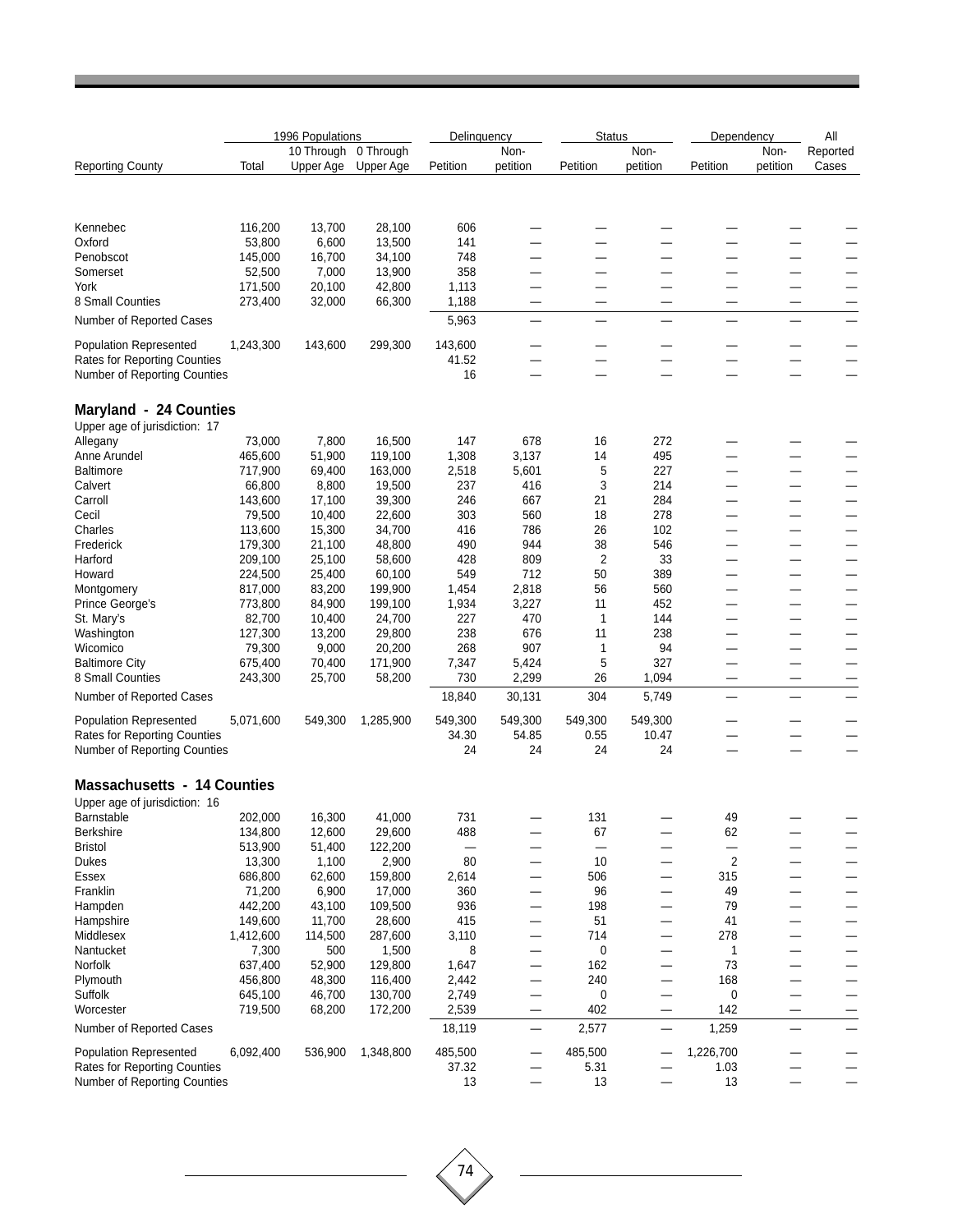| Reporting County | 1996 Populations | | | Delinquency | | Status | | Dependency | | All |
|---|---|---|---|---|---|---|---|---|---|---|
| | Total | 10 Through Upper Age | 0 Through Upper Age | Petition | Non-petition | Petition | Non-petition | Petition | Non-petition | Reported Cases |
| Kennebec | 116,200 | 13,700 | 28,100 | 606 | — | — | — | — | — | — |
| Oxford | 53,800 | 6,600 | 13,500 | 141 | — | — | — | — | — | — |
| Penobscot | 145,000 | 16,700 | 34,100 | 748 | — | — | — | — | — | — |
| Somerset | 52,500 | 7,000 | 13,900 | 358 | — | — | — | — | — | — |
| York | 171,500 | 20,100 | 42,800 | 1,113 | — | — | — | — | — | — |
| 8 Small Counties | 273,400 | 32,000 | 66,300 | 1,188 | — | — | — | — | — | — |
| Number of Reported Cases | | | | 5,963 | — | — | — | — | — | — |
| Population Represented | 1,243,300 | 143,600 | 299,300 | 143,600 | — | — | — | — | — | — |
| Rates for Reporting Counties | | | | 41.52 | — | — | — | — | — | — |
| Number of Reporting Counties | | | | 16 | — | — | — | — | — | — |
| **Maryland - 24 Counties** | | | | | | | | | | |
| Upper age of jurisdiction: 17 | | | | | | | | | | |
| Allegany | 73,000 | 7,800 | 16,500 | 147 | 678 | 16 | 272 | — | — | — |
| Anne Arundel | 465,600 | 51,900 | 119,100 | 1,308 | 3,137 | 14 | 495 | — | — | — |
| Baltimore | 717,900 | 69,400 | 163,000 | 2,518 | 5,601 | 5 | 227 | — | — | — |
| Calvert | 66,800 | 8,800 | 19,500 | 237 | 416 | 3 | 214 | — | — | — |
| Carroll | 143,600 | 17,100 | 39,300 | 246 | 667 | 21 | 284 | — | — | — |
| Cecil | 79,500 | 10,400 | 22,600 | 303 | 560 | 18 | 278 | — | — | — |
| Charles | 113,600 | 15,300 | 34,700 | 416 | 786 | 26 | 102 | — | — | — |
| Frederick | 179,300 | 21,100 | 48,800 | 490 | 944 | 38 | 546 | — | — | — |
| Harford | 209,100 | 25,100 | 58,600 | 428 | 809 | 2 | 33 | — | — | — |
| Howard | 224,500 | 25,400 | 60,100 | 549 | 712 | 50 | 389 | — | — | — |
| Montgomery | 817,000 | 83,200 | 199,900 | 1,454 | 2,818 | 56 | 560 | — | — | — |
| Prince George's | 773,800 | 84,900 | 199,100 | 1,934 | 3,227 | 11 | 452 | — | — | — |
| St. Mary's | 82,700 | 10,400 | 24,700 | 227 | 470 | 1 | 144 | — | — | — |
| Washington | 127,300 | 13,200 | 29,800 | 238 | 676 | 11 | 238 | — | — | — |
| Wicomico | 79,300 | 9,000 | 20,200 | 268 | 907 | 1 | 94 | — | — | — |
| Baltimore City | 675,400 | 70,400 | 171,900 | 7,347 | 5,424 | 5 | 327 | — | — | — |
| 8 Small Counties | 243,300 | 25,700 | 58,200 | 730 | 2,299 | 26 | 1,094 | — | — | — |
| Number of Reported Cases | | | | 18,840 | 30,131 | 304 | 5,749 | — | — | — |
| Population Represented | 5,071,600 | 549,300 | 1,285,900 | 549,300 | 549,300 | 549,300 | 549,300 | — | — | — |
| Rates for Reporting Counties | | | | 34.30 | 54.85 | 0.55 | 10.47 | — | — | — |
| Number of Reporting Counties | | | | 24 | 24 | 24 | 24 | — | — | — |
| **Massachusetts - 14 Counties** | | | | | | | | | | |
| Upper age of jurisdiction: 16 | | | | | | | | | | |
| Barnstable | 202,000 | 16,300 | 41,000 | 731 | — | 131 | — | 49 | — | — |
| Berkshire | 134,800 | 12,600 | 29,600 | 488 | — | 67 | — | 62 | — | — |
| Bristol | 513,900 | 51,400 | 122,200 | — | — | — | — | — | — | — |
| Dukes | 13,300 | 1,100 | 2,900 | 80 | — | 10 | — | 2 | — | — |
| Essex | 686,800 | 62,600 | 159,800 | 2,614 | — | 506 | — | 315 | — | — |
| Franklin | 71,200 | 6,900 | 17,000 | 360 | — | 96 | — | 49 | — | — |
| Hampden | 442,200 | 43,100 | 109,500 | 936 | — | 198 | — | 79 | — | — |
| Hampshire | 149,600 | 11,700 | 28,600 | 415 | — | 51 | — | 41 | — | — |
| Middlesex | 1,412,600 | 114,500 | 287,600 | 3,110 | — | 714 | — | 278 | — | — |
| Nantucket | 7,300 | 500 | 1,500 | 8 | — | 0 | — | 1 | — | — |
| Norfolk | 637,400 | 52,900 | 129,800 | 1,647 | — | 162 | — | 73 | — | — |
| Plymouth | 456,800 | 48,300 | 116,400 | 2,442 | — | 240 | — | 168 | — | — |
| Suffolk | 645,100 | 46,700 | 130,700 | 2,749 | — | 0 | — | 0 | — | — |
| Worcester | 719,500 | 68,200 | 172,200 | 2,539 | — | 402 | — | 142 | — | — |
| Number of Reported Cases | | | | 18,119 | — | 2,577 | — | 1,259 | — | — |
| Population Represented | 6,092,400 | 536,900 | 1,348,800 | 485,500 | — | 485,500 | — | 1,226,700 | — | — |
| Rates for Reporting Counties | | | | 37.32 | — | 5.31 | — | 1.03 | — | — |
| Number of Reporting Counties | | | | 13 | — | 13 | — | 13 | — | — |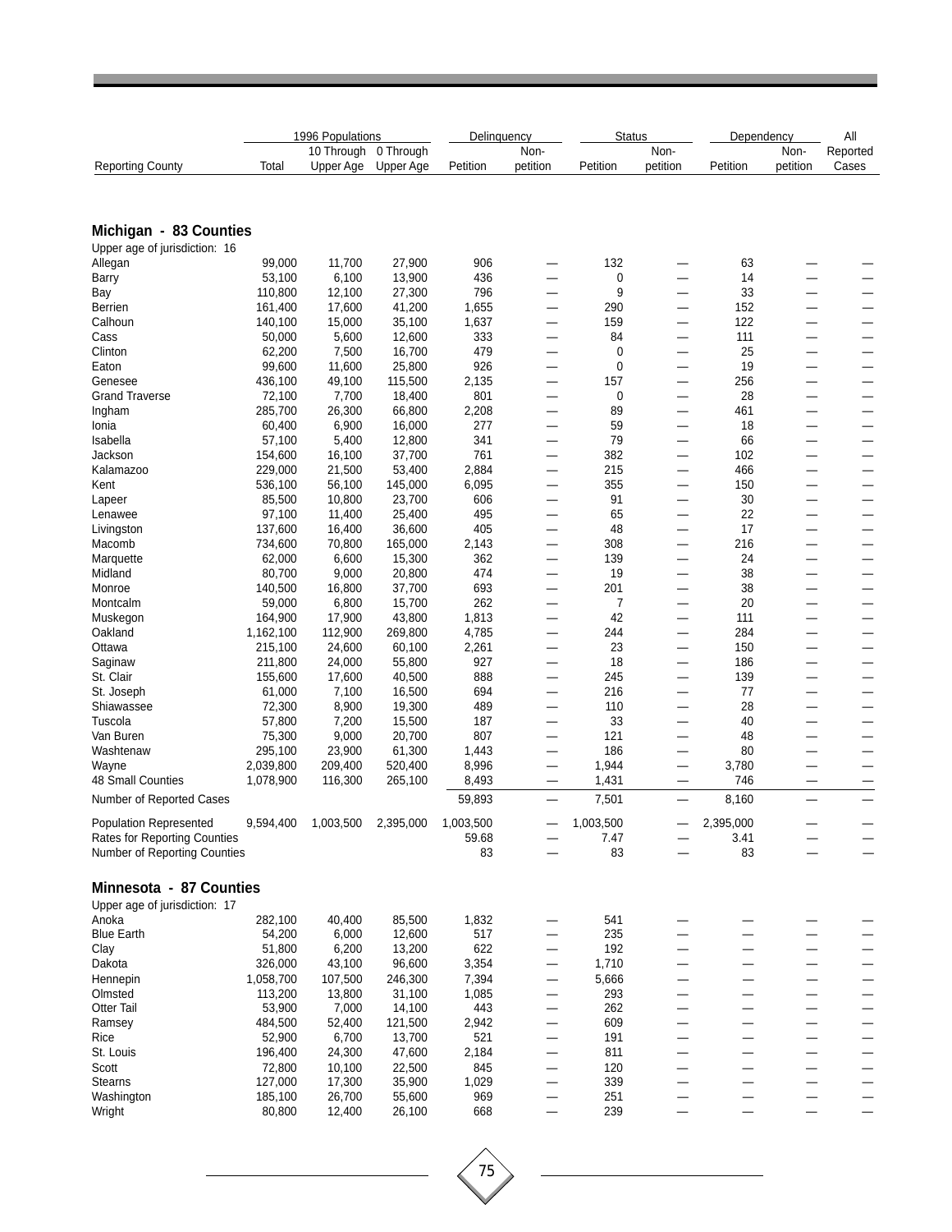| Reporting County | 1996 Populations Total | 10 Through Upper Age | 0 Through Upper Age | Delinquency Petition | Delinquency Non-petition | Status Petition | Status Non-petition | Dependency Petition | Dependency Non-petition | All Reported Cases |
|---|---|---|---|---|---|---|---|---|---|---|
| **Michigan - 83 Counties** | | | | | | | | | | |
| Upper age of jurisdiction: 16 | | | | | | | | | | |
| Allegan | 99,000 | 11,700 | 27,900 | 906 | — | 132 | — | 63 | — | — |
| Barry | 53,100 | 6,100 | 13,900 | 436 | — | 0 | — | 14 | — | — |
| Bay | 110,800 | 12,100 | 27,300 | 796 | — | 9 | — | 33 | — | — |
| Berrien | 161,400 | 17,600 | 41,200 | 1,655 | — | 290 | — | 152 | — | — |
| Calhoun | 140,100 | 15,000 | 35,100 | 1,637 | — | 159 | — | 122 | — | — |
| Cass | 50,000 | 5,600 | 12,600 | 333 | — | 84 | — | 111 | — | — |
| Clinton | 62,200 | 7,500 | 16,700 | 479 | — | 0 | — | 25 | — | — |
| Eaton | 99,600 | 11,600 | 25,800 | 926 | — | 0 | — | 19 | — | — |
| Genesee | 436,100 | 49,100 | 115,500 | 2,135 | — | 157 | — | 256 | — | — |
| Grand Traverse | 72,100 | 7,700 | 18,400 | 801 | — | 0 | — | 28 | — | — |
| Ingham | 285,700 | 26,300 | 66,800 | 2,208 | — | 89 | — | 461 | — | — |
| Ionia | 60,400 | 6,900 | 16,000 | 277 | — | 59 | — | 18 | — | — |
| Isabella | 57,100 | 5,400 | 12,800 | 341 | — | 79 | — | 66 | — | — |
| Jackson | 154,600 | 16,100 | 37,700 | 761 | — | 382 | — | 102 | — | — |
| Kalamazoo | 229,000 | 21,500 | 53,400 | 2,884 | — | 215 | — | 466 | — | — |
| Kent | 536,100 | 56,100 | 145,000 | 6,095 | — | 355 | — | 150 | — | — |
| Lapeer | 85,500 | 10,800 | 23,700 | 606 | — | 91 | — | 30 | — | — |
| Lenawee | 97,100 | 11,400 | 25,400 | 495 | — | 65 | — | 22 | — | — |
| Livingston | 137,600 | 16,400 | 36,600 | 405 | — | 48 | — | 17 | — | — |
| Macomb | 734,600 | 70,800 | 165,000 | 2,143 | — | 308 | — | 216 | — | — |
| Marquette | 62,000 | 6,600 | 15,300 | 362 | — | 139 | — | 24 | — | — |
| Midland | 80,700 | 9,000 | 20,800 | 474 | — | 19 | — | 38 | — | — |
| Monroe | 140,500 | 16,800 | 37,700 | 693 | — | 201 | — | 38 | — | — |
| Montcalm | 59,000 | 6,800 | 15,700 | 262 | — | 7 | — | 20 | — | — |
| Muskegon | 164,900 | 17,900 | 43,800 | 1,813 | — | 42 | — | 111 | — | — |
| Oakland | 1,162,100 | 112,900 | 269,800 | 4,785 | — | 244 | — | 284 | — | — |
| Ottawa | 215,100 | 24,600 | 60,100 | 2,261 | — | 23 | — | 150 | — | — |
| Saginaw | 211,800 | 24,000 | 55,800 | 927 | — | 18 | — | 186 | — | — |
| St. Clair | 155,600 | 17,600 | 40,500 | 888 | — | 245 | — | 139 | — | — |
| St. Joseph | 61,000 | 7,100 | 16,500 | 694 | — | 216 | — | 77 | — | — |
| Shiawassee | 72,300 | 8,900 | 19,300 | 489 | — | 110 | — | 28 | — | — |
| Tuscola | 57,800 | 7,200 | 15,500 | 187 | — | 33 | — | 40 | — | — |
| Van Buren | 75,300 | 9,000 | 20,700 | 807 | — | 121 | — | 48 | — | — |
| Washtenaw | 295,100 | 23,900 | 61,300 | 1,443 | — | 186 | — | 80 | — | — |
| Wayne | 2,039,800 | 209,400 | 520,400 | 8,996 | — | 1,944 | — | 3,780 | — | — |
| 48 Small Counties | 1,078,900 | 116,300 | 265,100 | 8,493 | — | 1,431 | — | 746 | — | — |
| Number of Reported Cases | | | | 59,893 | — | 7,501 | — | 8,160 | — | — |
| Population Represented | 9,594,400 | 1,003,500 | 2,395,000 | 1,003,500 | — | 1,003,500 | — | 2,395,000 | — | — |
| Rates for Reporting Counties | | | | 59.68 | — | 7.47 | — | 3.41 | — | — |
| Number of Reporting Counties | | | | 83 | — | 83 | — | 83 | — | — |
| **Minnesota - 87 Counties** | | | | | | | | | | |
| Upper age of jurisdiction: 17 | | | | | | | | | | |
| Anoka | 282,100 | 40,400 | 85,500 | 1,832 | — | 541 | — | — | — | — |
| Blue Earth | 54,200 | 6,000 | 12,600 | 517 | — | 235 | — | — | — | — |
| Clay | 51,800 | 6,200 | 13,200 | 622 | — | 192 | — | — | — | — |
| Dakota | 326,000 | 43,100 | 96,600 | 3,354 | — | 1,710 | — | — | — | — |
| Hennepin | 1,058,700 | 107,500 | 246,300 | 7,394 | — | 5,666 | — | — | — | — |
| Olmsted | 113,200 | 13,800 | 31,100 | 1,085 | — | 293 | — | — | — | — |
| Otter Tail | 53,900 | 7,000 | 14,100 | 443 | — | 262 | — | — | — | — |
| Ramsey | 484,500 | 52,400 | 121,500 | 2,942 | — | 609 | — | — | — | — |
| Rice | 52,900 | 6,700 | 13,700 | 521 | — | 191 | — | — | — | — |
| St. Louis | 196,400 | 24,300 | 47,600 | 2,184 | — | 811 | — | — | — | — |
| Scott | 72,800 | 10,100 | 22,500 | 845 | — | 120 | — | — | — | — |
| Stearns | 127,000 | 17,300 | 35,900 | 1,029 | — | 339 | — | — | — | — |
| Washington | 185,100 | 26,700 | 55,600 | 969 | — | 251 | — | — | — | — |
| Wright | 80,800 | 12,400 | 26,100 | 668 | — | 239 | — | — | — | — |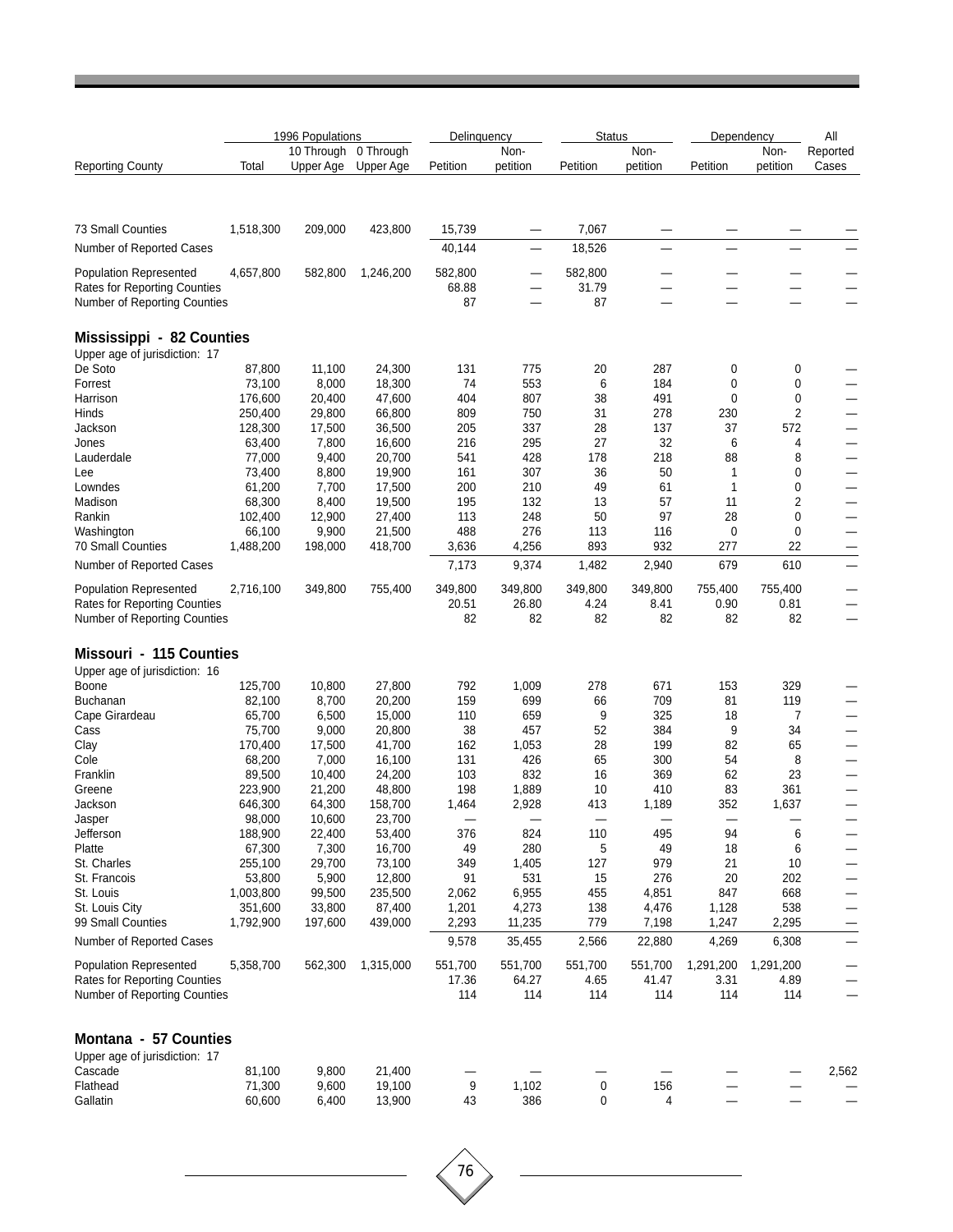| Reporting County | 1996 Populations Total | 10 Through Upper Age | 0 Through Upper Age | Delinquency Petition | Delinquency Non-petition | Status Petition | Status Non-petition | Dependency Petition | Dependency Non-petition | All Reported Cases |
|---|---|---|---|---|---|---|---|---|---|---|
| 73 Small Counties | 1,518,300 | 209,000 | 423,800 | 15,739 | — | 7,067 | — | — | — | — |
| Number of Reported Cases | | | | 40,144 | — | 18,526 | — | — | — | — |
| Population Represented | 4,657,800 | 582,800 | 1,246,200 | 582,800 | — | 582,800 | — | — | — | — |
| Rates for Reporting Counties | | | | 68.88 | — | 31.79 | — | — | — | — |
| Number of Reporting Counties | | | | 87 | — | 87 | — | — | — | — |
| **Mississippi - 82 Counties** | | | | | | | | | | |
| Upper age of jurisdiction: 17 | | | | | | | | | | |
| De Soto | 87,800 | 11,100 | 24,300 | 131 | 775 | 20 | 287 | 0 | 0 | — |
| Forrest | 73,100 | 8,000 | 18,300 | 74 | 553 | 6 | 184 | 0 | 0 | — |
| Harrison | 176,600 | 20,400 | 47,600 | 404 | 807 | 38 | 491 | 0 | 0 | — |
| Hinds | 250,400 | 29,800 | 66,800 | 809 | 750 | 31 | 278 | 230 | 2 | — |
| Jackson | 128,300 | 17,500 | 36,500 | 205 | 337 | 28 | 137 | 37 | 572 | — |
| Jones | 63,400 | 7,800 | 16,600 | 216 | 295 | 27 | 32 | 6 | 4 | — |
| Lauderdale | 77,000 | 9,400 | 20,700 | 541 | 428 | 178 | 218 | 88 | 8 | — |
| Lee | 73,400 | 8,800 | 19,900 | 161 | 307 | 36 | 50 | 1 | 0 | — |
| Lowndes | 61,200 | 7,700 | 17,500 | 200 | 210 | 49 | 61 | 1 | 0 | — |
| Madison | 68,300 | 8,400 | 19,500 | 195 | 132 | 13 | 57 | 11 | 2 | — |
| Rankin | 102,400 | 12,900 | 27,400 | 113 | 248 | 50 | 97 | 28 | 0 | — |
| Washington | 66,100 | 9,900 | 21,500 | 488 | 276 | 113 | 116 | 0 | 0 | — |
| 70 Small Counties | 1,488,200 | 198,000 | 418,700 | 3,636 | 4,256 | 893 | 932 | 277 | 22 | — |
| Number of Reported Cases | | | | 7,173 | 9,374 | 1,482 | 2,940 | 679 | 610 | — |
| Population Represented | 2,716,100 | 349,800 | 755,400 | 349,800 | 349,800 | 349,800 | 349,800 | 755,400 | 755,400 | — |
| Rates for Reporting Counties | | | | 20.51 | 26.80 | 4.24 | 8.41 | 0.90 | 0.81 | — |
| Number of Reporting Counties | | | | 82 | 82 | 82 | 82 | 82 | 82 | — |
| **Missouri - 115 Counties** | | | | | | | | | | |
| Upper age of jurisdiction: 16 | | | | | | | | | | |
| Boone | 125,700 | 10,800 | 27,800 | 792 | 1,009 | 278 | 671 | 153 | 329 | — |
| Buchanan | 82,100 | 8,700 | 20,200 | 159 | 699 | 66 | 709 | 81 | 119 | — |
| Cape Girardeau | 65,700 | 6,500 | 15,000 | 110 | 659 | 9 | 325 | 18 | 7 | — |
| Cass | 75,700 | 9,000 | 20,800 | 38 | 457 | 52 | 384 | 9 | 34 | — |
| Clay | 170,400 | 17,500 | 41,700 | 162 | 1,053 | 28 | 199 | 82 | 65 | — |
| Cole | 68,200 | 7,000 | 16,100 | 131 | 426 | 65 | 300 | 54 | 8 | — |
| Franklin | 89,500 | 10,400 | 24,200 | 103 | 832 | 16 | 369 | 62 | 23 | — |
| Greene | 223,900 | 21,200 | 48,800 | 198 | 1,889 | 10 | 410 | 83 | 361 | — |
| Jackson | 646,300 | 64,300 | 158,700 | 1,464 | 2,928 | 413 | 1,189 | 352 | 1,637 | — |
| Jasper | 98,000 | 10,600 | 23,700 | — | — | — | — | — | — | — |
| Jefferson | 188,900 | 22,400 | 53,400 | 376 | 824 | 110 | 495 | 94 | 6 | — |
| Platte | 67,300 | 7,300 | 16,700 | 49 | 280 | 5 | 49 | 18 | 6 | — |
| St. Charles | 255,100 | 29,700 | 73,100 | 349 | 1,405 | 127 | 979 | 21 | 10 | — |
| St. Francois | 53,800 | 5,900 | 12,800 | 91 | 531 | 15 | 276 | 20 | 202 | — |
| St. Louis | 1,003,800 | 99,500 | 235,500 | 2,062 | 6,955 | 455 | 4,851 | 847 | 668 | — |
| St. Louis City | 351,600 | 33,800 | 87,400 | 1,201 | 4,273 | 138 | 4,476 | 1,128 | 538 | — |
| 99 Small Counties | 1,792,900 | 197,600 | 439,000 | 2,293 | 11,235 | 779 | 7,198 | 1,247 | 2,295 | — |
| Number of Reported Cases | | | | 9,578 | 35,455 | 2,566 | 22,880 | 4,269 | 6,308 | — |
| Population Represented | 5,358,700 | 562,300 | 1,315,000 | 551,700 | 551,700 | 551,700 | 551,700 | 1,291,200 | 1,291,200 | — |
| Rates for Reporting Counties | | | | 17.36 | 64.27 | 4.65 | 41.47 | 3.31 | 4.89 | — |
| Number of Reporting Counties | | | | 114 | 114 | 114 | 114 | 114 | 114 | — |
| **Montana - 57 Counties** | | | | | | | | | | |
| Upper age of jurisdiction: 17 | | | | | | | | | | |
| Cascade | 81,100 | 9,800 | 21,400 | — | — | — | — | — | — | 2,562 |
| Flathead | 71,300 | 9,600 | 19,100 | 9 | 1,102 | 0 | 156 | — | — | — |
| Gallatin | 60,600 | 6,400 | 13,900 | 43 | 386 | 0 | 4 | — | — | — |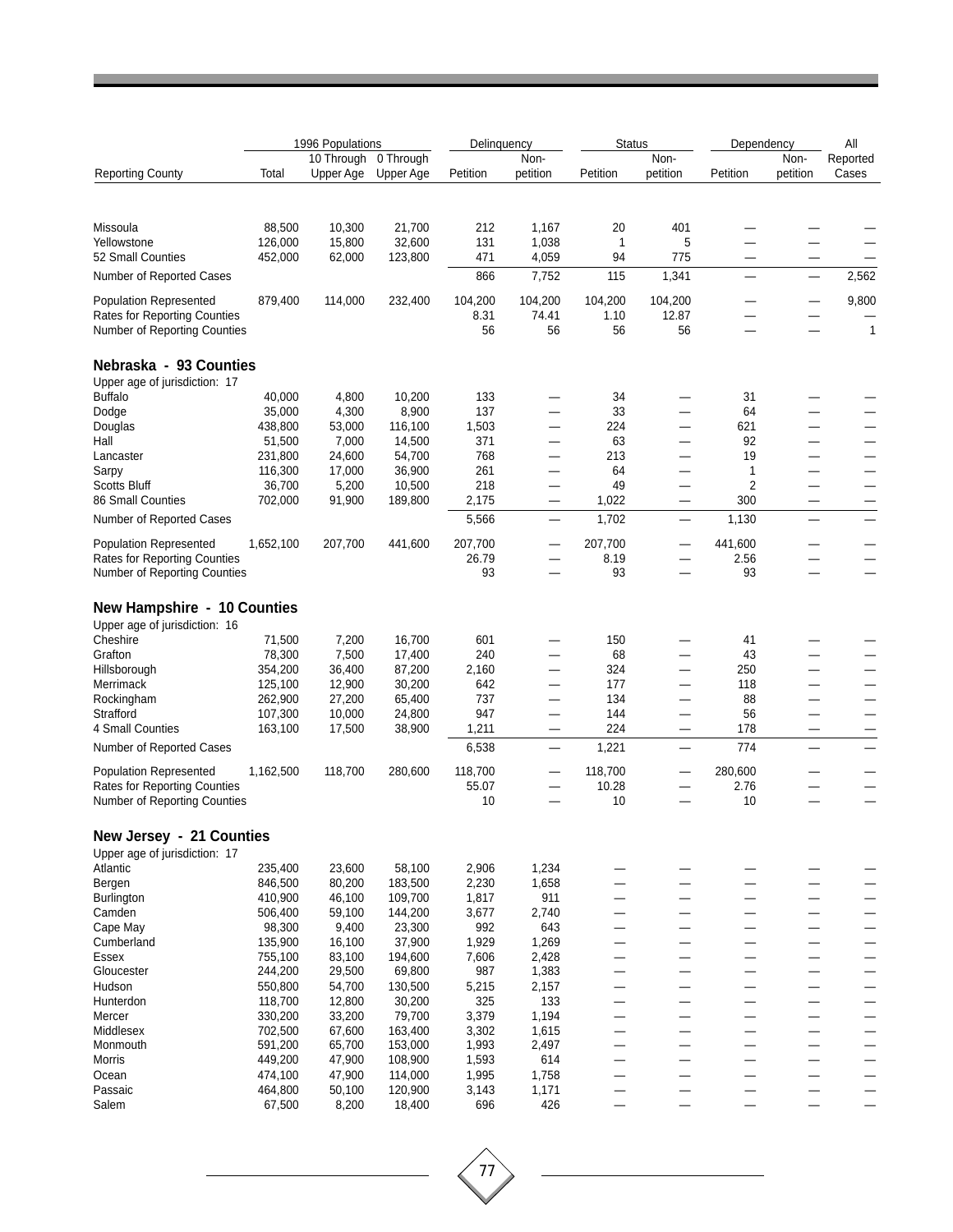| Reporting County | 1996 Populations Total | 10 Through Upper Age | 0 Through Upper Age | Delinquency Petition | Delinquency Non-petition | Status Petition | Status Non-petition | Dependency Petition | Dependency Non-petition | All Reported Cases |
|---|---|---|---|---|---|---|---|---|---|---|
| Missoula | 88,500 | 10,300 | 21,700 | 212 | 1,167 | 20 | 401 | — | — | — |
| Yellowstone | 126,000 | 15,800 | 32,600 | 131 | 1,038 | 1 | 5 | — | — | — |
| 52 Small Counties | 452,000 | 62,000 | 123,800 | 471 | 4,059 | 94 | 775 | — | — | — |
| Number of Reported Cases | | | | 866 | 7,752 | 115 | 1,341 | — | — | 2,562 |
| Population Represented | 879,400 | 114,000 | 232,400 | 104,200 | 104,200 | 104,200 | 104,200 | — | — | 9,800 |
| Rates for Reporting Counties | | | | 8.31 | 74.41 | 1.10 | 12.87 | — | — | — |
| Number of Reporting Counties | | | | 56 | 56 | 56 | 56 | — | — | 1 |

## Nebraska - 93 Counties

Upper age of jurisdiction: 17

| Reporting County | 1996 Populations Total | 10 Through Upper Age | 0 Through Upper Age | Delinquency Petition | Delinquency Non-petition | Status Petition | Status Non-petition | Dependency Petition | Dependency Non-petition | All Reported Cases |
|---|---|---|---|---|---|---|---|---|---|---|
| Buffalo | 40,000 | 4,800 | 10,200 | 133 | — | 34 | — | 31 | — | — |
| Dodge | 35,000 | 4,300 | 8,900 | 137 | — | 33 | — | 64 | — | — |
| Douglas | 438,800 | 53,000 | 116,100 | 1,503 | — | 224 | — | 621 | — | — |
| Hall | 51,500 | 7,000 | 14,500 | 371 | — | 63 | — | 92 | — | — |
| Lancaster | 231,800 | 24,600 | 54,700 | 768 | — | 213 | — | 19 | — | — |
| Sarpy | 116,300 | 17,000 | 36,900 | 261 | — | 64 | — | 1 | — | — |
| Scotts Bluff | 36,700 | 5,200 | 10,500 | 218 | — | 49 | — | 2 | — | — |
| 86 Small Counties | 702,000 | 91,900 | 189,800 | 2,175 | — | 1,022 | — | 300 | — | — |
| Number of Reported Cases | | | | 5,566 | — | 1,702 | — | 1,130 | — | — |
| Population Represented | 1,652,100 | 207,700 | 441,600 | 207,700 | — | 207,700 | — | 441,600 | — | — |
| Rates for Reporting Counties | | | | 26.79 | — | 8.19 | — | 2.56 | — | — |
| Number of Reporting Counties | | | | 93 | — | 93 | — | 93 | — | — |

## New Hampshire - 10 Counties

Upper age of jurisdiction: 16

| Reporting County | 1996 Populations Total | 10 Through Upper Age | 0 Through Upper Age | Delinquency Petition | Delinquency Non-petition | Status Petition | Status Non-petition | Dependency Petition | Dependency Non-petition | All Reported Cases |
|---|---|---|---|---|---|---|---|---|---|---|
| Cheshire | 71,500 | 7,200 | 16,700 | 601 | — | 150 | — | 41 | — | — |
| Grafton | 78,300 | 7,500 | 17,400 | 240 | — | 68 | — | 43 | — | — |
| Hillsborough | 354,200 | 36,400 | 87,200 | 2,160 | — | 324 | — | 250 | — | — |
| Merrimack | 125,100 | 12,900 | 30,200 | 642 | — | 177 | — | 118 | — | — |
| Rockingham | 262,900 | 27,200 | 65,400 | 737 | — | 134 | — | 88 | — | — |
| Strafford | 107,300 | 10,000 | 24,800 | 947 | — | 144 | — | 56 | — | — |
| 4 Small Counties | 163,100 | 17,500 | 38,900 | 1,211 | — | 224 | — | 178 | — | — |
| Number of Reported Cases | | | | 6,538 | — | 1,221 | — | 774 | — | — |
| Population Represented | 1,162,500 | 118,700 | 280,600 | 118,700 | — | 118,700 | — | 280,600 | — | — |
| Rates for Reporting Counties | | | | 55.07 | — | 10.28 | — | 2.76 | — | — |
| Number of Reporting Counties | | | | 10 | — | 10 | — | 10 | — | — |

## New Jersey - 21 Counties

Upper age of jurisdiction: 17

| Reporting County | 1996 Populations Total | 10 Through Upper Age | 0 Through Upper Age | Delinquency Petition | Delinquency Non-petition | Status Petition | Status Non-petition | Dependency Petition | Dependency Non-petition | All Reported Cases |
|---|---|---|---|---|---|---|---|---|---|---|
| Atlantic | 235,400 | 23,600 | 58,100 | 2,906 | 1,234 | — | — | — | — | — |
| Bergen | 846,500 | 80,200 | 183,500 | 2,230 | 1,658 | — | — | — | — | — |
| Burlington | 410,900 | 46,100 | 109,700 | 1,817 | 911 | — | — | — | — | — |
| Camden | 506,400 | 59,100 | 144,200 | 3,677 | 2,740 | — | — | — | — | — |
| Cape May | 98,300 | 9,400 | 23,300 | 992 | 643 | — | — | — | — | — |
| Cumberland | 135,900 | 16,100 | 37,900 | 1,929 | 1,269 | — | — | — | — | — |
| Essex | 755,100 | 83,100 | 194,600 | 7,606 | 2,428 | — | — | — | — | — |
| Gloucester | 244,200 | 29,500 | 69,800 | 987 | 1,383 | — | — | — | — | — |
| Hudson | 550,800 | 54,700 | 130,500 | 5,215 | 2,157 | — | — | — | — | — |
| Hunterdon | 118,700 | 12,800 | 30,200 | 325 | 133 | — | — | — | — | — |
| Mercer | 330,200 | 33,200 | 79,700 | 3,379 | 1,194 | — | — | — | — | — |
| Middlesex | 702,500 | 67,600 | 163,400 | 3,302 | 1,615 | — | — | — | — | — |
| Monmouth | 591,200 | 65,700 | 153,000 | 1,993 | 2,497 | — | — | — | — | — |
| Morris | 449,200 | 47,900 | 108,900 | 1,593 | 614 | — | — | — | — | — |
| Ocean | 474,100 | 47,900 | 114,000 | 1,995 | 1,758 | — | — | — | — | — |
| Passaic | 464,800 | 50,100 | 120,900 | 3,143 | 1,171 | — | — | — | — | — |
| Salem | 67,500 | 8,200 | 18,400 | 696 | 426 | — | — | — | — | — |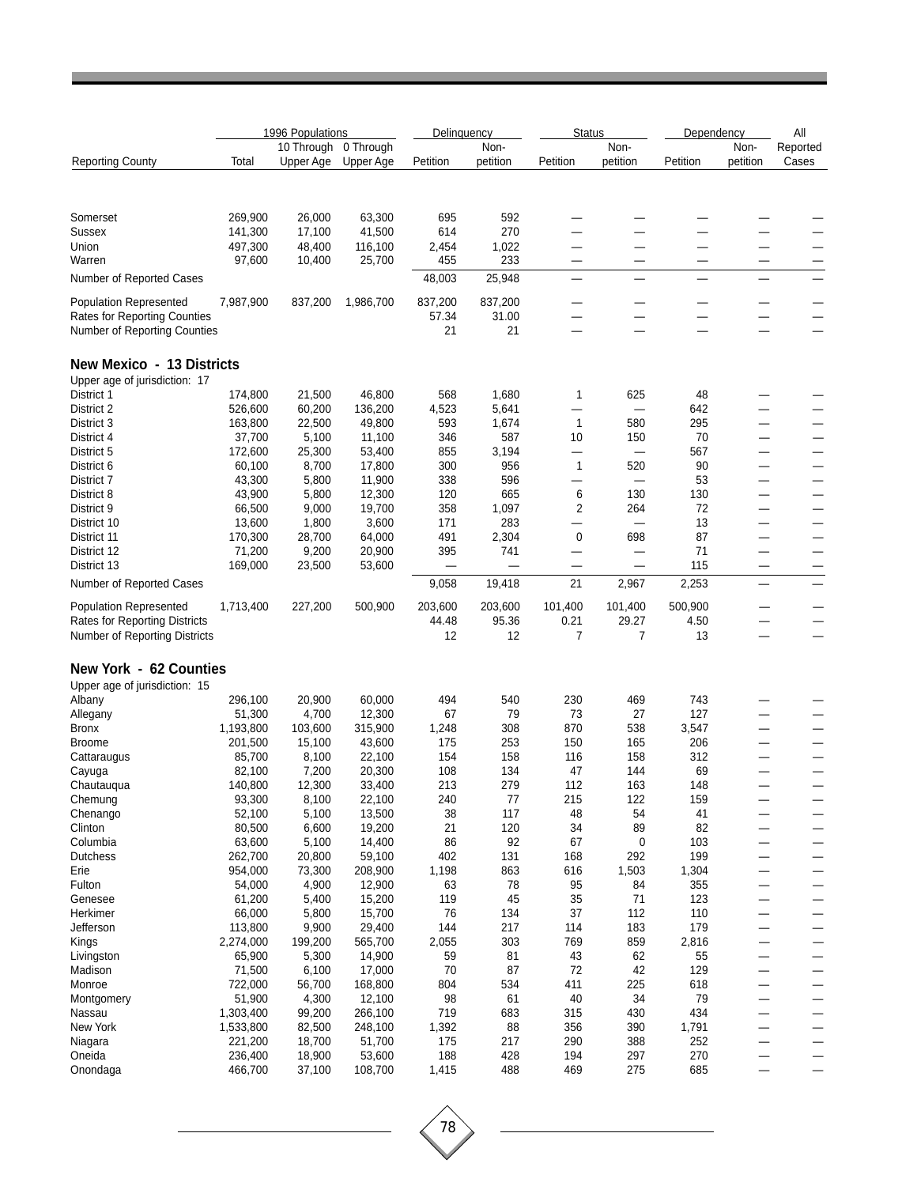| Reporting County | 1996 Populations | | | Delinquency | | Status | | Dependency | | All |
|---|---|---|---|---|---|---|---|---|---|---|
| | Total | 10 Through Upper Age | 0 Through Upper Age | Petition | Non-petition | Petition | Non-petition | Petition | Non-petition | Reported Cases |
| Somerset | 269,900 | 26,000 | 63,300 | 695 | 592 | — | — | — | — | — |
| Sussex | 141,300 | 17,100 | 41,500 | 614 | 270 | — | — | — | — | — |
| Union | 497,300 | 48,400 | 116,100 | 2,454 | 1,022 | — | — | — | — | — |
| Warren | 97,600 | 10,400 | 25,700 | 455 | 233 | — | — | — | — | — |
| Number of Reported Cases | | | | 48,003 | 25,948 | — | — | — | — | — |
| Population Represented | 7,987,900 | 837,200 | 1,986,700 | 837,200 | 837,200 | — | — | — | — | — |
| Rates for Reporting Counties | | | | 57.34 | 31.00 | — | — | — | — | — |
| Number of Reporting Counties | | | | 21 | 21 | — | — | — | — | — |
| **New Mexico - 13 Districts** | | | | | | | | | | |
| Upper age of jurisdiction: 17 | | | | | | | | | | |
| District 1 | 174,800 | 21,500 | 46,800 | 568 | 1,680 | 1 | 625 | 48 | — | — |
| District 2 | 526,600 | 60,200 | 136,200 | 4,523 | 5,641 | — | — | 642 | — | — |
| District 3 | 163,800 | 22,500 | 49,800 | 593 | 1,674 | 1 | 580 | 295 | — | — |
| District 4 | 37,700 | 5,100 | 11,100 | 346 | 587 | 10 | 150 | 70 | — | — |
| District 5 | 172,600 | 25,300 | 53,400 | 855 | 3,194 | — | — | 567 | — | — |
| District 6 | 60,100 | 8,700 | 17,800 | 300 | 956 | 1 | 520 | 90 | — | — |
| District 7 | 43,300 | 5,800 | 11,900 | 338 | 596 | — | — | 53 | — | — |
| District 8 | 43,900 | 5,800 | 12,300 | 120 | 665 | 6 | 130 | 130 | — | — |
| District 9 | 66,500 | 9,000 | 19,700 | 358 | 1,097 | 2 | 264 | 72 | — | — |
| District 10 | 13,600 | 1,800 | 3,600 | 171 | 283 | — | — | 13 | — | — |
| District 11 | 170,300 | 28,700 | 64,000 | 491 | 2,304 | 0 | 698 | 87 | — | — |
| District 12 | 71,200 | 9,200 | 20,900 | 395 | 741 | — | — | 71 | — | — |
| District 13 | 169,000 | 23,500 | 53,600 | — | — | — | — | 115 | — | — |
| Number of Reported Cases | | | | 9,058 | 19,418 | 21 | 2,967 | 2,253 | — | — |
| Population Represented | 1,713,400 | 227,200 | 500,900 | 203,600 | 203,600 | 101,400 | 101,400 | 500,900 | — | — |
| Rates for Reporting Districts | | | | 44.48 | 95.36 | 0.21 | 29.27 | 4.50 | — | — |
| Number of Reporting Districts | | | | 12 | 12 | 7 | 7 | 13 | — | — |
| **New York - 62 Counties** | | | | | | | | | | |
| Upper age of jurisdiction: 15 | | | | | | | | | | |
| Albany | 296,100 | 20,900 | 60,000 | 494 | 540 | 230 | 469 | 743 | — | — |
| Allegany | 51,300 | 4,700 | 12,300 | 67 | 79 | 73 | 27 | 127 | — | — |
| Bronx | 1,193,800 | 103,600 | 315,900 | 1,248 | 308 | 870 | 538 | 3,547 | — | — |
| Broome | 201,500 | 15,100 | 43,600 | 175 | 253 | 150 | 165 | 206 | — | — |
| Cattaraugus | 85,700 | 8,100 | 22,100 | 154 | 158 | 116 | 158 | 312 | — | — |
| Cayuga | 82,100 | 7,200 | 20,300 | 108 | 134 | 47 | 144 | 69 | — | — |
| Chautauqua | 140,800 | 12,300 | 33,400 | 213 | 279 | 112 | 163 | 148 | — | — |
| Chemung | 93,300 | 8,100 | 22,100 | 240 | 77 | 215 | 122 | 159 | — | — |
| Chenango | 52,100 | 5,100 | 13,500 | 38 | 117 | 48 | 54 | 41 | — | — |
| Clinton | 80,500 | 6,600 | 19,200 | 21 | 120 | 34 | 89 | 82 | — | — |
| Columbia | 63,600 | 5,100 | 14,400 | 86 | 92 | 67 | 0 | 103 | — | — |
| Dutchess | 262,700 | 20,800 | 59,100 | 402 | 131 | 168 | 292 | 199 | — | — |
| Erie | 954,000 | 73,300 | 208,900 | 1,198 | 863 | 616 | 1,503 | 1,304 | — | — |
| Fulton | 54,000 | 4,900 | 12,900 | 63 | 78 | 95 | 84 | 355 | — | — |
| Genesee | 61,200 | 5,400 | 15,200 | 119 | 45 | 35 | 71 | 123 | — | — |
| Herkimer | 66,000 | 5,800 | 15,700 | 76 | 134 | 37 | 112 | 110 | — | — |
| Jefferson | 113,800 | 9,900 | 29,400 | 144 | 217 | 114 | 183 | 179 | — | — |
| Kings | 2,274,000 | 199,200 | 565,700 | 2,055 | 303 | 769 | 859 | 2,816 | — | — |
| Livingston | 65,900 | 5,300 | 14,900 | 59 | 81 | 43 | 62 | 55 | — | — |
| Madison | 71,500 | 6,100 | 17,000 | 70 | 87 | 72 | 42 | 129 | — | — |
| Monroe | 722,000 | 56,700 | 168,800 | 804 | 534 | 411 | 225 | 618 | — | — |
| Montgomery | 51,900 | 4,300 | 12,100 | 98 | 61 | 40 | 34 | 79 | — | — |
| Nassau | 1,303,400 | 99,200 | 266,100 | 719 | 683 | 315 | 430 | 434 | — | — |
| New York | 1,533,800 | 82,500 | 248,100 | 1,392 | 88 | 356 | 390 | 1,791 | — | — |
| Niagara | 221,200 | 18,700 | 51,700 | 175 | 217 | 290 | 388 | 252 | — | — |
| Oneida | 236,400 | 18,900 | 53,600 | 188 | 428 | 194 | 297 | 270 | — | — |
| Onondaga | 466,700 | 37,100 | 108,700 | 1,415 | 488 | 469 | 275 | 685 | — | — |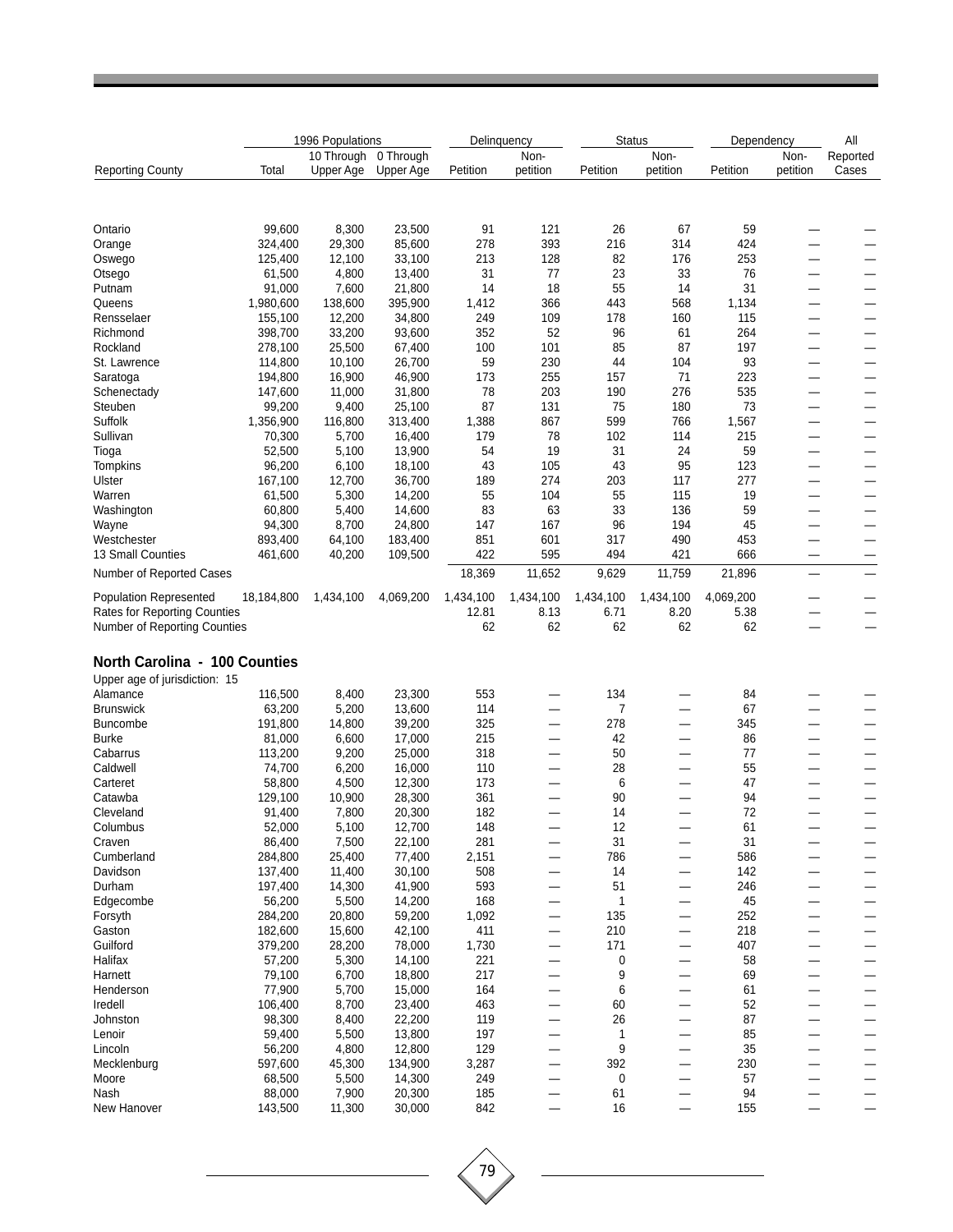| Reporting County | 1996 Populations | | | Delinquency | | Status | | Dependency | | All |
|---|---|---|---|---|---|---|---|---|---|---|
| | Total | 10 Through Upper Age | 0 Through Upper Age | Petition | Non-petition | Petition | Non-petition | Petition | Non-petition | Reported Cases |
| Ontario | 99,600 | 8,300 | 23,500 | 91 | 121 | 26 | 67 | 59 | — | — |
| Orange | 324,400 | 29,300 | 85,600 | 278 | 393 | 216 | 314 | 424 | — | — |
| Oswego | 125,400 | 12,100 | 33,100 | 213 | 128 | 82 | 176 | 253 | — | — |
| Otsego | 61,500 | 4,800 | 13,400 | 31 | 77 | 23 | 33 | 76 | — | — |
| Putnam | 91,000 | 7,600 | 21,800 | 14 | 18 | 55 | 14 | 31 | — | — |
| Queens | 1,980,600 | 138,600 | 395,900 | 1,412 | 366 | 443 | 568 | 1,134 | — | — |
| Rensselaer | 155,100 | 12,200 | 34,800 | 249 | 109 | 178 | 160 | 115 | — | — |
| Richmond | 398,700 | 33,200 | 93,600 | 352 | 52 | 96 | 61 | 264 | — | — |
| Rockland | 278,100 | 25,500 | 67,400 | 100 | 101 | 85 | 87 | 197 | — | — |
| St. Lawrence | 114,800 | 10,100 | 26,700 | 59 | 230 | 44 | 104 | 93 | — | — |
| Saratoga | 194,800 | 16,900 | 46,900 | 173 | 255 | 157 | 71 | 223 | — | — |
| Schenectady | 147,600 | 11,000 | 31,800 | 78 | 203 | 190 | 276 | 535 | — | — |
| Steuben | 99,200 | 9,400 | 25,100 | 87 | 131 | 75 | 180 | 73 | — | — |
| Suffolk | 1,356,900 | 116,800 | 313,400 | 1,388 | 867 | 599 | 766 | 1,567 | — | — |
| Sullivan | 70,300 | 5,700 | 16,400 | 179 | 78 | 102 | 114 | 215 | — | — |
| Tioga | 52,500 | 5,100 | 13,900 | 54 | 19 | 31 | 24 | 59 | — | — |
| Tompkins | 96,200 | 6,100 | 18,100 | 43 | 105 | 43 | 95 | 123 | — | — |
| Ulster | 167,100 | 12,700 | 36,700 | 189 | 274 | 203 | 117 | 277 | — | — |
| Warren | 61,500 | 5,300 | 14,200 | 55 | 104 | 55 | 115 | 19 | — | — |
| Washington | 60,800 | 5,400 | 14,600 | 83 | 63 | 33 | 136 | 59 | — | — |
| Wayne | 94,300 | 8,700 | 24,800 | 147 | 167 | 96 | 194 | 45 | — | — |
| Westchester | 893,400 | 64,100 | 183,400 | 851 | 601 | 317 | 490 | 453 | — | — |
| 13 Small Counties | 461,600 | 40,200 | 109,500 | 422 | 595 | 494 | 421 | 666 | — | — |
| Number of Reported Cases | | | | 18,369 | 11,652 | 9,629 | 11,759 | 21,896 | — | — |
| Population Represented | 18,184,800 | 1,434,100 | 4,069,200 | 1,434,100 | 1,434,100 | 1,434,100 | 1,434,100 | 4,069,200 | — | — |
| Rates for Reporting Counties | | | | 12.81 | 8.13 | 6.71 | 8.20 | 5.38 | — | — |
| Number of Reporting Counties | | | | 62 | 62 | 62 | 62 | 62 | — | — |
| **North Carolina - 100 Counties** | | | | | | | | | | |
| Upper age of jurisdiction: 15 | | | | | | | | | | |
| Alamance | 116,500 | 8,400 | 23,300 | 553 | — | 134 | — | 84 | — | — |
| Brunswick | 63,200 | 5,200 | 13,600 | 114 | — | 7 | — | 67 | — | — |
| Buncombe | 191,800 | 14,800 | 39,200 | 325 | — | 278 | — | 345 | — | — |
| Burke | 81,000 | 6,600 | 17,000 | 215 | — | 42 | — | 86 | — | — |
| Cabarrus | 113,200 | 9,200 | 25,000 | 318 | — | 50 | — | 77 | — | — |
| Caldwell | 74,700 | 6,200 | 16,000 | 110 | — | 28 | — | 55 | — | — |
| Carteret | 58,800 | 4,500 | 12,300 | 173 | — | 6 | — | 47 | — | — |
| Catawba | 129,100 | 10,900 | 28,300 | 361 | — | 90 | — | 94 | — | — |
| Cleveland | 91,400 | 7,800 | 20,300 | 182 | — | 14 | — | 72 | — | — |
| Columbus | 52,000 | 5,100 | 12,700 | 148 | — | 12 | — | 61 | — | — |
| Craven | 86,400 | 7,500 | 22,100 | 281 | — | 31 | — | 31 | — | — |
| Cumberland | 284,800 | 25,400 | 77,400 | 2,151 | — | 786 | — | 586 | — | — |
| Davidson | 137,400 | 11,400 | 30,100 | 508 | — | 14 | — | 142 | — | — |
| Durham | 197,400 | 14,300 | 41,900 | 593 | — | 51 | — | 246 | — | — |
| Edgecombe | 56,200 | 5,500 | 14,200 | 168 | — | 1 | — | 45 | — | — |
| Forsyth | 284,200 | 20,800 | 59,200 | 1,092 | — | 135 | — | 252 | — | — |
| Gaston | 182,600 | 15,600 | 42,100 | 411 | — | 210 | — | 218 | — | — |
| Guilford | 379,200 | 28,200 | 78,000 | 1,730 | — | 171 | — | 407 | — | — |
| Halifax | 57,200 | 5,300 | 14,100 | 221 | — | 0 | — | 58 | — | — |
| Harnett | 79,100 | 6,700 | 18,800 | 217 | — | 9 | — | 69 | — | — |
| Henderson | 77,900 | 5,700 | 15,000 | 164 | — | 6 | — | 61 | — | — |
| Iredell | 106,400 | 8,700 | 23,400 | 463 | — | 60 | — | 52 | — | — |
| Johnston | 98,300 | 8,400 | 22,200 | 119 | — | 26 | — | 87 | — | — |
| Lenoir | 59,400 | 5,500 | 13,800 | 197 | — | 1 | — | 85 | — | — |
| Lincoln | 56,200 | 4,800 | 12,800 | 129 | — | 9 | — | 35 | — | — |
| Mecklenburg | 597,600 | 45,300 | 134,900 | 3,287 | — | 392 | — | 230 | — | — |
| Moore | 68,500 | 5,500 | 14,300 | 249 | — | 0 | — | 57 | — | — |
| Nash | 88,000 | 7,900 | 20,300 | 185 | — | 61 | — | 94 | — | — |
| New Hanover | 143,500 | 11,300 | 30,000 | 842 | — | 16 | — | 155 | — | — |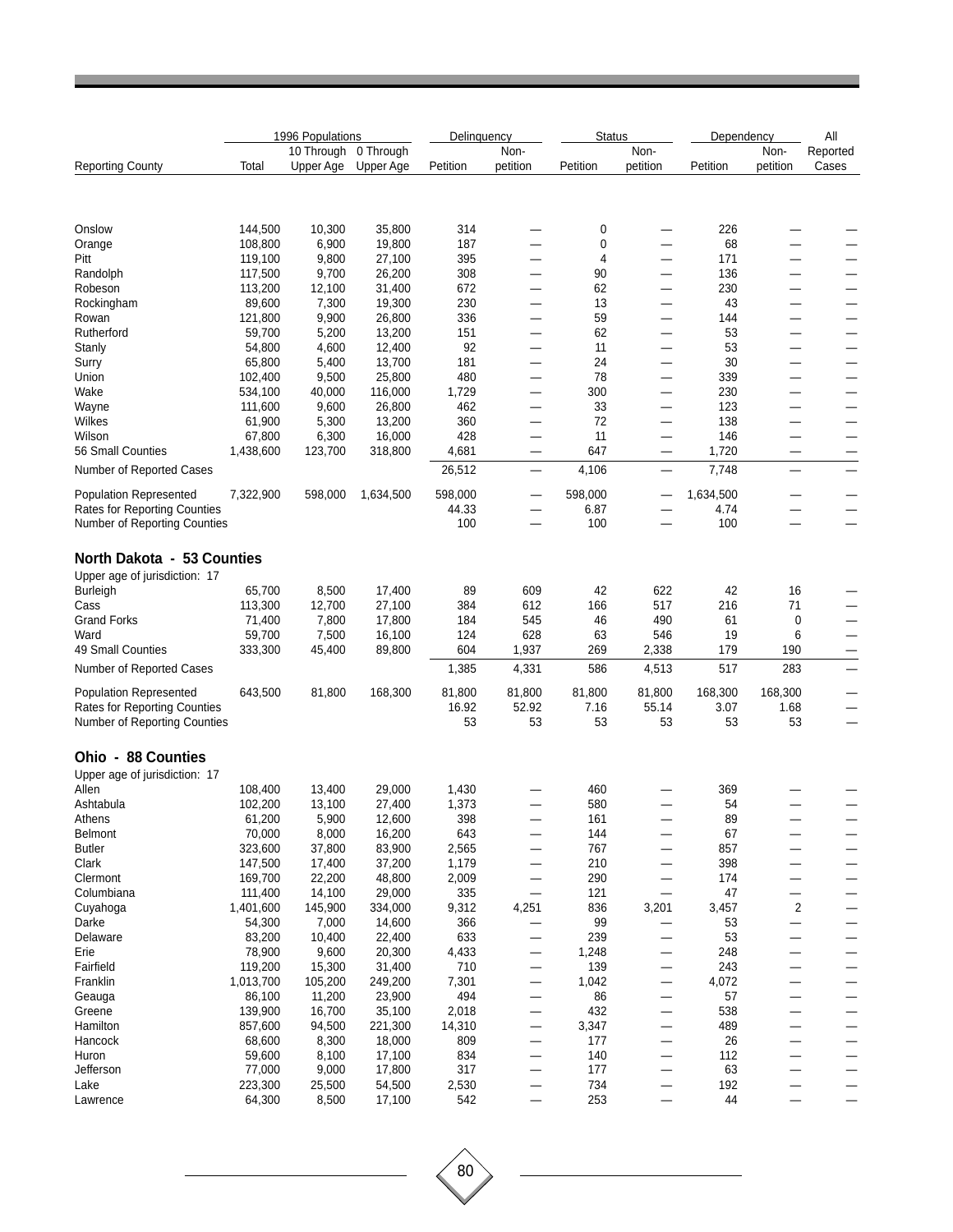| Reporting County | 1996 Populations Total | 10 Through Upper Age | 0 Through Upper Age | Delinquency Petition | Delinquency Non-petition | Status Petition | Status Non-petition | Dependency Petition | Dependency Non-petition | All Reported Cases |
|---|---|---|---|---|---|---|---|---|---|---|
| Onslow | 144,500 | 10,300 | 35,800 | 314 | — | 0 | — | 226 | — | — |
| Orange | 108,800 | 6,900 | 19,800 | 187 | — | 0 | — | 68 | — | — |
| Pitt | 119,100 | 9,800 | 27,100 | 395 | — | 4 | — | 171 | — | — |
| Randolph | 117,500 | 9,700 | 26,200 | 308 | — | 90 | — | 136 | — | — |
| Robeson | 113,200 | 12,100 | 31,400 | 672 | — | 62 | — | 230 | — | — |
| Rockingham | 89,600 | 7,300 | 19,300 | 230 | — | 13 | — | 43 | — | — |
| Rowan | 121,800 | 9,900 | 26,800 | 336 | — | 59 | — | 144 | — | — |
| Rutherford | 59,700 | 5,200 | 13,200 | 151 | — | 62 | — | 53 | — | — |
| Stanly | 54,800 | 4,600 | 12,400 | 92 | — | 11 | — | 53 | — | — |
| Surry | 65,800 | 5,400 | 13,700 | 181 | — | 24 | — | 30 | — | — |
| Union | 102,400 | 9,500 | 25,800 | 480 | — | 78 | — | 339 | — | — |
| Wake | 534,100 | 40,000 | 116,000 | 1,729 | — | 300 | — | 230 | — | — |
| Wayne | 111,600 | 9,600 | 26,800 | 462 | — | 33 | — | 123 | — | — |
| Wilkes | 61,900 | 5,300 | 13,200 | 360 | — | 72 | — | 138 | — | — |
| Wilson | 67,800 | 6,300 | 16,000 | 428 | — | 11 | — | 146 | — | — |
| 56 Small Counties | 1,438,600 | 123,700 | 318,800 | 4,681 | — | 647 | — | 1,720 | — | — |
| Number of Reported Cases | | | | 26,512 | — | 4,106 | — | 7,748 | — | — |
| Population Represented | 7,322,900 | 598,000 | 1,634,500 | 598,000 | — | 598,000 | — | 1,634,500 | — | — |
| Rates for Reporting Counties | | | | 44.33 | — | 6.87 | — | 4.74 | — | — |
| Number of Reporting Counties | | | | 100 | — | 100 | — | 100 | — | — |

## North Dakota - 53 Counties

Upper age of jurisdiction: 17

| Reporting County | 1996 Populations Total | 10 Through Upper Age | 0 Through Upper Age | Delinquency Petition | Delinquency Non-petition | Status Petition | Status Non-petition | Dependency Petition | Dependency Non-petition | All Reported Cases |
|---|---|---|---|---|---|---|---|---|---|---|
| Burleigh | 65,700 | 8,500 | 17,400 | 89 | 609 | 42 | 622 | 42 | 16 | — |
| Cass | 113,300 | 12,700 | 27,100 | 384 | 612 | 166 | 517 | 216 | 71 | — |
| Grand Forks | 71,400 | 7,800 | 17,800 | 184 | 545 | 46 | 490 | 61 | 0 | — |
| Ward | 59,700 | 7,500 | 16,100 | 124 | 628 | 63 | 546 | 19 | 6 | — |
| 49 Small Counties | 333,300 | 45,400 | 89,800 | 604 | 1,937 | 269 | 2,338 | 179 | 190 | — |
| Number of Reported Cases | | | | 1,385 | 4,331 | 586 | 4,513 | 517 | 283 | — |
| Population Represented | 643,500 | 81,800 | 168,300 | 81,800 | 81,800 | 81,800 | 81,800 | 168,300 | 168,300 | — |
| Rates for Reporting Counties | | | | 16.92 | 52.92 | 7.16 | 55.14 | 3.07 | 1.68 | — |
| Number of Reporting Counties | | | | 53 | 53 | 53 | 53 | 53 | 53 | — |

## Ohio - 88 Counties

Upper age of jurisdiction: 17

| Reporting County | 1996 Populations Total | 10 Through Upper Age | 0 Through Upper Age | Delinquency Petition | Delinquency Non-petition | Status Petition | Status Non-petition | Dependency Petition | Dependency Non-petition | All Reported Cases |
|---|---|---|---|---|---|---|---|---|---|---|
| Allen | 108,400 | 13,400 | 29,000 | 1,430 | — | 460 | — | 369 | — | — |
| Ashtabula | 102,200 | 13,100 | 27,400 | 1,373 | — | 580 | — | 54 | — | — |
| Athens | 61,200 | 5,900 | 12,600 | 398 | — | 161 | — | 89 | — | — |
| Belmont | 70,000 | 8,000 | 16,200 | 643 | — | 144 | — | 67 | — | — |
| Butler | 323,600 | 37,800 | 83,900 | 2,565 | — | 767 | — | 857 | — | — |
| Clark | 147,500 | 17,400 | 37,200 | 1,179 | — | 210 | — | 398 | — | — |
| Clermont | 169,700 | 22,200 | 48,800 | 2,009 | — | 290 | — | 174 | — | — |
| Columbiana | 111,400 | 14,100 | 29,000 | 335 | — | 121 | — | 47 | — | — |
| Cuyahoga | 1,401,600 | 145,900 | 334,000 | 9,312 | 4,251 | 836 | 3,201 | 3,457 | 2 | — |
| Darke | 54,300 | 7,000 | 14,600 | 366 | — | 99 | — | 53 | — | — |
| Delaware | 83,200 | 10,400 | 22,400 | 633 | — | 239 | — | 53 | — | — |
| Erie | 78,900 | 9,600 | 20,300 | 4,433 | — | 1,248 | — | 248 | — | — |
| Fairfield | 119,200 | 15,300 | 31,400 | 710 | — | 139 | — | 243 | — | — |
| Franklin | 1,013,700 | 105,200 | 249,200 | 7,301 | — | 1,042 | — | 4,072 | — | — |
| Geauga | 86,100 | 11,200 | 23,900 | 494 | — | 86 | — | 57 | — | — |
| Greene | 139,900 | 16,700 | 35,100 | 2,018 | — | 432 | — | 538 | — | — |
| Hamilton | 857,600 | 94,500 | 221,300 | 14,310 | — | 3,347 | — | 489 | — | — |
| Hancock | 68,600 | 8,300 | 18,000 | 809 | — | 177 | — | 26 | — | — |
| Huron | 59,600 | 8,100 | 17,100 | 834 | — | 140 | — | 112 | — | — |
| Jefferson | 77,000 | 9,000 | 17,800 | 317 | — | 177 | — | 63 | — | — |
| Lake | 223,300 | 25,500 | 54,500 | 2,530 | — | 734 | — | 192 | — | — |
| Lawrence | 64,300 | 8,500 | 17,100 | 542 | — | 253 | — | 44 | — | — |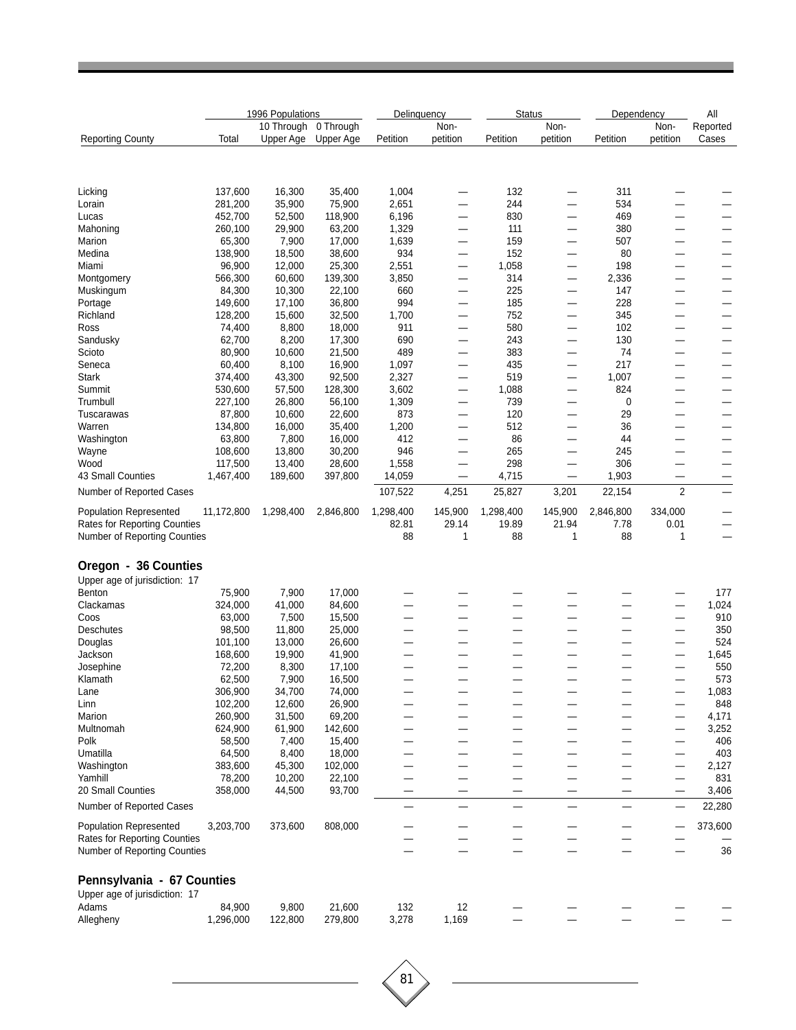| Reporting County | 1996 Populations Total | 10 Through Upper Age | 0 Through Upper Age | Delinquency Petition | Delinquency Non-petition | Status Petition | Status Non-petition | Dependency Petition | Dependency Non-petition | All Reported Cases |
|---|---|---|---|---|---|---|---|---|---|---|
| Licking | 137,600 | 16,300 | 35,400 | 1,004 | — | 132 | — | 311 | — | — |
| Lorain | 281,200 | 35,900 | 75,900 | 2,651 | — | 244 | — | 534 | — | — |
| Lucas | 452,700 | 52,500 | 118,900 | 6,196 | — | 830 | — | 469 | — | — |
| Mahoning | 260,100 | 29,900 | 63,200 | 1,329 | — | 111 | — | 380 | — | — |
| Marion | 65,300 | 7,900 | 17,000 | 1,639 | — | 159 | — | 507 | — | — |
| Medina | 138,900 | 18,500 | 38,600 | 934 | — | 152 | — | 80 | — | — |
| Miami | 96,900 | 12,000 | 25,300 | 2,551 | — | 1,058 | — | 198 | — | — |
| Montgomery | 566,300 | 60,600 | 139,300 | 3,850 | — | 314 | — | 2,336 | — | — |
| Muskingum | 84,300 | 10,300 | 22,100 | 660 | — | 225 | — | 147 | — | — |
| Portage | 149,600 | 17,100 | 36,800 | 994 | — | 185 | — | 228 | — | — |
| Richland | 128,200 | 15,600 | 32,500 | 1,700 | — | 752 | — | 345 | — | — |
| Ross | 74,400 | 8,800 | 18,000 | 911 | — | 580 | — | 102 | — | — |
| Sandusky | 62,700 | 8,200 | 17,300 | 690 | — | 243 | — | 130 | — | — |
| Scioto | 80,900 | 10,600 | 21,500 | 489 | — | 383 | — | 74 | — | — |
| Seneca | 60,400 | 8,100 | 16,900 | 1,097 | — | 435 | — | 217 | — | — |
| Stark | 374,400 | 43,300 | 92,500 | 2,327 | — | 519 | — | 1,007 | — | — |
| Summit | 530,600 | 57,500 | 128,300 | 3,602 | — | 1,088 | — | 824 | — | — |
| Trumbull | 227,100 | 26,800 | 56,100 | 1,309 | — | 739 | — | 0 | — | — |
| Tuscarawas | 87,800 | 10,600 | 22,600 | 873 | — | 120 | — | 29 | — | — |
| Warren | 134,800 | 16,000 | 35,400 | 1,200 | — | 512 | — | 36 | — | — |
| Washington | 63,800 | 7,800 | 16,000 | 412 | — | 86 | — | 44 | — | — |
| Wayne | 108,600 | 13,800 | 30,200 | 946 | — | 265 | — | 245 | — | — |
| Wood | 117,500 | 13,400 | 28,600 | 1,558 | — | 298 | — | 306 | — | — |
| 43 Small Counties | 1,467,400 | 189,600 | 397,800 | 14,059 | — | 4,715 | — | 1,903 | — | — |
| Number of Reported Cases | | | | 107,522 | 4,251 | 25,827 | 3,201 | 22,154 | 2 | — |
| Population Represented | 11,172,800 | 1,298,400 | 2,846,800 | 1,298,400 | 145,900 | 1,298,400 | 145,900 | 2,846,800 | 334,000 | — |
| Rates for Reporting Counties | | | | 82.81 | 29.14 | 19.89 | 21.94 | 7.78 | 0.01 | — |
| Number of Reporting Counties | | | | 88 | 1 | 88 | 1 | 88 | 1 | — |

## Oregon - 36 Counties

Upper age of jurisdiction: 17

| Reporting County | 1996 Populations Total | 10 Through Upper Age | 0 Through Upper Age | Delinquency Petition | Delinquency Non-petition | Status Petition | Status Non-petition | Dependency Petition | Dependency Non-petition | All Reported Cases |
|---|---|---|---|---|---|---|---|---|---|---|
| Benton | 75,900 | 7,900 | 17,000 | — | — | — | — | — | — | 177 |
| Clackamas | 324,000 | 41,000 | 84,600 | — | — | — | — | — | — | 1,024 |
| Coos | 63,000 | 7,500 | 15,500 | — | — | — | — | — | — | 910 |
| Deschutes | 98,500 | 11,800 | 25,000 | — | — | — | — | — | — | 350 |
| Douglas | 101,100 | 13,000 | 26,600 | — | — | — | — | — | — | 524 |
| Jackson | 168,600 | 19,900 | 41,900 | — | — | — | — | — | — | 1,645 |
| Josephine | 72,200 | 8,300 | 17,100 | — | — | — | — | — | — | 550 |
| Klamath | 62,500 | 7,900 | 16,500 | — | — | — | — | — | — | 573 |
| Lane | 306,900 | 34,700 | 74,000 | — | — | — | — | — | — | 1,083 |
| Linn | 102,200 | 12,600 | 26,900 | — | — | — | — | — | — | 848 |
| Marion | 260,900 | 31,500 | 69,200 | — | — | — | — | — | — | 4,171 |
| Multnomah | 624,900 | 61,900 | 142,600 | — | — | — | — | — | — | 3,252 |
| Polk | 58,500 | 7,400 | 15,400 | — | — | — | — | — | — | 406 |
| Umatilla | 64,500 | 8,400 | 18,000 | — | — | — | — | — | — | 403 |
| Washington | 383,600 | 45,300 | 102,000 | — | — | — | — | — | — | 2,127 |
| Yamhill | 78,200 | 10,200 | 22,100 | — | — | — | — | — | — | 831 |
| 20 Small Counties | 358,000 | 44,500 | 93,700 | — | — | — | — | — | — | 3,406 |
| Number of Reported Cases | | | | — | — | — | — | — | — | 22,280 |
| Population Represented | 3,203,700 | 373,600 | 808,000 | — | — | — | — | — | — | 373,600 |
| Rates for Reporting Counties | | | | — | — | — | — | — | — | — |
| Number of Reporting Counties | | | | — | — | — | — | — | — | 36 |

## Pennsylvania - 67 Counties

Upper age of jurisdiction: 17

| Reporting County | 1996 Populations Total | 10 Through Upper Age | 0 Through Upper Age | Delinquency Petition | Delinquency Non-petition | Status Petition | Status Non-petition | Dependency Petition | Dependency Non-petition | All Reported Cases |
|---|---|---|---|---|---|---|---|---|---|---|
| Adams | 84,900 | 9,800 | 21,600 | 132 | 12 | — | — | — | — | — |
| Allegheny | 1,296,000 | 122,800 | 279,800 | 3,278 | 1,169 | — | — | — | — | — |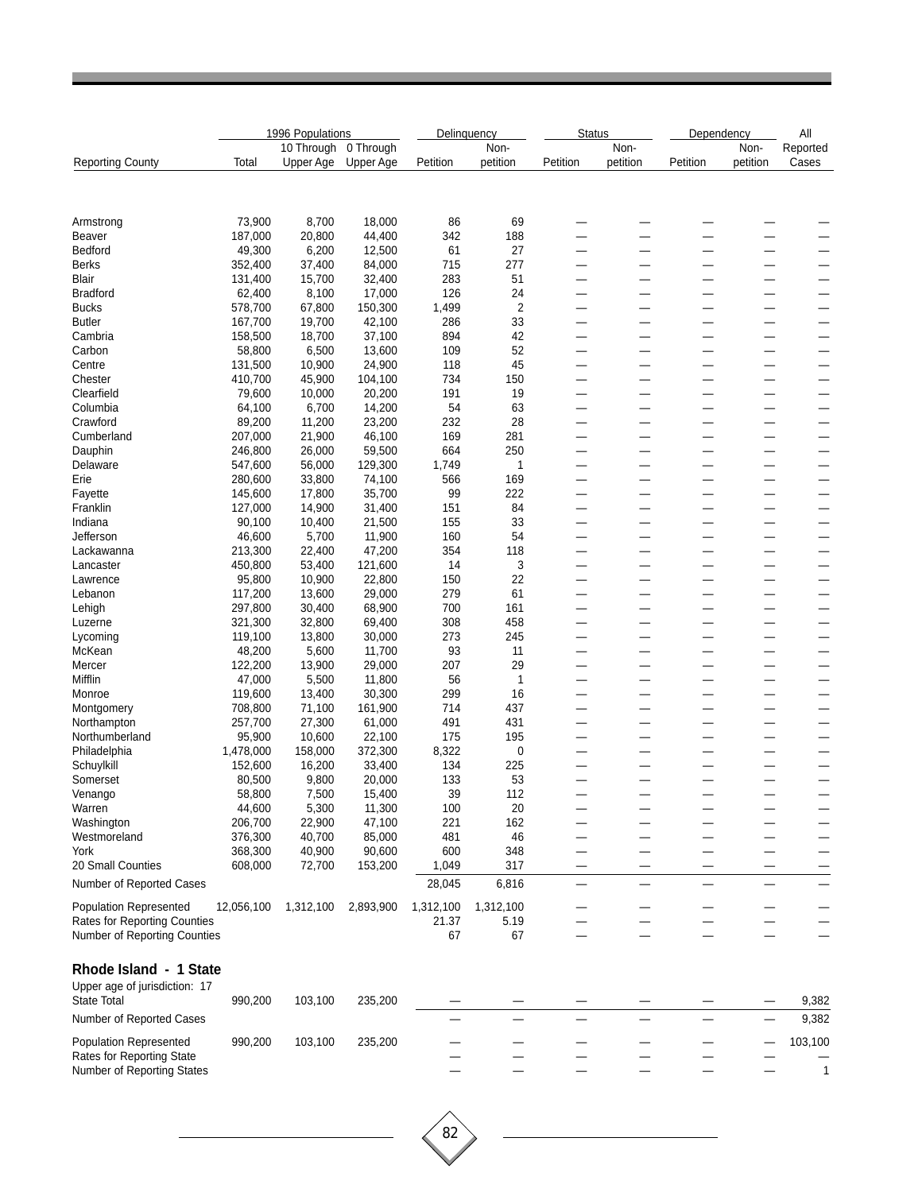| Reporting County | 1996 Populations Total | 10 Through Upper Age | 0 Through Upper Age | Delinquency Petition | Delinquency Non-petition | Status Petition | Status Non-petition | Dependency Petition | Dependency Non-petition | All Reported Cases |
|---|---|---|---|---|---|---|---|---|---|---|
| Armstrong | 73,900 | 8,700 | 18,000 | 86 | 69 | — | — | — | — | — |
| Beaver | 187,000 | 20,800 | 44,400 | 342 | 188 | — | — | — | — | — |
| Bedford | 49,300 | 6,200 | 12,500 | 61 | 27 | — | — | — | — | — |
| Berks | 352,400 | 37,400 | 84,000 | 715 | 277 | — | — | — | — | — |
| Blair | 131,400 | 15,700 | 32,400 | 283 | 51 | — | — | — | — | — |
| Bradford | 62,400 | 8,100 | 17,000 | 126 | 24 | — | — | — | — | — |
| Bucks | 578,700 | 67,800 | 150,300 | 1,499 | 2 | — | — | — | — | — |
| Butler | 167,700 | 19,700 | 42,100 | 286 | 33 | — | — | — | — | — |
| Cambria | 158,500 | 18,700 | 37,100 | 894 | 42 | — | — | — | — | — |
| Carbon | 58,800 | 6,500 | 13,600 | 109 | 52 | — | — | — | — | — |
| Centre | 131,500 | 10,900 | 24,900 | 118 | 45 | — | — | — | — | — |
| Chester | 410,700 | 45,900 | 104,100 | 734 | 150 | — | — | — | — | — |
| Clearfield | 79,600 | 10,000 | 20,200 | 191 | 19 | — | — | — | — | — |
| Columbia | 64,100 | 6,700 | 14,200 | 54 | 63 | — | — | — | — | — |
| Crawford | 89,200 | 11,200 | 23,200 | 232 | 28 | — | — | — | — | — |
| Cumberland | 207,000 | 21,900 | 46,100 | 169 | 281 | — | — | — | — | — |
| Dauphin | 246,800 | 26,000 | 59,500 | 664 | 250 | — | — | — | — | — |
| Delaware | 547,600 | 56,000 | 129,300 | 1,749 | 1 | — | — | — | — | — |
| Erie | 280,600 | 33,800 | 74,100 | 566 | 169 | — | — | — | — | — |
| Fayette | 145,600 | 17,800 | 35,700 | 99 | 222 | — | — | — | — | — |
| Franklin | 127,000 | 14,900 | 31,400 | 151 | 84 | — | — | — | — | — |
| Indiana | 90,100 | 10,400 | 21,500 | 155 | 33 | — | — | — | — | — |
| Jefferson | 46,600 | 5,700 | 11,900 | 160 | 54 | — | — | — | — | — |
| Lackawanna | 213,300 | 22,400 | 47,200 | 354 | 118 | — | — | — | — | — |
| Lancaster | 450,800 | 53,400 | 121,600 | 14 | 3 | — | — | — | — | — |
| Lawrence | 95,800 | 10,900 | 22,800 | 150 | 22 | — | — | — | — | — |
| Lebanon | 117,200 | 13,600 | 29,000 | 279 | 61 | — | — | — | — | — |
| Lehigh | 297,800 | 30,400 | 68,900 | 700 | 161 | — | — | — | — | — |
| Luzerne | 321,300 | 32,800 | 69,400 | 308 | 458 | — | — | — | — | — |
| Lycoming | 119,100 | 13,800 | 30,000 | 273 | 245 | — | — | — | — | — |
| McKean | 48,200 | 5,600 | 11,700 | 93 | 11 | — | — | — | — | — |
| Mercer | 122,200 | 13,900 | 29,000 | 207 | 29 | — | — | — | — | — |
| Mifflin | 47,000 | 5,500 | 11,800 | 56 | 1 | — | — | — | — | — |
| Monroe | 119,600 | 13,400 | 30,300 | 299 | 16 | — | — | — | — | — |
| Montgomery | 708,800 | 71,100 | 161,900 | 714 | 437 | — | — | — | — | — |
| Northampton | 257,700 | 27,300 | 61,000 | 491 | 431 | — | — | — | — | — |
| Northumberland | 95,900 | 10,600 | 22,100 | 175 | 195 | — | — | — | — | — |
| Philadelphia | 1,478,000 | 158,000 | 372,300 | 8,322 | 0 | — | — | — | — | — |
| Schuylkill | 152,600 | 16,200 | 33,400 | 134 | 225 | — | — | — | — | — |
| Somerset | 80,500 | 9,800 | 20,000 | 133 | 53 | — | — | — | — | — |
| Venango | 58,800 | 7,500 | 15,400 | 39 | 112 | — | — | — | — | — |
| Warren | 44,600 | 5,300 | 11,300 | 100 | 20 | — | — | — | — | — |
| Washington | 206,700 | 22,900 | 47,100 | 221 | 162 | — | — | — | — | — |
| Westmoreland | 376,300 | 40,700 | 85,000 | 481 | 46 | — | — | — | — | — |
| York | 368,300 | 40,900 | 90,600 | 600 | 348 | — | — | — | — | — |
| 20 Small Counties | 608,000 | 72,700 | 153,200 | 1,049 | 317 | — | — | — | — | — |
| Number of Reported Cases | | | | 28,045 | 6,816 | — | — | — | — | — |
| Population Represented | 12,056,100 | 1,312,100 | 2,893,900 | 1,312,100 | 1,312,100 | — | — | — | — | — |
| Rates for Reporting Counties | | | | 21.37 | 5.19 | — | — | — | — | — |
| Number of Reporting Counties | | | | 67 | 67 | — | — | — | — | — |

**Rhode Island - 1 State**

Upper age of jurisdiction: 17

| Reporting County | 1996 Populations Total | 10 Through Upper Age | 0 Through Upper Age | Delinquency Petition | Delinquency Non-petition | Status Petition | Status Non-petition | Dependency Petition | Dependency Non-petition | All Reported Cases |
|---|---|---|---|---|---|---|---|---|---|---|
| State Total | 990,200 | 103,100 | 235,200 | — | — | — | — | — | — | 9,382 |
| Number of Reported Cases | | | | — | — | — | — | — | — | 9,382 |
| Population Represented | 990,200 | 103,100 | 235,200 | — | — | — | — | — | — | 103,100 |
| Rates for Reporting State | | | | — | — | — | — | — | — | — |
| Number of Reporting States | | | | — | — | — | — | — | — | 1 |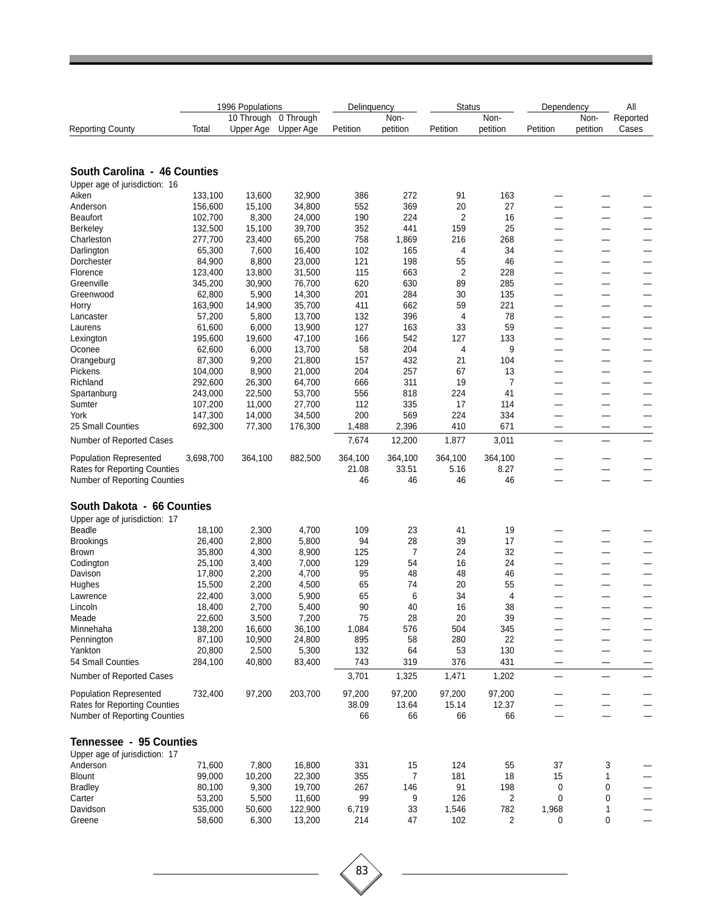| Reporting County | 1996 Populations Total | 10 Through Upper Age | 0 Through Upper Age | Delinquency Petition | Delinquency Non-petition | Status Petition | Status Non-petition | Dependency Petition | Dependency Non-petition | All Reported Cases |
|---|---|---|---|---|---|---|---|---|---|---|
| **South Carolina - 46 Counties** | | | | | | | | | | |
| Upper age of jurisdiction: 16 | | | | | | | | | | |
| Aiken | 133,100 | 13,600 | 32,900 | 386 | 272 | 91 | 163 | — | — | — |
| Anderson | 156,600 | 15,100 | 34,800 | 552 | 369 | 20 | 27 | — | — | — |
| Beaufort | 102,700 | 8,300 | 24,000 | 190 | 224 | 2 | 16 | — | — | — |
| Berkeley | 132,500 | 15,100 | 39,700 | 352 | 441 | 159 | 25 | — | — | — |
| Charleston | 277,700 | 23,400 | 65,200 | 758 | 1,869 | 216 | 268 | — | — | — |
| Darlington | 65,300 | 7,600 | 16,400 | 102 | 165 | 4 | 34 | — | — | — |
| Dorchester | 84,900 | 8,800 | 23,000 | 121 | 198 | 55 | 46 | — | — | — |
| Florence | 123,400 | 13,800 | 31,500 | 115 | 663 | 2 | 228 | — | — | — |
| Greenville | 345,200 | 30,900 | 76,700 | 620 | 630 | 89 | 285 | — | — | — |
| Greenwood | 62,800 | 5,900 | 14,300 | 201 | 284 | 30 | 135 | — | — | — |
| Horry | 163,900 | 14,900 | 35,700 | 411 | 662 | 59 | 221 | — | — | — |
| Lancaster | 57,200 | 5,800 | 13,700 | 132 | 396 | 4 | 78 | — | — | — |
| Laurens | 61,600 | 6,000 | 13,900 | 127 | 163 | 33 | 59 | — | — | — |
| Lexington | 195,600 | 19,600 | 47,100 | 166 | 542 | 127 | 133 | — | — | — |
| Oconee | 62,600 | 6,000 | 13,700 | 58 | 204 | 4 | 9 | — | — | — |
| Orangeburg | 87,300 | 9,200 | 21,800 | 157 | 432 | 21 | 104 | — | — | — |
| Pickens | 104,000 | 8,900 | 21,000 | 204 | 257 | 67 | 13 | — | — | — |
| Richland | 292,600 | 26,300 | 64,700 | 666 | 311 | 19 | 7 | — | — | — |
| Spartanburg | 243,000 | 22,500 | 53,700 | 556 | 818 | 224 | 41 | — | — | — |
| Sumter | 107,200 | 11,000 | 27,700 | 112 | 335 | 17 | 114 | — | — | — |
| York | 147,300 | 14,000 | 34,500 | 200 | 569 | 224 | 334 | — | — | — |
| 25 Small Counties | 692,300 | 77,300 | 176,300 | 1,488 | 2,396 | 410 | 671 | — | — | — |
| Number of Reported Cases | | | | 7,674 | 12,200 | 1,877 | 3,011 | — | — | — |
| Population Represented | 3,698,700 | 364,100 | 882,500 | 364,100 | 364,100 | 364,100 | 364,100 | — | — | — |
| Rates for Reporting Counties | | | | 21.08 | 33.51 | 5.16 | 8.27 | — | — | — |
| Number of Reporting Counties | | | | 46 | 46 | 46 | 46 | — | — | — |
| **South Dakota - 66 Counties** | | | | | | | | | | |
| Upper age of jurisdiction: 17 | | | | | | | | | | |
| Beadle | 18,100 | 2,300 | 4,700 | 109 | 23 | 41 | 19 | — | — | — |
| Brookings | 26,400 | 2,800 | 5,800 | 94 | 28 | 39 | 17 | — | — | — |
| Brown | 35,800 | 4,300 | 8,900 | 125 | 7 | 24 | 32 | — | — | — |
| Codington | 25,100 | 3,400 | 7,000 | 129 | 54 | 16 | 24 | — | — | — |
| Davison | 17,800 | 2,200 | 4,700 | 95 | 48 | 48 | 46 | — | — | — |
| Hughes | 15,500 | 2,200 | 4,500 | 65 | 74 | 20 | 55 | — | — | — |
| Lawrence | 22,400 | 3,000 | 5,900 | 65 | 6 | 34 | 4 | — | — | — |
| Lincoln | 18,400 | 2,700 | 5,400 | 90 | 40 | 16 | 38 | — | — | — |
| Meade | 22,600 | 3,500 | 7,200 | 75 | 28 | 20 | 39 | — | — | — |
| Minnehaha | 138,200 | 16,600 | 36,100 | 1,084 | 576 | 504 | 345 | — | — | — |
| Pennington | 87,100 | 10,900 | 24,800 | 895 | 58 | 280 | 22 | — | — | — |
| Yankton | 20,800 | 2,500 | 5,300 | 132 | 64 | 53 | 130 | — | — | — |
| 54 Small Counties | 284,100 | 40,800 | 83,400 | 743 | 319 | 376 | 431 | — | — | — |
| Number of Reported Cases | | | | 3,701 | 1,325 | 1,471 | 1,202 | — | — | — |
| Population Represented | 732,400 | 97,200 | 203,700 | 97,200 | 97,200 | 97,200 | 97,200 | — | — | — |
| Rates for Reporting Counties | | | | 38.09 | 13.64 | 15.14 | 12.37 | — | — | — |
| Number of Reporting Counties | | | | 66 | 66 | 66 | 66 | — | — | — |
| **Tennessee - 95 Counties** | | | | | | | | | | |
| Upper age of jurisdiction: 17 | | | | | | | | | | |
| Anderson | 71,600 | 7,800 | 16,800 | 331 | 15 | 124 | 55 | 37 | 3 | — |
| Blount | 99,000 | 10,200 | 22,300 | 355 | 7 | 181 | 18 | 15 | 1 | — |
| Bradley | 80,100 | 9,300 | 19,700 | 267 | 146 | 91 | 198 | 0 | 0 | — |
| Carter | 53,200 | 5,500 | 11,600 | 99 | 9 | 126 | 2 | 0 | 0 | — |
| Davidson | 535,000 | 50,600 | 122,900 | 6,719 | 33 | 1,546 | 782 | 1,968 | 1 | — |
| Greene | 58,600 | 6,300 | 13,200 | 214 | 47 | 102 | 2 | 0 | 0 | — |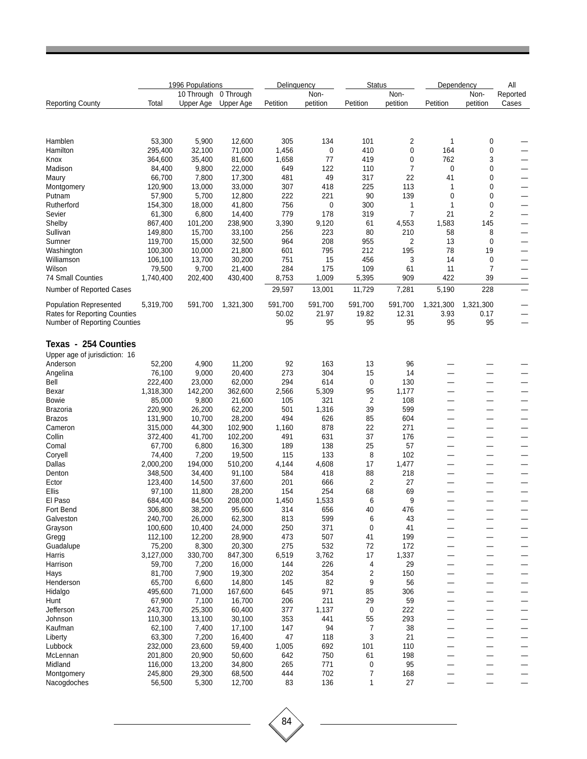| Reporting County | 1996 Populations Total | 10 Through Upper Age | 0 Through Upper Age | Delinquency Petition | Delinquency Non-petition | Status Petition | Status Non-petition | Dependency Petition | Dependency Non-petition | All Reported Cases |
|---|---|---|---|---|---|---|---|---|---|---|
| Hamblen | 53,300 | 5,900 | 12,600 | 305 | 134 | 101 | 2 | 1 | 0 | — |
| Hamilton | 295,400 | 32,100 | 71,000 | 1,456 | 0 | 410 | 0 | 164 | 0 | — |
| Knox | 364,600 | 35,400 | 81,600 | 1,658 | 77 | 419 | 0 | 762 | 3 | — |
| Madison | 84,400 | 9,800 | 22,000 | 649 | 122 | 110 | 7 | 0 | 0 | — |
| Maury | 66,700 | 7,800 | 17,300 | 481 | 49 | 317 | 22 | 41 | 0 | — |
| Montgomery | 120,900 | 13,000 | 33,000 | 307 | 418 | 225 | 113 | 1 | 0 | — |
| Putnam | 57,900 | 5,700 | 12,800 | 222 | 221 | 90 | 139 | 0 | 0 | — |
| Rutherford | 154,300 | 18,000 | 41,800 | 756 | 0 | 300 | 1 | 1 | 0 | — |
| Sevier | 61,300 | 6,800 | 14,400 | 779 | 178 | 319 | 7 | 21 | 2 | — |
| Shelby | 867,400 | 101,200 | 238,900 | 3,390 | 9,120 | 61 | 4,553 | 1,583 | 145 | — |
| Sullivan | 149,800 | 15,700 | 33,100 | 256 | 223 | 80 | 210 | 58 | 8 | — |
| Sumner | 119,700 | 15,000 | 32,500 | 964 | 208 | 955 | 2 | 13 | 0 | — |
| Washington | 100,300 | 10,000 | 21,800 | 601 | 795 | 212 | 195 | 78 | 19 | — |
| Williamson | 106,100 | 13,700 | 30,200 | 751 | 15 | 456 | 3 | 14 | 0 | — |
| Wilson | 79,500 | 9,700 | 21,400 | 284 | 175 | 109 | 61 | 11 | 7 | — |
| 74 Small Counties | 1,740,400 | 202,400 | 430,400 | 8,753 | 1,009 | 5,395 | 909 | 422 | 39 | — |
| Number of Reported Cases | | | | 29,597 | 13,001 | 11,729 | 7,281 | 5,190 | 228 | — |
| Population Represented | 5,319,700 | 591,700 | 1,321,300 | 591,700 | 591,700 | 591,700 | 591,700 | 1,321,300 | 1,321,300 | — |
| Rates for Reporting Counties | | | | 50.02 | 21.97 | 19.82 | 12.31 | 3.93 | 0.17 | — |
| Number of Reporting Counties | | | | 95 | 95 | 95 | 95 | 95 | 95 | — |

## Texas - 254 Counties

Upper age of jurisdiction: 16

| Reporting County | 1996 Populations Total | 10 Through Upper Age | 0 Through Upper Age | Delinquency Petition | Delinquency Non-petition | Status Petition | Status Non-petition | Dependency Petition | Dependency Non-petition | All Reported Cases |
|---|---|---|---|---|---|---|---|---|---|---|
| Anderson | 52,200 | 4,900 | 11,200 | 92 | 163 | 13 | 96 | — | — | — |
| Angelina | 76,100 | 9,000 | 20,400 | 273 | 304 | 15 | 14 | — | — | — |
| Bell | 222,400 | 23,000 | 62,000 | 294 | 614 | 0 | 130 | — | — | — |
| Bexar | 1,318,300 | 142,200 | 362,600 | 2,566 | 5,309 | 95 | 1,177 | — | — | — |
| Bowie | 85,000 | 9,800 | 21,600 | 105 | 321 | 2 | 108 | — | — | — |
| Brazoria | 220,900 | 26,200 | 62,200 | 501 | 1,316 | 39 | 599 | — | — | — |
| Brazos | 131,900 | 10,700 | 28,200 | 494 | 626 | 85 | 604 | — | — | — |
| Cameron | 315,000 | 44,300 | 102,900 | 1,160 | 878 | 22 | 271 | — | — | — |
| Collin | 372,400 | 41,700 | 102,200 | 491 | 631 | 37 | 176 | — | — | — |
| Comal | 67,700 | 6,800 | 16,300 | 189 | 138 | 25 | 57 | — | — | — |
| Coryell | 74,400 | 7,200 | 19,500 | 115 | 133 | 8 | 102 | — | — | — |
| Dallas | 2,000,200 | 194,000 | 510,200 | 4,144 | 4,608 | 17 | 1,477 | — | — | — |
| Denton | 348,500 | 34,400 | 91,100 | 584 | 418 | 88 | 218 | — | — | — |
| Ector | 123,400 | 14,500 | 37,600 | 201 | 666 | 2 | 27 | — | — | — |
| Ellis | 97,100 | 11,800 | 28,200 | 154 | 254 | 68 | 69 | — | — | — |
| El Paso | 684,400 | 84,500 | 208,000 | 1,450 | 1,533 | 6 | 9 | — | — | — |
| Fort Bend | 306,800 | 38,200 | 95,600 | 314 | 656 | 40 | 476 | — | — | — |
| Galveston | 240,700 | 26,000 | 62,300 | 813 | 599 | 6 | 43 | — | — | — |
| Grayson | 100,600 | 10,400 | 24,000 | 250 | 371 | 0 | 41 | — | — | — |
| Gregg | 112,100 | 12,200 | 28,900 | 473 | 507 | 41 | 199 | — | — | — |
| Guadalupe | 75,200 | 8,300 | 20,300 | 275 | 532 | 72 | 172 | — | — | — |
| Harris | 3,127,000 | 330,700 | 847,300 | 6,519 | 3,762 | 17 | 1,337 | — | — | — |
| Harrison | 59,700 | 7,200 | 16,000 | 144 | 226 | 4 | 29 | — | — | — |
| Hays | 81,700 | 7,900 | 19,300 | 202 | 354 | 2 | 150 | — | — | — |
| Henderson | 65,700 | 6,600 | 14,800 | 145 | 82 | 9 | 56 | — | — | — |
| Hidalgo | 495,600 | 71,000 | 167,600 | 645 | 971 | 85 | 306 | — | — | — |
| Hunt | 67,900 | 7,100 | 16,700 | 206 | 211 | 29 | 59 | — | — | — |
| Jefferson | 243,700 | 25,300 | 60,400 | 377 | 1,137 | 0 | 222 | — | — | — |
| Johnson | 110,300 | 13,100 | 30,100 | 353 | 441 | 55 | 293 | — | — | — |
| Kaufman | 62,100 | 7,400 | 17,100 | 147 | 94 | 7 | 38 | — | — | — |
| Liberty | 63,300 | 7,200 | 16,400 | 47 | 118 | 3 | 21 | — | — | — |
| Lubbock | 232,000 | 23,600 | 59,400 | 1,005 | 692 | 101 | 110 | — | — | — |
| McLennan | 201,800 | 20,900 | 50,600 | 642 | 750 | 61 | 198 | — | — | — |
| Midland | 116,000 | 13,200 | 34,800 | 265 | 771 | 0 | 95 | — | — | — |
| Montgomery | 245,800 | 29,300 | 68,500 | 444 | 702 | 7 | 168 | — | — | — |
| Nacogdoches | 56,500 | 5,300 | 12,700 | 83 | 136 | 1 | 27 | — | — | — |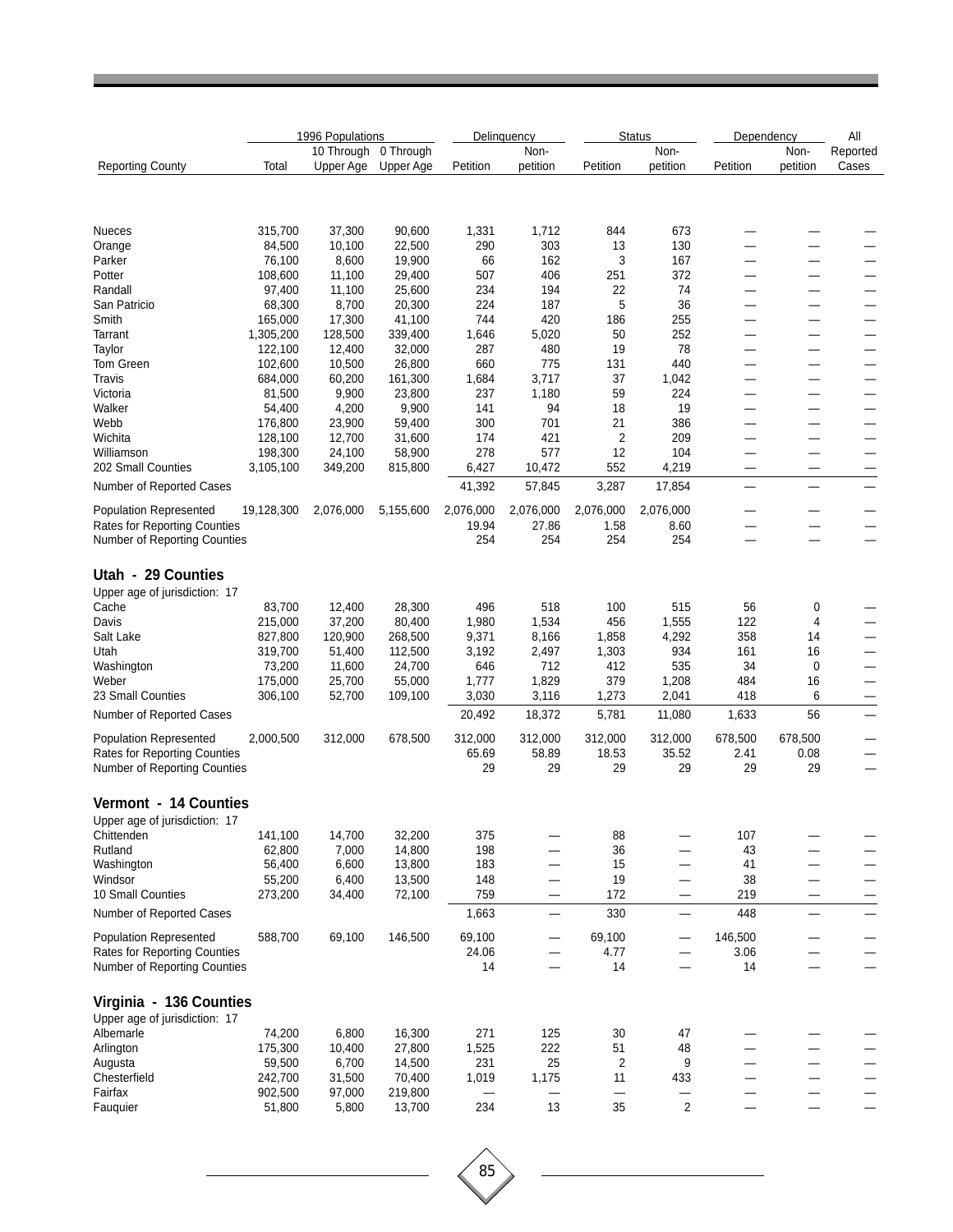| Reporting County | 1996 Populations | | | Delinquency | | Status | | Dependency | | All |
|---|---|---|---|---|---|---|---|---|---|---|
| | Total | 10 Through Upper Age | 0 Through Upper Age | Petition | Non-petition | Petition | Non-petition | Petition | Non-petition | Reported Cases |
| Nueces | 315,700 | 37,300 | 90,600 | 1,331 | 1,712 | 844 | 673 | — | — | — |
| Orange | 84,500 | 10,100 | 22,500 | 290 | 303 | 13 | 130 | — | — | — |
| Parker | 76,100 | 8,600 | 19,900 | 66 | 162 | 3 | 167 | — | — | — |
| Potter | 108,600 | 11,100 | 29,400 | 507 | 406 | 251 | 372 | — | — | — |
| Randall | 97,400 | 11,100 | 25,600 | 234 | 194 | 22 | 74 | — | — | — |
| San Patricio | 68,300 | 8,700 | 20,300 | 224 | 187 | 5 | 36 | — | — | — |
| Smith | 165,000 | 17,300 | 41,100 | 744 | 420 | 186 | 255 | — | — | — |
| Tarrant | 1,305,200 | 128,500 | 339,400 | 1,646 | 5,020 | 50 | 252 | — | — | — |
| Taylor | 122,100 | 12,400 | 32,000 | 287 | 480 | 19 | 78 | — | — | — |
| Tom Green | 102,600 | 10,500 | 26,800 | 660 | 775 | 131 | 440 | — | — | — |
| Travis | 684,000 | 60,200 | 161,300 | 1,684 | 3,717 | 37 | 1,042 | — | — | — |
| Victoria | 81,500 | 9,900 | 23,800 | 237 | 1,180 | 59 | 224 | — | — | — |
| Walker | 54,400 | 4,200 | 9,900 | 141 | 94 | 18 | 19 | — | — | — |
| Webb | 176,800 | 23,900 | 59,400 | 300 | 701 | 21 | 386 | — | — | — |
| Wichita | 128,100 | 12,700 | 31,600 | 174 | 421 | 2 | 209 | — | — | — |
| Williamson | 198,300 | 24,100 | 58,900 | 278 | 577 | 12 | 104 | — | — | — |
| 202 Small Counties | 3,105,100 | 349,200 | 815,800 | 6,427 | 10,472 | 552 | 4,219 | — | — | — |
| Number of Reported Cases | | | | 41,392 | 57,845 | 3,287 | 17,854 | — | — | — |
| Population Represented | 19,128,300 | 2,076,000 | 5,155,600 | 2,076,000 | 2,076,000 | 2,076,000 | 2,076,000 | — | — | — |
| Rates for Reporting Counties | | | | 19.94 | 27.86 | 1.58 | 8.60 | — | — | — |
| Number of Reporting Counties | | | | 254 | 254 | 254 | 254 | — | — | — |
| **Utah - 29 Counties** | | | | | | | | | | |
| Upper age of jurisdiction: 17 | | | | | | | | | | |
| Cache | 83,700 | 12,400 | 28,300 | 496 | 518 | 100 | 515 | 56 | 0 | — |
| Davis | 215,000 | 37,200 | 80,400 | 1,980 | 1,534 | 456 | 1,555 | 122 | 4 | — |
| Salt Lake | 827,800 | 120,900 | 268,500 | 9,371 | 8,166 | 1,858 | 4,292 | 358 | 14 | — |
| Utah | 319,700 | 51,400 | 112,500 | 3,192 | 2,497 | 1,303 | 934 | 161 | 16 | — |
| Washington | 73,200 | 11,600 | 24,700 | 646 | 712 | 412 | 535 | 34 | 0 | — |
| Weber | 175,000 | 25,700 | 55,000 | 1,777 | 1,829 | 379 | 1,208 | 484 | 16 | — |
| 23 Small Counties | 306,100 | 52,700 | 109,100 | 3,030 | 3,116 | 1,273 | 2,041 | 418 | 6 | — |
| Number of Reported Cases | | | | 20,492 | 18,372 | 5,781 | 11,080 | 1,633 | 56 | — |
| Population Represented | 2,000,500 | 312,000 | 678,500 | 312,000 | 312,000 | 312,000 | 312,000 | 678,500 | 678,500 | — |
| Rates for Reporting Counties | | | | 65.69 | 58.89 | 18.53 | 35.52 | 2.41 | 0.08 | — |
| Number of Reporting Counties | | | | 29 | 29 | 29 | 29 | 29 | 29 | — |
| **Vermont - 14 Counties** | | | | | | | | | | |
| Upper age of jurisdiction: 17 | | | | | | | | | | |
| Chittenden | 141,100 | 14,700 | 32,200 | 375 | — | 88 | — | 107 | — | — |
| Rutland | 62,800 | 7,000 | 14,800 | 198 | — | 36 | — | 43 | — | — |
| Washington | 56,400 | 6,600 | 13,800 | 183 | — | 15 | — | 41 | — | — |
| Windsor | 55,200 | 6,400 | 13,500 | 148 | — | 19 | — | 38 | — | — |
| 10 Small Counties | 273,200 | 34,400 | 72,100 | 759 | — | 172 | — | 219 | — | — |
| Number of Reported Cases | | | | 1,663 | — | 330 | — | 448 | — | — |
| Population Represented | 588,700 | 69,100 | 146,500 | 69,100 | — | 69,100 | — | 146,500 | — | — |
| Rates for Reporting Counties | | | | 24.06 | — | 4.77 | — | 3.06 | — | — |
| Number of Reporting Counties | | | | 14 | — | 14 | — | 14 | — | — |
| **Virginia - 136 Counties** | | | | | | | | | | |
| Upper age of jurisdiction: 17 | | | | | | | | | | |
| Albemarle | 74,200 | 6,800 | 16,300 | 271 | 125 | 30 | 47 | — | — | — |
| Arlington | 175,300 | 10,400 | 27,800 | 1,525 | 222 | 51 | 48 | — | — | — |
| Augusta | 59,500 | 6,700 | 14,500 | 231 | 25 | 2 | 9 | — | — | — |
| Chesterfield | 242,700 | 31,500 | 70,400 | 1,019 | 1,175 | 11 | 433 | — | — | — |
| Fairfax | 902,500 | 97,000 | 219,800 | — | — | — | — | — | — | — |
| Fauquier | 51,800 | 5,800 | 13,700 | 234 | 13 | 35 | 2 | — | — | — |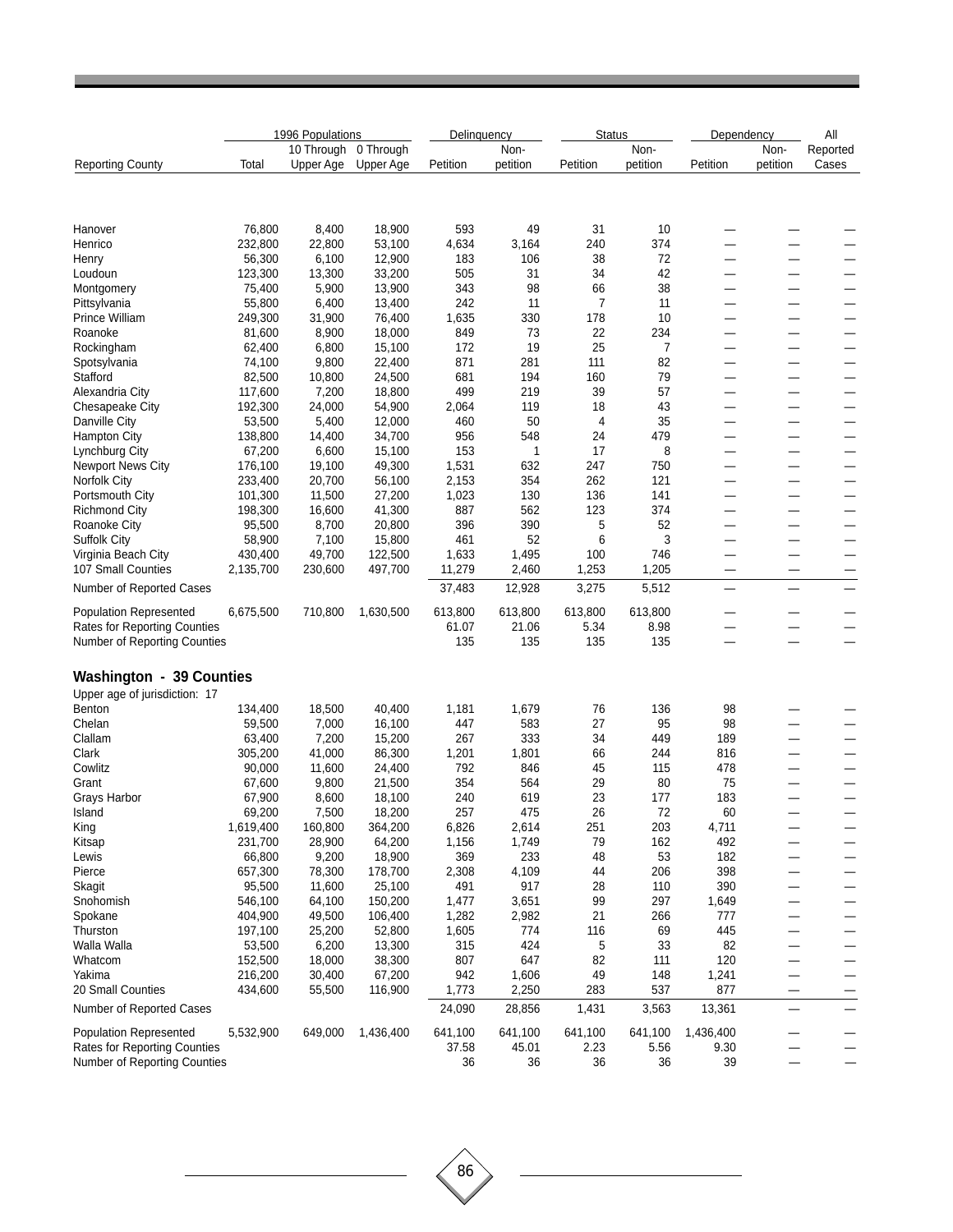| Reporting County | 1996 Populations | | | Delinquency | | Status | | Dependency | | All |
|---|---|---|---|---|---|---|---|---|---|---|
| | Total | 10 Through Upper Age | 0 Through Upper Age | Petition | Non-petition | Petition | Non-petition | Petition | Non-petition | Reported Cases |
| Hanover | 76,800 | 8,400 | 18,900 | 593 | 49 | 31 | 10 | — | — | — |
| Henrico | 232,800 | 22,800 | 53,100 | 4,634 | 3,164 | 240 | 374 | — | — | — |
| Henry | 56,300 | 6,100 | 12,900 | 183 | 106 | 38 | 72 | — | — | — |
| Loudoun | 123,300 | 13,300 | 33,200 | 505 | 31 | 34 | 42 | — | — | — |
| Montgomery | 75,400 | 5,900 | 13,900 | 343 | 98 | 66 | 38 | — | — | — |
| Pittsylvania | 55,800 | 6,400 | 13,400 | 242 | 11 | 7 | 11 | — | — | — |
| Prince William | 249,300 | 31,900 | 76,400 | 1,635 | 330 | 178 | 10 | — | — | — |
| Roanoke | 81,600 | 8,900 | 18,000 | 849 | 73 | 22 | 234 | — | — | — |
| Rockingham | 62,400 | 6,800 | 15,100 | 172 | 19 | 25 | 7 | — | — | — |
| Spotsylvania | 74,100 | 9,800 | 22,400 | 871 | 281 | 111 | 82 | — | — | — |
| Stafford | 82,500 | 10,800 | 24,500 | 681 | 194 | 160 | 79 | — | — | — |
| Alexandria City | 117,600 | 7,200 | 18,800 | 499 | 219 | 39 | 57 | — | — | — |
| Chesapeake City | 192,300 | 24,000 | 54,900 | 2,064 | 119 | 18 | 43 | — | — | — |
| Danville City | 53,500 | 5,400 | 12,000 | 460 | 50 | 4 | 35 | — | — | — |
| Hampton City | 138,800 | 14,400 | 34,700 | 956 | 548 | 24 | 479 | — | — | — |
| Lynchburg City | 67,200 | 6,600 | 15,100 | 153 | 1 | 17 | 8 | — | — | — |
| Newport News City | 176,100 | 19,100 | 49,300 | 1,531 | 632 | 247 | 750 | — | — | — |
| Norfolk City | 233,400 | 20,700 | 56,100 | 2,153 | 354 | 262 | 121 | — | — | — |
| Portsmouth City | 101,300 | 11,500 | 27,200 | 1,023 | 130 | 136 | 141 | — | — | — |
| Richmond City | 198,300 | 16,600 | 41,300 | 887 | 562 | 123 | 374 | — | — | — |
| Roanoke City | 95,500 | 8,700 | 20,800 | 396 | 390 | 5 | 52 | — | — | — |
| Suffolk City | 58,900 | 7,100 | 15,800 | 461 | 52 | 6 | 3 | — | — | — |
| Virginia Beach City | 430,400 | 49,700 | 122,500 | 1,633 | 1,495 | 100 | 746 | — | — | — |
| 107 Small Counties | 2,135,700 | 230,600 | 497,700 | 11,279 | 2,460 | 1,253 | 1,205 | — | — | — |
| Number of Reported Cases | | | | 37,483 | 12,928 | 3,275 | 5,512 | — | — | — |
| Population Represented | 6,675,500 | 710,800 | 1,630,500 | 613,800 | 613,800 | 613,800 | 613,800 | — | — | — |
| Rates for Reporting Counties | | | | 61.07 | 21.06 | 5.34 | 8.98 | — | — | — |
| Number of Reporting Counties | | | | 135 | 135 | 135 | 135 | — | — | — |
| **Washington - 39 Counties** | | | | | | | | | | |
| Upper age of jurisdiction: 17 | | | | | | | | | | |
| Benton | 134,400 | 18,500 | 40,400 | 1,181 | 1,679 | 76 | 136 | 98 | — | — |
| Chelan | 59,500 | 7,000 | 16,100 | 447 | 583 | 27 | 95 | 98 | — | — |
| Clallam | 63,400 | 7,200 | 15,200 | 267 | 333 | 34 | 449 | 189 | — | — |
| Clark | 305,200 | 41,000 | 86,300 | 1,201 | 1,801 | 66 | 244 | 816 | — | — |
| Cowlitz | 90,000 | 11,600 | 24,400 | 792 | 846 | 45 | 115 | 478 | — | — |
| Grant | 67,600 | 9,800 | 21,500 | 354 | 564 | 29 | 80 | 75 | — | — |
| Grays Harbor | 67,900 | 8,600 | 18,100 | 240 | 619 | 23 | 177 | 183 | — | — |
| Island | 69,200 | 7,500 | 18,200 | 257 | 475 | 26 | 72 | 60 | — | — |
| King | 1,619,400 | 160,800 | 364,200 | 6,826 | 2,614 | 251 | 203 | 4,711 | — | — |
| Kitsap | 231,700 | 28,900 | 64,200 | 1,156 | 1,749 | 79 | 162 | 492 | — | — |
| Lewis | 66,800 | 9,200 | 18,900 | 369 | 233 | 48 | 53 | 182 | — | — |
| Pierce | 657,300 | 78,300 | 178,700 | 2,308 | 4,109 | 44 | 206 | 398 | — | — |
| Skagit | 95,500 | 11,600 | 25,100 | 491 | 917 | 28 | 110 | 390 | — | — |
| Snohomish | 546,100 | 64,100 | 150,200 | 1,477 | 3,651 | 99 | 297 | 1,649 | — | — |
| Spokane | 404,900 | 49,500 | 106,400 | 1,282 | 2,982 | 21 | 266 | 777 | — | — |
| Thurston | 197,100 | 25,200 | 52,800 | 1,605 | 774 | 116 | 69 | 445 | — | — |
| Walla Walla | 53,500 | 6,200 | 13,300 | 315 | 424 | 5 | 33 | 82 | — | — |
| Whatcom | 152,500 | 18,000 | 38,300 | 807 | 647 | 82 | 111 | 120 | — | — |
| Yakima | 216,200 | 30,400 | 67,200 | 942 | 1,606 | 49 | 148 | 1,241 | — | — |
| 20 Small Counties | 434,600 | 55,500 | 116,900 | 1,773 | 2,250 | 283 | 537 | 877 | — | — |
| Number of Reported Cases | | | | 24,090 | 28,856 | 1,431 | 3,563 | 13,361 | — | — |
| Population Represented | 5,532,900 | 649,000 | 1,436,400 | 641,100 | 641,100 | 641,100 | 641,100 | 1,436,400 | — | — |
| Rates for Reporting Counties | | | | 37.58 | 45.01 | 2.23 | 5.56 | 9.30 | — | — |
| Number of Reporting Counties | | | | 36 | 36 | 36 | 36 | 39 | — | — |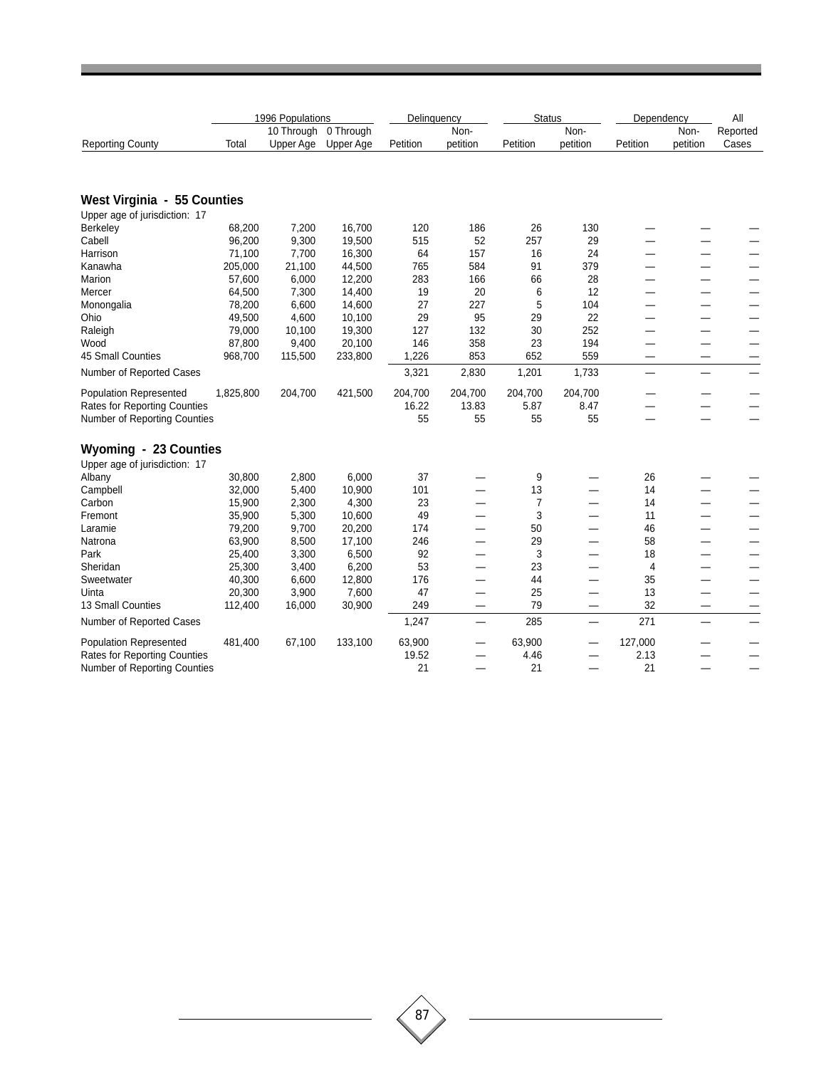| Reporting County | 1996 Populations Total | 10 Through Upper Age | 0 Through Upper Age | Delinquency Petition | Delinquency Non-petition | Status Petition | Status Non-petition | Dependency Petition | Dependency Non-petition | All Reported Cases |
|---|---|---|---|---|---|---|---|---|---|---|
| **West Virginia - 55 Counties** | | | | | | | | | | |
| Upper age of jurisdiction: 17 | | | | | | | | | | |
| Berkeley | 68,200 | 7,200 | 16,700 | 120 | 186 | 26 | 130 | — | — | — |
| Cabell | 96,200 | 9,300 | 19,500 | 515 | 52 | 257 | 29 | — | — | — |
| Harrison | 71,100 | 7,700 | 16,300 | 64 | 157 | 16 | 24 | — | — | — |
| Kanawha | 205,000 | 21,100 | 44,500 | 765 | 584 | 91 | 379 | — | — | — |
| Marion | 57,600 | 6,000 | 12,200 | 283 | 166 | 66 | 28 | — | — | — |
| Mercer | 64,500 | 7,300 | 14,400 | 19 | 20 | 6 | 12 | — | — | — |
| Monongalia | 78,200 | 6,600 | 14,600 | 27 | 227 | 5 | 104 | — | — | — |
| Ohio | 49,500 | 4,600 | 10,100 | 29 | 95 | 29 | 22 | — | — | — |
| Raleigh | 79,000 | 10,100 | 19,300 | 127 | 132 | 30 | 252 | — | — | — |
| Wood | 87,800 | 9,400 | 20,100 | 146 | 358 | 23 | 194 | — | — | — |
| 45 Small Counties | 968,700 | 115,500 | 233,800 | 1,226 | 853 | 652 | 559 | — | — | — |
| Number of Reported Cases | | | | 3,321 | 2,830 | 1,201 | 1,733 | — | — | — |
| Population Represented | 1,825,800 | 204,700 | 421,500 | 204,700 | 204,700 | 204,700 | 204,700 | — | — | — |
| Rates for Reporting Counties | | | | 16.22 | 13.83 | 5.87 | 8.47 | — | — | — |
| Number of Reporting Counties | | | | 55 | 55 | 55 | 55 | — | — | — |
| **Wyoming - 23 Counties** | | | | | | | | | | |
| Upper age of jurisdiction: 17 | | | | | | | | | | |
| Albany | 30,800 | 2,800 | 6,000 | 37 | — | 9 | — | 26 | — | — |
| Campbell | 32,000 | 5,400 | 10,900 | 101 | — | 13 | — | 14 | — | — |
| Carbon | 15,900 | 2,300 | 4,300 | 23 | — | 7 | — | 14 | — | — |
| Fremont | 35,900 | 5,300 | 10,600 | 49 | — | 3 | — | 11 | — | — |
| Laramie | 79,200 | 9,700 | 20,200 | 174 | — | 50 | — | 46 | — | — |
| Natrona | 63,900 | 8,500 | 17,100 | 246 | — | 29 | — | 58 | — | — |
| Park | 25,400 | 3,300 | 6,500 | 92 | — | 3 | — | 18 | — | — |
| Sheridan | 25,300 | 3,400 | 6,200 | 53 | — | 23 | — | 4 | — | — |
| Sweetwater | 40,300 | 6,600 | 12,800 | 176 | — | 44 | — | 35 | — | — |
| Uinta | 20,300 | 3,900 | 7,600 | 47 | — | 25 | — | 13 | — | — |
| 13 Small Counties | 112,400 | 16,000 | 30,900 | 249 | — | 79 | — | 32 | — | — |
| Number of Reported Cases | | | | 1,247 | — | 285 | — | 271 | — | — |
| Population Represented | 481,400 | 67,100 | 133,100 | 63,900 | — | 63,900 | — | 127,000 | — | — |
| Rates for Reporting Counties | | | | 19.52 | — | 4.46 | — | 2.13 | — | — |
| Number of Reporting Counties | | | | 21 | — | 21 | — | 21 | — | — |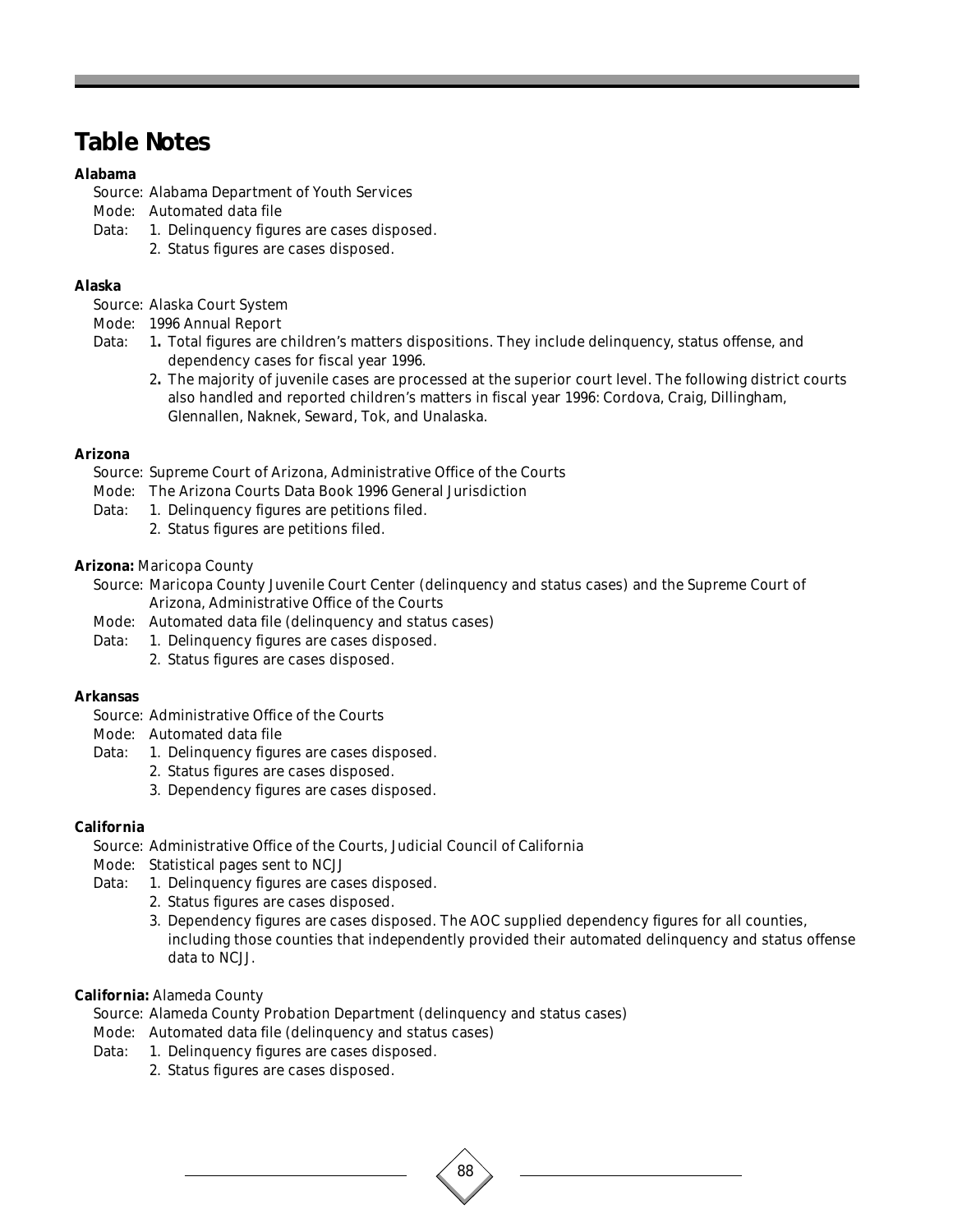# Table Notes

**Alabama**

Source: Alabama Department of Youth Services
Mode: Automated data file
Data:
1. Delinquency figures are cases disposed.
2. Status figures are cases disposed.

**Alaska**

Source: Alaska Court System
Mode: 1996 Annual Report
Data:
1. Total figures are children's matters dispositions. They include delinquency, status offense, and dependency cases for fiscal year 1996.
2. The majority of juvenile cases are processed at the superior court level. The following district courts also handled and reported children's matters in fiscal year 1996: Cordova, Craig, Dillingham, Glennallen, Naknek, Seward, Tok, and Unalaska.

**Arizona**

Source: Supreme Court of Arizona, Administrative Office of the Courts
Mode: The Arizona Courts Data Book 1996 General Jurisdiction
Data:
1. Delinquency figures are petitions filed.
2. Status figures are petitions filed.

**Arizona:** Maricopa County

Source: Maricopa County Juvenile Court Center (delinquency and status cases) and the Supreme Court of Arizona, Administrative Office of the Courts
Mode: Automated data file (delinquency and status cases)
Data:
1. Delinquency figures are cases disposed.
2. Status figures are cases disposed.

**Arkansas**

Source: Administrative Office of the Courts
Mode: Automated data file
Data:
1. Delinquency figures are cases disposed.
2. Status figures are cases disposed.
3. Dependency figures are cases disposed.

**California**

Source: Administrative Office of the Courts, Judicial Council of California
Mode: Statistical pages sent to NCJJ
Data:
1. Delinquency figures are cases disposed.
2. Status figures are cases disposed.
3. Dependency figures are cases disposed. The AOC supplied dependency figures for all counties, including those counties that independently provided their automated delinquency and status offense data to NCJJ.

**California:** Alameda County

Source: Alameda County Probation Department (delinquency and status cases)
Mode: Automated data file (delinquency and status cases)
Data:
1. Delinquency figures are cases disposed.
2. Status figures are cases disposed.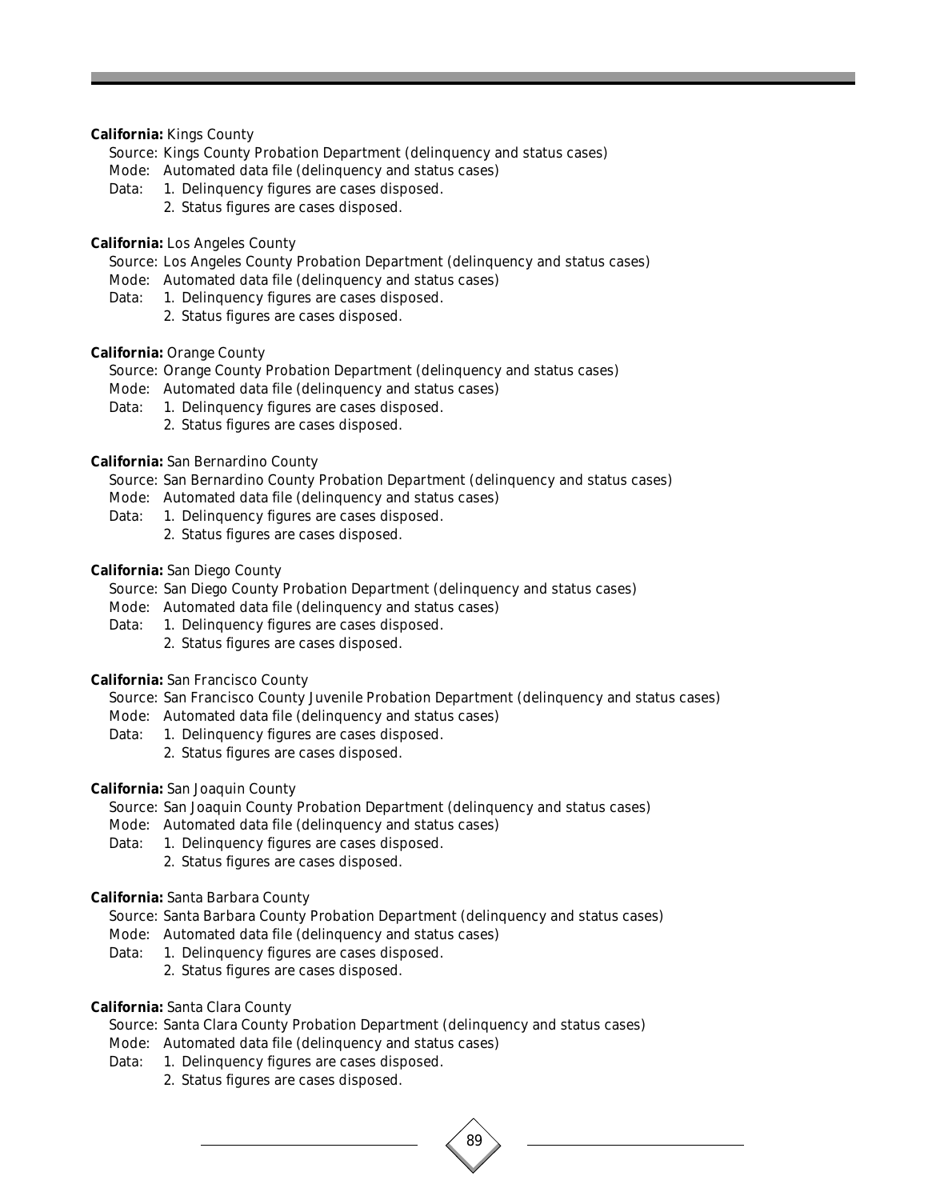**California:** Kings County

Source: Kings County Probation Department (delinquency and status cases)

Mode: Automated data file (delinquency and status cases)

Data: 1. Delinquency figures are cases disposed.
2. Status figures are cases disposed.

**California:** Los Angeles County

Source: Los Angeles County Probation Department (delinquency and status cases)

Mode: Automated data file (delinquency and status cases)

Data: 1. Delinquency figures are cases disposed.
2. Status figures are cases disposed.

**California:** Orange County

Source: Orange County Probation Department (delinquency and status cases)

Mode: Automated data file (delinquency and status cases)

Data: 1. Delinquency figures are cases disposed.
2. Status figures are cases disposed.

**California:** San Bernardino County

Source: San Bernardino County Probation Department (delinquency and status cases)

Mode: Automated data file (delinquency and status cases)

Data: 1. Delinquency figures are cases disposed.
2. Status figures are cases disposed.

**California:** San Diego County

Source: San Diego County Probation Department (delinquency and status cases)

Mode: Automated data file (delinquency and status cases)

Data: 1. Delinquency figures are cases disposed.
2. Status figures are cases disposed.

**California:** San Francisco County

Source: San Francisco County Juvenile Probation Department (delinquency and status cases)

Mode: Automated data file (delinquency and status cases)

Data: 1. Delinquency figures are cases disposed.
2. Status figures are cases disposed.

**California:** San Joaquin County

Source: San Joaquin County Probation Department (delinquency and status cases)

Mode: Automated data file (delinquency and status cases)

Data: 1. Delinquency figures are cases disposed.
2. Status figures are cases disposed.

**California:** Santa Barbara County

Source: Santa Barbara County Probation Department (delinquency and status cases)

Mode: Automated data file (delinquency and status cases)

Data: 1. Delinquency figures are cases disposed.
2. Status figures are cases disposed.

**California:** Santa Clara County

Source: Santa Clara County Probation Department (delinquency and status cases)

Mode: Automated data file (delinquency and status cases)

Data: 1. Delinquency figures are cases disposed.
2. Status figures are cases disposed.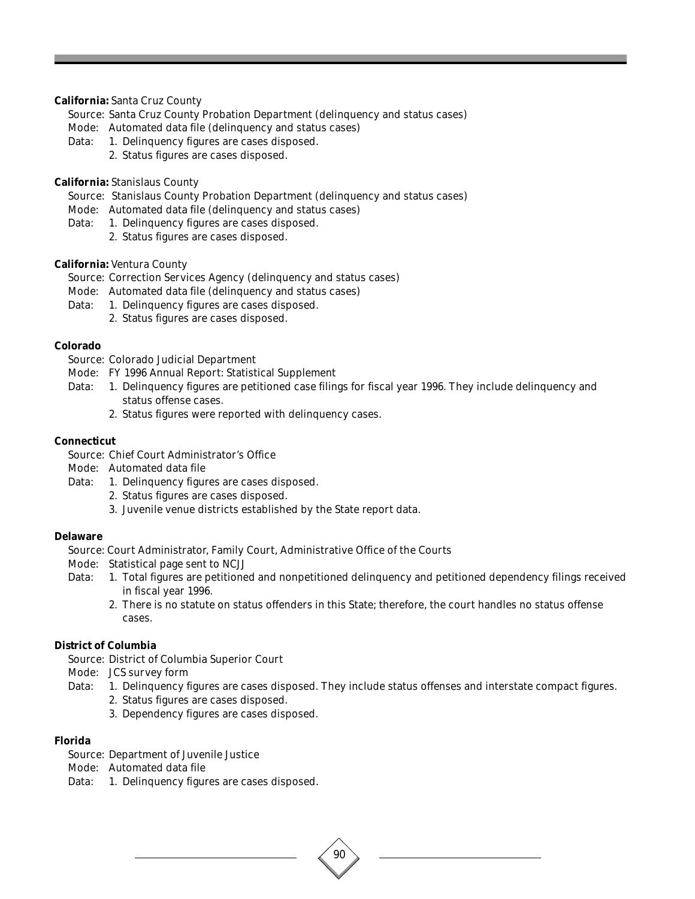**California:** Santa Cruz County

Source: Santa Cruz County Probation Department (delinquency and status cases)
Mode: Automated data file (delinquency and status cases)
Data:
1. Delinquency figures are cases disposed.
2. Status figures are cases disposed.

**California:** Stanislaus County

Source: Stanislaus County Probation Department (delinquency and status cases)
Mode: Automated data file (delinquency and status cases)
Data:
1. Delinquency figures are cases disposed.
2. Status figures are cases disposed.

**California:** Ventura County

Source: Correction Services Agency (delinquency and status cases)
Mode: Automated data file (delinquency and status cases)
Data:
1. Delinquency figures are cases disposed.
2. Status figures are cases disposed.

**Colorado**

Source: Colorado Judicial Department
Mode: FY 1996 Annual Report: Statistical Supplement
Data:
1. Delinquency figures are petitioned case filings for fiscal year 1996. They include delinquency and status offense cases.
2. Status figures were reported with delinquency cases.

**Connecticut**

Source: Chief Court Administrator's Office
Mode: Automated data file
Data:
1. Delinquency figures are cases disposed.
2. Status figures are cases disposed.
3. Juvenile venue districts established by the State report data.

**Delaware**

Source: Court Administrator, Family Court, Administrative Office of the Courts
Mode: Statistical page sent to NCJJ
Data:
1. Total figures are petitioned and nonpetitioned delinquency and petitioned dependency filings received in fiscal year 1996.
2. There is no statute on status offenders in this State; therefore, the court handles no status offense cases.

**District of Columbia**

Source: District of Columbia Superior Court
Mode: JCS survey form
Data:
1. Delinquency figures are cases disposed. They include status offenses and interstate compact figures.
2. Status figures are cases disposed.
3. Dependency figures are cases disposed.

**Florida**

Source: Department of Juvenile Justice
Mode: Automated data file
Data:
1. Delinquency figures are cases disposed.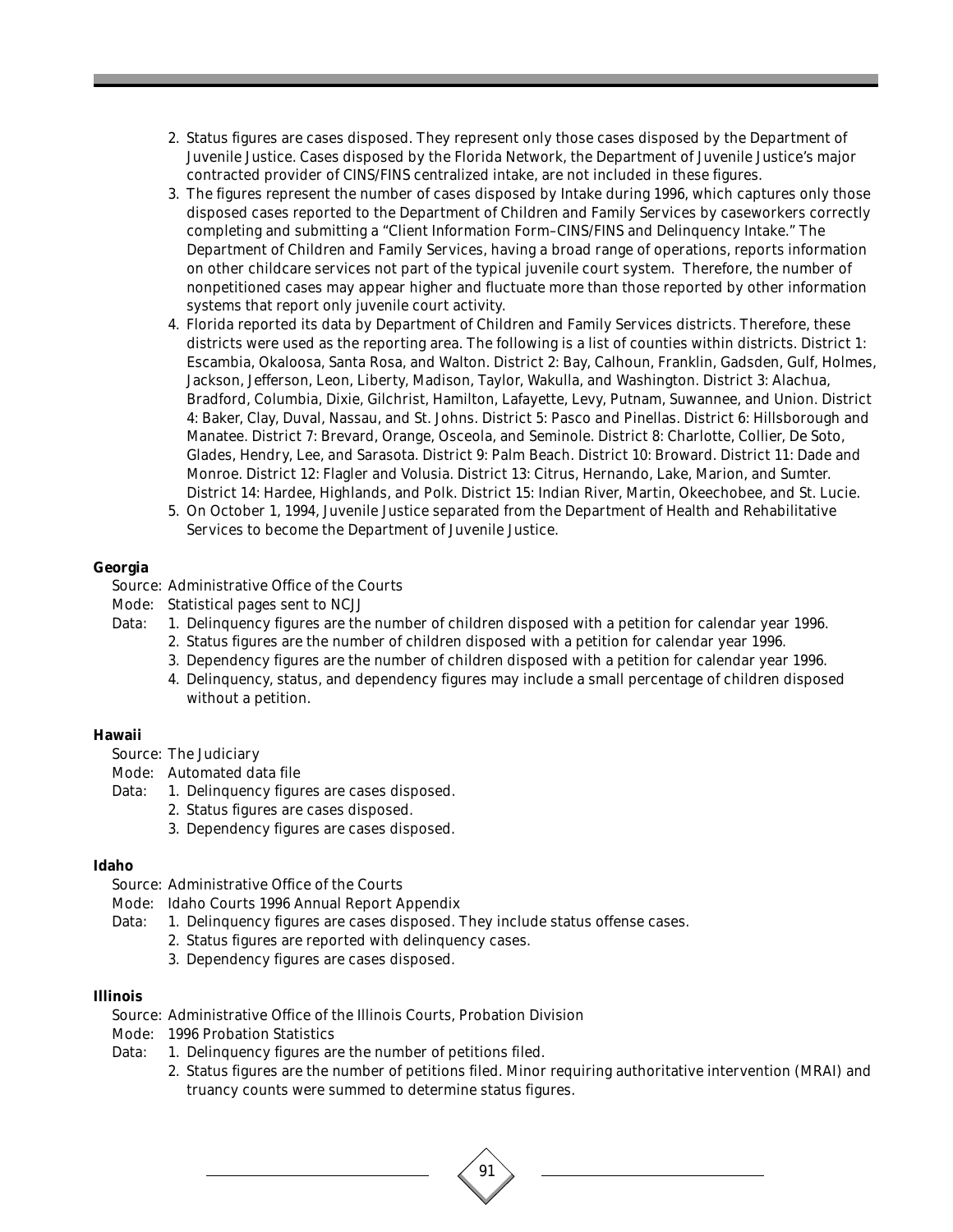2. Status figures are cases disposed. They represent only those cases disposed by the Department of Juvenile Justice. Cases disposed by the Florida Network, the Department of Juvenile Justice's major contracted provider of CINS/FINS centralized intake, are not included in these figures.
3. The figures represent the number of cases disposed by Intake during 1996, which captures only those disposed cases reported to the Department of Children and Family Services by caseworkers correctly completing and submitting a "Client Information Form–CINS/FINS and Delinquency Intake." The Department of Children and Family Services, having a broad range of operations, reports information on other childcare services not part of the typical juvenile court system. Therefore, the number of nonpetitioned cases may appear higher and fluctuate more than those reported by other information systems that report only juvenile court activity.
4. Florida reported its data by Department of Children and Family Services districts. Therefore, these districts were used as the reporting area. The following is a list of counties within districts. District 1: Escambia, Okaloosa, Santa Rosa, and Walton. District 2: Bay, Calhoun, Franklin, Gadsden, Gulf, Holmes, Jackson, Jefferson, Leon, Liberty, Madison, Taylor, Wakulla, and Washington. District 3: Alachua, Bradford, Columbia, Dixie, Gilchrist, Hamilton, Lafayette, Levy, Putnam, Suwannee, and Union. District 4: Baker, Clay, Duval, Nassau, and St. Johns. District 5: Pasco and Pinellas. District 6: Hillsborough and Manatee. District 7: Brevard, Orange, Osceola, and Seminole. District 8: Charlotte, Collier, De Soto, Glades, Hendry, Lee, and Sarasota. District 9: Palm Beach. District 10: Broward. District 11: Dade and Monroe. District 12: Flagler and Volusia. District 13: Citrus, Hernando, Lake, Marion, and Sumter. District 14: Hardee, Highlands, and Polk. District 15: Indian River, Martin, Okeechobee, and St. Lucie.
5. On October 1, 1994, Juvenile Justice separated from the Department of Health and Rehabilitative Services to become the Department of Juvenile Justice.

**Georgia**

Source: Administrative Office of the Courts

Mode: Statistical pages sent to NCJJ

Data:
1. Delinquency figures are the number of children disposed with a petition for calendar year 1996.
2. Status figures are the number of children disposed with a petition for calendar year 1996.
3. Dependency figures are the number of children disposed with a petition for calendar year 1996.
4. Delinquency, status, and dependency figures may include a small percentage of children disposed without a petition.

**Hawaii**

Source: The Judiciary

Mode: Automated data file

Data:
1. Delinquency figures are cases disposed.
2. Status figures are cases disposed.
3. Dependency figures are cases disposed.

**Idaho**

Source: Administrative Office of the Courts

Mode: Idaho Courts 1996 Annual Report Appendix

Data:
1. Delinquency figures are cases disposed. They include status offense cases.
2. Status figures are reported with delinquency cases.
3. Dependency figures are cases disposed.

**Illinois**

Source: Administrative Office of the Illinois Courts, Probation Division

Mode: 1996 Probation Statistics

Data:
1. Delinquency figures are the number of petitions filed.
2. Status figures are the number of petitions filed. Minor requiring authoritative intervention (MRAI) and truancy counts were summed to determine status figures.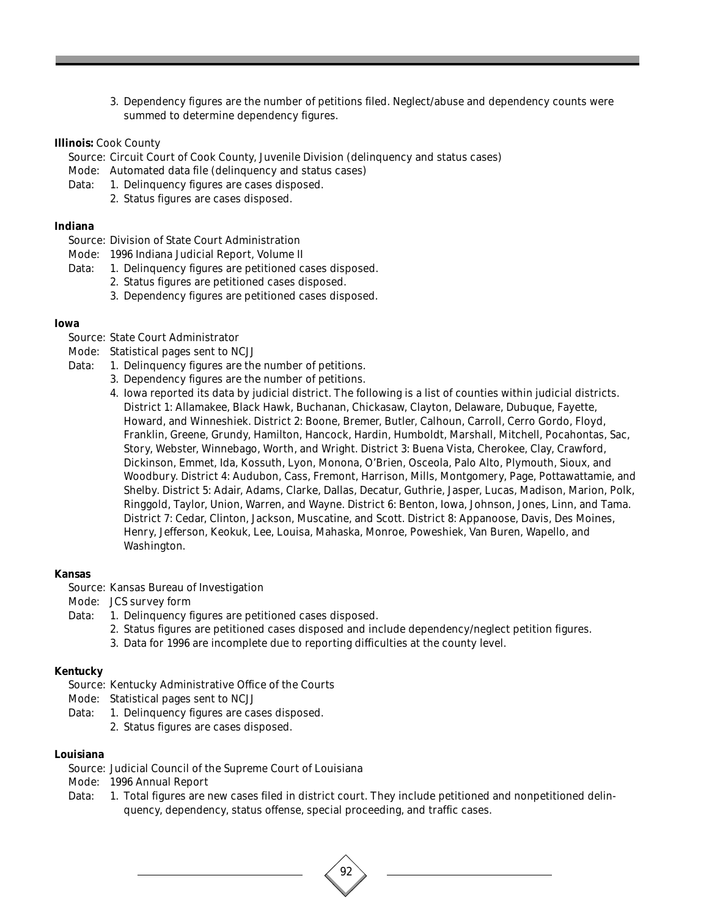3. Dependency figures are the number of petitions filed. Neglect/abuse and dependency counts were summed to determine dependency figures.

**Illinois:** Cook County

Source: Circuit Court of Cook County, Juvenile Division (delinquency and status cases)
Mode: Automated data file (delinquency and status cases)
Data:
1. Delinquency figures are cases disposed.
2. Status figures are cases disposed.

**Indiana**

Source: Division of State Court Administration
Mode: 1996 Indiana Judicial Report, Volume II
Data:
1. Delinquency figures are petitioned cases disposed.
2. Status figures are petitioned cases disposed.
3. Dependency figures are petitioned cases disposed.

**Iowa**

Source: State Court Administrator
Mode: Statistical pages sent to NCJJ
Data:
1. Delinquency figures are the number of petitions.
3. Dependency figures are the number of petitions.
4. Iowa reported its data by judicial district. The following is a list of counties within judicial districts. District 1: Allamakee, Black Hawk, Buchanan, Chickasaw, Clayton, Delaware, Dubuque, Fayette, Howard, and Winneshiek. District 2: Boone, Bremer, Butler, Calhoun, Carroll, Cerro Gordo, Floyd, Franklin, Greene, Grundy, Hamilton, Hancock, Hardin, Humboldt, Marshall, Mitchell, Pocahontas, Sac, Story, Webster, Winnebago, Worth, and Wright. District 3: Buena Vista, Cherokee, Clay, Crawford, Dickinson, Emmet, Ida, Kossuth, Lyon, Monona, O'Brien, Osceola, Palo Alto, Plymouth, Sioux, and Woodbury. District 4: Audubon, Cass, Fremont, Harrison, Mills, Montgomery, Page, Pottawattamie, and Shelby. District 5: Adair, Adams, Clarke, Dallas, Decatur, Guthrie, Jasper, Lucas, Madison, Marion, Polk, Ringgold, Taylor, Union, Warren, and Wayne. District 6: Benton, Iowa, Johnson, Jones, Linn, and Tama. District 7: Cedar, Clinton, Jackson, Muscatine, and Scott. District 8: Appanoose, Davis, Des Moines, Henry, Jefferson, Keokuk, Lee, Louisa, Mahaska, Monroe, Poweshiek, Van Buren, Wapello, and Washington.

**Kansas**

Source: Kansas Bureau of Investigation
Mode: JCS survey form
Data:
1. Delinquency figures are petitioned cases disposed.
2. Status figures are petitioned cases disposed and include dependency/neglect petition figures.
3. Data for 1996 are incomplete due to reporting difficulties at the county level.

**Kentucky**

Source: Kentucky Administrative Office of the Courts
Mode: Statistical pages sent to NCJJ
Data:
1. Delinquency figures are cases disposed.
2. Status figures are cases disposed.

**Louisiana**

Source: Judicial Council of the Supreme Court of Louisiana
Mode: 1996 Annual Report
Data:
1. Total figures are new cases filed in district court. They include petitioned and nonpetitioned delinquency, dependency, status offense, special proceeding, and traffic cases.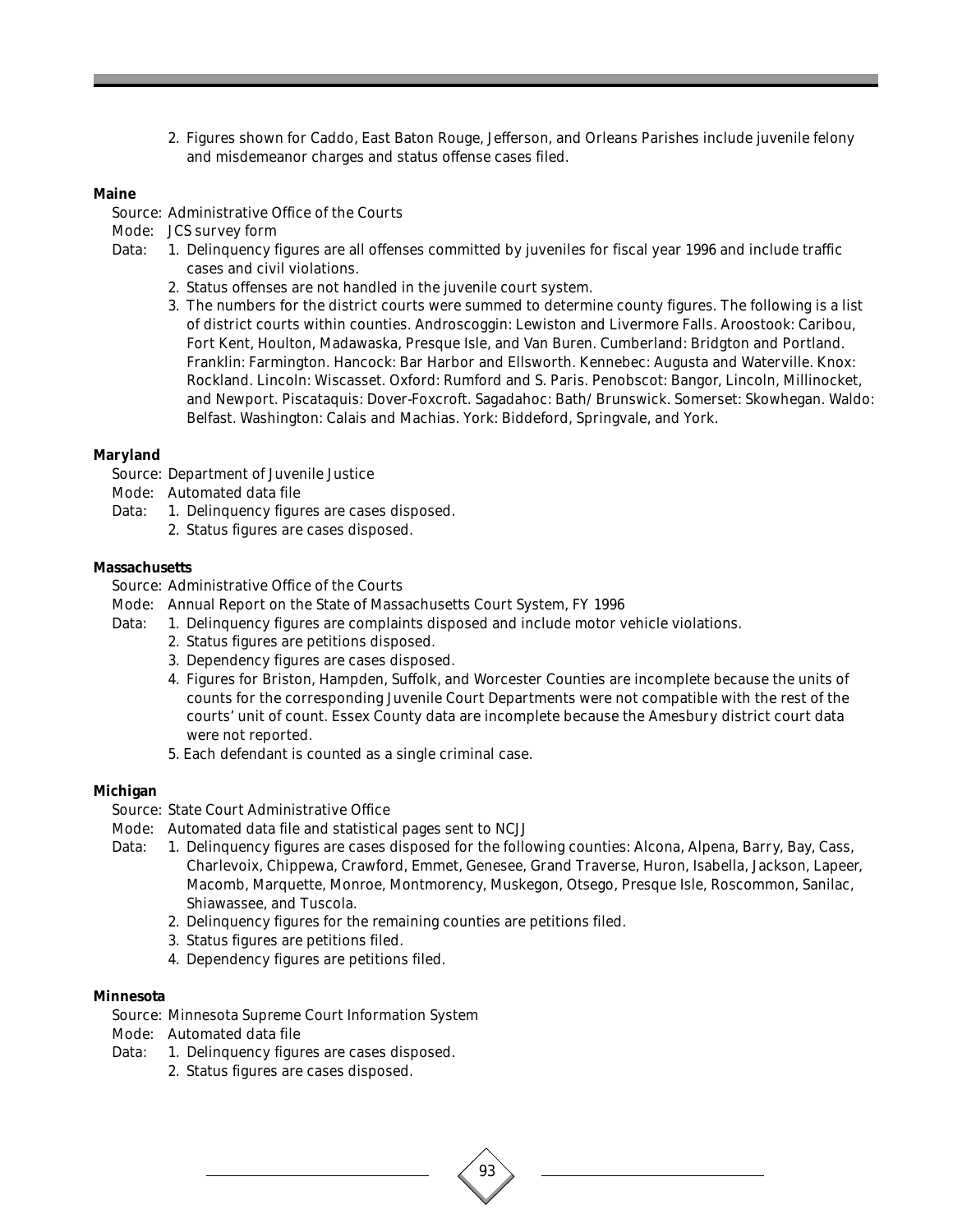2. Figures shown for Caddo, East Baton Rouge, Jefferson, and Orleans Parishes include juvenile felony and misdemeanor charges and status offense cases filed.

**Maine**

Source: Administrative Office of the Courts

Mode: JCS survey form

Data:
1. Delinquency figures are all offenses committed by juveniles for fiscal year 1996 and include traffic cases and civil violations.
2. Status offenses are not handled in the juvenile court system.
3. The numbers for the district courts were summed to determine county figures. The following is a list of district courts within counties. Androscoggin: Lewiston and Livermore Falls. Aroostook: Caribou, Fort Kent, Houlton, Madawaska, Presque Isle, and Van Buren. Cumberland: Bridgton and Portland. Franklin: Farmington. Hancock: Bar Harbor and Ellsworth. Kennebec: Augusta and Waterville. Knox: Rockland. Lincoln: Wiscasset. Oxford: Rumford and S. Paris. Penobscot: Bangor, Lincoln, Millinocket, and Newport. Piscataquis: Dover-Foxcroft. Sagadahoc: Bath/ Brunswick. Somerset: Skowhegan. Waldo: Belfast. Washington: Calais and Machias. York: Biddeford, Springvale, and York.

**Maryland**

Source: Department of Juvenile Justice

Mode: Automated data file

Data:
1. Delinquency figures are cases disposed.
2. Status figures are cases disposed.

**Massachusetts**

Source: Administrative Office of the Courts

Mode: Annual Report on the State of Massachusetts Court System, FY 1996

Data:
1. Delinquency figures are complaints disposed and include motor vehicle violations.
2. Status figures are petitions disposed.
3. Dependency figures are cases disposed.
4. Figures for Briston, Hampden, Suffolk, and Worcester Counties are incomplete because the units of counts for the corresponding Juvenile Court Departments were not compatible with the rest of the courts' unit of count. Essex County data are incomplete because the Amesbury district court data were not reported.
5. Each defendant is counted as a single criminal case.

**Michigan**

Source: State Court Administrative Office

Mode: Automated data file and statistical pages sent to NCJJ

Data:
1. Delinquency figures are cases disposed for the following counties: Alcona, Alpena, Barry, Bay, Cass, Charlevoix, Chippewa, Crawford, Emmet, Genesee, Grand Traverse, Huron, Isabella, Jackson, Lapeer, Macomb, Marquette, Monroe, Montmorency, Muskegon, Otsego, Presque Isle, Roscommon, Sanilac, Shiawassee, and Tuscola.
2. Delinquency figures for the remaining counties are petitions filed.
3. Status figures are petitions filed.
4. Dependency figures are petitions filed.

**Minnesota**

Source: Minnesota Supreme Court Information System

Mode: Automated data file

Data:
1. Delinquency figures are cases disposed.
2. Status figures are cases disposed.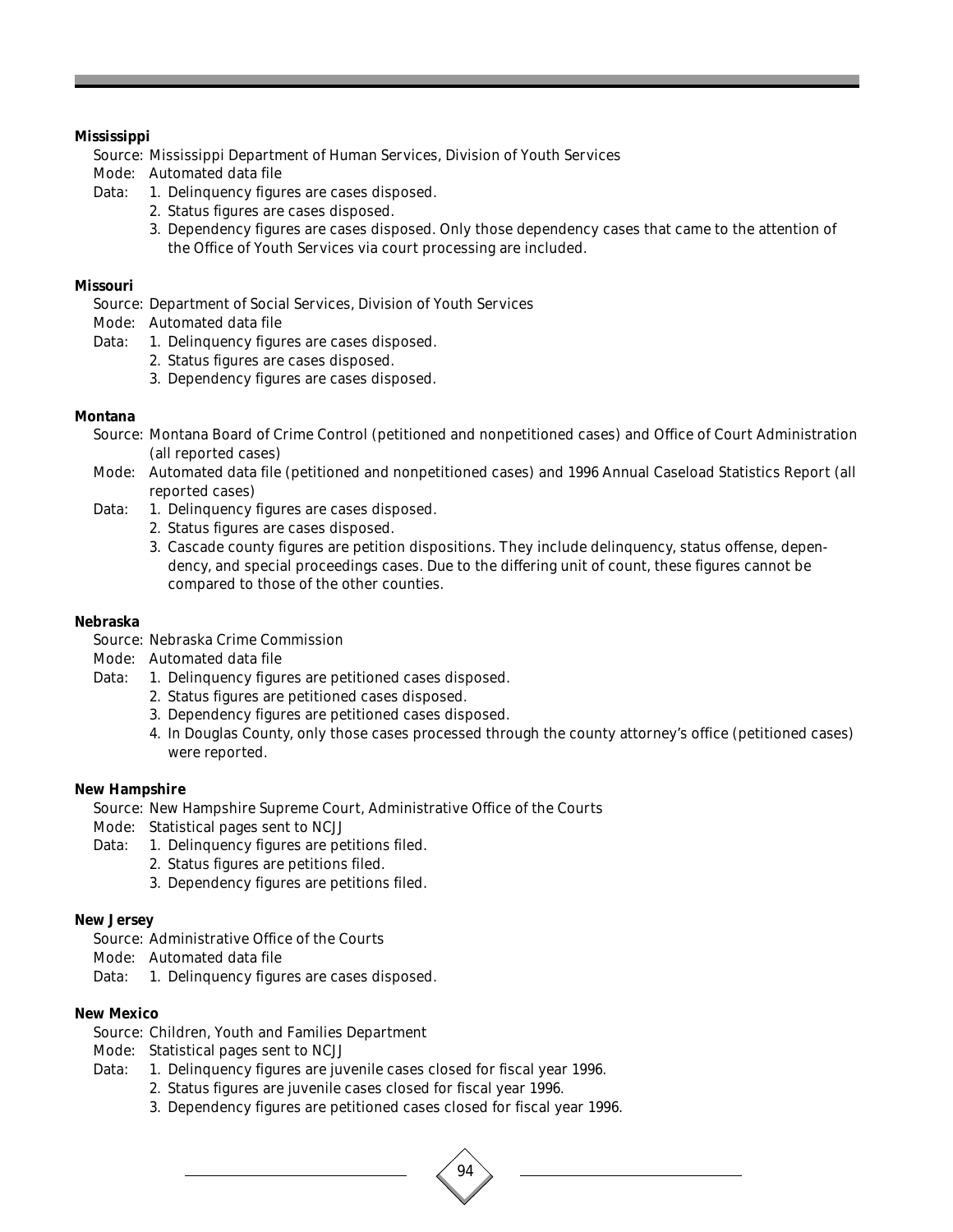**Mississippi**

Source: Mississippi Department of Human Services, Division of Youth Services

Mode: Automated data file

Data:
1. Delinquency figures are cases disposed.
2. Status figures are cases disposed.
3. Dependency figures are cases disposed. Only those dependency cases that came to the attention of the Office of Youth Services via court processing are included.

**Missouri**

Source: Department of Social Services, Division of Youth Services

Mode: Automated data file

Data:
1. Delinquency figures are cases disposed.
2. Status figures are cases disposed.
3. Dependency figures are cases disposed.

**Montana**

Source: Montana Board of Crime Control (petitioned and nonpetitioned cases) and Office of Court Administration (all reported cases)

Mode: Automated data file (petitioned and nonpetitioned cases) and 1996 Annual Caseload Statistics Report (all reported cases)

Data:
1. Delinquency figures are cases disposed.
2. Status figures are cases disposed.
3. Cascade county figures are petition dispositions. They include delinquency, status offense, dependency, and special proceedings cases. Due to the differing unit of count, these figures cannot be compared to those of the other counties.

**Nebraska**

Source: Nebraska Crime Commission

Mode: Automated data file

Data:
1. Delinquency figures are petitioned cases disposed.
2. Status figures are petitioned cases disposed.
3. Dependency figures are petitioned cases disposed.
4. In Douglas County, only those cases processed through the county attorney's office (petitioned cases) were reported.

**New Hampshire**

Source: New Hampshire Supreme Court, Administrative Office of the Courts

Mode: Statistical pages sent to NCJJ

Data:
1. Delinquency figures are petitions filed.
2. Status figures are petitions filed.
3. Dependency figures are petitions filed.

**New Jersey**

Source: Administrative Office of the Courts

Mode: Automated data file

Data:
1. Delinquency figures are cases disposed.

**New Mexico**

Source: Children, Youth and Families Department

Mode: Statistical pages sent to NCJJ

Data:
1. Delinquency figures are juvenile cases closed for fiscal year 1996.
2. Status figures are juvenile cases closed for fiscal year 1996.
3. Dependency figures are petitioned cases closed for fiscal year 1996.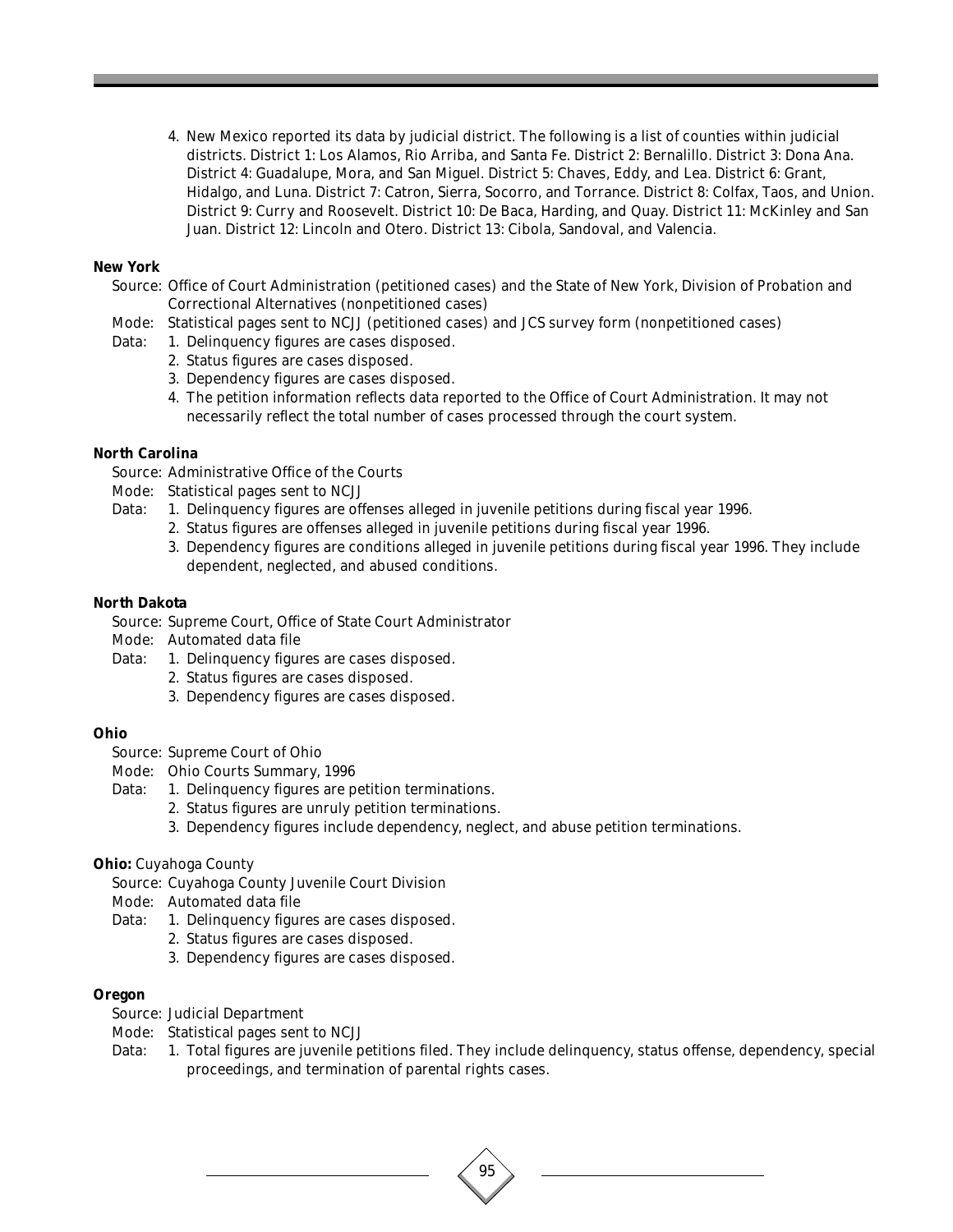4. New Mexico reported its data by judicial district. The following is a list of counties within judicial districts. District 1: Los Alamos, Rio Arriba, and Santa Fe. District 2: Bernalillo. District 3: Dona Ana. District 4: Guadalupe, Mora, and San Miguel. District 5: Chaves, Eddy, and Lea. District 6: Grant, Hidalgo, and Luna. District 7: Catron, Sierra, Socorro, and Torrance. District 8: Colfax, Taos, and Union. District 9: Curry and Roosevelt. District 10: De Baca, Harding, and Quay. District 11: McKinley and San Juan. District 12: Lincoln and Otero. District 13: Cibola, Sandoval, and Valencia.

**New York**

Source: Office of Court Administration (petitioned cases) and the State of New York, Division of Probation and Correctional Alternatives (nonpetitioned cases)

Mode: Statistical pages sent to NCJJ (petitioned cases) and JCS survey form (nonpetitioned cases)

Data:
1. Delinquency figures are cases disposed.
2. Status figures are cases disposed.
3. Dependency figures are cases disposed.
4. The petition information reflects data reported to the Office of Court Administration. It may not necessarily reflect the total number of cases processed through the court system.

**North Carolina**

Source: Administrative Office of the Courts

Mode: Statistical pages sent to NCJJ

Data:
1. Delinquency figures are offenses alleged in juvenile petitions during fiscal year 1996.
2. Status figures are offenses alleged in juvenile petitions during fiscal year 1996.
3. Dependency figures are conditions alleged in juvenile petitions during fiscal year 1996. They include dependent, neglected, and abused conditions.

**North Dakota**

Source: Supreme Court, Office of State Court Administrator

Mode: Automated data file

Data:
1. Delinquency figures are cases disposed.
2. Status figures are cases disposed.
3. Dependency figures are cases disposed.

**Ohio**

Source: Supreme Court of Ohio

Mode: Ohio Courts Summary, 1996

Data:
1. Delinquency figures are petition terminations.
2. Status figures are unruly petition terminations.
3. Dependency figures include dependency, neglect, and abuse petition terminations.

**Ohio:** Cuyahoga County

Source: Cuyahoga County Juvenile Court Division

Mode: Automated data file

Data:
1. Delinquency figures are cases disposed.
2. Status figures are cases disposed.
3. Dependency figures are cases disposed.

**Oregon**

Source: Judicial Department

Mode: Statistical pages sent to NCJJ

Data:
1. Total figures are juvenile petitions filed. They include delinquency, status offense, dependency, special proceedings, and termination of parental rights cases.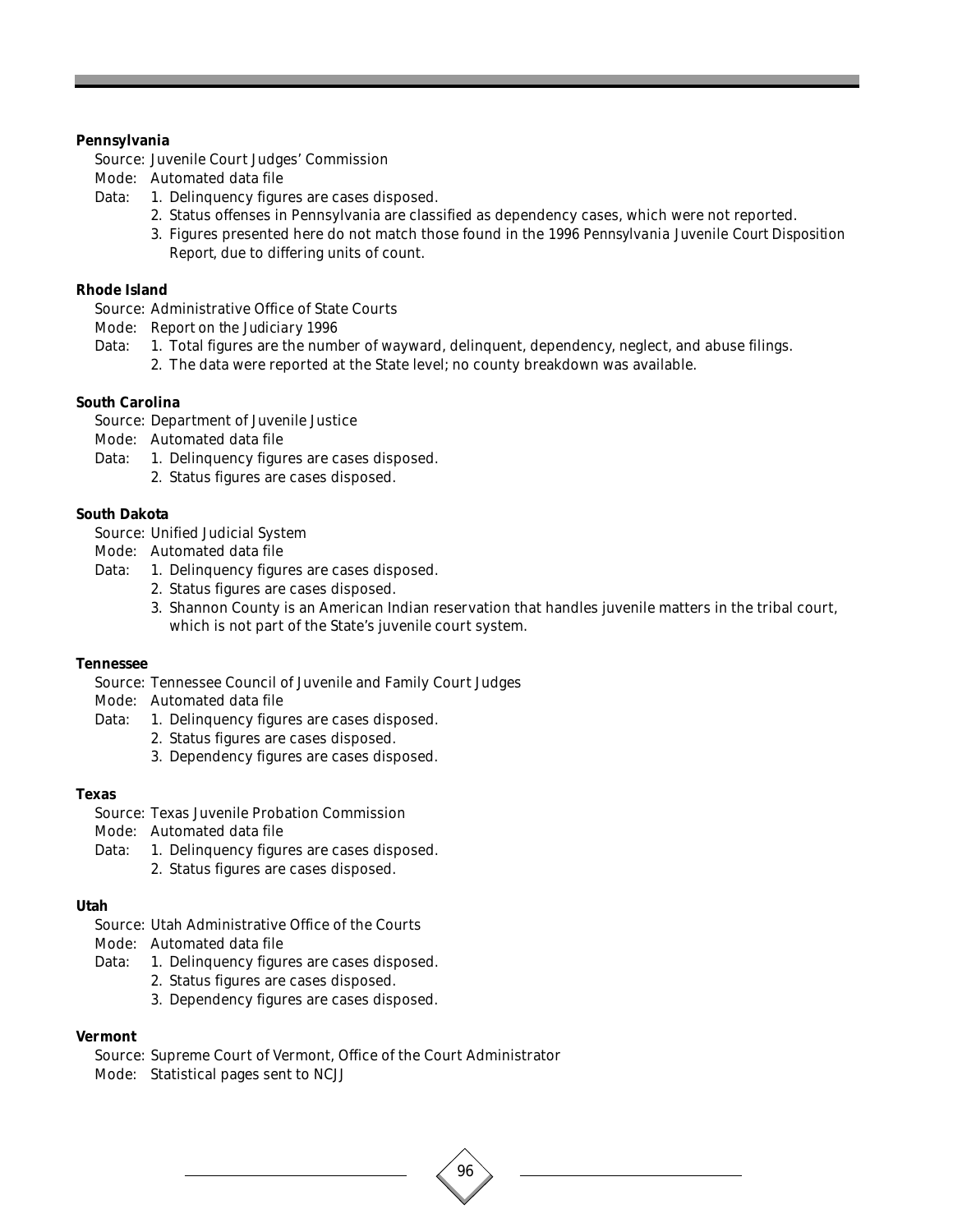**Pennsylvania**

Source: Juvenile Court Judges' Commission

Mode: Automated data file

Data:
1. Delinquency figures are cases disposed.
2. Status offenses in Pennsylvania are classified as dependency cases, which were not reported.
3. Figures presented here do not match those found in the 1996 *Pennsylvania Juvenile Court Disposition Report*, due to differing units of count.

**Rhode Island**

Source: Administrative Office of State Courts

Mode: *Report on the Judiciary 1996*

Data:
1. Total figures are the number of wayward, delinquent, dependency, neglect, and abuse filings.
2. The data were reported at the State level; no county breakdown was available.

**South Carolina**

Source: Department of Juvenile Justice

Mode: Automated data file

Data:
1. Delinquency figures are cases disposed.
2. Status figures are cases disposed.

**South Dakota**

Source: Unified Judicial System

Mode: Automated data file

Data:
1. Delinquency figures are cases disposed.
2. Status figures are cases disposed.
3. Shannon County is an American Indian reservation that handles juvenile matters in the tribal court, which is not part of the State's juvenile court system.

**Tennessee**

Source: Tennessee Council of Juvenile and Family Court Judges

Mode: Automated data file

Data:
1. Delinquency figures are cases disposed.
2. Status figures are cases disposed.
3. Dependency figures are cases disposed.

**Texas**

Source: Texas Juvenile Probation Commission

Mode: Automated data file

Data:
1. Delinquency figures are cases disposed.
2. Status figures are cases disposed.

**Utah**

Source: Utah Administrative Office of the Courts

Mode: Automated data file

Data:
1. Delinquency figures are cases disposed.
2. Status figures are cases disposed.
3. Dependency figures are cases disposed.

**Vermont**

Source: Supreme Court of Vermont, Office of the Court Administrator

Mode: Statistical pages sent to NCJJ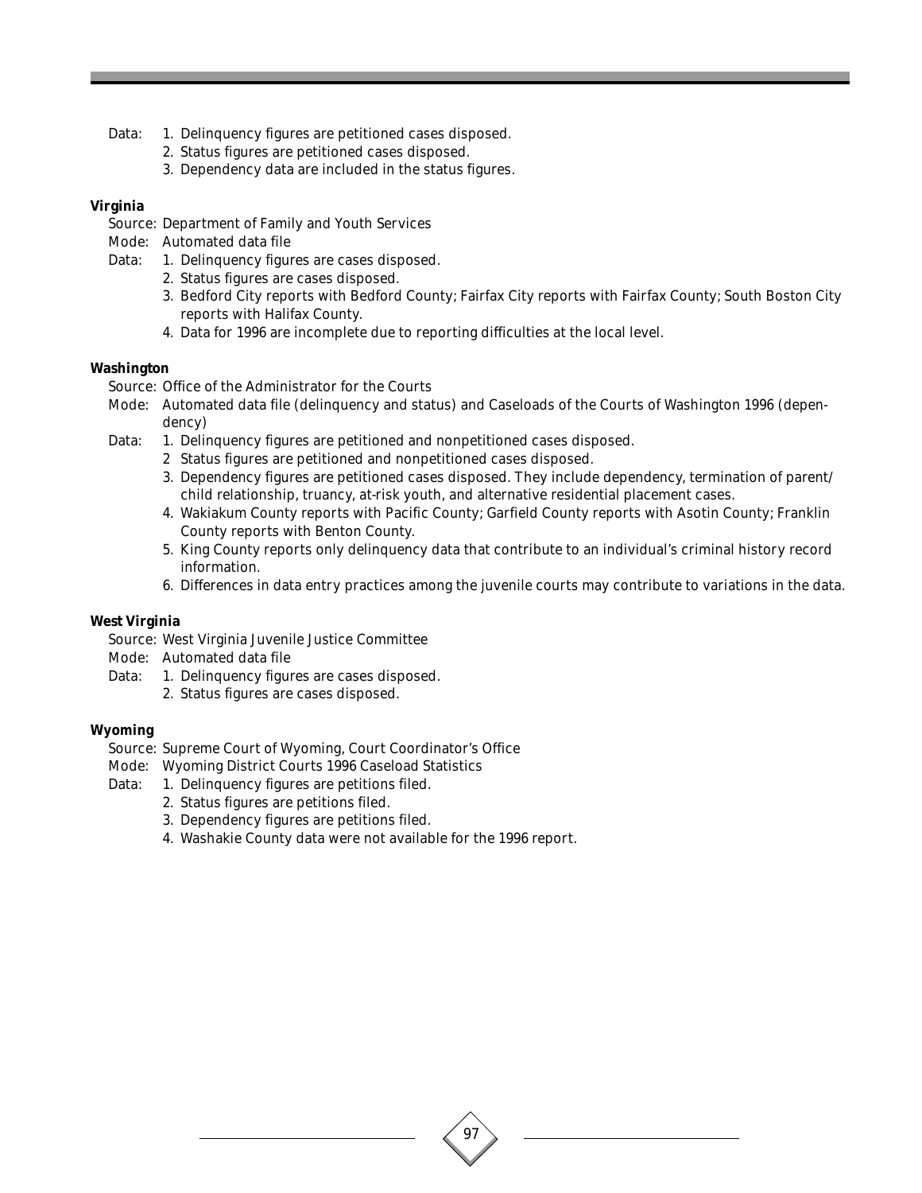Data: 1. Delinquency figures are petitioned cases disposed.
2. Status figures are petitioned cases disposed.
3. Dependency data are included in the status figures.

**Virginia**

Source: Department of Family and Youth Services
Mode: Automated data file
Data: 1. Delinquency figures are cases disposed.
2. Status figures are cases disposed.
3. Bedford City reports with Bedford County; Fairfax City reports with Fairfax County; South Boston City reports with Halifax County.
4. Data for 1996 are incomplete due to reporting difficulties at the local level.

**Washington**

Source: Office of the Administrator for the Courts
Mode: Automated data file (delinquency and status) and Caseloads of the Courts of Washington 1996 (dependency)
Data: 1. Delinquency figures are petitioned and nonpetitioned cases disposed.
2 Status figures are petitioned and nonpetitioned cases disposed.
3. Dependency figures are petitioned cases disposed. They include dependency, termination of parent/child relationship, truancy, at-risk youth, and alternative residential placement cases.
4. Wakiakum County reports with Pacific County; Garfield County reports with Asotin County; Franklin County reports with Benton County.
5. King County reports only delinquency data that contribute to an individual's criminal history record information.
6. Differences in data entry practices among the juvenile courts may contribute to variations in the data.

**West Virginia**

Source: West Virginia Juvenile Justice Committee
Mode: Automated data file
Data: 1. Delinquency figures are cases disposed.
2. Status figures are cases disposed.

**Wyoming**

Source: Supreme Court of Wyoming, Court Coordinator's Office
Mode: Wyoming District Courts 1996 Caseload Statistics
Data: 1. Delinquency figures are petitions filed.
2. Status figures are petitions filed.
3. Dependency figures are petitions filed.
4. Washakie County data were not available for the 1996 report.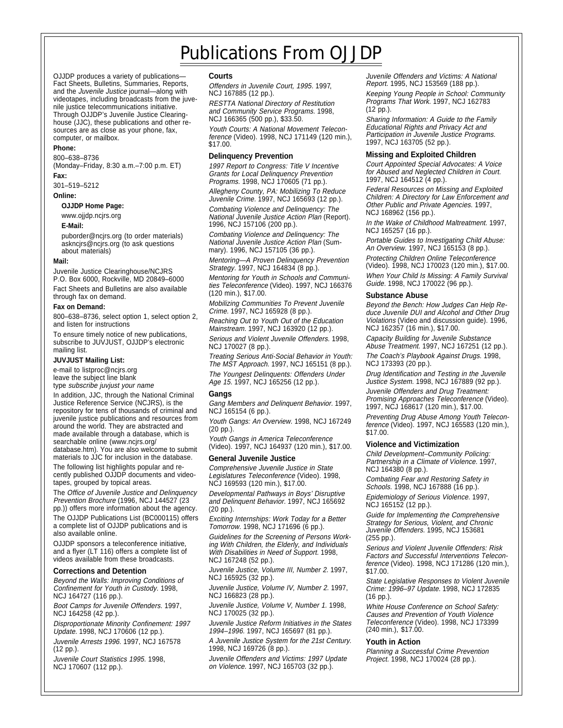# Publications From OJJDP

OJJDP produces a variety of publications—Fact Sheets, Bulletins, Summaries, Reports, and the *Juvenile Justice* journal—along with videotapes, including broadcasts from the juvenile justice telecommunications initiative. Through OJJDP's Juvenile Justice Clearinghouse (JJC), these publications and other resources are as close as your phone, fax, computer, or mailbox.

**Phone:**

800–638–8736
(Monday–Friday, 8:30 a.m.–7:00 p.m. ET)

**Fax:**

301–519–5212

**Online:**

**OJJDP Home Page:**

www.ojjdp.ncjrs.org

**E-Mail:**

puborder@ncjrs.org (to order materials)
askncjrs@ncjrs.org (to ask questions about materials)

**Mail:**

Juvenile Justice Clearinghouse/NCJRS
P.O. Box 6000, Rockville, MD 20849–6000

Fact Sheets and Bulletins are also available through fax on demand.

**Fax on Demand:**

800–638–8736, select option 1, select option 2, and listen for instructions

To ensure timely notice of new publications, subscribe to JUVJUST, OJJDP's electronic mailing list.

**JUVJUST Mailing List:**

e-mail to listproc@ncjrs.org
leave the subject line blank
type *subscribe juvjust your name*

In addition, JJC, through the National Criminal Justice Reference Service (NCJRS), is the repository for tens of thousands of criminal and juvenile justice publications and resources from around the world. They are abstracted and made available through a database, which is searchable online (www.ncjrs.org/database.htm). You are also welcome to submit materials to JJC for inclusion in the database.

The following list highlights popular and recently published OJJDP documents and videotapes, grouped by topical areas.

The *Office of Juvenile Justice and Delinquency Prevention Brochure* (1996, NCJ 144527 (23 pp.)) offers more information about the agency.

The OJJDP Publications List (BC000115) offers a complete list of OJJDP publications and is also available online.

OJJDP sponsors a teleconference initiative, and a flyer (LT 116) offers a complete list of videos available from these broadcasts.

### Corrections and Detention

*Beyond the Walls: Improving Conditions of Confinement for Youth in Custody.* 1998, NCJ 164727 (116 pp.).

*Boot Camps for Juvenile Offenders.* 1997, NCJ 164258 (42 pp.).

*Disproportionate Minority Confinement: 1997 Update.* 1998, NCJ 170606 (12 pp.).

*Juvenile Arrests 1996.* 1997, NCJ 167578 (12 pp.).

*Juvenile Court Statistics 1995.* 1998, NCJ 170607 (112 pp.).

### Courts

*Offenders in Juvenile Court, 1995.* 1997, NCJ 167885 (12 pp.).

*RESTTA National Directory of Restitution and Community Service Programs.* 1998, NCJ 166365 (500 pp.), $33.50.

*Youth Courts: A National Movement Teleconference* (Video). 1998, NCJ 171149 (120 min.), $17.00.

### Delinquency Prevention

*1997 Report to Congress: Title V Incentive Grants for Local Delinquency Prevention Programs.* 1998, NCJ 170605 (71 pp.).

*Allegheny County, PA: Mobilizing To Reduce Juvenile Crime.* 1997, NCJ 165693 (12 pp.).

*Combating Violence and Delinquency: The National Juvenile Justice Action Plan* (Report). 1996, NCJ 157106 (200 pp.).

*Combating Violence and Delinquency: The National Juvenile Justice Action Plan* (Summary). 1996, NCJ 157105 (36 pp.).

*Mentoring—A Proven Delinquency Prevention Strategy.* 1997, NCJ 164834 (8 pp.).

*Mentoring for Youth in Schools and Communities Teleconference* (Video). 1997, NCJ 166376 (120 min.), $17.00.

*Mobilizing Communities To Prevent Juvenile Crime.* 1997, NCJ 165928 (8 pp.).

*Reaching Out to Youth Out of the Education Mainstream.* 1997, NCJ 163920 (12 pp.).

*Serious and Violent Juvenile Offenders.* 1998, NCJ 170027 (8 pp.).

*Treating Serious Anti-Social Behavior in Youth: The MST Approach.* 1997, NCJ 165151 (8 pp.).

*The Youngest Delinquents: Offenders Under Age 15.* 1997, NCJ 165256 (12 pp.).

### Gangs

*Gang Members and Delinquent Behavior.* 1997, NCJ 165154 (6 pp.).

*Youth Gangs: An Overview.* 1998, NCJ 167249 (20 pp.).

*Youth Gangs in America Teleconference* (Video). 1997, NCJ 164937 (120 min.), $17.00.

### General Juvenile Justice

*Comprehensive Juvenile Justice in State Legislatures Teleconference* (Video). 1998, NCJ 169593 (120 min.), $17.00.

*Developmental Pathways in Boys' Disruptive and Delinquent Behavior.* 1997, NCJ 165692 (20 pp.).

*Exciting Internships: Work Today for a Better Tomorrow.* 1998, NCJ 171696 (6 pp.).

*Guidelines for the Screening of Persons Working With Children, the Elderly, and Individuals With Disabilities in Need of Support.* 1998, NCJ 167248 (52 pp.).

*Juvenile Justice, Volume III, Number 2.* 1997, NCJ 165925 (32 pp.).

*Juvenile Justice, Volume IV, Number 2.* 1997, NCJ 166823 (28 pp.).

*Juvenile Justice, Volume V, Number 1.* 1998, NCJ 170025 (32 pp.).

*Juvenile Justice Reform Initiatives in the States 1994–1996.* 1997, NCJ 165697 (81 pp.).

*A Juvenile Justice System for the 21st Century.* 1998, NCJ 169726 (8 pp.).

*Juvenile Offenders and Victims: 1997 Update on Violence.* 1997, NCJ 165703 (32 pp.).

*Juvenile Offenders and Victims: A National Report.* 1995, NCJ 153569 (188 pp.).

*Keeping Young People in School: Community Programs That Work.* 1997, NCJ 162783 (12 pp.).

*Sharing Information: A Guide to the Family Educational Rights and Privacy Act and Participation in Juvenile Justice Programs.* 1997, NCJ 163705 (52 pp.).

### Missing and Exploited Children

*Court Appointed Special Advocates: A Voice for Abused and Neglected Children in Court.* 1997, NCJ 164512 (4 pp.).

*Federal Resources on Missing and Exploited Children: A Directory for Law Enforcement and Other Public and Private Agencies.* 1997, NCJ 168962 (156 pp.).

*In the Wake of Childhood Maltreatment.* 1997, NCJ 165257 (16 pp.).

*Portable Guides to Investigating Child Abuse: An Overview.* 1997, NCJ 165153 (8 pp.).

*Protecting Children Online Teleconference* (Video). 1998, NCJ 170023 (120 min.), $17.00.

*When Your Child Is Missing: A Family Survival Guide.* 1998, NCJ 170022 (96 pp.).

### Substance Abuse

*Beyond the Bench: How Judges Can Help Reduce Juvenile DUI and Alcohol and Other Drug Violations* (Video and discussion guide). 1996, NCJ 162357 (16 min.), $17.00.

*Capacity Building for Juvenile Substance Abuse Treatment.* 1997, NCJ 167251 (12 pp.).

*The Coach's Playbook Against Drugs.* 1998, NCJ 173393 (20 pp.).

*Drug Identification and Testing in the Juvenile Justice System.* 1998, NCJ 167889 (92 pp.).

*Juvenile Offenders and Drug Treatment: Promising Approaches Teleconference* (Video). 1997, NCJ 168617 (120 min.), $17.00.

*Preventing Drug Abuse Among Youth Teleconference* (Video). 1997, NCJ 165583 (120 min.), $17.00.

### Violence and Victimization

*Child Development–Community Policing: Partnership in a Climate of Violence.* 1997, NCJ 164380 (8 pp.).

*Combating Fear and Restoring Safety in Schools.* 1998, NCJ 167888 (16 pp.).

*Epidemiology of Serious Violence.* 1997, NCJ 165152 (12 pp.).

*Guide for Implementing the Comprehensive Strategy for Serious, Violent, and Chronic Juvenile Offenders.* 1995, NCJ 153681 (255 pp.).

*Serious and Violent Juvenile Offenders: Risk Factors and Successful Interventions Teleconference* (Video). 1998, NCJ 171286 (120 min.), $17.00.

*State Legislative Responses to Violent Juvenile Crime: 1996–97 Update.* 1998, NCJ 172835 (16 pp.).

*White House Conference on School Safety: Causes and Prevention of Youth Violence Teleconference* (Video). 1998, NCJ 173399 (240 min.), $17.00.

### Youth in Action

*Planning a Successful Crime Prevention Project.* 1998, NCJ 170024 (28 pp.).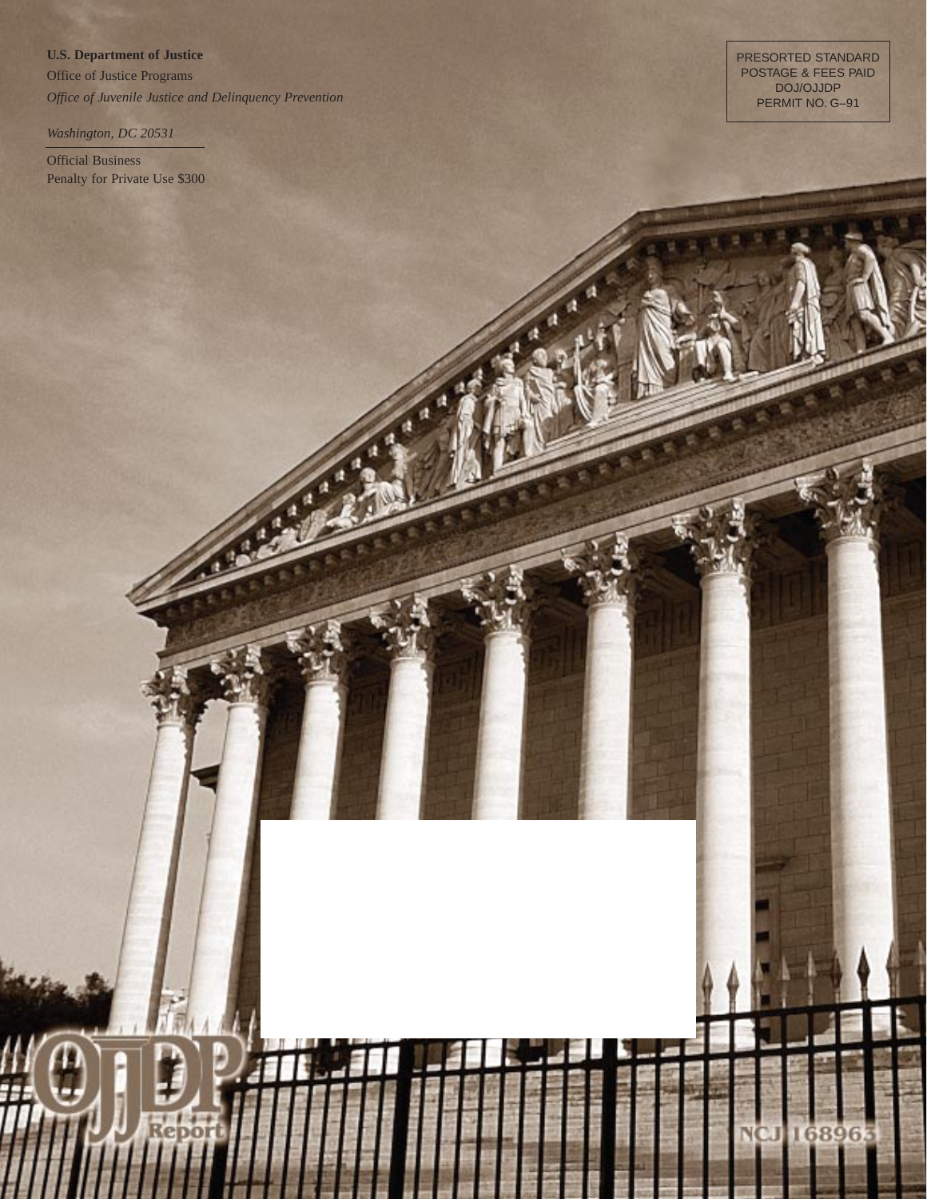**U.S. Department of Justice**

Office of Justice Programs

*Office of Juvenile Justice and Delinquency Prevention*

*Washington, DC 20531*

Official Business

Penalty for Private Use $300

PRESORTED STANDARD
POSTAGE & FEES PAID
DOJ/OJJDP
PERMIT NO. G–91

OJJDP Report

NCJ 168963